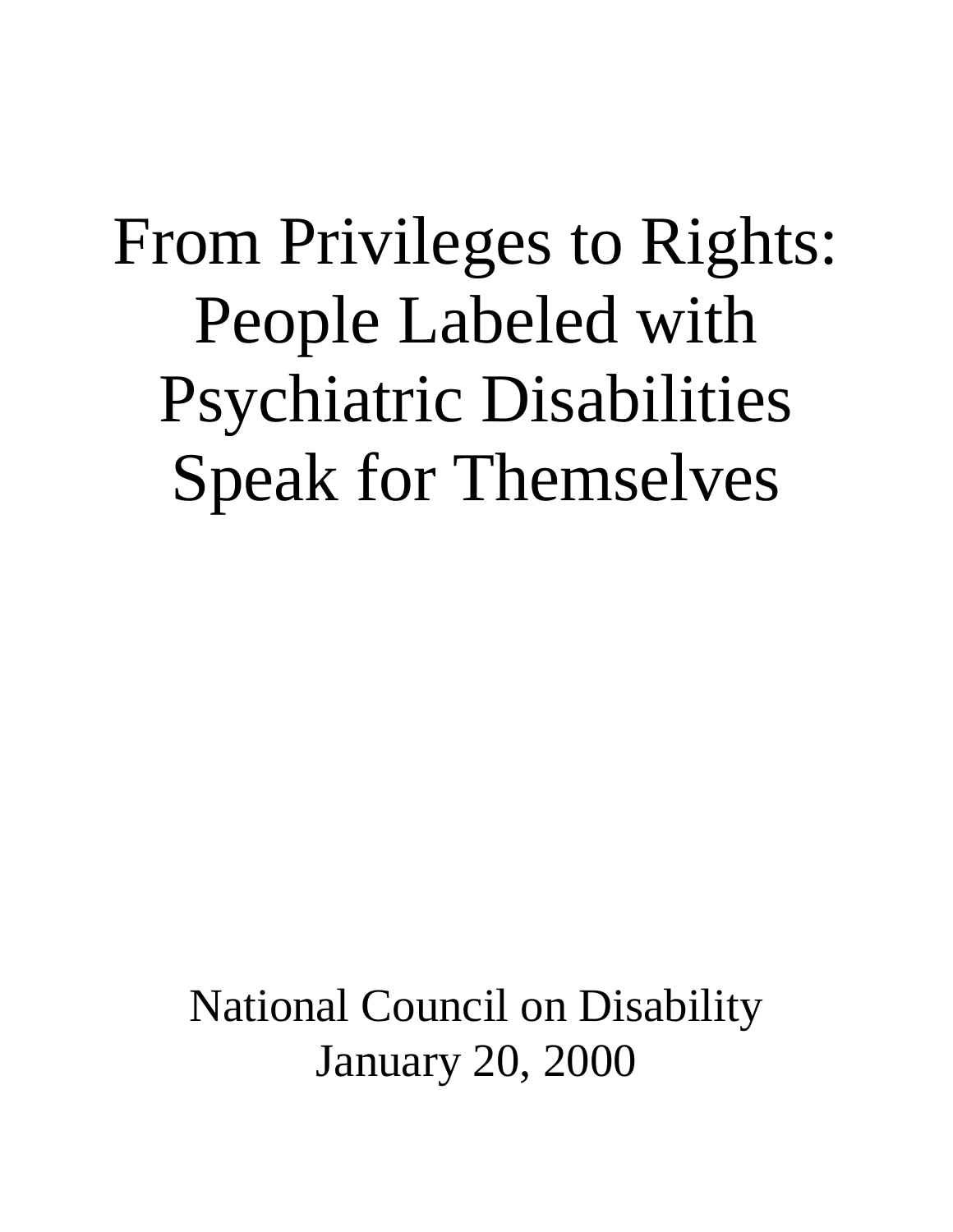# From Privileges to Rights: People Labeled with Psychiatric Disabilities Speak for Themselves

National Council on Disability
January 20, 2000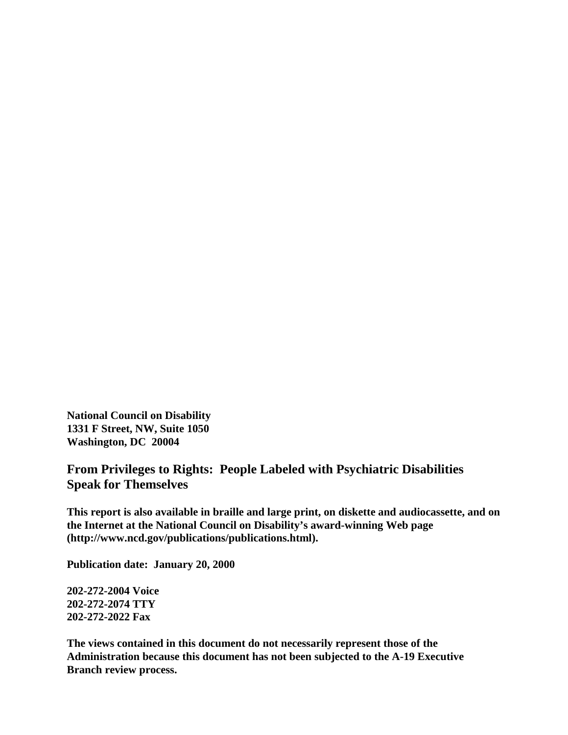**National Council on Disability**
**1331 F Street, NW, Suite 1050**
**Washington, DC 20004**

## From Privileges to Rights: People Labeled with Psychiatric Disabilities Speak for Themselves

**This report is also available in braille and large print, on diskette and audiocassette, and on the Internet at the National Council on Disability's award-winning Web page (http://www.ncd.gov/publications/publications.html).**

**Publication date: January 20, 2000**

**202-272-2004 Voice**
**202-272-2074 TTY**
**202-272-2022 Fax**

**The views contained in this document do not necessarily represent those of the Administration because this document has not been subjected to the A-19 Executive Branch review process.**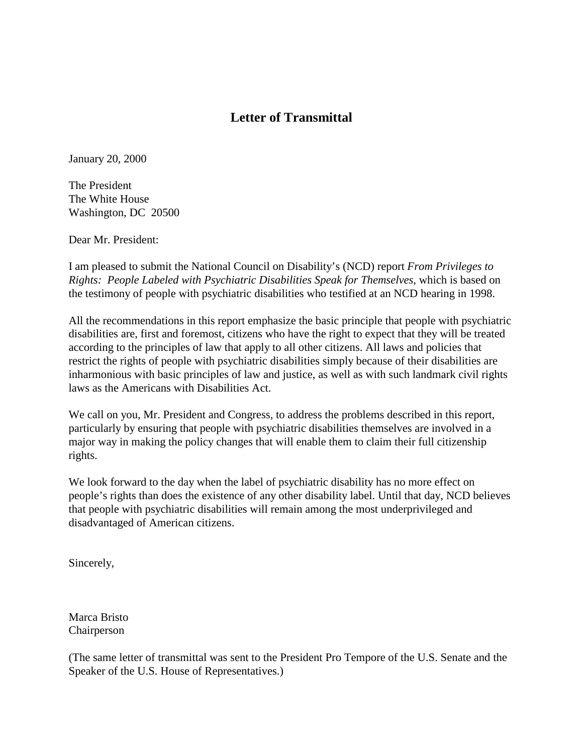# Letter of Transmittal

January 20, 2000

The President
The White House
Washington, DC 20500

Dear Mr. President:

I am pleased to submit the National Council on Disability's (NCD) report *From Privileges to Rights: People Labeled with Psychiatric Disabilities Speak for Themselves*, which is based on the testimony of people with psychiatric disabilities who testified at an NCD hearing in 1998.

All the recommendations in this report emphasize the basic principle that people with psychiatric disabilities are, first and foremost, citizens who have the right to expect that they will be treated according to the principles of law that apply to all other citizens. All laws and policies that restrict the rights of people with psychiatric disabilities simply because of their disabilities are inharmonious with basic principles of law and justice, as well as with such landmark civil rights laws as the Americans with Disabilities Act.

We call on you, Mr. President and Congress, to address the problems described in this report, particularly by ensuring that people with psychiatric disabilities themselves are involved in a major way in making the policy changes that will enable them to claim their full citizenship rights.

We look forward to the day when the label of psychiatric disability has no more effect on people's rights than does the existence of any other disability label. Until that day, NCD believes that people with psychiatric disabilities will remain among the most underprivileged and disadvantaged of American citizens.

Sincerely,

Marca Bristo
Chairperson

(The same letter of transmittal was sent to the President Pro Tempore of the U.S. Senate and the Speaker of the U.S. House of Representatives.)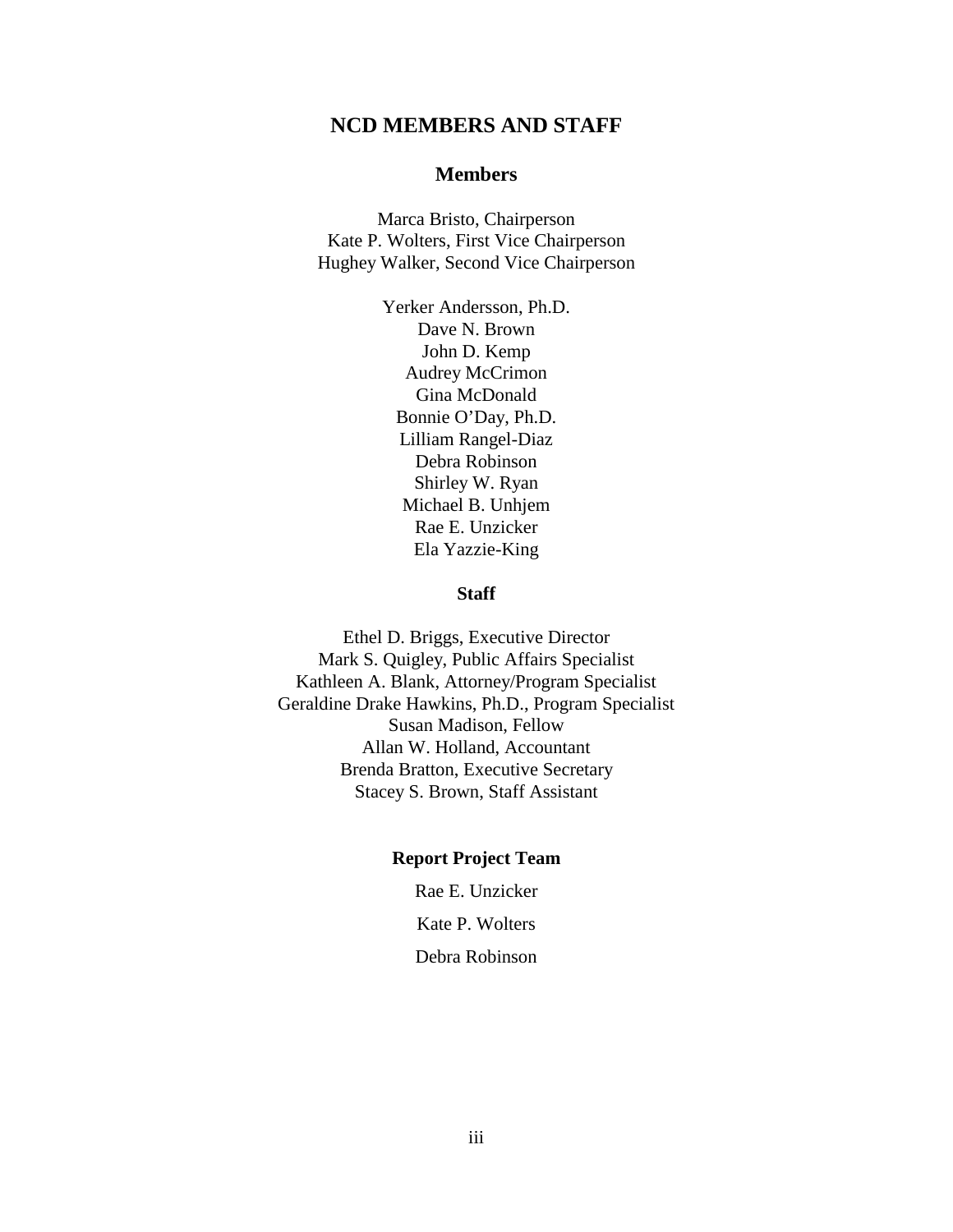# NCD MEMBERS AND STAFF

## Members

Marca Bristo, Chairperson
Kate P. Wolters, First Vice Chairperson
Hughey Walker, Second Vice Chairperson

Yerker Andersson, Ph.D.
Dave N. Brown
John D. Kemp
Audrey McCrimon
Gina McDonald
Bonnie O'Day, Ph.D.
Lilliam Rangel-Diaz
Debra Robinson
Shirley W. Ryan
Michael B. Unhjem
Rae E. Unzicker
Ela Yazzie-King

## Staff

Ethel D. Briggs, Executive Director
Mark S. Quigley, Public Affairs Specialist
Kathleen A. Blank, Attorney/Program Specialist
Geraldine Drake Hawkins, Ph.D., Program Specialist
Susan Madison, Fellow
Allan W. Holland, Accountant
Brenda Bratton, Executive Secretary
Stacey S. Brown, Staff Assistant

## Report Project Team

Rae E. Unzicker

Kate P. Wolters

Debra Robinson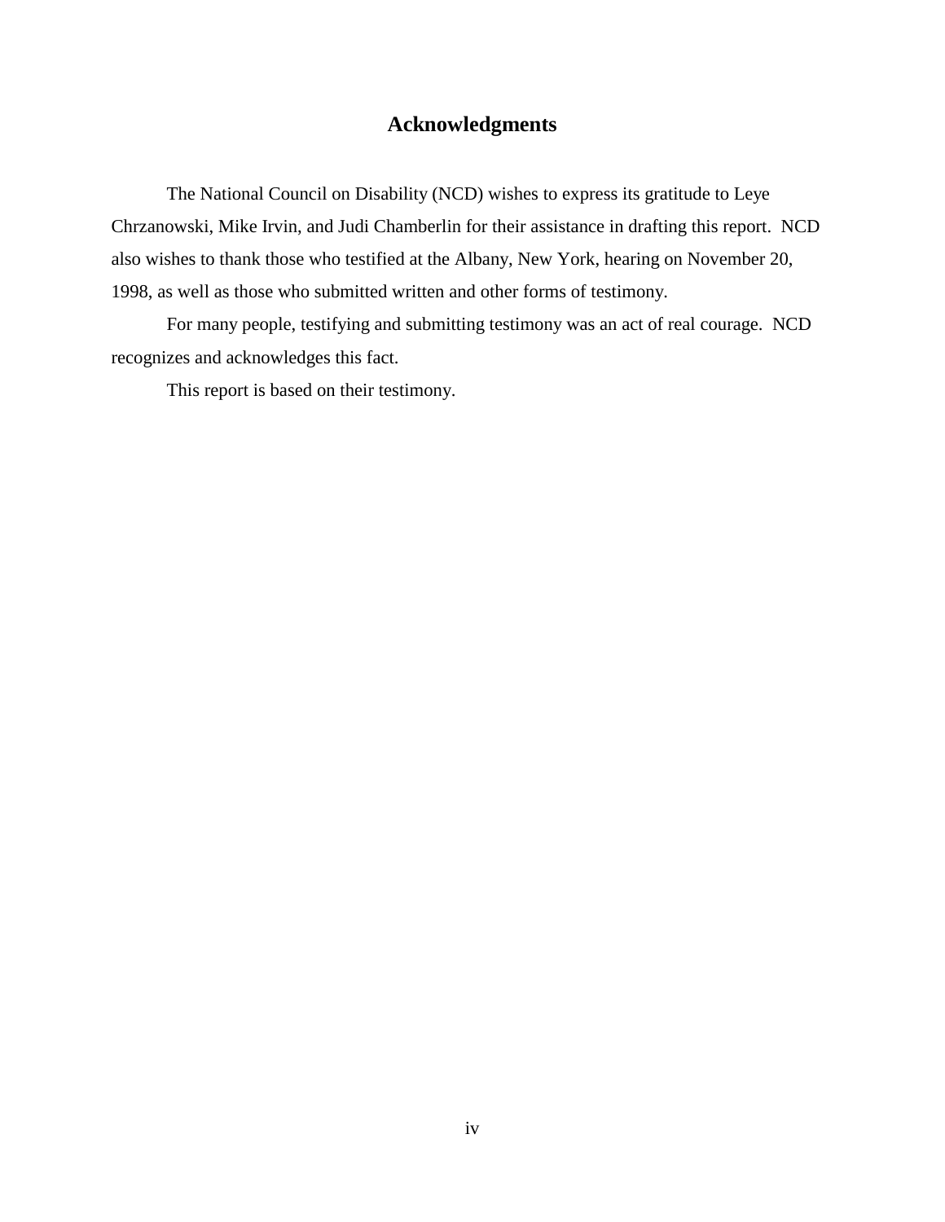# Acknowledgments

The National Council on Disability (NCD) wishes to express its gratitude to Leye Chrzanowski, Mike Irvin, and Judi Chamberlin for their assistance in drafting this report. NCD also wishes to thank those who testified at the Albany, New York, hearing on November 20, 1998, as well as those who submitted written and other forms of testimony.

For many people, testifying and submitting testimony was an act of real courage. NCD recognizes and acknowledges this fact.

This report is based on their testimony.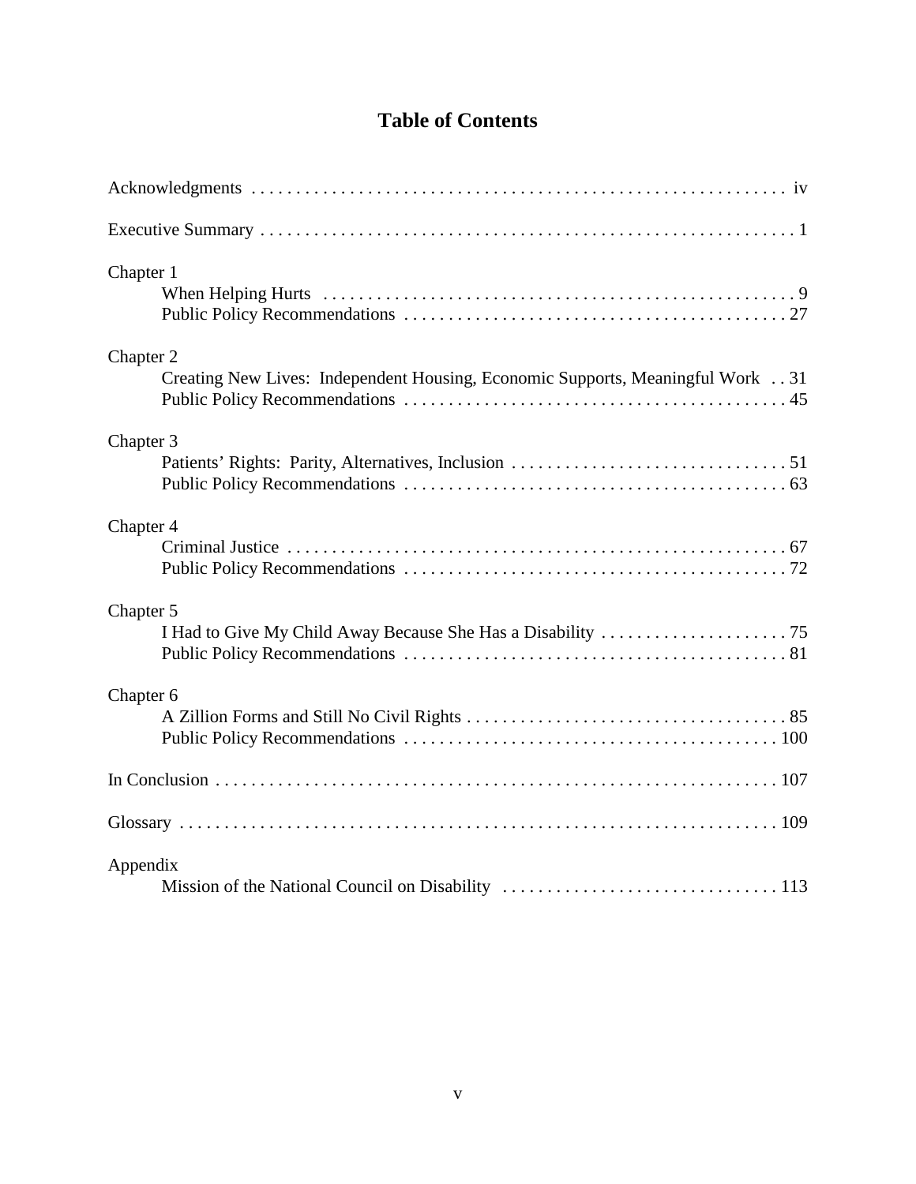# Table of Contents

Acknowledgments . . . . . . . . . . . . . . . . . . . . . . . . . . . . . . . . . . . . . . . . . . . . . . . . . . . . . . . . . . . . . iv

Executive Summary . . . . . . . . . . . . . . . . . . . . . . . . . . . . . . . . . . . . . . . . . . . . . . . . . . . . . . . . . . . . . 1

Chapter 1
- When Helping Hurts . . . . . . . . . . . . . . . . . . . . . . . . . . . . . . . . . . . . . . . . . . . . . . . . . . . . . 9
- Public Policy Recommendations . . . . . . . . . . . . . . . . . . . . . . . . . . . . . . . . . . . . . . . . . . 27

Chapter 2
- Creating New Lives: Independent Housing, Economic Supports, Meaningful Work . . 31
- Public Policy Recommendations . . . . . . . . . . . . . . . . . . . . . . . . . . . . . . . . . . . . . . . . . . 45

Chapter 3
- Patients' Rights: Parity, Alternatives, Inclusion . . . . . . . . . . . . . . . . . . . . . . . . . . . . . . . 51
- Public Policy Recommendations . . . . . . . . . . . . . . . . . . . . . . . . . . . . . . . . . . . . . . . . . . 63

Chapter 4
- Criminal Justice . . . . . . . . . . . . . . . . . . . . . . . . . . . . . . . . . . . . . . . . . . . . . . . . . . . . . . . 67
- Public Policy Recommendations . . . . . . . . . . . . . . . . . . . . . . . . . . . . . . . . . . . . . . . . . . 72

Chapter 5
- I Had to Give My Child Away Because She Has a Disability . . . . . . . . . . . . . . . . . . . . . 75
- Public Policy Recommendations . . . . . . . . . . . . . . . . . . . . . . . . . . . . . . . . . . . . . . . . . . 81

Chapter 6
- A Zillion Forms and Still No Civil Rights . . . . . . . . . . . . . . . . . . . . . . . . . . . . . . . . . . . . 85
- Public Policy Recommendations . . . . . . . . . . . . . . . . . . . . . . . . . . . . . . . . . . . . . . . . . . 100

In Conclusion . . . . . . . . . . . . . . . . . . . . . . . . . . . . . . . . . . . . . . . . . . . . . . . . . . . . . . . . . . . . . . . 107

Glossary . . . . . . . . . . . . . . . . . . . . . . . . . . . . . . . . . . . . . . . . . . . . . . . . . . . . . . . . . . . . . . . . . . . 109

Appendix
- Mission of the National Council on Disability . . . . . . . . . . . . . . . . . . . . . . . . . . . . . . . 113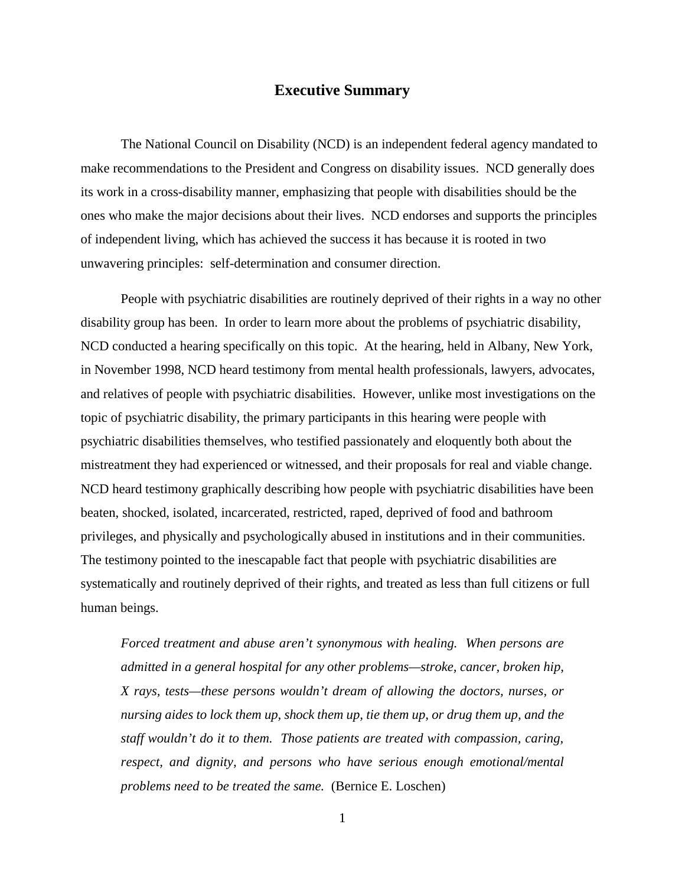## Executive Summary

The National Council on Disability (NCD) is an independent federal agency mandated to make recommendations to the President and Congress on disability issues. NCD generally does its work in a cross-disability manner, emphasizing that people with disabilities should be the ones who make the major decisions about their lives. NCD endorses and supports the principles of independent living, which has achieved the success it has because it is rooted in two unwavering principles: self-determination and consumer direction.

People with psychiatric disabilities are routinely deprived of their rights in a way no other disability group has been. In order to learn more about the problems of psychiatric disability, NCD conducted a hearing specifically on this topic. At the hearing, held in Albany, New York, in November 1998, NCD heard testimony from mental health professionals, lawyers, advocates, and relatives of people with psychiatric disabilities. However, unlike most investigations on the topic of psychiatric disability, the primary participants in this hearing were people with psychiatric disabilities themselves, who testified passionately and eloquently both about the mistreatment they had experienced or witnessed, and their proposals for real and viable change. NCD heard testimony graphically describing how people with psychiatric disabilities have been beaten, shocked, isolated, incarcerated, restricted, raped, deprived of food and bathroom privileges, and physically and psychologically abused in institutions and in their communities. The testimony pointed to the inescapable fact that people with psychiatric disabilities are systematically and routinely deprived of their rights, and treated as less than full citizens or full human beings.

> *Forced treatment and abuse aren't synonymous with healing. When persons are admitted in a general hospital for any other problems—stroke, cancer, broken hip, X rays, tests—these persons wouldn't dream of allowing the doctors, nurses, or nursing aides to lock them up, shock them up, tie them up, or drug them up, and the staff wouldn't do it to them. Those patients are treated with compassion, caring, respect, and dignity, and persons who have serious enough emotional/mental problems need to be treated the same.* (Bernice E. Loschen)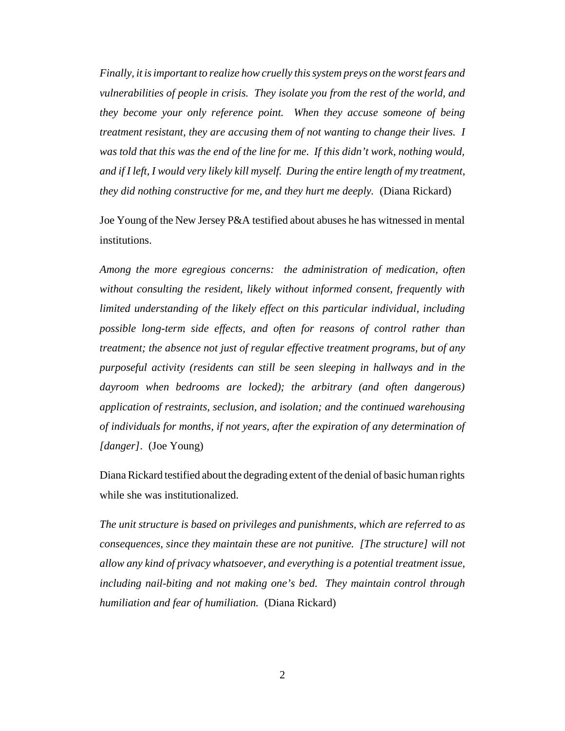*Finally, it is important to realize how cruelly this system preys on the worst fears and vulnerabilities of people in crisis. They isolate you from the rest of the world, and they become your only reference point. When they accuse someone of being treatment resistant, they are accusing them of not wanting to change their lives. I was told that this was the end of the line for me. If this didn't work, nothing would, and if I left, I would very likely kill myself. During the entire length of my treatment, they did nothing constructive for me, and they hurt me deeply.* (Diana Rickard)

Joe Young of the New Jersey P&A testified about abuses he has witnessed in mental institutions.

*Among the more egregious concerns: the administration of medication, often without consulting the resident, likely without informed consent, frequently with limited understanding of the likely effect on this particular individual, including possible long-term side effects, and often for reasons of control rather than treatment; the absence not just of regular effective treatment programs, but of any purposeful activity (residents can still be seen sleeping in hallways and in the dayroom when bedrooms are locked); the arbitrary (and often dangerous) application of restraints, seclusion, and isolation; and the continued warehousing of individuals for months, if not years, after the expiration of any determination of [danger].* (Joe Young)

Diana Rickard testified about the degrading extent of the denial of basic human rights while she was institutionalized.

*The unit structure is based on privileges and punishments, which are referred to as consequences, since they maintain these are not punitive. [The structure] will not allow any kind of privacy whatsoever, and everything is a potential treatment issue, including nail-biting and not making one's bed. They maintain control through humiliation and fear of humiliation.* (Diana Rickard)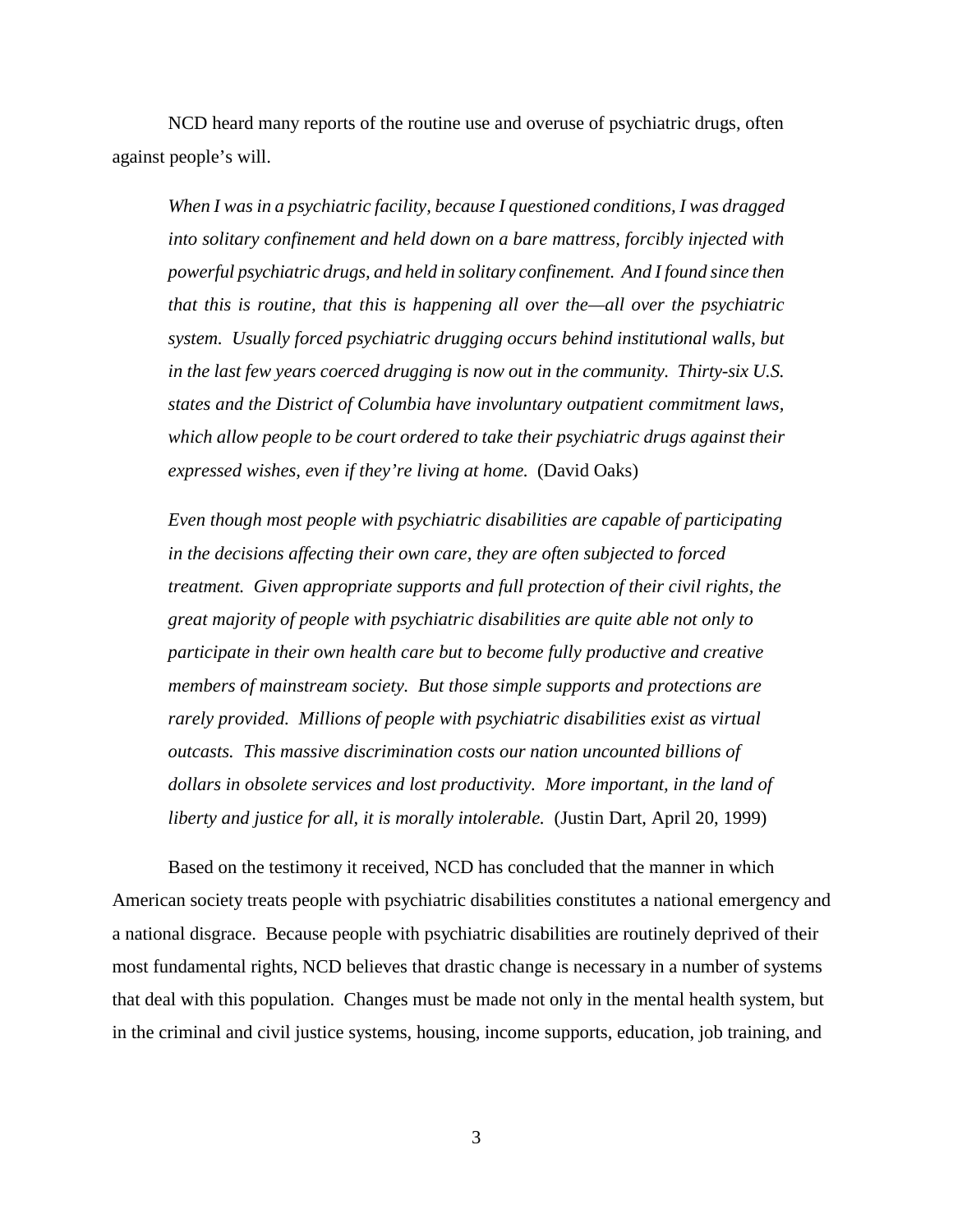NCD heard many reports of the routine use and overuse of psychiatric drugs, often against people's will.

> *When I was in a psychiatric facility, because I questioned conditions, I was dragged into solitary confinement and held down on a bare mattress, forcibly injected with powerful psychiatric drugs, and held in solitary confinement. And I found since then that this is routine, that this is happening all over the—all over the psychiatric system. Usually forced psychiatric drugging occurs behind institutional walls, but in the last few years coerced drugging is now out in the community. Thirty-six U.S. states and the District of Columbia have involuntary outpatient commitment laws, which allow people to be court ordered to take their psychiatric drugs against their expressed wishes, even if they're living at home.* (David Oaks)

> *Even though most people with psychiatric disabilities are capable of participating in the decisions affecting their own care, they are often subjected to forced treatment. Given appropriate supports and full protection of their civil rights, the great majority of people with psychiatric disabilities are quite able not only to participate in their own health care but to become fully productive and creative members of mainstream society. But those simple supports and protections are rarely provided. Millions of people with psychiatric disabilities exist as virtual outcasts. This massive discrimination costs our nation uncounted billions of dollars in obsolete services and lost productivity. More important, in the land of liberty and justice for all, it is morally intolerable.* (Justin Dart, April 20, 1999)

Based on the testimony it received, NCD has concluded that the manner in which American society treats people with psychiatric disabilities constitutes a national emergency and a national disgrace. Because people with psychiatric disabilities are routinely deprived of their most fundamental rights, NCD believes that drastic change is necessary in a number of systems that deal with this population. Changes must be made not only in the mental health system, but in the criminal and civil justice systems, housing, income supports, education, job training, and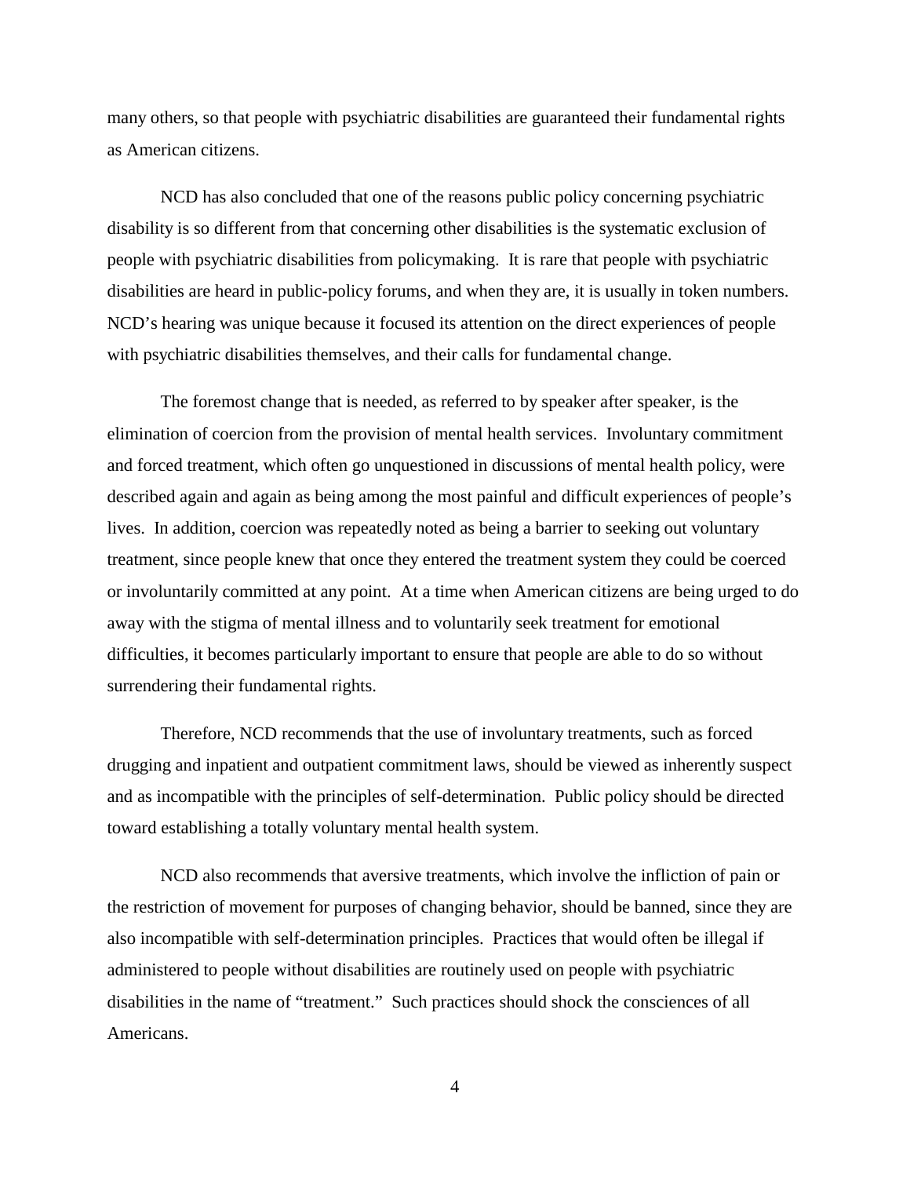many others, so that people with psychiatric disabilities are guaranteed their fundamental rights as American citizens.

NCD has also concluded that one of the reasons public policy concerning psychiatric disability is so different from that concerning other disabilities is the systematic exclusion of people with psychiatric disabilities from policymaking. It is rare that people with psychiatric disabilities are heard in public-policy forums, and when they are, it is usually in token numbers. NCD's hearing was unique because it focused its attention on the direct experiences of people with psychiatric disabilities themselves, and their calls for fundamental change.

The foremost change that is needed, as referred to by speaker after speaker, is the elimination of coercion from the provision of mental health services. Involuntary commitment and forced treatment, which often go unquestioned in discussions of mental health policy, were described again and again as being among the most painful and difficult experiences of people's lives. In addition, coercion was repeatedly noted as being a barrier to seeking out voluntary treatment, since people knew that once they entered the treatment system they could be coerced or involuntarily committed at any point. At a time when American citizens are being urged to do away with the stigma of mental illness and to voluntarily seek treatment for emotional difficulties, it becomes particularly important to ensure that people are able to do so without surrendering their fundamental rights.

Therefore, NCD recommends that the use of involuntary treatments, such as forced drugging and inpatient and outpatient commitment laws, should be viewed as inherently suspect and as incompatible with the principles of self-determination. Public policy should be directed toward establishing a totally voluntary mental health system.

NCD also recommends that aversive treatments, which involve the infliction of pain or the restriction of movement for purposes of changing behavior, should be banned, since they are also incompatible with self-determination principles. Practices that would often be illegal if administered to people without disabilities are routinely used on people with psychiatric disabilities in the name of "treatment." Such practices should shock the consciences of all Americans.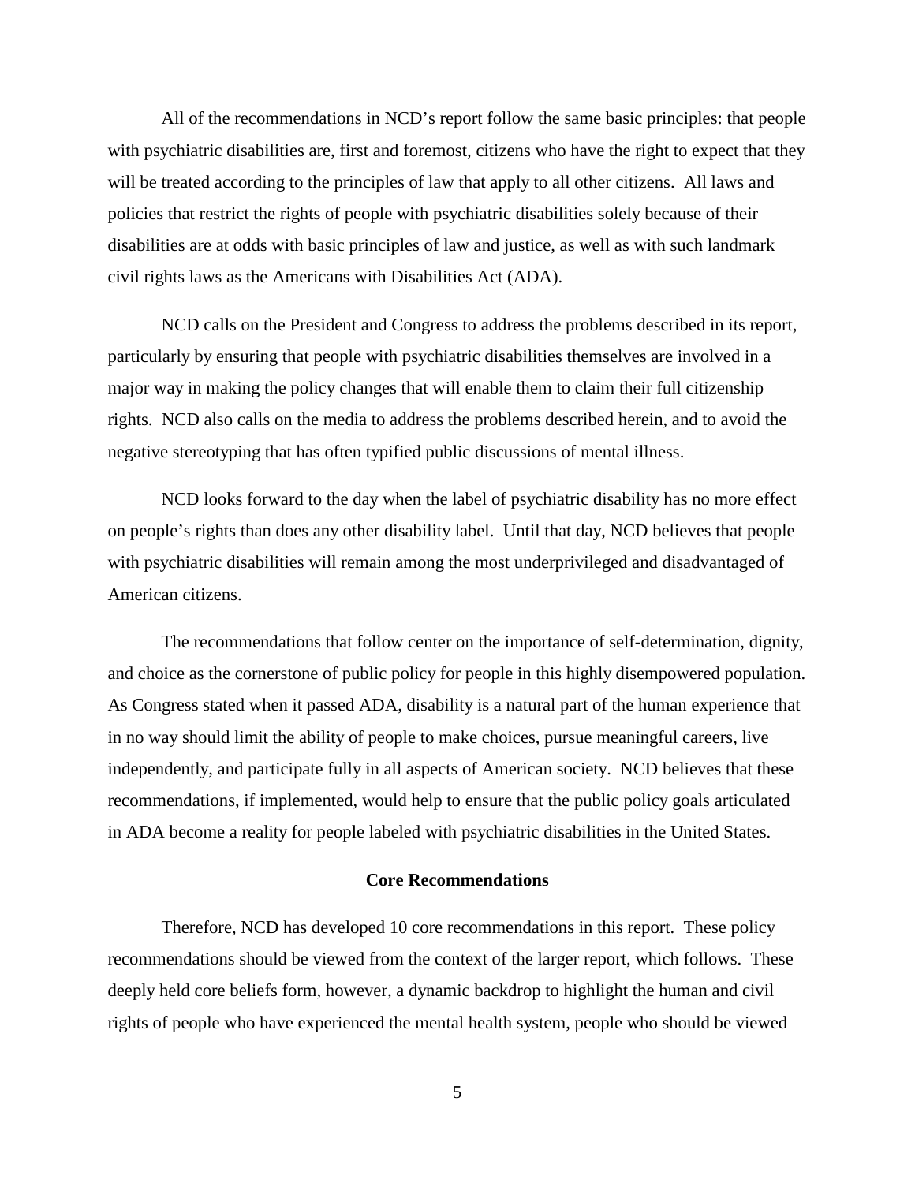All of the recommendations in NCD's report follow the same basic principles: that people with psychiatric disabilities are, first and foremost, citizens who have the right to expect that they will be treated according to the principles of law that apply to all other citizens. All laws and policies that restrict the rights of people with psychiatric disabilities solely because of their disabilities are at odds with basic principles of law and justice, as well as with such landmark civil rights laws as the Americans with Disabilities Act (ADA).

NCD calls on the President and Congress to address the problems described in its report, particularly by ensuring that people with psychiatric disabilities themselves are involved in a major way in making the policy changes that will enable them to claim their full citizenship rights. NCD also calls on the media to address the problems described herein, and to avoid the negative stereotyping that has often typified public discussions of mental illness.

NCD looks forward to the day when the label of psychiatric disability has no more effect on people's rights than does any other disability label. Until that day, NCD believes that people with psychiatric disabilities will remain among the most underprivileged and disadvantaged of American citizens.

The recommendations that follow center on the importance of self-determination, dignity, and choice as the cornerstone of public policy for people in this highly disempowered population. As Congress stated when it passed ADA, disability is a natural part of the human experience that in no way should limit the ability of people to make choices, pursue meaningful careers, live independently, and participate fully in all aspects of American society. NCD believes that these recommendations, if implemented, would help to ensure that the public policy goals articulated in ADA become a reality for people labeled with psychiatric disabilities in the United States.

## Core Recommendations

Therefore, NCD has developed 10 core recommendations in this report. These policy recommendations should be viewed from the context of the larger report, which follows. These deeply held core beliefs form, however, a dynamic backdrop to highlight the human and civil rights of people who have experienced the mental health system, people who should be viewed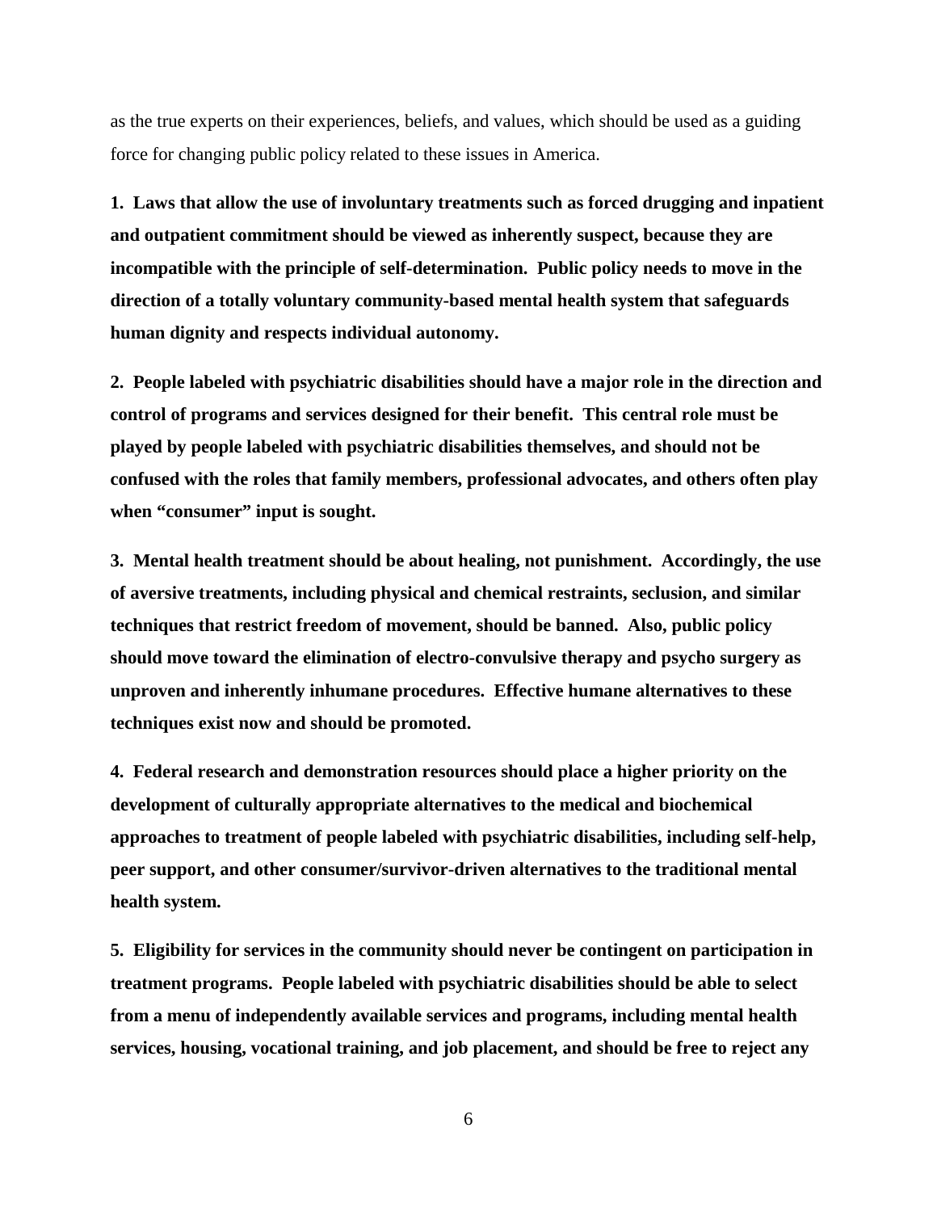as the true experts on their experiences, beliefs, and values, which should be used as a guiding force for changing public policy related to these issues in America.

**1. Laws that allow the use of involuntary treatments such as forced drugging and inpatient and outpatient commitment should be viewed as inherently suspect, because they are incompatible with the principle of self-determination. Public policy needs to move in the direction of a totally voluntary community-based mental health system that safeguards human dignity and respects individual autonomy.**

**2. People labeled with psychiatric disabilities should have a major role in the direction and control of programs and services designed for their benefit. This central role must be played by people labeled with psychiatric disabilities themselves, and should not be confused with the roles that family members, professional advocates, and others often play when "consumer" input is sought.**

**3. Mental health treatment should be about healing, not punishment. Accordingly, the use of aversive treatments, including physical and chemical restraints, seclusion, and similar techniques that restrict freedom of movement, should be banned. Also, public policy should move toward the elimination of electro-convulsive therapy and psycho surgery as unproven and inherently inhumane procedures. Effective humane alternatives to these techniques exist now and should be promoted.**

**4. Federal research and demonstration resources should place a higher priority on the development of culturally appropriate alternatives to the medical and biochemical approaches to treatment of people labeled with psychiatric disabilities, including self-help, peer support, and other consumer/survivor-driven alternatives to the traditional mental health system.**

**5. Eligibility for services in the community should never be contingent on participation in treatment programs. People labeled with psychiatric disabilities should be able to select from a menu of independently available services and programs, including mental health services, housing, vocational training, and job placement, and should be free to reject any**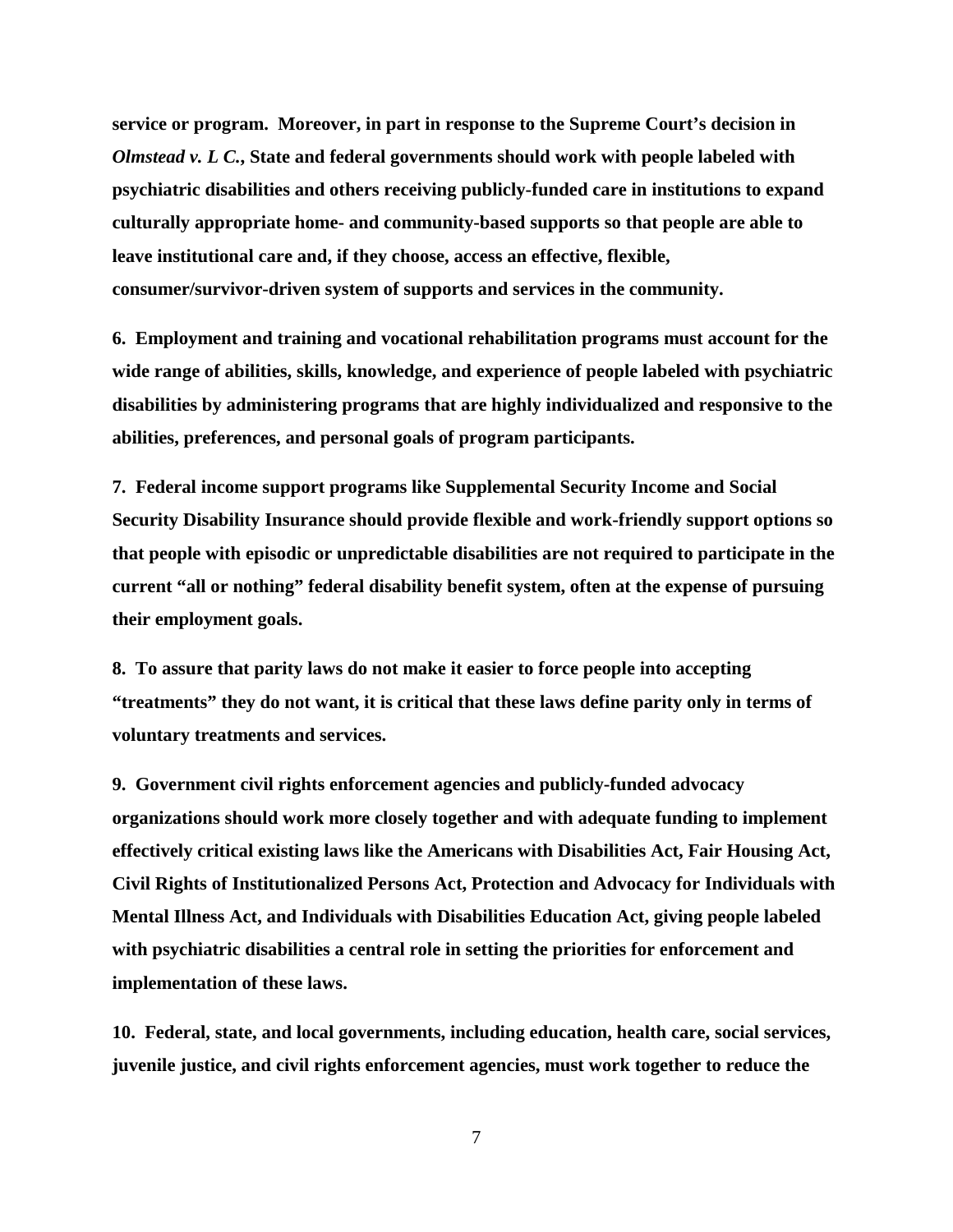**service or program. Moreover, in part in response to the Supreme Court's decision in *Olmstead v. L C.*, State and federal governments should work with people labeled with psychiatric disabilities and others receiving publicly-funded care in institutions to expand culturally appropriate home- and community-based supports so that people are able to leave institutional care and, if they choose, access an effective, flexible, consumer/survivor-driven system of supports and services in the community.**

**6. Employment and training and vocational rehabilitation programs must account for the wide range of abilities, skills, knowledge, and experience of people labeled with psychiatric disabilities by administering programs that are highly individualized and responsive to the abilities, preferences, and personal goals of program participants.**

**7. Federal income support programs like Supplemental Security Income and Social Security Disability Insurance should provide flexible and work-friendly support options so that people with episodic or unpredictable disabilities are not required to participate in the current "all or nothing" federal disability benefit system, often at the expense of pursuing their employment goals.**

**8. To assure that parity laws do not make it easier to force people into accepting "treatments" they do not want, it is critical that these laws define parity only in terms of voluntary treatments and services.**

**9. Government civil rights enforcement agencies and publicly-funded advocacy organizations should work more closely together and with adequate funding to implement effectively critical existing laws like the Americans with Disabilities Act, Fair Housing Act, Civil Rights of Institutionalized Persons Act, Protection and Advocacy for Individuals with Mental Illness Act, and Individuals with Disabilities Education Act, giving people labeled with psychiatric disabilities a central role in setting the priorities for enforcement and implementation of these laws.**

**10. Federal, state, and local governments, including education, health care, social services, juvenile justice, and civil rights enforcement agencies, must work together to reduce the**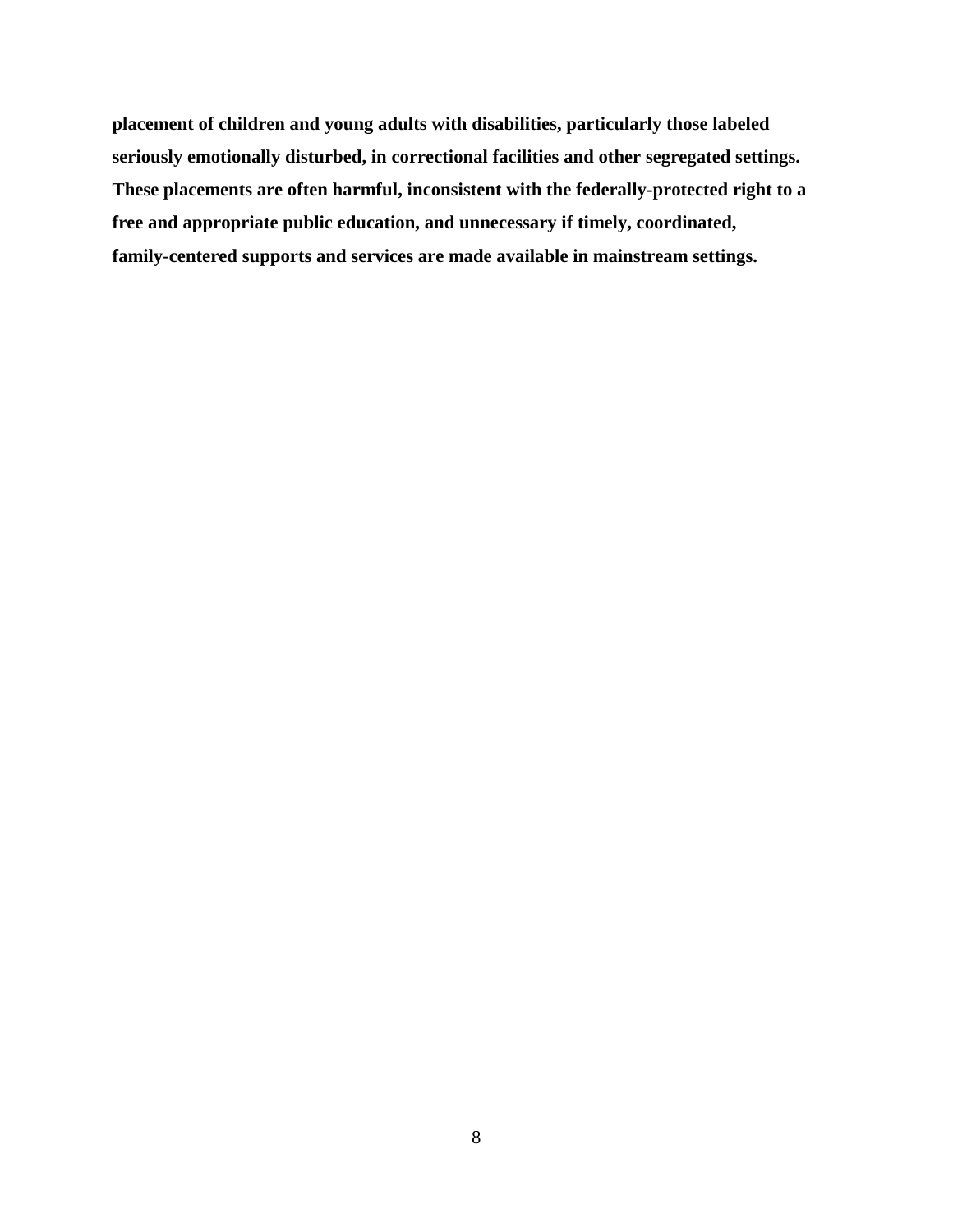**placement of children and young adults with disabilities, particularly those labeled seriously emotionally disturbed, in correctional facilities and other segregated settings. These placements are often harmful, inconsistent with the federally-protected right to a free and appropriate public education, and unnecessary if timely, coordinated, family-centered supports and services are made available in mainstream settings.**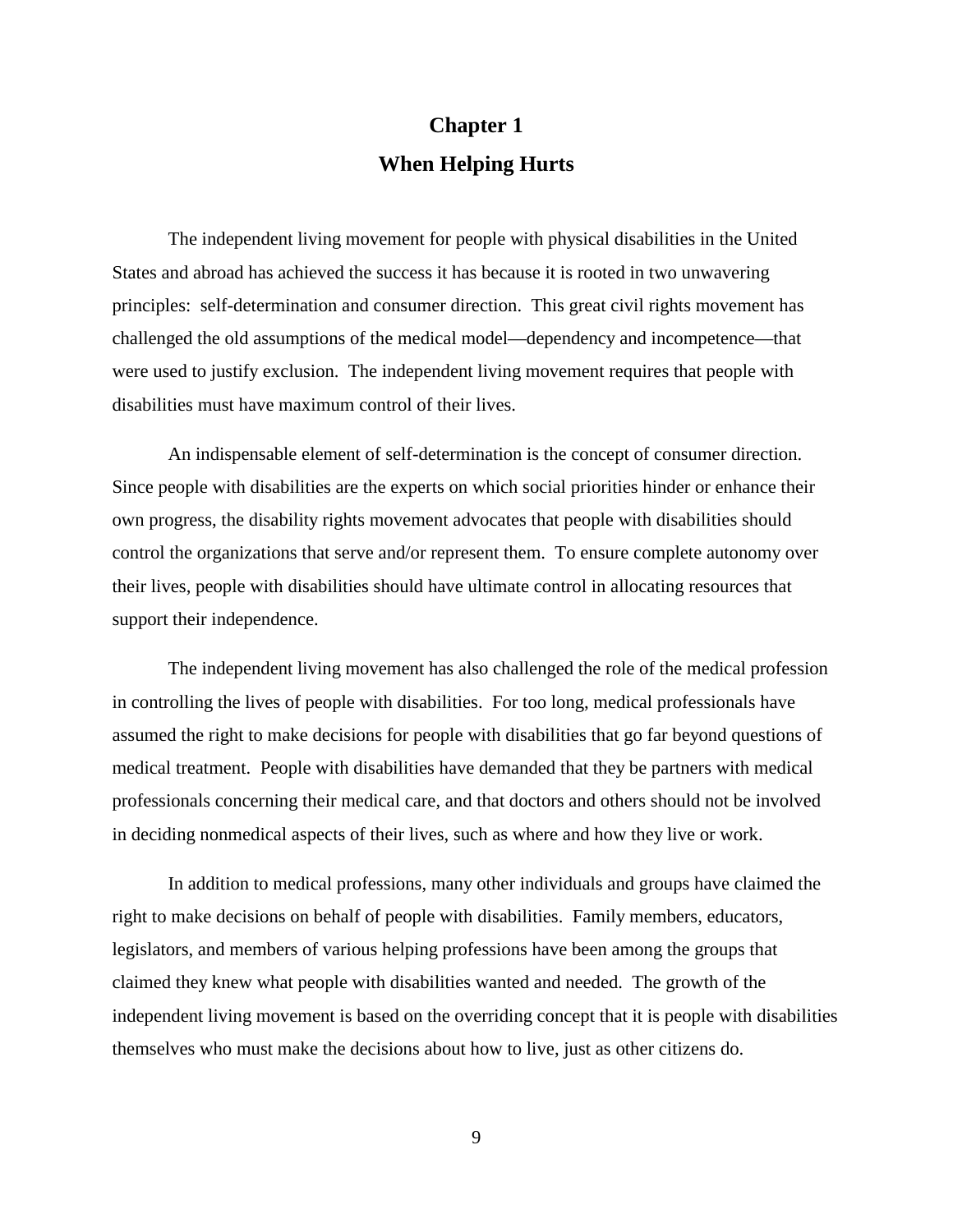# Chapter 1

## When Helping Hurts

The independent living movement for people with physical disabilities in the United States and abroad has achieved the success it has because it is rooted in two unwavering principles: self-determination and consumer direction. This great civil rights movement has challenged the old assumptions of the medical model—dependency and incompetence—that were used to justify exclusion. The independent living movement requires that people with disabilities must have maximum control of their lives.

An indispensable element of self-determination is the concept of consumer direction. Since people with disabilities are the experts on which social priorities hinder or enhance their own progress, the disability rights movement advocates that people with disabilities should control the organizations that serve and/or represent them. To ensure complete autonomy over their lives, people with disabilities should have ultimate control in allocating resources that support their independence.

The independent living movement has also challenged the role of the medical profession in controlling the lives of people with disabilities. For too long, medical professionals have assumed the right to make decisions for people with disabilities that go far beyond questions of medical treatment. People with disabilities have demanded that they be partners with medical professionals concerning their medical care, and that doctors and others should not be involved in deciding nonmedical aspects of their lives, such as where and how they live or work.

In addition to medical professions, many other individuals and groups have claimed the right to make decisions on behalf of people with disabilities. Family members, educators, legislators, and members of various helping professions have been among the groups that claimed they knew what people with disabilities wanted and needed. The growth of the independent living movement is based on the overriding concept that it is people with disabilities themselves who must make the decisions about how to live, just as other citizens do.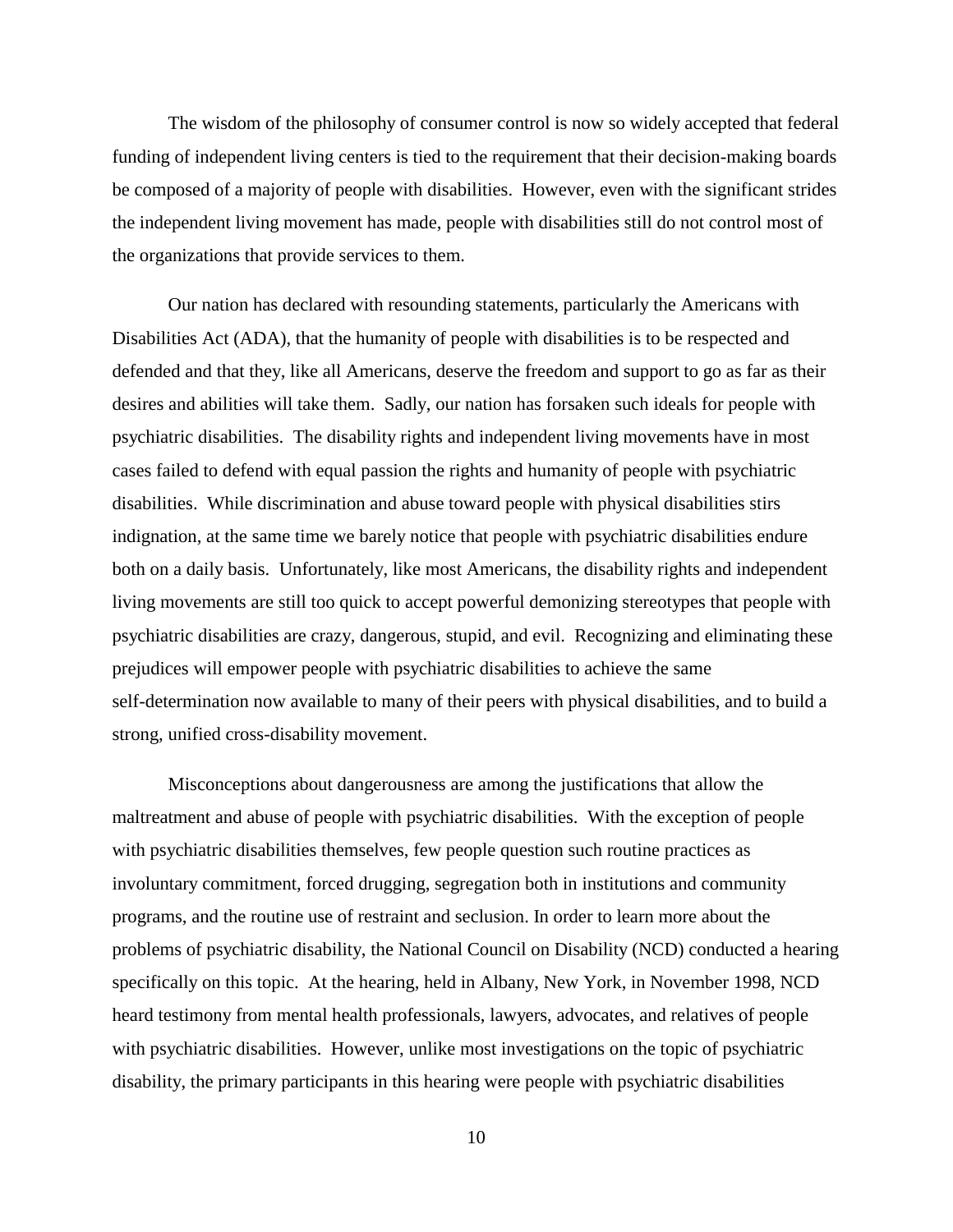The wisdom of the philosophy of consumer control is now so widely accepted that federal funding of independent living centers is tied to the requirement that their decision-making boards be composed of a majority of people with disabilities. However, even with the significant strides the independent living movement has made, people with disabilities still do not control most of the organizations that provide services to them.

Our nation has declared with resounding statements, particularly the Americans with Disabilities Act (ADA), that the humanity of people with disabilities is to be respected and defended and that they, like all Americans, deserve the freedom and support to go as far as their desires and abilities will take them. Sadly, our nation has forsaken such ideals for people with psychiatric disabilities. The disability rights and independent living movements have in most cases failed to defend with equal passion the rights and humanity of people with psychiatric disabilities. While discrimination and abuse toward people with physical disabilities stirs indignation, at the same time we barely notice that people with psychiatric disabilities endure both on a daily basis. Unfortunately, like most Americans, the disability rights and independent living movements are still too quick to accept powerful demonizing stereotypes that people with psychiatric disabilities are crazy, dangerous, stupid, and evil. Recognizing and eliminating these prejudices will empower people with psychiatric disabilities to achieve the same self-determination now available to many of their peers with physical disabilities, and to build a strong, unified cross-disability movement.

Misconceptions about dangerousness are among the justifications that allow the maltreatment and abuse of people with psychiatric disabilities. With the exception of people with psychiatric disabilities themselves, few people question such routine practices as involuntary commitment, forced drugging, segregation both in institutions and community programs, and the routine use of restraint and seclusion. In order to learn more about the problems of psychiatric disability, the National Council on Disability (NCD) conducted a hearing specifically on this topic. At the hearing, held in Albany, New York, in November 1998, NCD heard testimony from mental health professionals, lawyers, advocates, and relatives of people with psychiatric disabilities. However, unlike most investigations on the topic of psychiatric disability, the primary participants in this hearing were people with psychiatric disabilities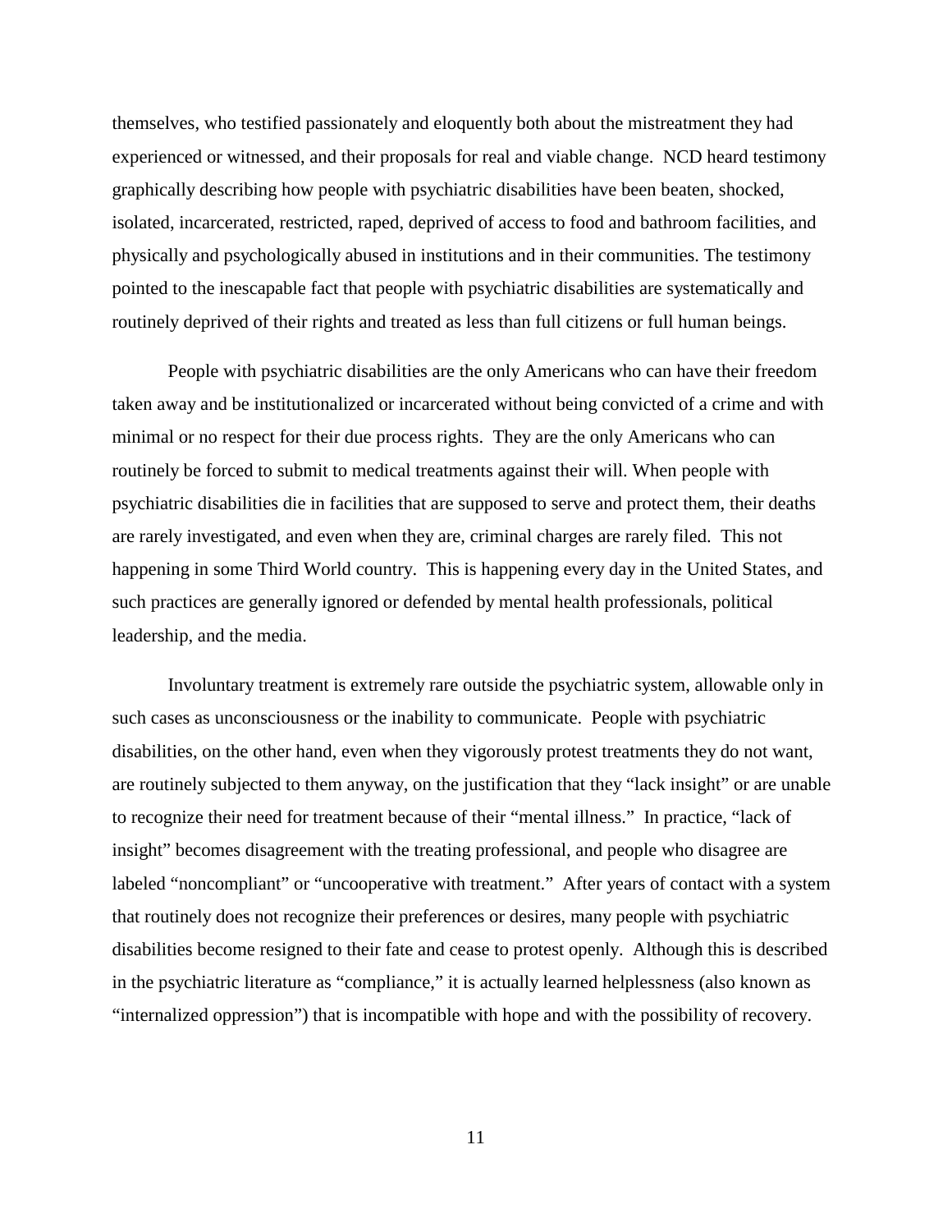themselves, who testified passionately and eloquently both about the mistreatment they had experienced or witnessed, and their proposals for real and viable change. NCD heard testimony graphically describing how people with psychiatric disabilities have been beaten, shocked, isolated, incarcerated, restricted, raped, deprived of access to food and bathroom facilities, and physically and psychologically abused in institutions and in their communities. The testimony pointed to the inescapable fact that people with psychiatric disabilities are systematically and routinely deprived of their rights and treated as less than full citizens or full human beings.

People with psychiatric disabilities are the only Americans who can have their freedom taken away and be institutionalized or incarcerated without being convicted of a crime and with minimal or no respect for their due process rights. They are the only Americans who can routinely be forced to submit to medical treatments against their will. When people with psychiatric disabilities die in facilities that are supposed to serve and protect them, their deaths are rarely investigated, and even when they are, criminal charges are rarely filed. This not happening in some Third World country. This is happening every day in the United States, and such practices are generally ignored or defended by mental health professionals, political leadership, and the media.

Involuntary treatment is extremely rare outside the psychiatric system, allowable only in such cases as unconsciousness or the inability to communicate. People with psychiatric disabilities, on the other hand, even when they vigorously protest treatments they do not want, are routinely subjected to them anyway, on the justification that they "lack insight" or are unable to recognize their need for treatment because of their "mental illness." In practice, "lack of insight" becomes disagreement with the treating professional, and people who disagree are labeled "noncompliant" or "uncooperative with treatment." After years of contact with a system that routinely does not recognize their preferences or desires, many people with psychiatric disabilities become resigned to their fate and cease to protest openly. Although this is described in the psychiatric literature as "compliance," it is actually learned helplessness (also known as "internalized oppression") that is incompatible with hope and with the possibility of recovery.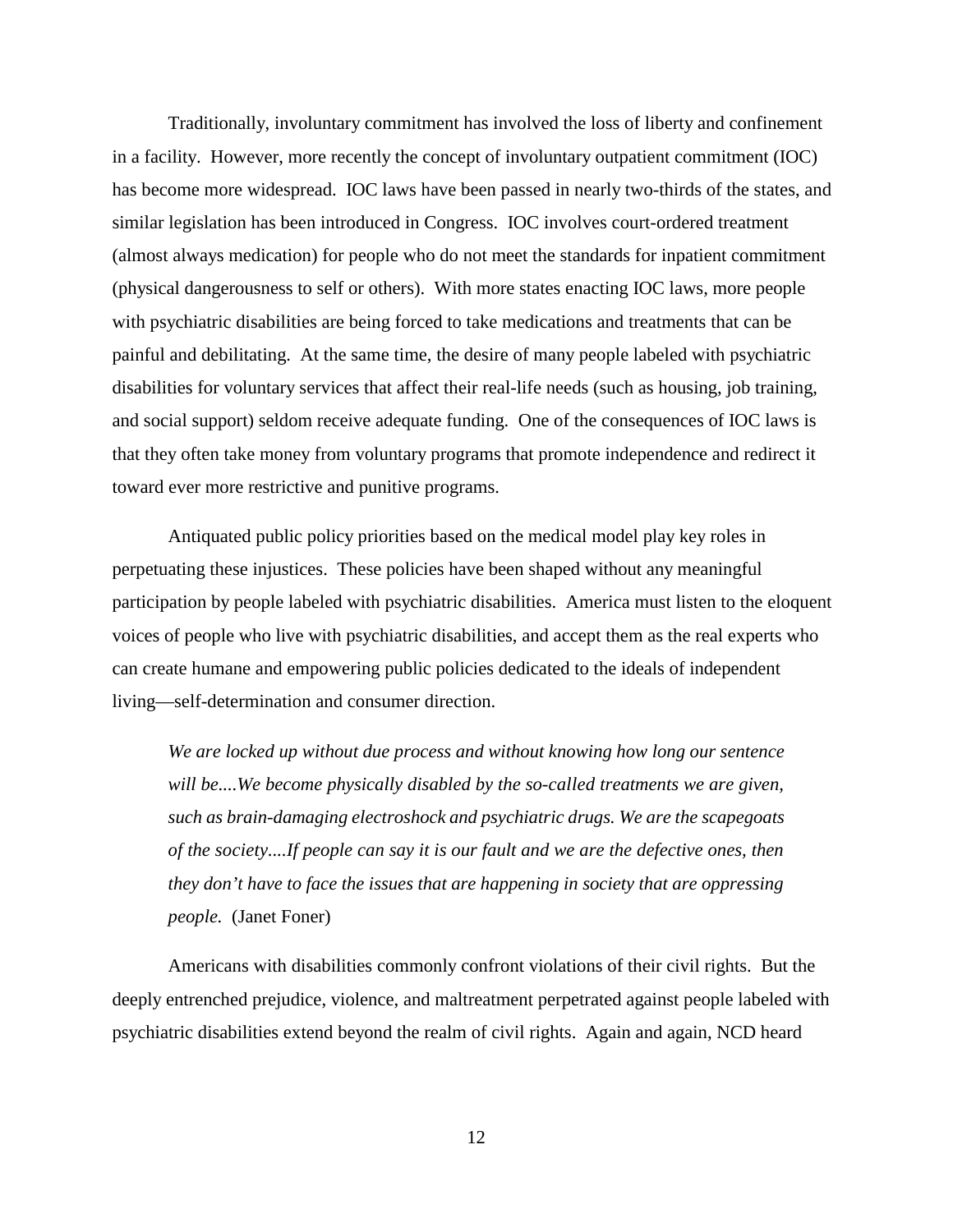Traditionally, involuntary commitment has involved the loss of liberty and confinement in a facility. However, more recently the concept of involuntary outpatient commitment (IOC) has become more widespread. IOC laws have been passed in nearly two-thirds of the states, and similar legislation has been introduced in Congress. IOC involves court-ordered treatment (almost always medication) for people who do not meet the standards for inpatient commitment (physical dangerousness to self or others). With more states enacting IOC laws, more people with psychiatric disabilities are being forced to take medications and treatments that can be painful and debilitating. At the same time, the desire of many people labeled with psychiatric disabilities for voluntary services that affect their real-life needs (such as housing, job training, and social support) seldom receive adequate funding. One of the consequences of IOC laws is that they often take money from voluntary programs that promote independence and redirect it toward ever more restrictive and punitive programs.

Antiquated public policy priorities based on the medical model play key roles in perpetuating these injustices. These policies have been shaped without any meaningful participation by people labeled with psychiatric disabilities. America must listen to the eloquent voices of people who live with psychiatric disabilities, and accept them as the real experts who can create humane and empowering public policies dedicated to the ideals of independent living—self-determination and consumer direction.

> *We are locked up without due process and without knowing how long our sentence will be....We become physically disabled by the so-called treatments we are given, such as brain-damaging electroshock and psychiatric drugs. We are the scapegoats of the society....If people can say it is our fault and we are the defective ones, then they don't have to face the issues that are happening in society that are oppressing people.* (Janet Foner)

Americans with disabilities commonly confront violations of their civil rights. But the deeply entrenched prejudice, violence, and maltreatment perpetrated against people labeled with psychiatric disabilities extend beyond the realm of civil rights. Again and again, NCD heard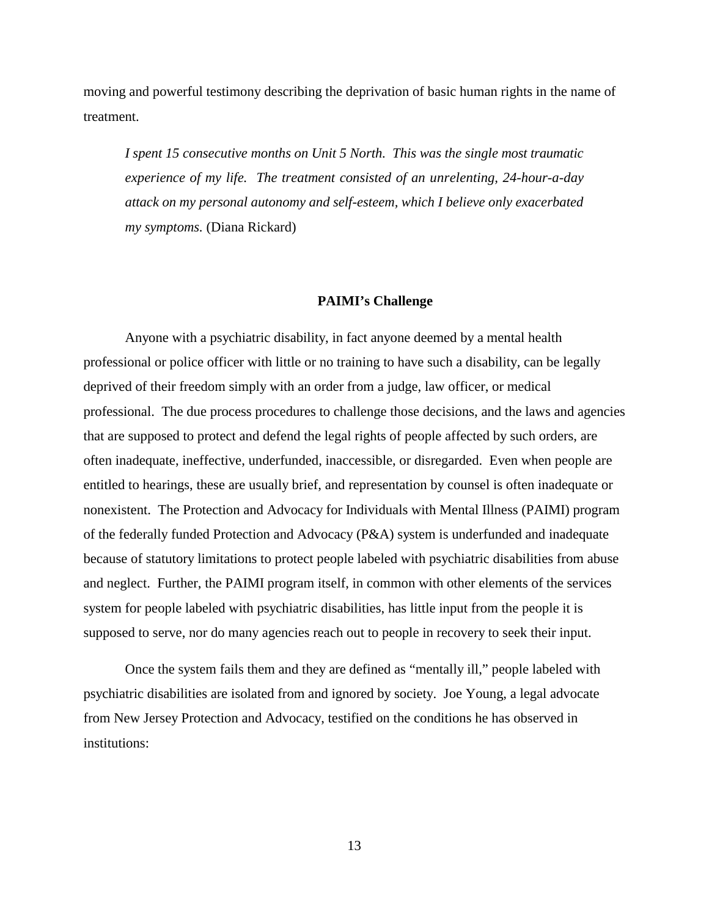moving and powerful testimony describing the deprivation of basic human rights in the name of treatment.

> *I spent 15 consecutive months on Unit 5 North. This was the single most traumatic experience of my life. The treatment consisted of an unrelenting, 24-hour-a-day attack on my personal autonomy and self-esteem, which I believe only exacerbated my symptoms.* (Diana Rickard)

### PAIMI's Challenge

Anyone with a psychiatric disability, in fact anyone deemed by a mental health professional or police officer with little or no training to have such a disability, can be legally deprived of their freedom simply with an order from a judge, law officer, or medical professional. The due process procedures to challenge those decisions, and the laws and agencies that are supposed to protect and defend the legal rights of people affected by such orders, are often inadequate, ineffective, underfunded, inaccessible, or disregarded. Even when people are entitled to hearings, these are usually brief, and representation by counsel is often inadequate or nonexistent. The Protection and Advocacy for Individuals with Mental Illness (PAIMI) program of the federally funded Protection and Advocacy (P&A) system is underfunded and inadequate because of statutory limitations to protect people labeled with psychiatric disabilities from abuse and neglect. Further, the PAIMI program itself, in common with other elements of the services system for people labeled with psychiatric disabilities, has little input from the people it is supposed to serve, nor do many agencies reach out to people in recovery to seek their input.

Once the system fails them and they are defined as "mentally ill," people labeled with psychiatric disabilities are isolated from and ignored by society. Joe Young, a legal advocate from New Jersey Protection and Advocacy, testified on the conditions he has observed in institutions: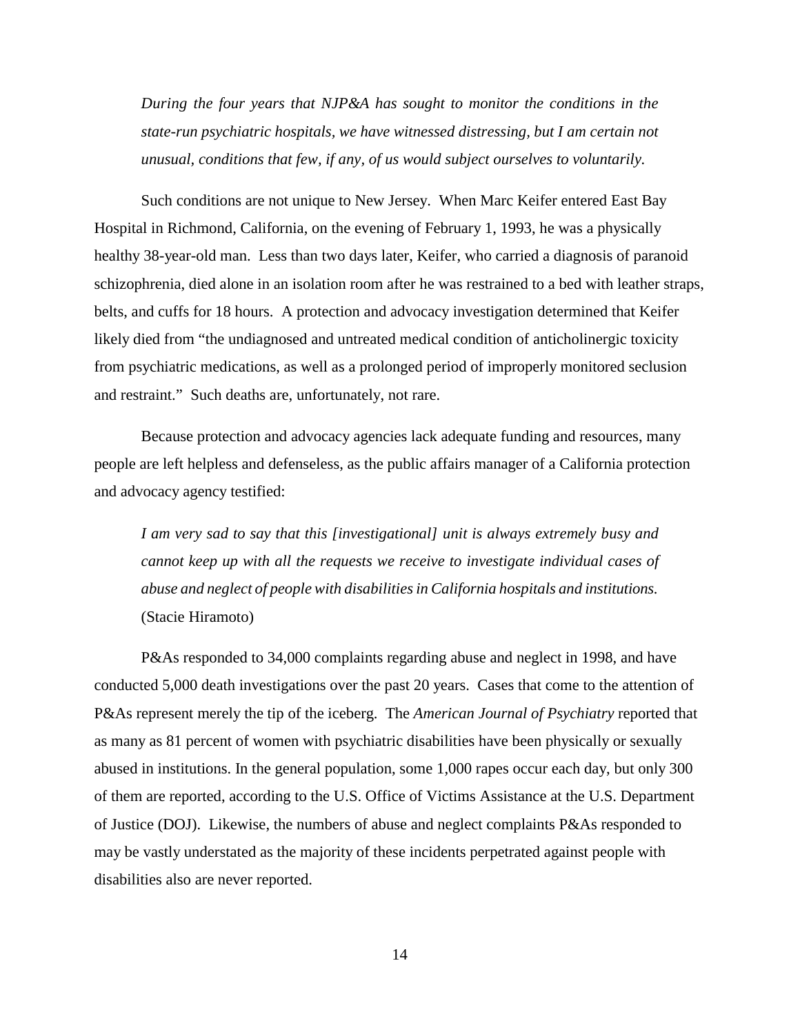> *During the four years that NJP&A has sought to monitor the conditions in the state-run psychiatric hospitals, we have witnessed distressing, but I am certain not unusual, conditions that few, if any, of us would subject ourselves to voluntarily.*

Such conditions are not unique to New Jersey. When Marc Keifer entered East Bay Hospital in Richmond, California, on the evening of February 1, 1993, he was a physically healthy 38-year-old man. Less than two days later, Keifer, who carried a diagnosis of paranoid schizophrenia, died alone in an isolation room after he was restrained to a bed with leather straps, belts, and cuffs for 18 hours. A protection and advocacy investigation determined that Keifer likely died from "the undiagnosed and untreated medical condition of anticholinergic toxicity from psychiatric medications, as well as a prolonged period of improperly monitored seclusion and restraint." Such deaths are, unfortunately, not rare.

Because protection and advocacy agencies lack adequate funding and resources, many people are left helpless and defenseless, as the public affairs manager of a California protection and advocacy agency testified:

> *I am very sad to say that this [investigational] unit is always extremely busy and cannot keep up with all the requests we receive to investigate individual cases of abuse and neglect of people with disabilities in California hospitals and institutions.* (Stacie Hiramoto)

P&As responded to 34,000 complaints regarding abuse and neglect in 1998, and have conducted 5,000 death investigations over the past 20 years. Cases that come to the attention of P&As represent merely the tip of the iceberg. The *American Journal of Psychiatry* reported that as many as 81 percent of women with psychiatric disabilities have been physically or sexually abused in institutions. In the general population, some 1,000 rapes occur each day, but only 300 of them are reported, according to the U.S. Office of Victims Assistance at the U.S. Department of Justice (DOJ). Likewise, the numbers of abuse and neglect complaints P&As responded to may be vastly understated as the majority of these incidents perpetrated against people with disabilities also are never reported.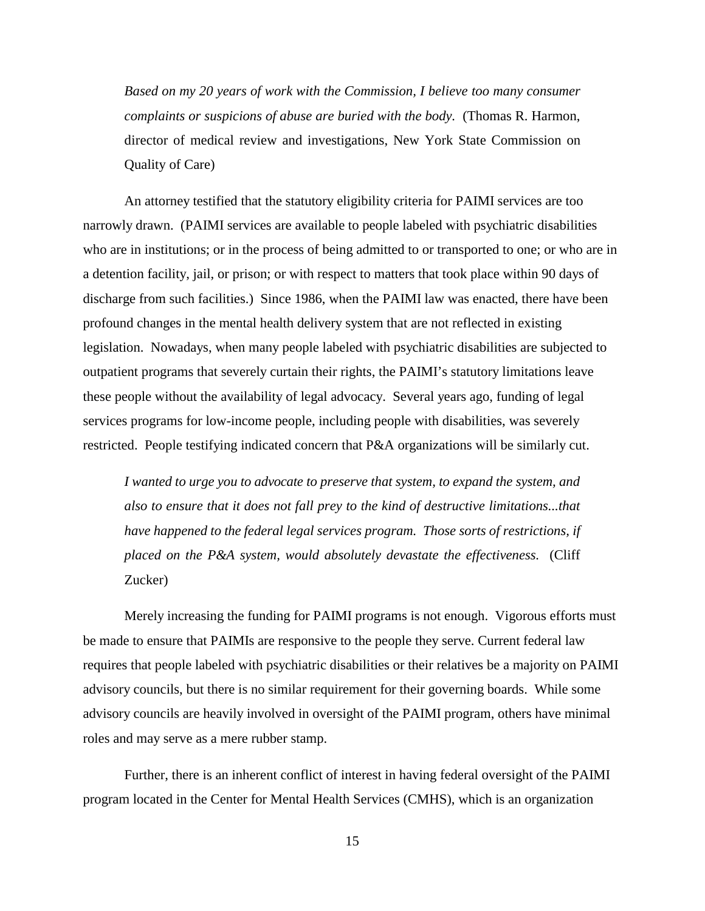> *Based on my 20 years of work with the Commission, I believe too many consumer complaints or suspicions of abuse are buried with the body.* (Thomas R. Harmon, director of medical review and investigations, New York State Commission on Quality of Care)

An attorney testified that the statutory eligibility criteria for PAIMI services are too narrowly drawn. (PAIMI services are available to people labeled with psychiatric disabilities who are in institutions; or in the process of being admitted to or transported to one; or who are in a detention facility, jail, or prison; or with respect to matters that took place within 90 days of discharge from such facilities.) Since 1986, when the PAIMI law was enacted, there have been profound changes in the mental health delivery system that are not reflected in existing legislation. Nowadays, when many people labeled with psychiatric disabilities are subjected to outpatient programs that severely curtain their rights, the PAIMI's statutory limitations leave these people without the availability of legal advocacy. Several years ago, funding of legal services programs for low-income people, including people with disabilities, was severely restricted. People testifying indicated concern that P&A organizations will be similarly cut.

> *I wanted to urge you to advocate to preserve that system, to expand the system, and also to ensure that it does not fall prey to the kind of destructive limitations...that have happened to the federal legal services program. Those sorts of restrictions, if placed on the P&A system, would absolutely devastate the effectiveness.* (Cliff Zucker)

Merely increasing the funding for PAIMI programs is not enough. Vigorous efforts must be made to ensure that PAIMIs are responsive to the people they serve. Current federal law requires that people labeled with psychiatric disabilities or their relatives be a majority on PAIMI advisory councils, but there is no similar requirement for their governing boards. While some advisory councils are heavily involved in oversight of the PAIMI program, others have minimal roles and may serve as a mere rubber stamp.

Further, there is an inherent conflict of interest in having federal oversight of the PAIMI program located in the Center for Mental Health Services (CMHS), which is an organization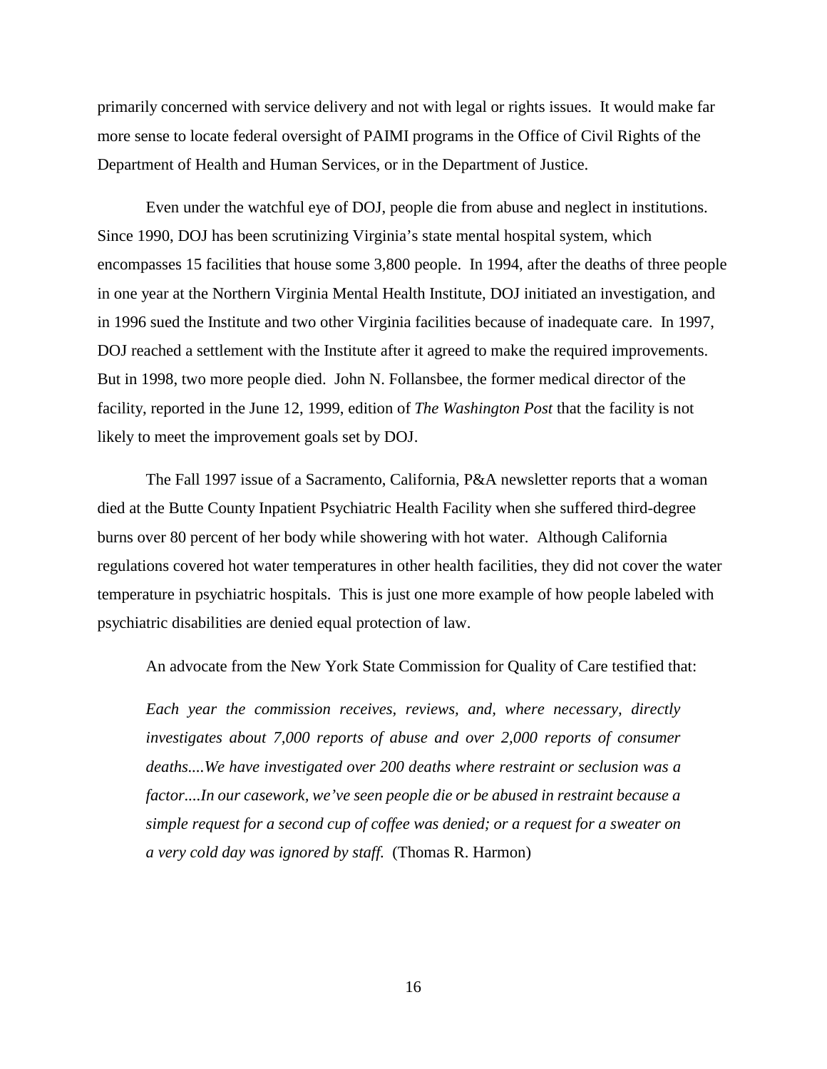primarily concerned with service delivery and not with legal or rights issues. It would make far more sense to locate federal oversight of PAIMI programs in the Office of Civil Rights of the Department of Health and Human Services, or in the Department of Justice.

Even under the watchful eye of DOJ, people die from abuse and neglect in institutions. Since 1990, DOJ has been scrutinizing Virginia's state mental hospital system, which encompasses 15 facilities that house some 3,800 people. In 1994, after the deaths of three people in one year at the Northern Virginia Mental Health Institute, DOJ initiated an investigation, and in 1996 sued the Institute and two other Virginia facilities because of inadequate care. In 1997, DOJ reached a settlement with the Institute after it agreed to make the required improvements. But in 1998, two more people died. John N. Follansbee, the former medical director of the facility, reported in the June 12, 1999, edition of *The Washington Post* that the facility is not likely to meet the improvement goals set by DOJ.

The Fall 1997 issue of a Sacramento, California, P&A newsletter reports that a woman died at the Butte County Inpatient Psychiatric Health Facility when she suffered third-degree burns over 80 percent of her body while showering with hot water. Although California regulations covered hot water temperatures in other health facilities, they did not cover the water temperature in psychiatric hospitals. This is just one more example of how people labeled with psychiatric disabilities are denied equal protection of law.

An advocate from the New York State Commission for Quality of Care testified that:

> *Each year the commission receives, reviews, and, where necessary, directly investigates about 7,000 reports of abuse and over 2,000 reports of consumer deaths....We have investigated over 200 deaths where restraint or seclusion was a factor....In our casework, we've seen people die or be abused in restraint because a simple request for a second cup of coffee was denied; or a request for a sweater on a very cold day was ignored by staff.* (Thomas R. Harmon)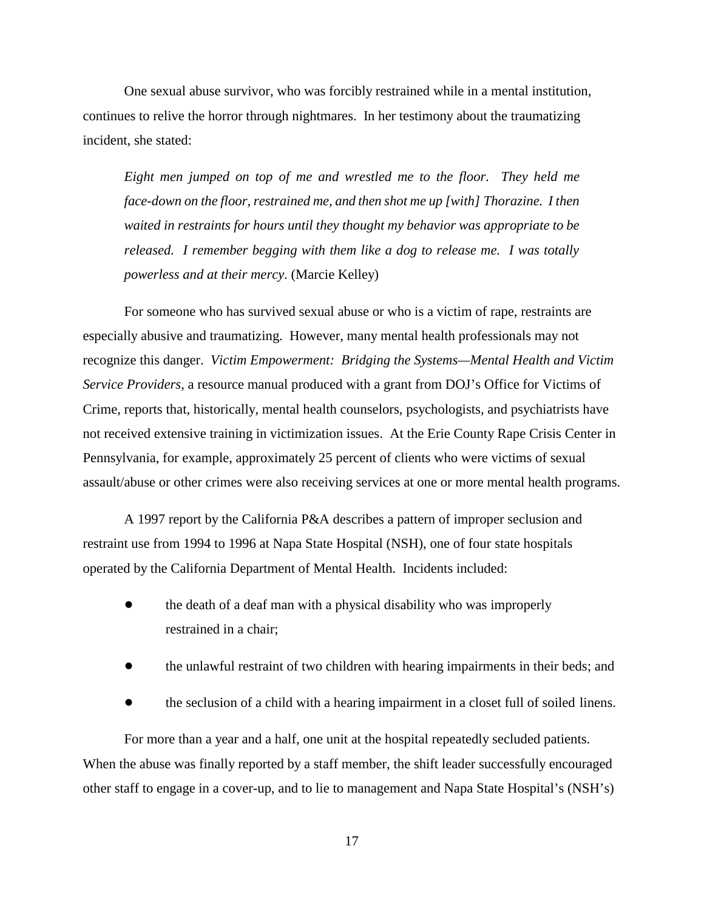One sexual abuse survivor, who was forcibly restrained while in a mental institution, continues to relive the horror through nightmares. In her testimony about the traumatizing incident, she stated:

> *Eight men jumped on top of me and wrestled me to the floor. They held me face-down on the floor, restrained me, and then shot me up [with] Thorazine. I then waited in restraints for hours until they thought my behavior was appropriate to be released. I remember begging with them like a dog to release me. I was totally powerless and at their mercy.* (Marcie Kelley)

For someone who has survived sexual abuse or who is a victim of rape, restraints are especially abusive and traumatizing. However, many mental health professionals may not recognize this danger. *Victim Empowerment: Bridging the Systems—Mental Health and Victim Service Providers*, a resource manual produced with a grant from DOJ's Office for Victims of Crime, reports that, historically, mental health counselors, psychologists, and psychiatrists have not received extensive training in victimization issues. At the Erie County Rape Crisis Center in Pennsylvania, for example, approximately 25 percent of clients who were victims of sexual assault/abuse or other crimes were also receiving services at one or more mental health programs.

A 1997 report by the California P&A describes a pattern of improper seclusion and restraint use from 1994 to 1996 at Napa State Hospital (NSH), one of four state hospitals operated by the California Department of Mental Health. Incidents included:

- the death of a deaf man with a physical disability who was improperly restrained in a chair;
- the unlawful restraint of two children with hearing impairments in their beds; and
- the seclusion of a child with a hearing impairment in a closet full of soiled linens.

For more than a year and a half, one unit at the hospital repeatedly secluded patients. When the abuse was finally reported by a staff member, the shift leader successfully encouraged other staff to engage in a cover-up, and to lie to management and Napa State Hospital's (NSH's)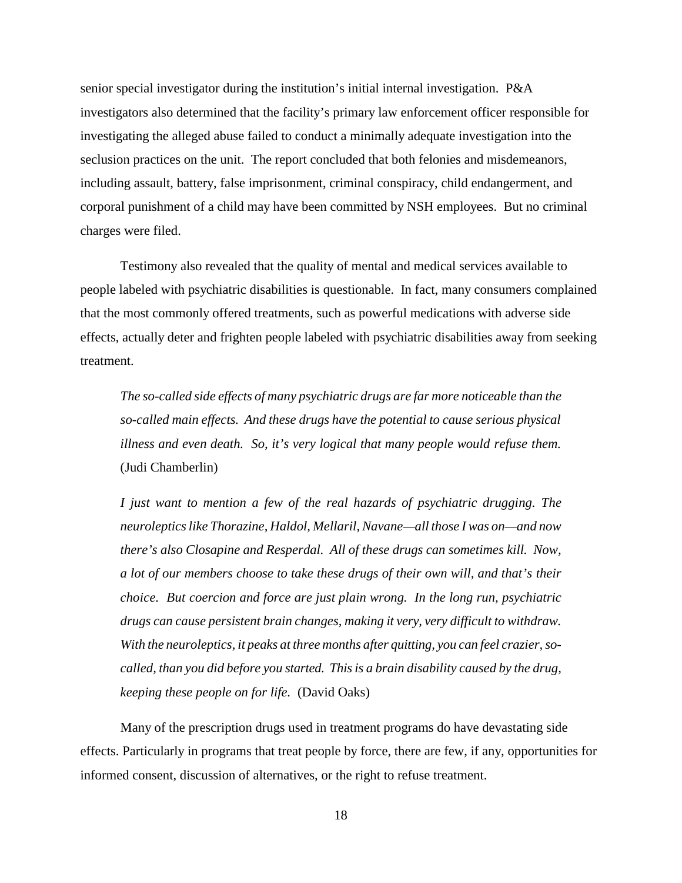senior special investigator during the institution's initial internal investigation. P&A investigators also determined that the facility's primary law enforcement officer responsible for investigating the alleged abuse failed to conduct a minimally adequate investigation into the seclusion practices on the unit. The report concluded that both felonies and misdemeanors, including assault, battery, false imprisonment, criminal conspiracy, child endangerment, and corporal punishment of a child may have been committed by NSH employees. But no criminal charges were filed.

Testimony also revealed that the quality of mental and medical services available to people labeled with psychiatric disabilities is questionable. In fact, many consumers complained that the most commonly offered treatments, such as powerful medications with adverse side effects, actually deter and frighten people labeled with psychiatric disabilities away from seeking treatment.

> *The so-called side effects of many psychiatric drugs are far more noticeable than the so-called main effects. And these drugs have the potential to cause serious physical illness and even death. So, it's very logical that many people would refuse them.* (Judi Chamberlin)

> *I just want to mention a few of the real hazards of psychiatric drugging. The neuroleptics like Thorazine, Haldol, Mellaril, Navane—all those I was on—and now there's also Closapine and Resperdal. All of these drugs can sometimes kill. Now, a lot of our members choose to take these drugs of their own will, and that's their choice. But coercion and force are just plain wrong. In the long run, psychiatric drugs can cause persistent brain changes, making it very, very difficult to withdraw. With the neuroleptics, it peaks at three months after quitting, you can feel crazier, so-called, than you did before you started. This is a brain disability caused by the drug, keeping these people on for life.* (David Oaks)

Many of the prescription drugs used in treatment programs do have devastating side effects. Particularly in programs that treat people by force, there are few, if any, opportunities for informed consent, discussion of alternatives, or the right to refuse treatment.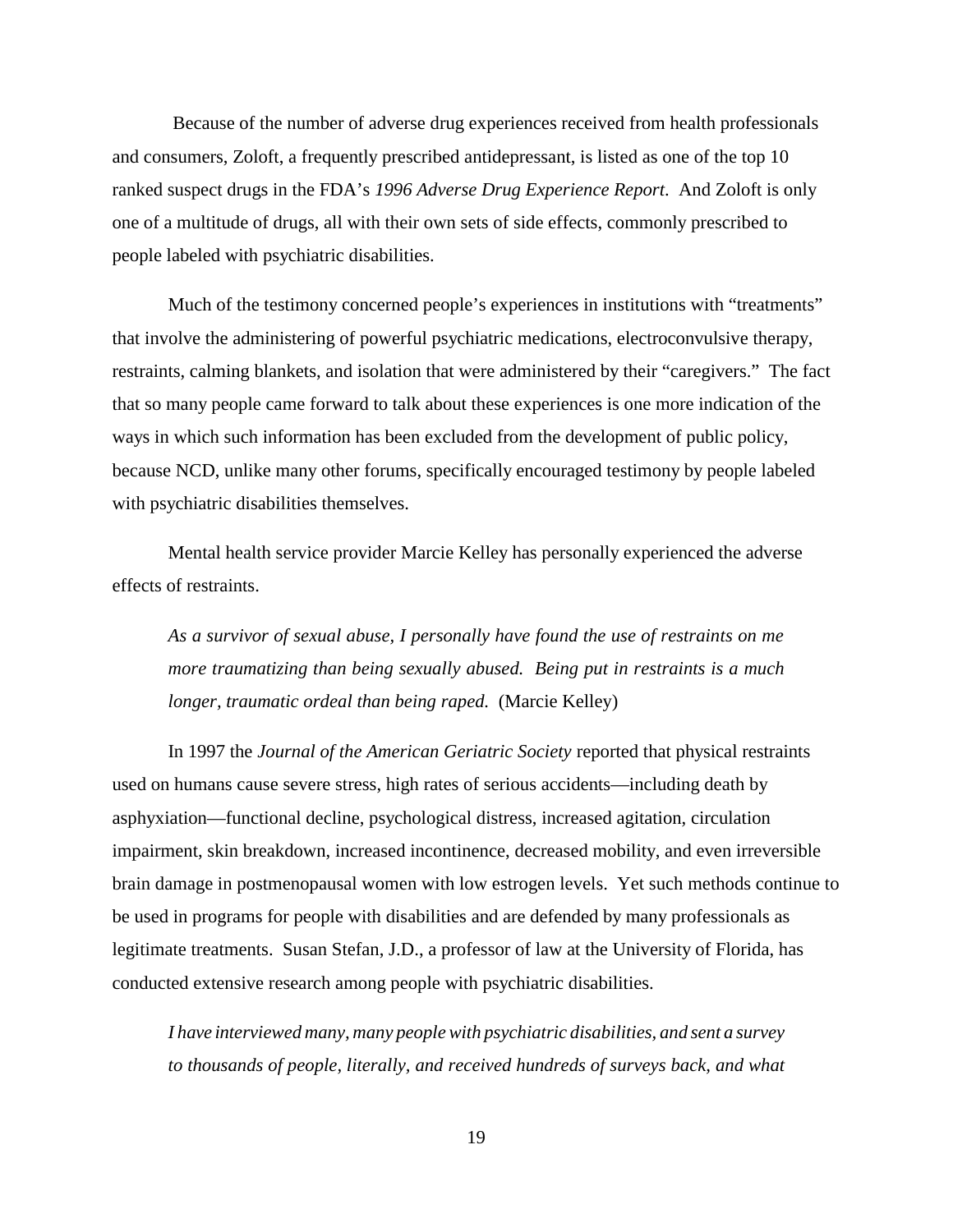Because of the number of adverse drug experiences received from health professionals and consumers, Zoloft, a frequently prescribed antidepressant, is listed as one of the top 10 ranked suspect drugs in the FDA's *1996 Adverse Drug Experience Report*. And Zoloft is only one of a multitude of drugs, all with their own sets of side effects, commonly prescribed to people labeled with psychiatric disabilities.

Much of the testimony concerned people's experiences in institutions with "treatments" that involve the administering of powerful psychiatric medications, electroconvulsive therapy, restraints, calming blankets, and isolation that were administered by their "caregivers." The fact that so many people came forward to talk about these experiences is one more indication of the ways in which such information has been excluded from the development of public policy, because NCD, unlike many other forums, specifically encouraged testimony by people labeled with psychiatric disabilities themselves.

Mental health service provider Marcie Kelley has personally experienced the adverse effects of restraints.

> *As a survivor of sexual abuse, I personally have found the use of restraints on me more traumatizing than being sexually abused. Being put in restraints is a much longer, traumatic ordeal than being raped.* (Marcie Kelley)

In 1997 the *Journal of the American Geriatric Society* reported that physical restraints used on humans cause severe stress, high rates of serious accidents—including death by asphyxiation—functional decline, psychological distress, increased agitation, circulation impairment, skin breakdown, increased incontinence, decreased mobility, and even irreversible brain damage in postmenopausal women with low estrogen levels. Yet such methods continue to be used in programs for people with disabilities and are defended by many professionals as legitimate treatments. Susan Stefan, J.D., a professor of law at the University of Florida, has conducted extensive research among people with psychiatric disabilities.

> *I have interviewed many, many people with psychiatric disabilities, and sent a survey to thousands of people, literally, and received hundreds of surveys back, and what*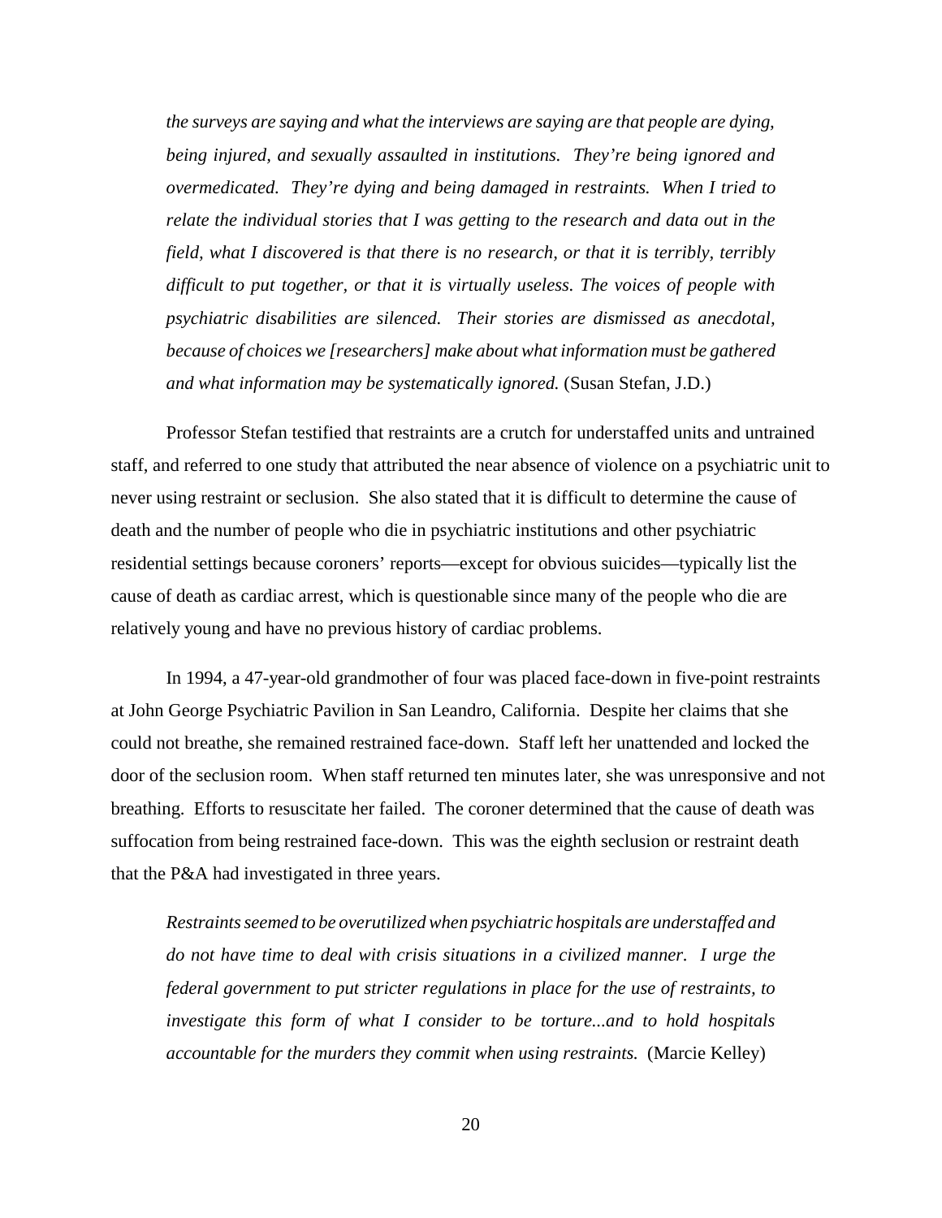*the surveys are saying and what the interviews are saying are that people are dying, being injured, and sexually assaulted in institutions. They're being ignored and overmedicated. They're dying and being damaged in restraints. When I tried to relate the individual stories that I was getting to the research and data out in the field, what I discovered is that there is no research, or that it is terribly, terribly difficult to put together, or that it is virtually useless. The voices of people with psychiatric disabilities are silenced. Their stories are dismissed as anecdotal, because of choices we [researchers] make about what information must be gathered and what information may be systematically ignored.* (Susan Stefan, J.D.)

Professor Stefan testified that restraints are a crutch for understaffed units and untrained staff, and referred to one study that attributed the near absence of violence on a psychiatric unit to never using restraint or seclusion. She also stated that it is difficult to determine the cause of death and the number of people who die in psychiatric institutions and other psychiatric residential settings because coroners' reports—except for obvious suicides—typically list the cause of death as cardiac arrest, which is questionable since many of the people who die are relatively young and have no previous history of cardiac problems.

In 1994, a 47-year-old grandmother of four was placed face-down in five-point restraints at John George Psychiatric Pavilion in San Leandro, California. Despite her claims that she could not breathe, she remained restrained face-down. Staff left her unattended and locked the door of the seclusion room. When staff returned ten minutes later, she was unresponsive and not breathing. Efforts to resuscitate her failed. The coroner determined that the cause of death was suffocation from being restrained face-down. This was the eighth seclusion or restraint death that the P&A had investigated in three years.

*Restraints seemed to be overutilized when psychiatric hospitals are understaffed and do not have time to deal with crisis situations in a civilized manner. I urge the federal government to put stricter regulations in place for the use of restraints, to investigate this form of what I consider to be torture...and to hold hospitals accountable for the murders they commit when using restraints.* (Marcie Kelley)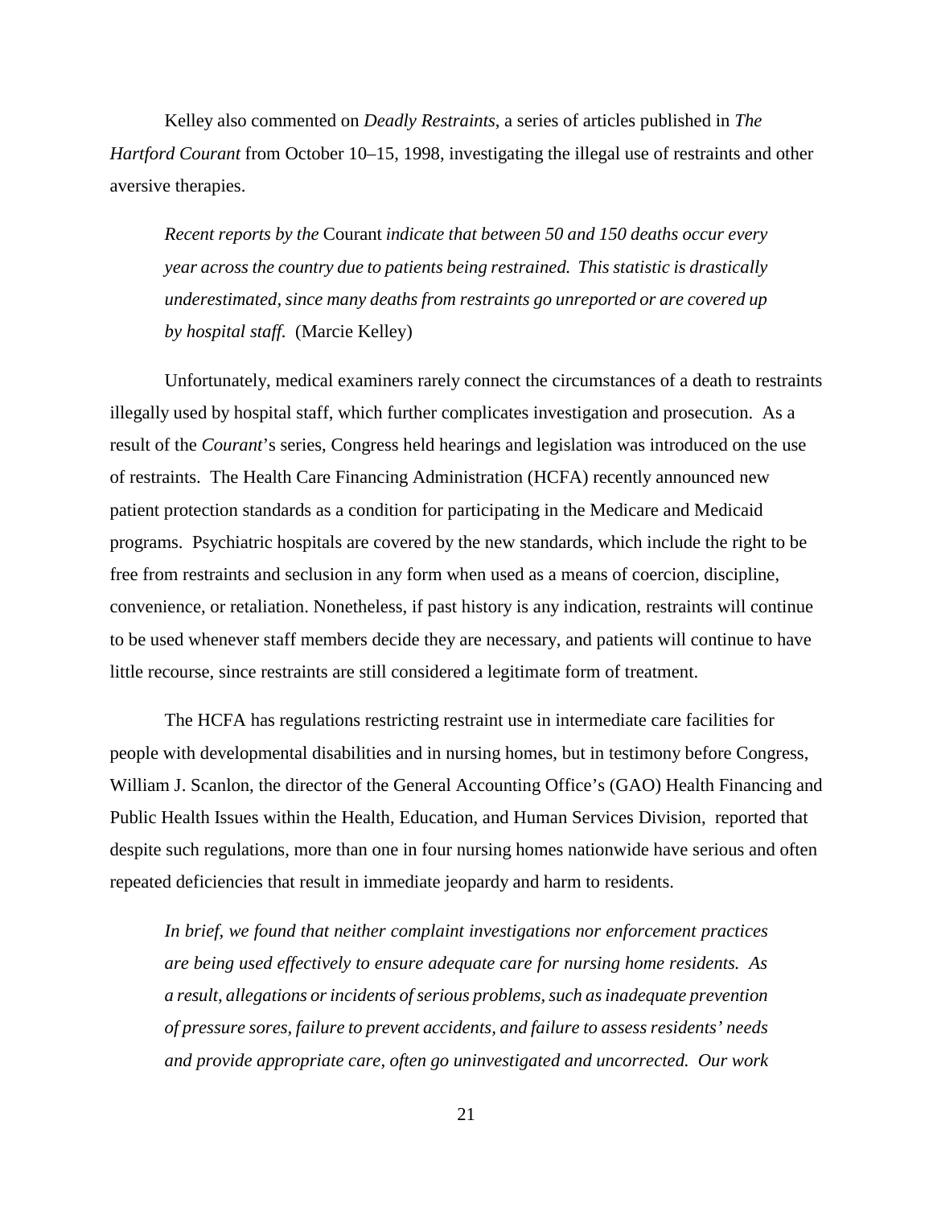Kelley also commented on *Deadly Restraints*, a series of articles published in *The Hartford Courant* from October 10–15, 1998, investigating the illegal use of restraints and other aversive therapies.

> *Recent reports by the* Courant *indicate that between 50 and 150 deaths occur every year across the country due to patients being restrained. This statistic is drastically underestimated, since many deaths from restraints go unreported or are covered up by hospital staff.* (Marcie Kelley)

Unfortunately, medical examiners rarely connect the circumstances of a death to restraints illegally used by hospital staff, which further complicates investigation and prosecution. As a result of the *Courant*'s series, Congress held hearings and legislation was introduced on the use of restraints. The Health Care Financing Administration (HCFA) recently announced new patient protection standards as a condition for participating in the Medicare and Medicaid programs. Psychiatric hospitals are covered by the new standards, which include the right to be free from restraints and seclusion in any form when used as a means of coercion, discipline, convenience, or retaliation. Nonetheless, if past history is any indication, restraints will continue to be used whenever staff members decide they are necessary, and patients will continue to have little recourse, since restraints are still considered a legitimate form of treatment.

The HCFA has regulations restricting restraint use in intermediate care facilities for people with developmental disabilities and in nursing homes, but in testimony before Congress, William J. Scanlon, the director of the General Accounting Office's (GAO) Health Financing and Public Health Issues within the Health, Education, and Human Services Division, reported that despite such regulations, more than one in four nursing homes nationwide have serious and often repeated deficiencies that result in immediate jeopardy and harm to residents.

> *In brief, we found that neither complaint investigations nor enforcement practices are being used effectively to ensure adequate care for nursing home residents. As a result, allegations or incidents of serious problems, such as inadequate prevention of pressure sores, failure to prevent accidents, and failure to assess residents' needs and provide appropriate care, often go uninvestigated and uncorrected. Our work*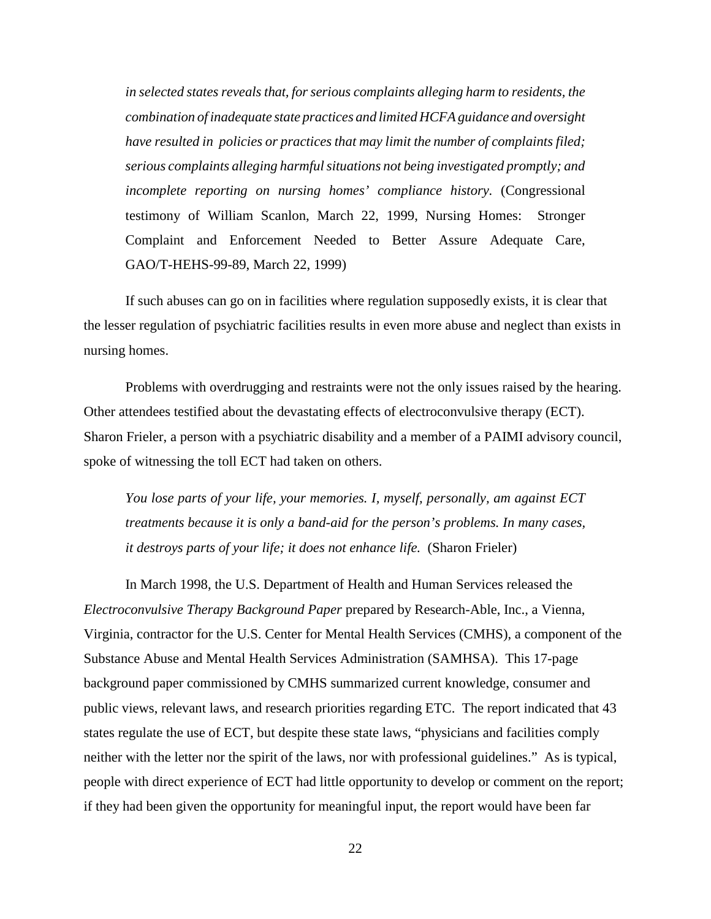> *in selected states reveals that, for serious complaints alleging harm to residents, the combination of inadequate state practices and limited HCFA guidance and oversight have resulted in policies or practices that may limit the number of complaints filed; serious complaints alleging harmful situations not being investigated promptly; and incomplete reporting on nursing homes' compliance history.* (Congressional testimony of William Scanlon, March 22, 1999, Nursing Homes: Stronger Complaint and Enforcement Needed to Better Assure Adequate Care, GAO/T-HEHS-99-89, March 22, 1999)

If such abuses can go on in facilities where regulation supposedly exists, it is clear that the lesser regulation of psychiatric facilities results in even more abuse and neglect than exists in nursing homes.

Problems with overdrugging and restraints were not the only issues raised by the hearing. Other attendees testified about the devastating effects of electroconvulsive therapy (ECT). Sharon Frieler, a person with a psychiatric disability and a member of a PAIMI advisory council, spoke of witnessing the toll ECT had taken on others.

> *You lose parts of your life, your memories. I, myself, personally, am against ECT treatments because it is only a band-aid for the person's problems. In many cases, it destroys parts of your life; it does not enhance life.* (Sharon Frieler)

In March 1998, the U.S. Department of Health and Human Services released the *Electroconvulsive Therapy Background Paper* prepared by Research-Able, Inc., a Vienna, Virginia, contractor for the U.S. Center for Mental Health Services (CMHS), a component of the Substance Abuse and Mental Health Services Administration (SAMHSA). This 17-page background paper commissioned by CMHS summarized current knowledge, consumer and public views, relevant laws, and research priorities regarding ETC. The report indicated that 43 states regulate the use of ECT, but despite these state laws, "physicians and facilities comply neither with the letter nor the spirit of the laws, nor with professional guidelines." As is typical, people with direct experience of ECT had little opportunity to develop or comment on the report; if they had been given the opportunity for meaningful input, the report would have been far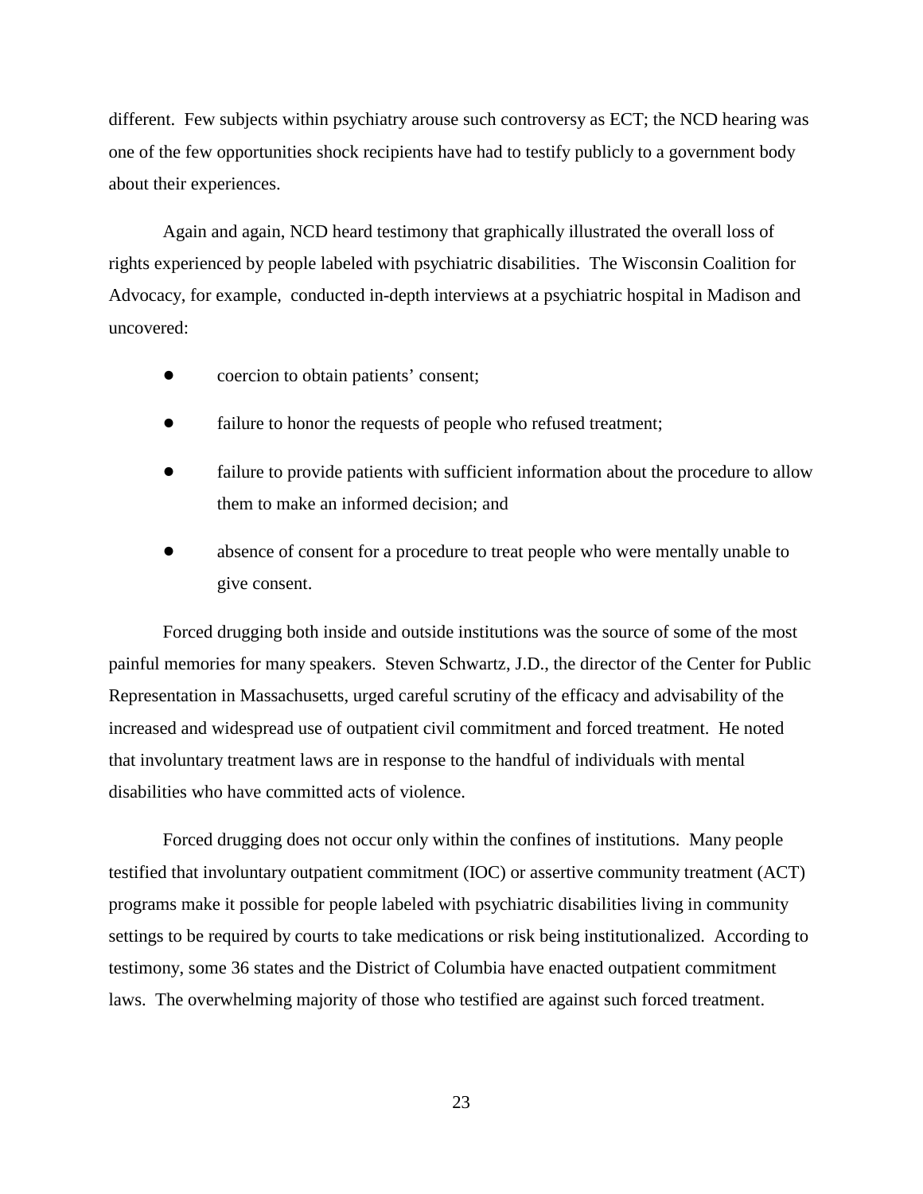different. Few subjects within psychiatry arouse such controversy as ECT; the NCD hearing was one of the few opportunities shock recipients have had to testify publicly to a government body about their experiences.

Again and again, NCD heard testimony that graphically illustrated the overall loss of rights experienced by people labeled with psychiatric disabilities. The Wisconsin Coalition for Advocacy, for example, conducted in-depth interviews at a psychiatric hospital in Madison and uncovered:

- coercion to obtain patients' consent;
- failure to honor the requests of people who refused treatment;
- failure to provide patients with sufficient information about the procedure to allow them to make an informed decision; and
- absence of consent for a procedure to treat people who were mentally unable to give consent.

Forced drugging both inside and outside institutions was the source of some of the most painful memories for many speakers. Steven Schwartz, J.D., the director of the Center for Public Representation in Massachusetts, urged careful scrutiny of the efficacy and advisability of the increased and widespread use of outpatient civil commitment and forced treatment. He noted that involuntary treatment laws are in response to the handful of individuals with mental disabilities who have committed acts of violence.

Forced drugging does not occur only within the confines of institutions. Many people testified that involuntary outpatient commitment (IOC) or assertive community treatment (ACT) programs make it possible for people labeled with psychiatric disabilities living in community settings to be required by courts to take medications or risk being institutionalized. According to testimony, some 36 states and the District of Columbia have enacted outpatient commitment laws. The overwhelming majority of those who testified are against such forced treatment.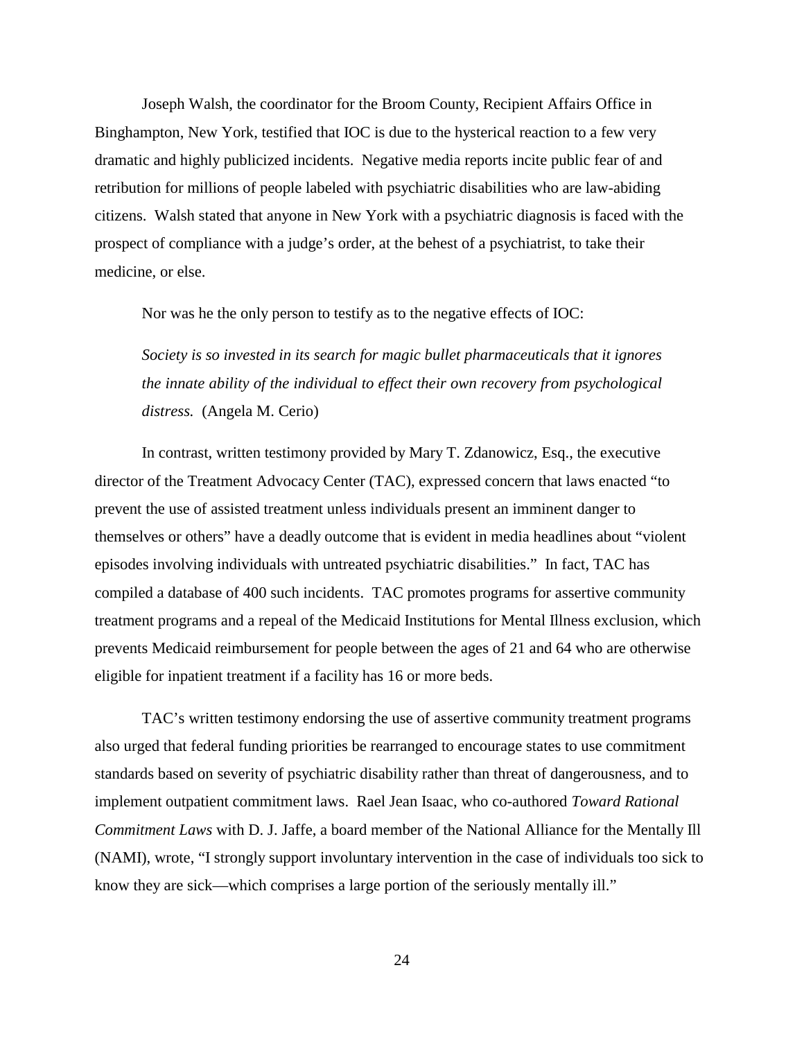Joseph Walsh, the coordinator for the Broom County, Recipient Affairs Office in Binghampton, New York, testified that IOC is due to the hysterical reaction to a few very dramatic and highly publicized incidents. Negative media reports incite public fear of and retribution for millions of people labeled with psychiatric disabilities who are law-abiding citizens. Walsh stated that anyone in New York with a psychiatric diagnosis is faced with the prospect of compliance with a judge's order, at the behest of a psychiatrist, to take their medicine, or else.

Nor was he the only person to testify as to the negative effects of IOC:

> *Society is so invested in its search for magic bullet pharmaceuticals that it ignores the innate ability of the individual to effect their own recovery from psychological distress.* (Angela M. Cerio)

In contrast, written testimony provided by Mary T. Zdanowicz, Esq., the executive director of the Treatment Advocacy Center (TAC), expressed concern that laws enacted "to prevent the use of assisted treatment unless individuals present an imminent danger to themselves or others" have a deadly outcome that is evident in media headlines about "violent episodes involving individuals with untreated psychiatric disabilities." In fact, TAC has compiled a database of 400 such incidents. TAC promotes programs for assertive community treatment programs and a repeal of the Medicaid Institutions for Mental Illness exclusion, which prevents Medicaid reimbursement for people between the ages of 21 and 64 who are otherwise eligible for inpatient treatment if a facility has 16 or more beds.

TAC's written testimony endorsing the use of assertive community treatment programs also urged that federal funding priorities be rearranged to encourage states to use commitment standards based on severity of psychiatric disability rather than threat of dangerousness, and to implement outpatient commitment laws. Rael Jean Isaac, who co-authored *Toward Rational Commitment Laws* with D. J. Jaffe, a board member of the National Alliance for the Mentally Ill (NAMI), wrote, "I strongly support involuntary intervention in the case of individuals too sick to know they are sick—which comprises a large portion of the seriously mentally ill."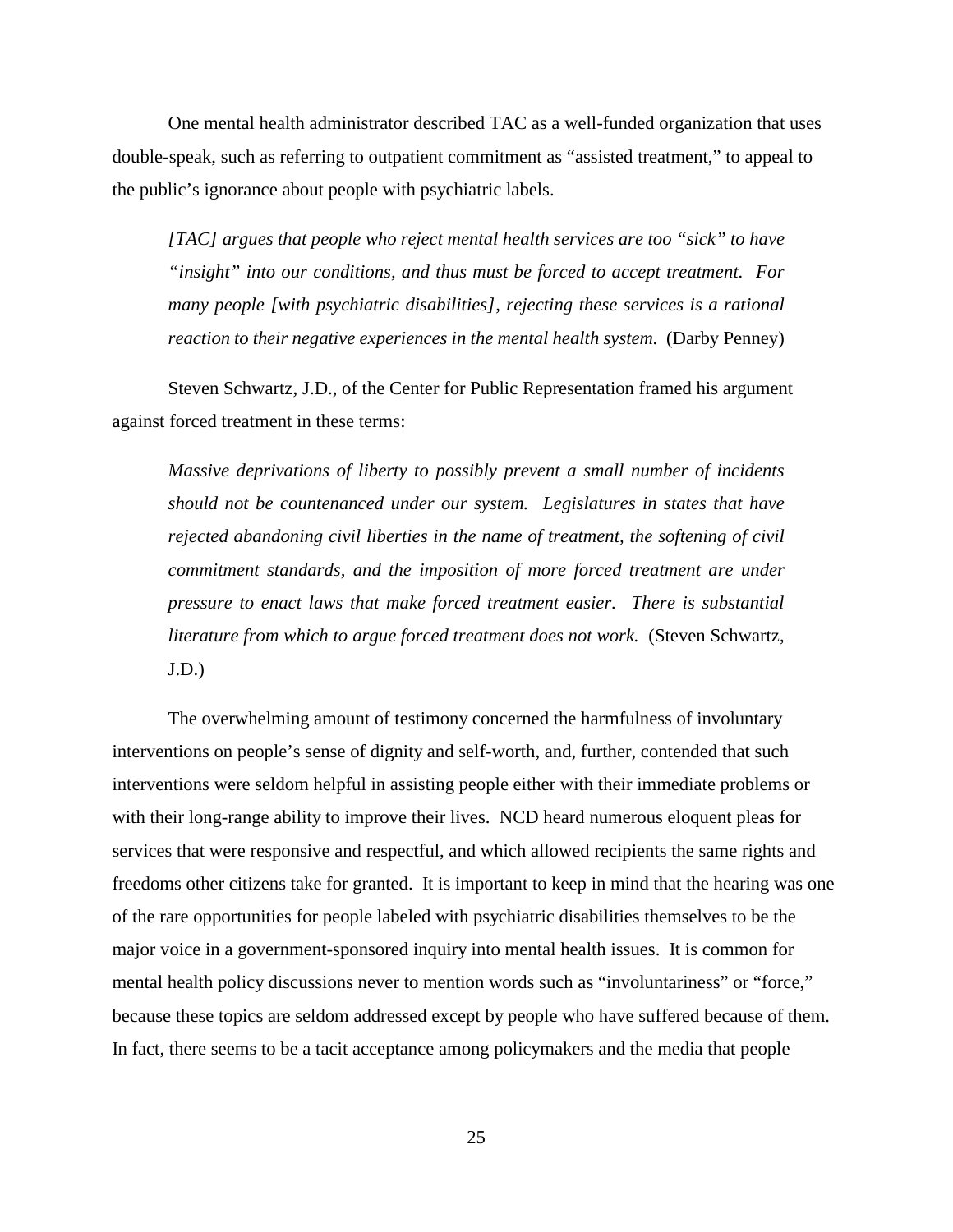One mental health administrator described TAC as a well-funded organization that uses double-speak, such as referring to outpatient commitment as “assisted treatment,” to appeal to the public’s ignorance about people with psychiatric labels.

> *[TAC] argues that people who reject mental health services are too “sick” to have “insight” into our conditions, and thus must be forced to accept treatment. For many people [with psychiatric disabilities], rejecting these services is a rational reaction to their negative experiences in the mental health system.* (Darby Penney)

Steven Schwartz, J.D., of the Center for Public Representation framed his argument against forced treatment in these terms:

> *Massive deprivations of liberty to possibly prevent a small number of incidents should not be countenanced under our system. Legislatures in states that have rejected abandoning civil liberties in the name of treatment, the softening of civil commitment standards, and the imposition of more forced treatment are under pressure to enact laws that make forced treatment easier. There is substantial literature from which to argue forced treatment does not work.* (Steven Schwartz, J.D.)

The overwhelming amount of testimony concerned the harmfulness of involuntary interventions on people’s sense of dignity and self-worth, and, further, contended that such interventions were seldom helpful in assisting people either with their immediate problems or with their long-range ability to improve their lives. NCD heard numerous eloquent pleas for services that were responsive and respectful, and which allowed recipients the same rights and freedoms other citizens take for granted. It is important to keep in mind that the hearing was one of the rare opportunities for people labeled with psychiatric disabilities themselves to be the major voice in a government-sponsored inquiry into mental health issues. It is common for mental health policy discussions never to mention words such as “involuntariness” or “force,” because these topics are seldom addressed except by people who have suffered because of them. In fact, there seems to be a tacit acceptance among policymakers and the media that people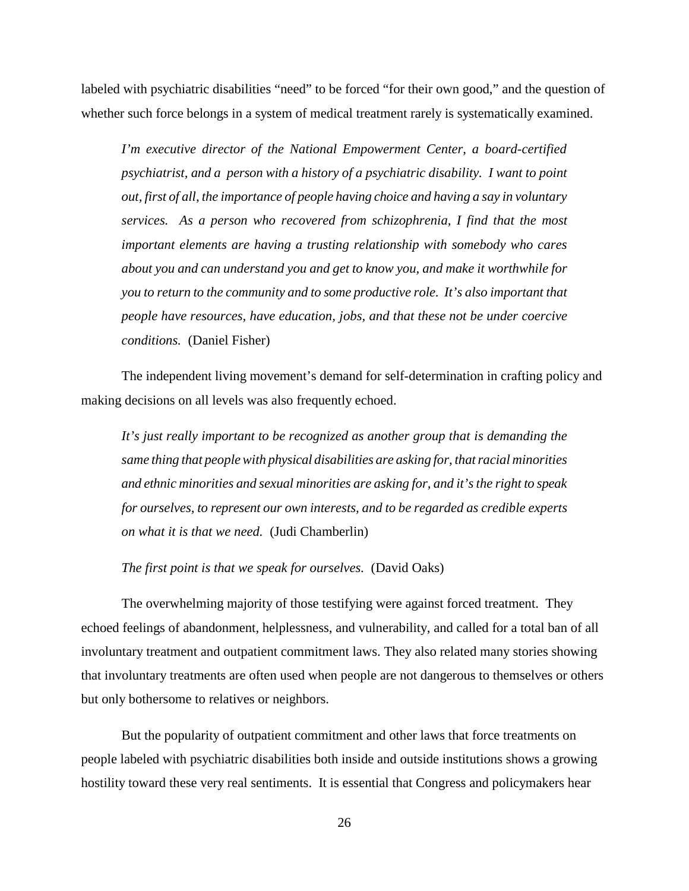labeled with psychiatric disabilities "need" to be forced "for their own good," and the question of whether such force belongs in a system of medical treatment rarely is systematically examined.

> *I'm executive director of the National Empowerment Center, a board-certified psychiatrist, and a person with a history of a psychiatric disability. I want to point out, first of all, the importance of people having choice and having a say in voluntary services. As a person who recovered from schizophrenia, I find that the most important elements are having a trusting relationship with somebody who cares about you and can understand you and get to know you, and make it worthwhile for you to return to the community and to some productive role. It's also important that people have resources, have education, jobs, and that these not be under coercive conditions.* (Daniel Fisher)

The independent living movement's demand for self-determination in crafting policy and making decisions on all levels was also frequently echoed.

> *It's just really important to be recognized as another group that is demanding the same thing that people with physical disabilities are asking for, that racial minorities and ethnic minorities and sexual minorities are asking for, and it's the right to speak for ourselves, to represent our own interests, and to be regarded as credible experts on what it is that we need.* (Judi Chamberlin)

> *The first point is that we speak for ourselves.* (David Oaks)

The overwhelming majority of those testifying were against forced treatment. They echoed feelings of abandonment, helplessness, and vulnerability, and called for a total ban of all involuntary treatment and outpatient commitment laws. They also related many stories showing that involuntary treatments are often used when people are not dangerous to themselves or others but only bothersome to relatives or neighbors.

But the popularity of outpatient commitment and other laws that force treatments on people labeled with psychiatric disabilities both inside and outside institutions shows a growing hostility toward these very real sentiments. It is essential that Congress and policymakers hear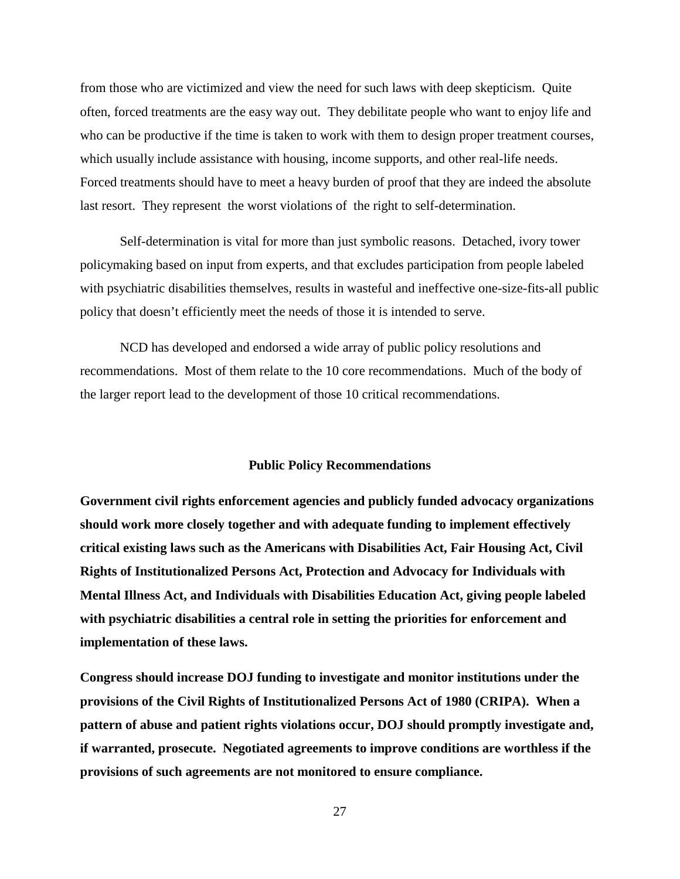from those who are victimized and view the need for such laws with deep skepticism. Quite often, forced treatments are the easy way out. They debilitate people who want to enjoy life and who can be productive if the time is taken to work with them to design proper treatment courses, which usually include assistance with housing, income supports, and other real-life needs. Forced treatments should have to meet a heavy burden of proof that they are indeed the absolute last resort. They represent the worst violations of the right to self-determination.

Self-determination is vital for more than just symbolic reasons. Detached, ivory tower policymaking based on input from experts, and that excludes participation from people labeled with psychiatric disabilities themselves, results in wasteful and ineffective one-size-fits-all public policy that doesn't efficiently meet the needs of those it is intended to serve.

NCD has developed and endorsed a wide array of public policy resolutions and recommendations. Most of them relate to the 10 core recommendations. Much of the body of the larger report lead to the development of those 10 critical recommendations.

## Public Policy Recommendations

**Government civil rights enforcement agencies and publicly funded advocacy organizations should work more closely together and with adequate funding to implement effectively critical existing laws such as the Americans with Disabilities Act, Fair Housing Act, Civil Rights of Institutionalized Persons Act, Protection and Advocacy for Individuals with Mental Illness Act, and Individuals with Disabilities Education Act, giving people labeled with psychiatric disabilities a central role in setting the priorities for enforcement and implementation of these laws.**

**Congress should increase DOJ funding to investigate and monitor institutions under the provisions of the Civil Rights of Institutionalized Persons Act of 1980 (CRIPA). When a pattern of abuse and patient rights violations occur, DOJ should promptly investigate and, if warranted, prosecute. Negotiated agreements to improve conditions are worthless if the provisions of such agreements are not monitored to ensure compliance.**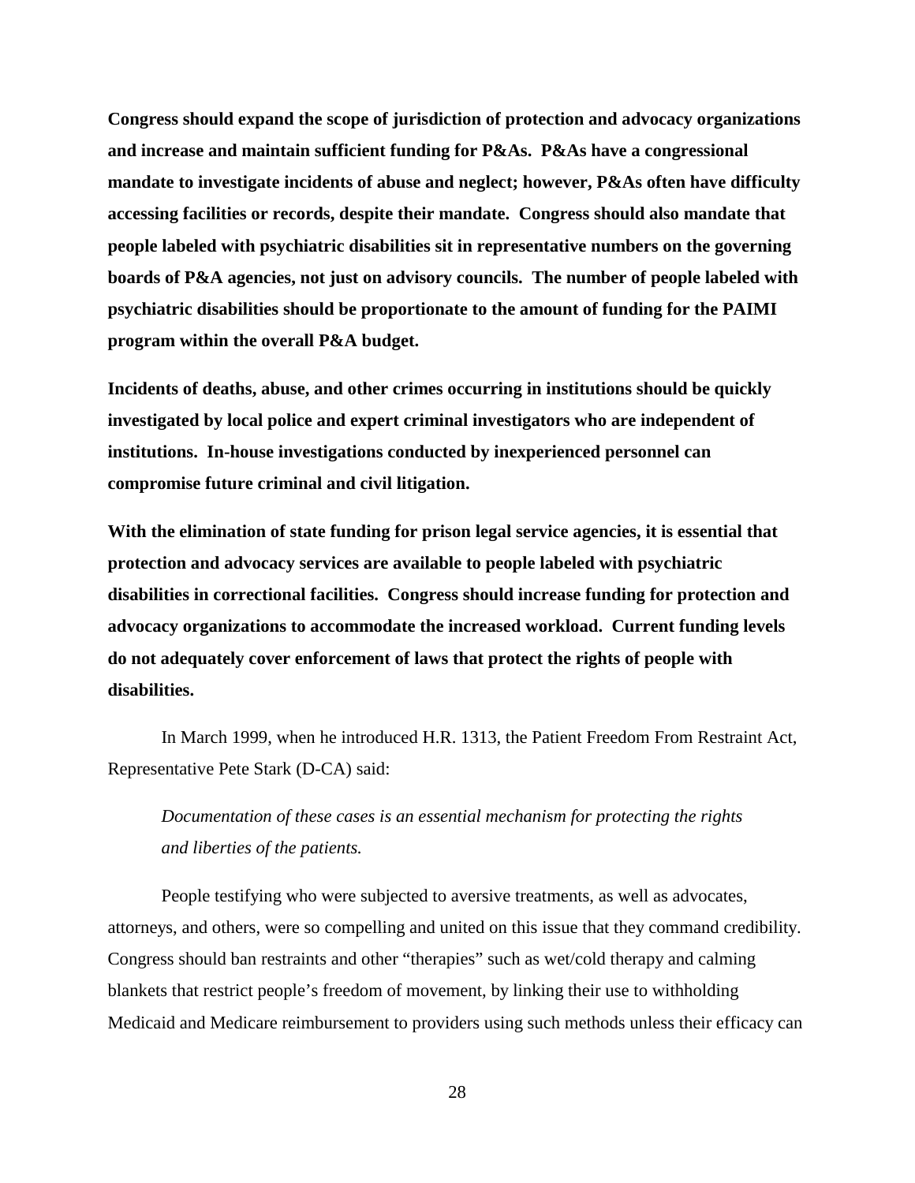**Congress should expand the scope of jurisdiction of protection and advocacy organizations and increase and maintain sufficient funding for P&As. P&As have a congressional mandate to investigate incidents of abuse and neglect; however, P&As often have difficulty accessing facilities or records, despite their mandate. Congress should also mandate that people labeled with psychiatric disabilities sit in representative numbers on the governing boards of P&A agencies, not just on advisory councils. The number of people labeled with psychiatric disabilities should be proportionate to the amount of funding for the PAIMI program within the overall P&A budget.**

**Incidents of deaths, abuse, and other crimes occurring in institutions should be quickly investigated by local police and expert criminal investigators who are independent of institutions. In-house investigations conducted by inexperienced personnel can compromise future criminal and civil litigation.**

**With the elimination of state funding for prison legal service agencies, it is essential that protection and advocacy services are available to people labeled with psychiatric disabilities in correctional facilities. Congress should increase funding for protection and advocacy organizations to accommodate the increased workload. Current funding levels do not adequately cover enforcement of laws that protect the rights of people with disabilities.**

In March 1999, when he introduced H.R. 1313, the Patient Freedom From Restraint Act, Representative Pete Stark (D-CA) said:

> *Documentation of these cases is an essential mechanism for protecting the rights and liberties of the patients.*

People testifying who were subjected to aversive treatments, as well as advocates, attorneys, and others, were so compelling and united on this issue that they command credibility. Congress should ban restraints and other "therapies" such as wet/cold therapy and calming blankets that restrict people's freedom of movement, by linking their use to withholding Medicaid and Medicare reimbursement to providers using such methods unless their efficacy can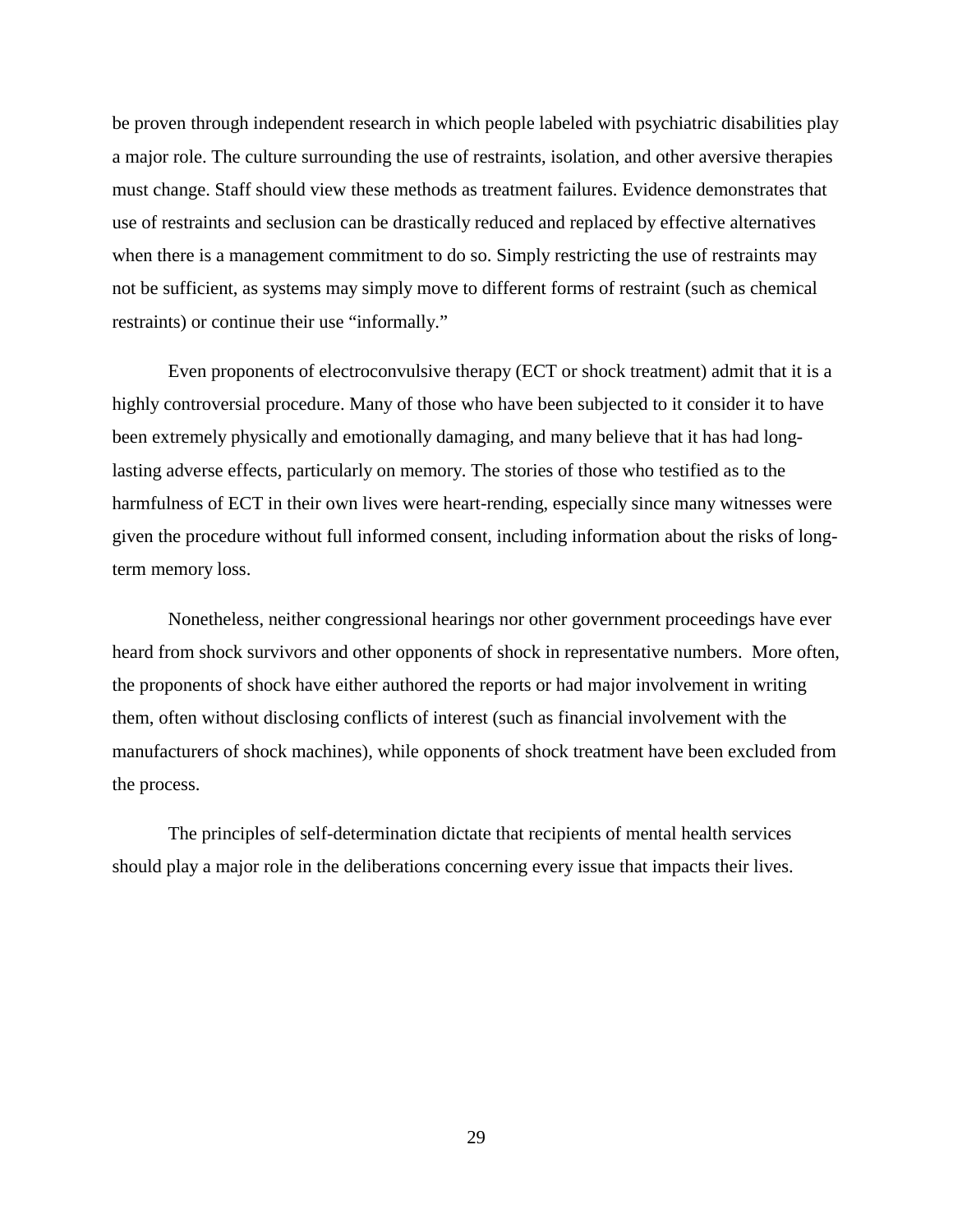be proven through independent research in which people labeled with psychiatric disabilities play a major role. The culture surrounding the use of restraints, isolation, and other aversive therapies must change. Staff should view these methods as treatment failures. Evidence demonstrates that use of restraints and seclusion can be drastically reduced and replaced by effective alternatives when there is a management commitment to do so. Simply restricting the use of restraints may not be sufficient, as systems may simply move to different forms of restraint (such as chemical restraints) or continue their use "informally."

Even proponents of electroconvulsive therapy (ECT or shock treatment) admit that it is a highly controversial procedure. Many of those who have been subjected to it consider it to have been extremely physically and emotionally damaging, and many believe that it has had long-lasting adverse effects, particularly on memory. The stories of those who testified as to the harmfulness of ECT in their own lives were heart-rending, especially since many witnesses were given the procedure without full informed consent, including information about the risks of long-term memory loss.

Nonetheless, neither congressional hearings nor other government proceedings have ever heard from shock survivors and other opponents of shock in representative numbers. More often, the proponents of shock have either authored the reports or had major involvement in writing them, often without disclosing conflicts of interest (such as financial involvement with the manufacturers of shock machines), while opponents of shock treatment have been excluded from the process.

The principles of self-determination dictate that recipients of mental health services should play a major role in the deliberations concerning every issue that impacts their lives.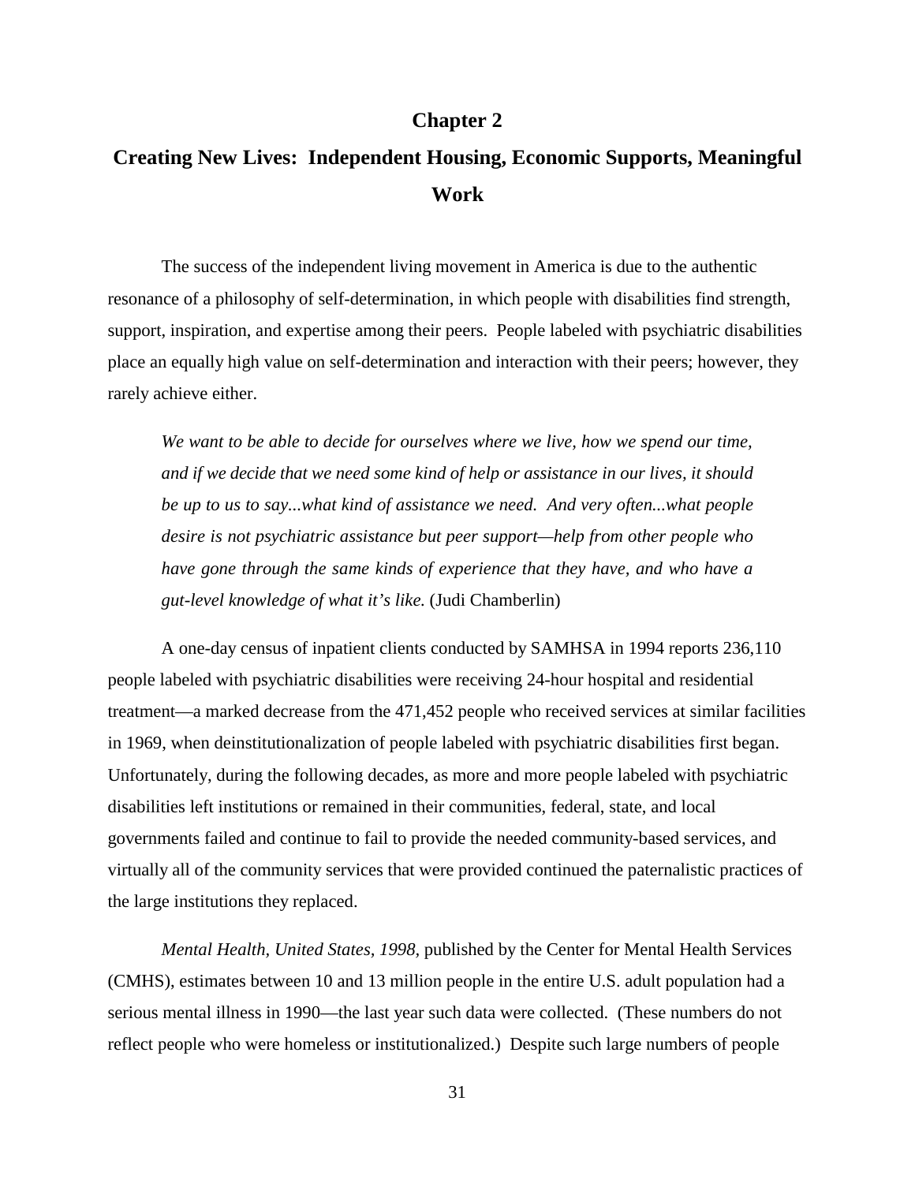# Chapter 2

## Creating New Lives: Independent Housing, Economic Supports, Meaningful Work

The success of the independent living movement in America is due to the authentic resonance of a philosophy of self-determination, in which people with disabilities find strength, support, inspiration, and expertise among their peers. People labeled with psychiatric disabilities place an equally high value on self-determination and interaction with their peers; however, they rarely achieve either.

> *We want to be able to decide for ourselves where we live, how we spend our time, and if we decide that we need some kind of help or assistance in our lives, it should be up to us to say...what kind of assistance we need. And very often...what people desire is not psychiatric assistance but peer support—help from other people who have gone through the same kinds of experience that they have, and who have a gut-level knowledge of what it's like.* (Judi Chamberlin)

A one-day census of inpatient clients conducted by SAMHSA in 1994 reports 236,110 people labeled with psychiatric disabilities were receiving 24-hour hospital and residential treatment—a marked decrease from the 471,452 people who received services at similar facilities in 1969, when deinstitutionalization of people labeled with psychiatric disabilities first began. Unfortunately, during the following decades, as more and more people labeled with psychiatric disabilities left institutions or remained in their communities, federal, state, and local governments failed and continue to fail to provide the needed community-based services, and virtually all of the community services that were provided continued the paternalistic practices of the large institutions they replaced.

*Mental Health, United States, 1998,* published by the Center for Mental Health Services (CMHS), estimates between 10 and 13 million people in the entire U.S. adult population had a serious mental illness in 1990—the last year such data were collected. (These numbers do not reflect people who were homeless or institutionalized.) Despite such large numbers of people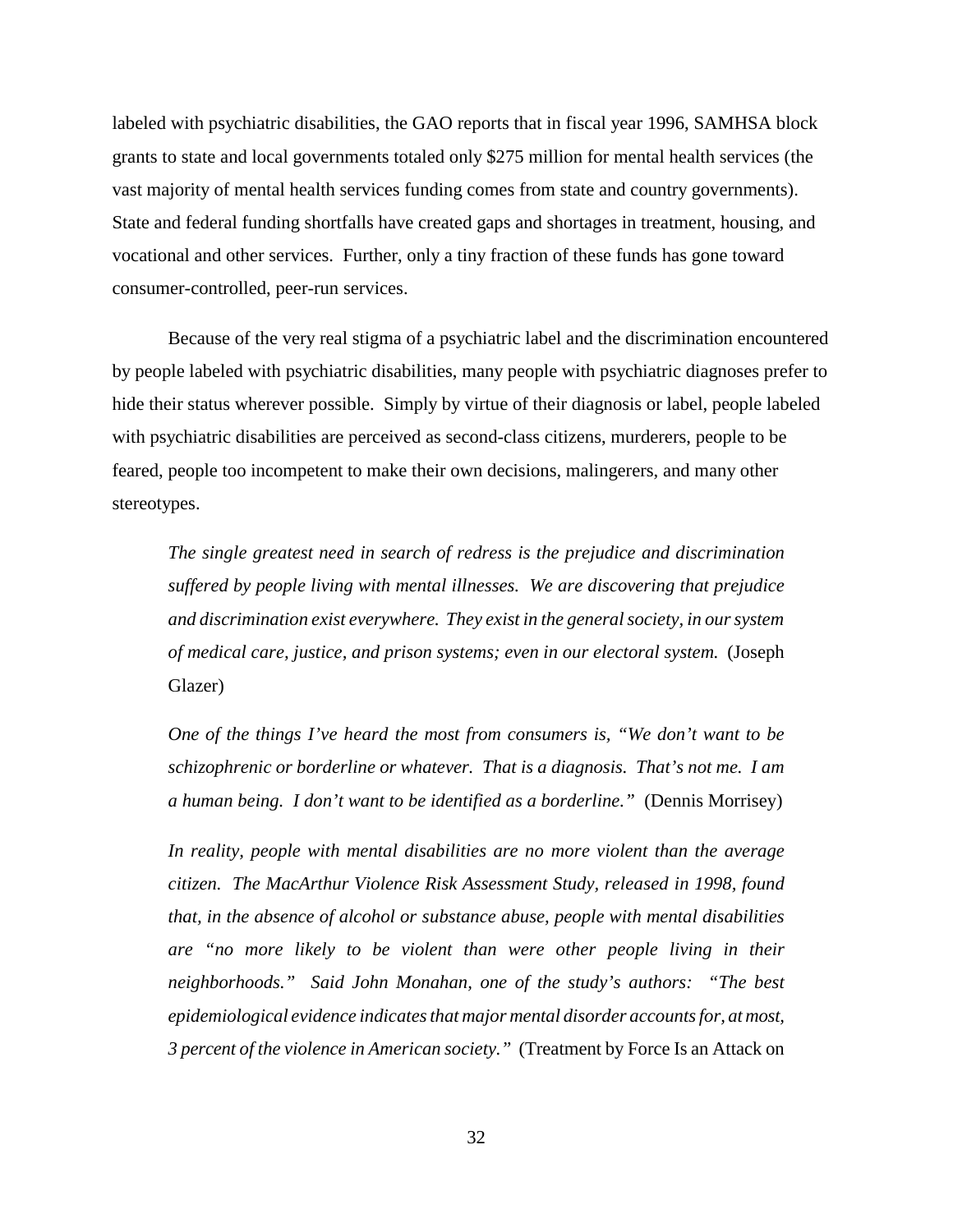labeled with psychiatric disabilities, the GAO reports that in fiscal year 1996, SAMHSA block grants to state and local governments totaled only $275 million for mental health services (the vast majority of mental health services funding comes from state and country governments). State and federal funding shortfalls have created gaps and shortages in treatment, housing, and vocational and other services. Further, only a tiny fraction of these funds has gone toward consumer-controlled, peer-run services.

Because of the very real stigma of a psychiatric label and the discrimination encountered by people labeled with psychiatric disabilities, many people with psychiatric diagnoses prefer to hide their status wherever possible. Simply by virtue of their diagnosis or label, people labeled with psychiatric disabilities are perceived as second-class citizens, murderers, people to be feared, people too incompetent to make their own decisions, malingerers, and many other stereotypes.

> *The single greatest need in search of redress is the prejudice and discrimination suffered by people living with mental illnesses. We are discovering that prejudice and discrimination exist everywhere. They exist in the general society, in our system of medical care, justice, and prison systems; even in our electoral system.* (Joseph Glazer)

> *One of the things I've heard the most from consumers is, "We don't want to be schizophrenic or borderline or whatever. That is a diagnosis. That's not me. I am a human being. I don't want to be identified as a borderline."* (Dennis Morrisey)

> *In reality, people with mental disabilities are no more violent than the average citizen. The MacArthur Violence Risk Assessment Study, released in 1998, found that, in the absence of alcohol or substance abuse, people with mental disabilities are "no more likely to be violent than were other people living in their neighborhoods." Said John Monahan, one of the study's authors: "The best epidemiological evidence indicates that major mental disorder accounts for, at most, 3 percent of the violence in American society."* (Treatment by Force Is an Attack on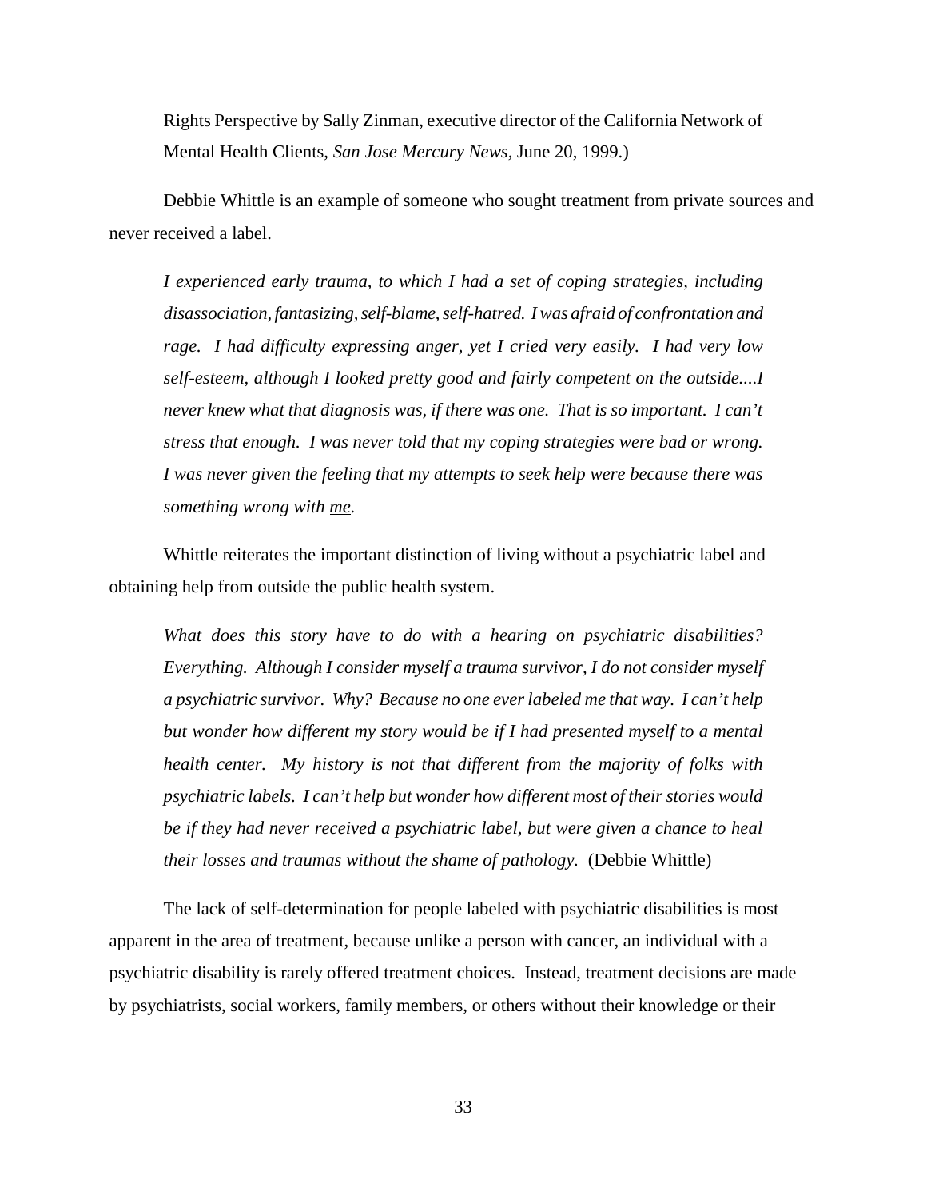Rights Perspective by Sally Zinman, executive director of the California Network of Mental Health Clients, *San Jose Mercury News*, June 20, 1999.)

Debbie Whittle is an example of someone who sought treatment from private sources and never received a label.

> *I experienced early trauma, to which I had a set of coping strategies, including disassociation, fantasizing, self-blame, self-hatred. I was afraid of confrontation and rage. I had difficulty expressing anger, yet I cried very easily. I had very low self-esteem, although I looked pretty good and fairly competent on the outside....I never knew what that diagnosis was, if there was one. That is so important. I can't stress that enough. I was never told that my coping strategies were bad or wrong. I was never given the feeling that my attempts to seek help were because there was something wrong with <u>me</u>.*

Whittle reiterates the important distinction of living without a psychiatric label and obtaining help from outside the public health system.

> *What does this story have to do with a hearing on psychiatric disabilities? Everything. Although I consider myself a trauma survivor, I do not consider myself a psychiatric survivor. Why? Because no one ever labeled me that way. I can't help but wonder how different my story would be if I had presented myself to a mental health center. My history is not that different from the majority of folks with psychiatric labels. I can't help but wonder how different most of their stories would be if they had never received a psychiatric label, but were given a chance to heal their losses and traumas without the shame of pathology.* (Debbie Whittle)

The lack of self-determination for people labeled with psychiatric disabilities is most apparent in the area of treatment, because unlike a person with cancer, an individual with a psychiatric disability is rarely offered treatment choices. Instead, treatment decisions are made by psychiatrists, social workers, family members, or others without their knowledge or their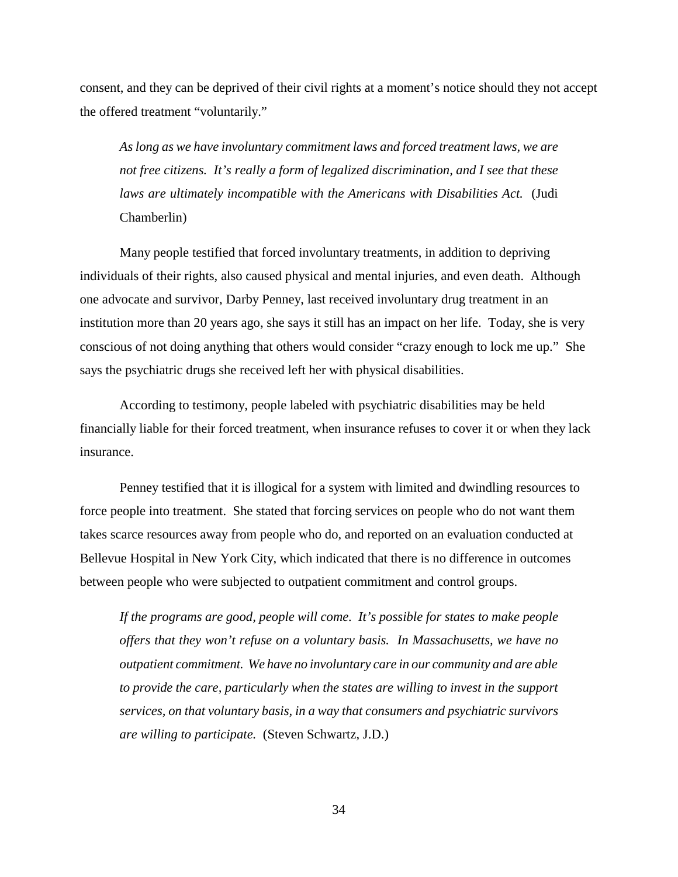consent, and they can be deprived of their civil rights at a moment's notice should they not accept the offered treatment "voluntarily."

> *As long as we have involuntary commitment laws and forced treatment laws, we are not free citizens. It's really a form of legalized discrimination, and I see that these laws are ultimately incompatible with the Americans with Disabilities Act.* (Judi Chamberlin)

Many people testified that forced involuntary treatments, in addition to depriving individuals of their rights, also caused physical and mental injuries, and even death. Although one advocate and survivor, Darby Penney, last received involuntary drug treatment in an institution more than 20 years ago, she says it still has an impact on her life. Today, she is very conscious of not doing anything that others would consider "crazy enough to lock me up." She says the psychiatric drugs she received left her with physical disabilities.

According to testimony, people labeled with psychiatric disabilities may be held financially liable for their forced treatment, when insurance refuses to cover it or when they lack insurance.

Penney testified that it is illogical for a system with limited and dwindling resources to force people into treatment. She stated that forcing services on people who do not want them takes scarce resources away from people who do, and reported on an evaluation conducted at Bellevue Hospital in New York City, which indicated that there is no difference in outcomes between people who were subjected to outpatient commitment and control groups.

> *If the programs are good, people will come. It's possible for states to make people offers that they won't refuse on a voluntary basis. In Massachusetts, we have no outpatient commitment. We have no involuntary care in our community and are able to provide the care, particularly when the states are willing to invest in the support services, on that voluntary basis, in a way that consumers and psychiatric survivors are willing to participate.* (Steven Schwartz, J.D.)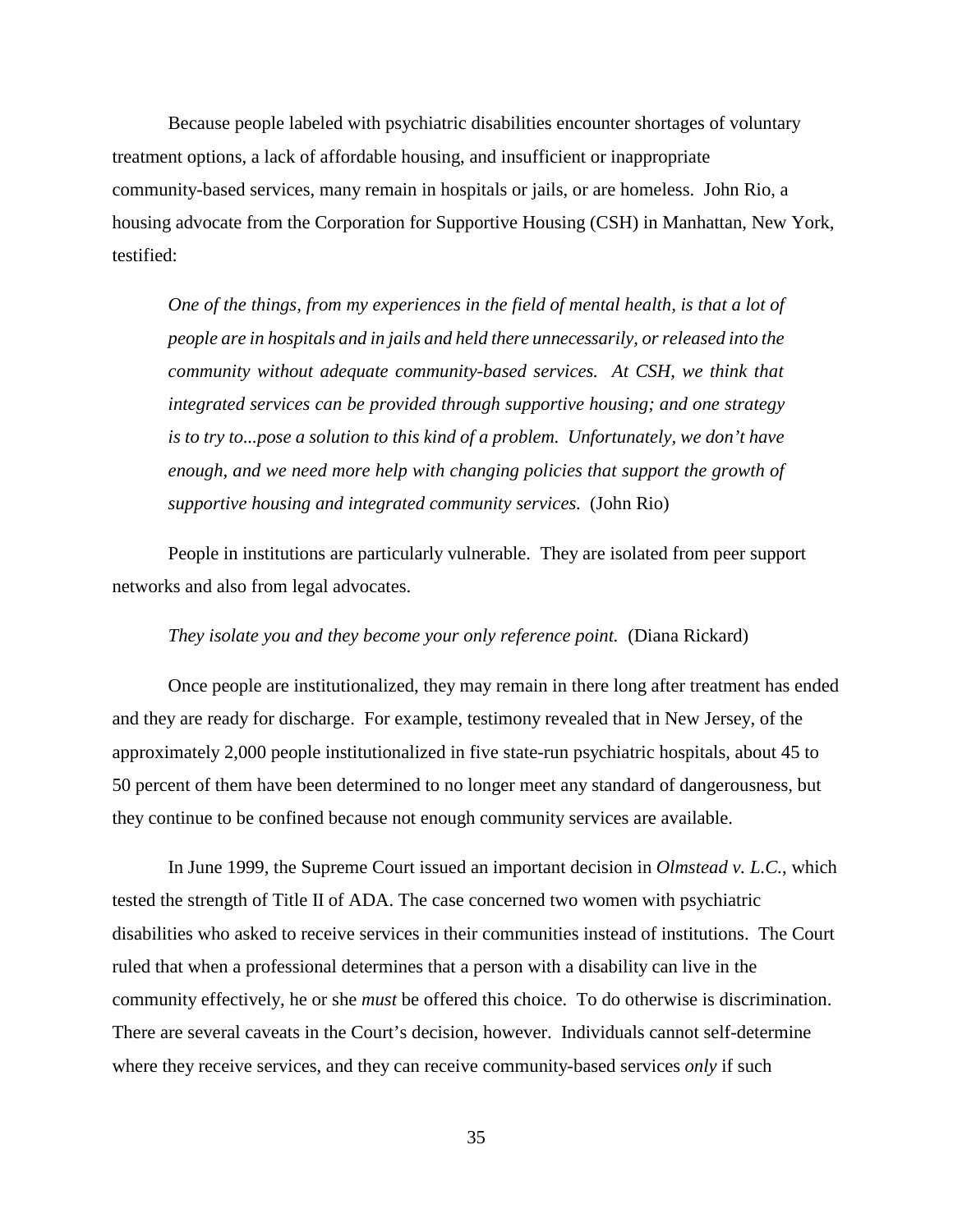Because people labeled with psychiatric disabilities encounter shortages of voluntary treatment options, a lack of affordable housing, and insufficient or inappropriate community-based services, many remain in hospitals or jails, or are homeless. John Rio, a housing advocate from the Corporation for Supportive Housing (CSH) in Manhattan, New York, testified:

> *One of the things, from my experiences in the field of mental health, is that a lot of people are in hospitals and in jails and held there unnecessarily, or released into the community without adequate community-based services. At CSH, we think that integrated services can be provided through supportive housing; and one strategy is to try to...pose a solution to this kind of a problem. Unfortunately, we don't have enough, and we need more help with changing policies that support the growth of supportive housing and integrated community services.* (John Rio)

People in institutions are particularly vulnerable. They are isolated from peer support networks and also from legal advocates.

> *They isolate you and they become your only reference point.* (Diana Rickard)

Once people are institutionalized, they may remain in there long after treatment has ended and they are ready for discharge. For example, testimony revealed that in New Jersey, of the approximately 2,000 people institutionalized in five state-run psychiatric hospitals, about 45 to 50 percent of them have been determined to no longer meet any standard of dangerousness, but they continue to be confined because not enough community services are available.

In June 1999, the Supreme Court issued an important decision in *Olmstead v. L.C.*, which tested the strength of Title II of ADA. The case concerned two women with psychiatric disabilities who asked to receive services in their communities instead of institutions. The Court ruled that when a professional determines that a person with a disability can live in the community effectively, he or she *must* be offered this choice. To do otherwise is discrimination. There are several caveats in the Court's decision, however. Individuals cannot self-determine where they receive services, and they can receive community-based services *only* if such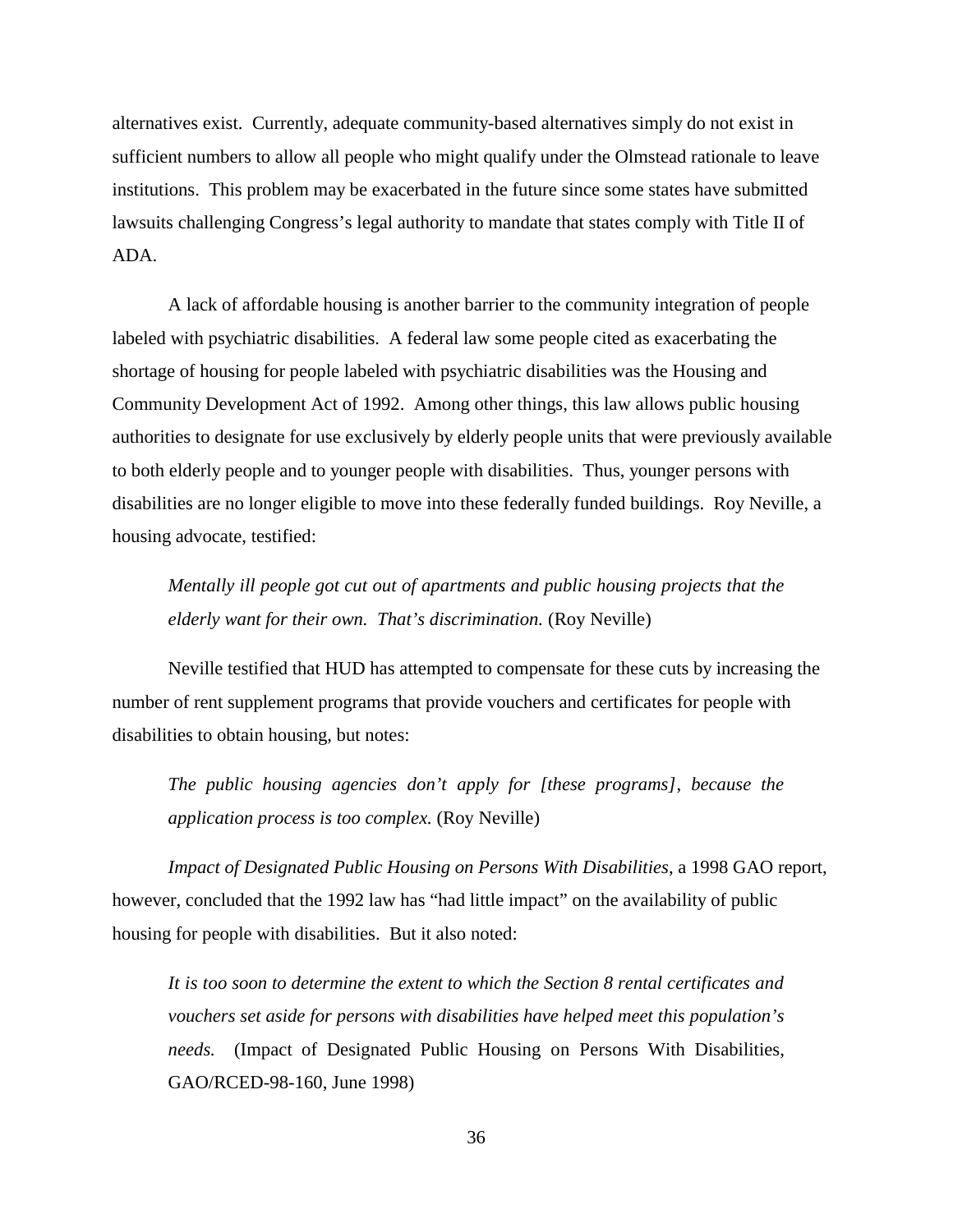alternatives exist. Currently, adequate community-based alternatives simply do not exist in sufficient numbers to allow all people who might qualify under the Olmstead rationale to leave institutions. This problem may be exacerbated in the future since some states have submitted lawsuits challenging Congress's legal authority to mandate that states comply with Title II of ADA.

A lack of affordable housing is another barrier to the community integration of people labeled with psychiatric disabilities. A federal law some people cited as exacerbating the shortage of housing for people labeled with psychiatric disabilities was the Housing and Community Development Act of 1992. Among other things, this law allows public housing authorities to designate for use exclusively by elderly people units that were previously available to both elderly people and to younger people with disabilities. Thus, younger persons with disabilities are no longer eligible to move into these federally funded buildings. Roy Neville, a housing advocate, testified:

> *Mentally ill people got cut out of apartments and public housing projects that the elderly want for their own. That's discrimination.* (Roy Neville)

Neville testified that HUD has attempted to compensate for these cuts by increasing the number of rent supplement programs that provide vouchers and certificates for people with disabilities to obtain housing, but notes:

> *The public housing agencies don't apply for [these programs], because the application process is too complex.* (Roy Neville)

*Impact of Designated Public Housing on Persons With Disabilities*, a 1998 GAO report, however, concluded that the 1992 law has "had little impact" on the availability of public housing for people with disabilities. But it also noted:

> *It is too soon to determine the extent to which the Section 8 rental certificates and vouchers set aside for persons with disabilities have helped meet this population's needs.* (Impact of Designated Public Housing on Persons With Disabilities, GAO/RCED-98-160, June 1998)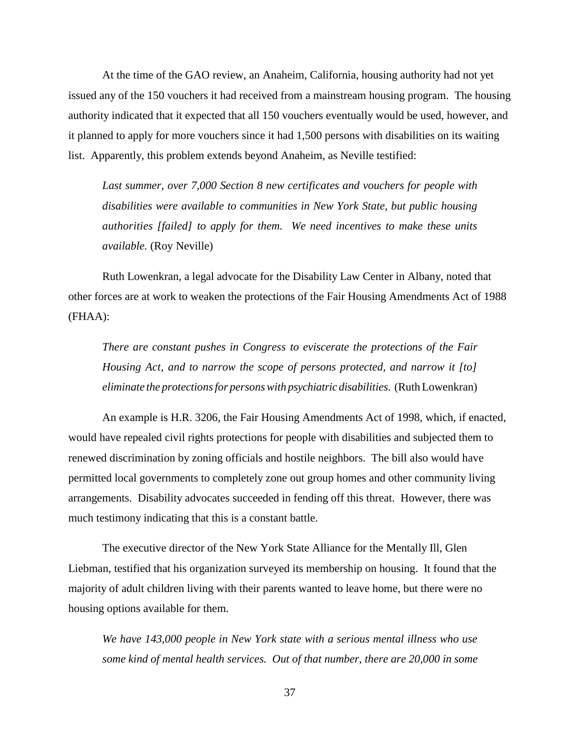At the time of the GAO review, an Anaheim, California, housing authority had not yet issued any of the 150 vouchers it had received from a mainstream housing program. The housing authority indicated that it expected that all 150 vouchers eventually would be used, however, and it planned to apply for more vouchers since it had 1,500 persons with disabilities on its waiting list. Apparently, this problem extends beyond Anaheim, as Neville testified:

> *Last summer, over 7,000 Section 8 new certificates and vouchers for people with disabilities were available to communities in New York State, but public housing authorities [failed] to apply for them. We need incentives to make these units available.* (Roy Neville)

Ruth Lowenkran, a legal advocate for the Disability Law Center in Albany, noted that other forces are at work to weaken the protections of the Fair Housing Amendments Act of 1988 (FHAA):

> *There are constant pushes in Congress to eviscerate the protections of the Fair Housing Act, and to narrow the scope of persons protected, and narrow it [to] eliminate the protections for persons with psychiatric disabilities.* (Ruth Lowenkran)

An example is H.R. 3206, the Fair Housing Amendments Act of 1998, which, if enacted, would have repealed civil rights protections for people with disabilities and subjected them to renewed discrimination by zoning officials and hostile neighbors. The bill also would have permitted local governments to completely zone out group homes and other community living arrangements. Disability advocates succeeded in fending off this threat. However, there was much testimony indicating that this is a constant battle.

The executive director of the New York State Alliance for the Mentally Ill, Glen Liebman, testified that his organization surveyed its membership on housing. It found that the majority of adult children living with their parents wanted to leave home, but there were no housing options available for them.

> *We have 143,000 people in New York state with a serious mental illness who use some kind of mental health services. Out of that number, there are 20,000 in some*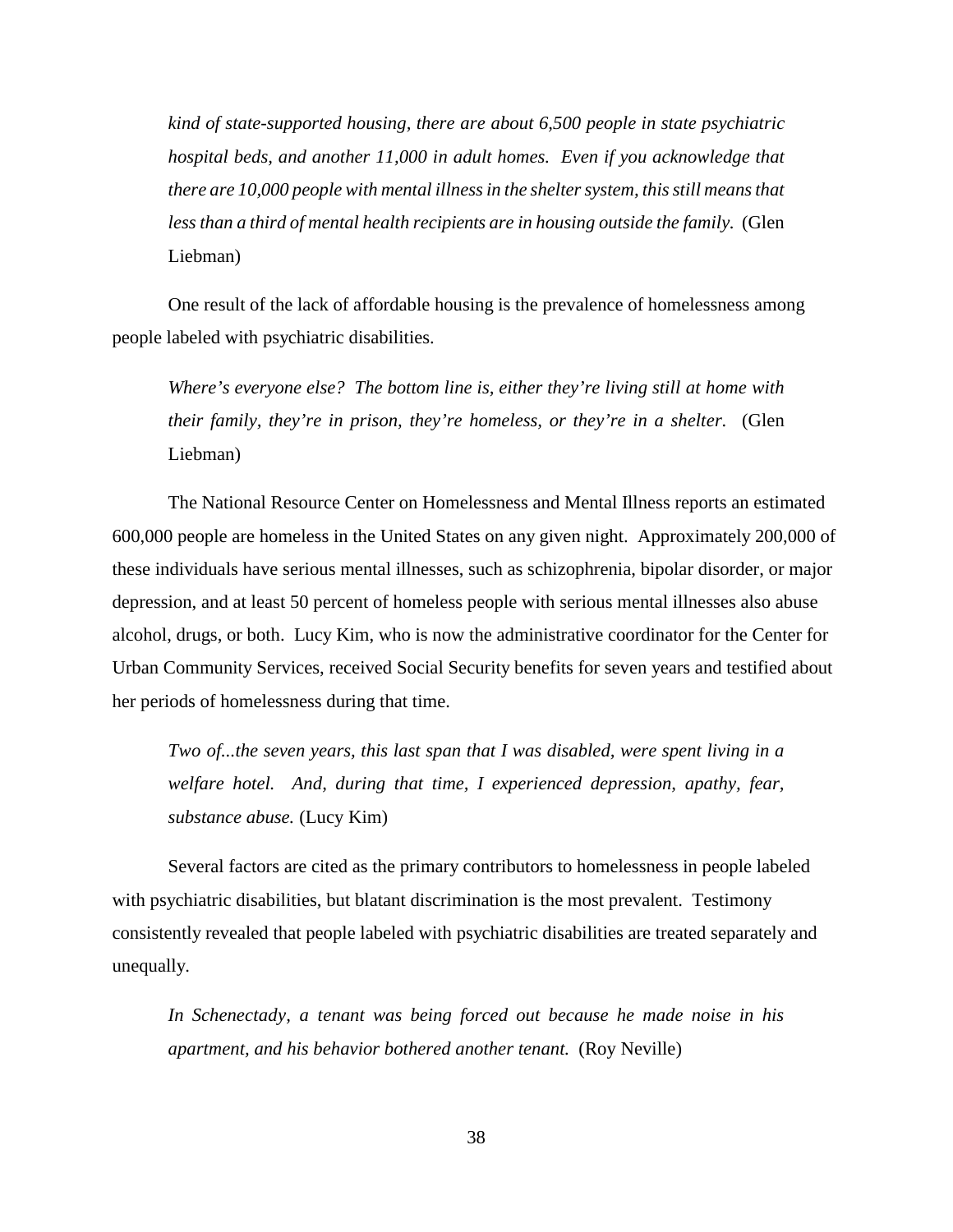*kind of state-supported housing, there are about 6,500 people in state psychiatric hospital beds, and another 11,000 in adult homes. Even if you acknowledge that there are 10,000 people with mental illness in the shelter system, this still means that less than a third of mental health recipients are in housing outside the family.* (Glen Liebman)

One result of the lack of affordable housing is the prevalence of homelessness among people labeled with psychiatric disabilities.

*Where's everyone else? The bottom line is, either they're living still at home with their family, they're in prison, they're homeless, or they're in a shelter.* (Glen Liebman)

The National Resource Center on Homelessness and Mental Illness reports an estimated 600,000 people are homeless in the United States on any given night. Approximately 200,000 of these individuals have serious mental illnesses, such as schizophrenia, bipolar disorder, or major depression, and at least 50 percent of homeless people with serious mental illnesses also abuse alcohol, drugs, or both. Lucy Kim, who is now the administrative coordinator for the Center for Urban Community Services, received Social Security benefits for seven years and testified about her periods of homelessness during that time.

*Two of...the seven years, this last span that I was disabled, were spent living in a welfare hotel. And, during that time, I experienced depression, apathy, fear, substance abuse.* (Lucy Kim)

Several factors are cited as the primary contributors to homelessness in people labeled with psychiatric disabilities, but blatant discrimination is the most prevalent. Testimony consistently revealed that people labeled with psychiatric disabilities are treated separately and unequally.

*In Schenectady, a tenant was being forced out because he made noise in his apartment, and his behavior bothered another tenant.* (Roy Neville)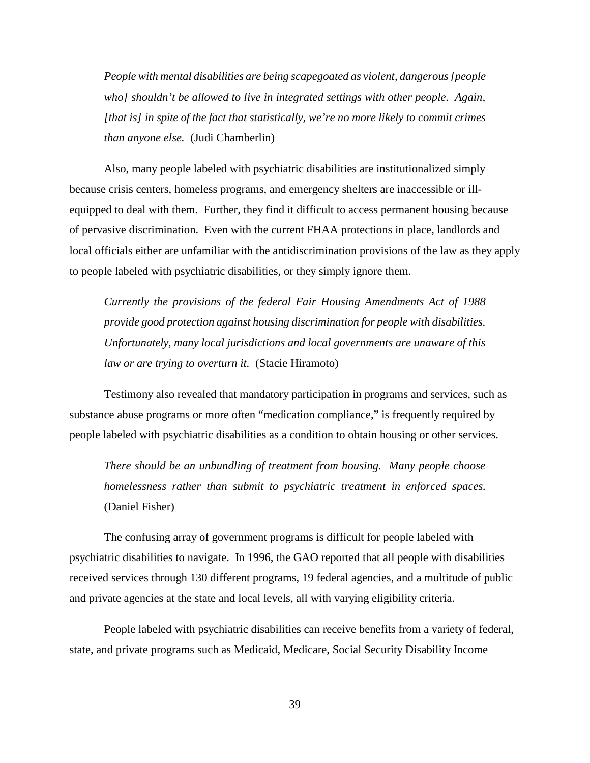> *People with mental disabilities are being scapegoated as violent, dangerous [people who] shouldn't be allowed to live in integrated settings with other people. Again, [that is] in spite of the fact that statistically, we're no more likely to commit crimes than anyone else.* (Judi Chamberlin)

Also, many people labeled with psychiatric disabilities are institutionalized simply because crisis centers, homeless programs, and emergency shelters are inaccessible or ill-equipped to deal with them. Further, they find it difficult to access permanent housing because of pervasive discrimination. Even with the current FHAA protections in place, landlords and local officials either are unfamiliar with the antidiscrimination provisions of the law as they apply to people labeled with psychiatric disabilities, or they simply ignore them.

> *Currently the provisions of the federal Fair Housing Amendments Act of 1988 provide good protection against housing discrimination for people with disabilities. Unfortunately, many local jurisdictions and local governments are unaware of this law or are trying to overturn it.* (Stacie Hiramoto)

Testimony also revealed that mandatory participation in programs and services, such as substance abuse programs or more often "medication compliance," is frequently required by people labeled with psychiatric disabilities as a condition to obtain housing or other services.

> *There should be an unbundling of treatment from housing. Many people choose homelessness rather than submit to psychiatric treatment in enforced spaces.* (Daniel Fisher)

The confusing array of government programs is difficult for people labeled with psychiatric disabilities to navigate. In 1996, the GAO reported that all people with disabilities received services through 130 different programs, 19 federal agencies, and a multitude of public and private agencies at the state and local levels, all with varying eligibility criteria.

People labeled with psychiatric disabilities can receive benefits from a variety of federal, state, and private programs such as Medicaid, Medicare, Social Security Disability Income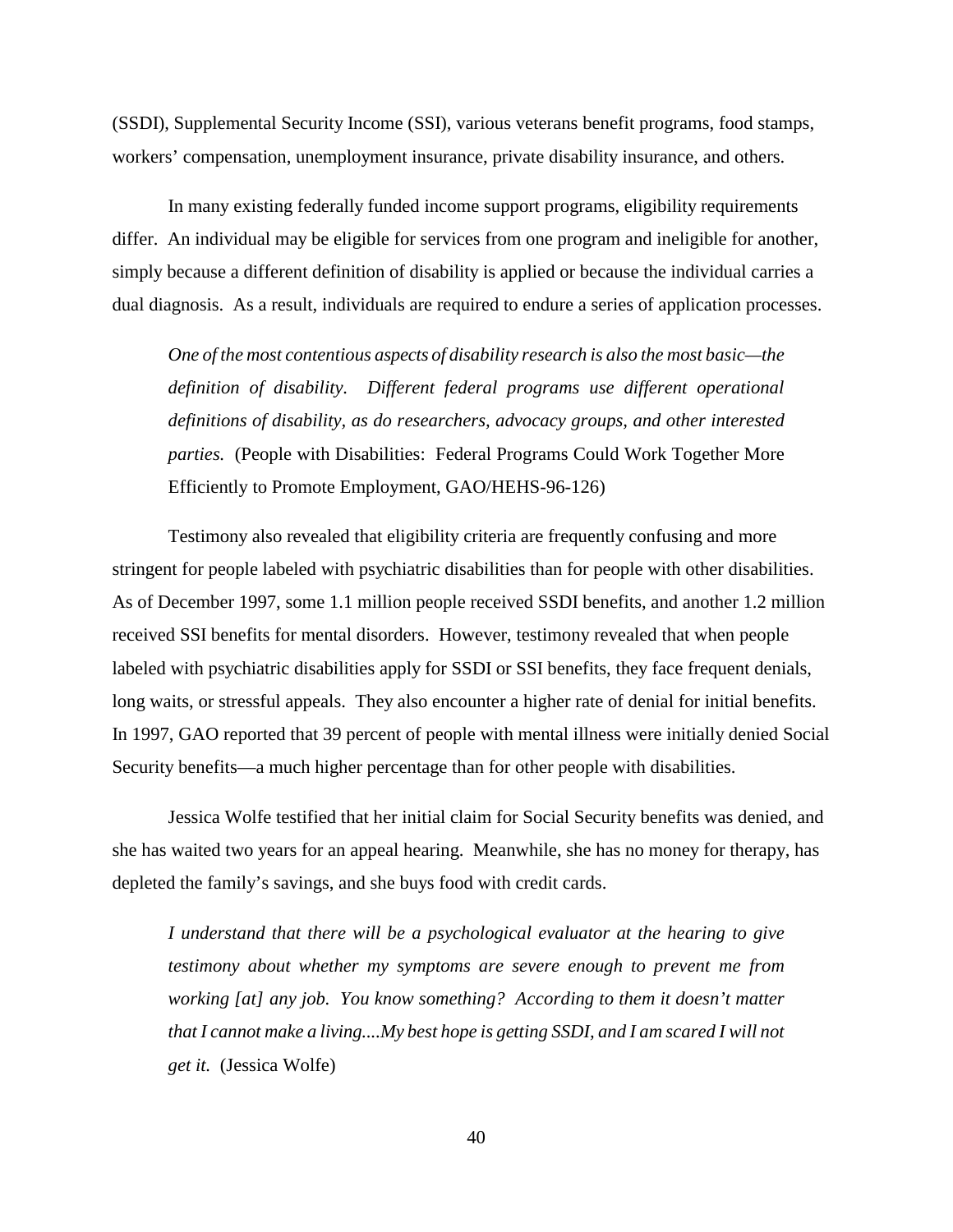(SSDI), Supplemental Security Income (SSI), various veterans benefit programs, food stamps, workers' compensation, unemployment insurance, private disability insurance, and others.

In many existing federally funded income support programs, eligibility requirements differ. An individual may be eligible for services from one program and ineligible for another, simply because a different definition of disability is applied or because the individual carries a dual diagnosis. As a result, individuals are required to endure a series of application processes.

> *One of the most contentious aspects of disability research is also the most basic—the definition of disability. Different federal programs use different operational definitions of disability, as do researchers, advocacy groups, and other interested parties.* (People with Disabilities: Federal Programs Could Work Together More Efficiently to Promote Employment, GAO/HEHS-96-126)

Testimony also revealed that eligibility criteria are frequently confusing and more stringent for people labeled with psychiatric disabilities than for people with other disabilities. As of December 1997, some 1.1 million people received SSDI benefits, and another 1.2 million received SSI benefits for mental disorders. However, testimony revealed that when people labeled with psychiatric disabilities apply for SSDI or SSI benefits, they face frequent denials, long waits, or stressful appeals. They also encounter a higher rate of denial for initial benefits. In 1997, GAO reported that 39 percent of people with mental illness were initially denied Social Security benefits—a much higher percentage than for other people with disabilities.

Jessica Wolfe testified that her initial claim for Social Security benefits was denied, and she has waited two years for an appeal hearing. Meanwhile, she has no money for therapy, has depleted the family's savings, and she buys food with credit cards.

> *I understand that there will be a psychological evaluator at the hearing to give testimony about whether my symptoms are severe enough to prevent me from working [at] any job. You know something? According to them it doesn't matter that I cannot make a living....My best hope is getting SSDI, and I am scared I will not get it.* (Jessica Wolfe)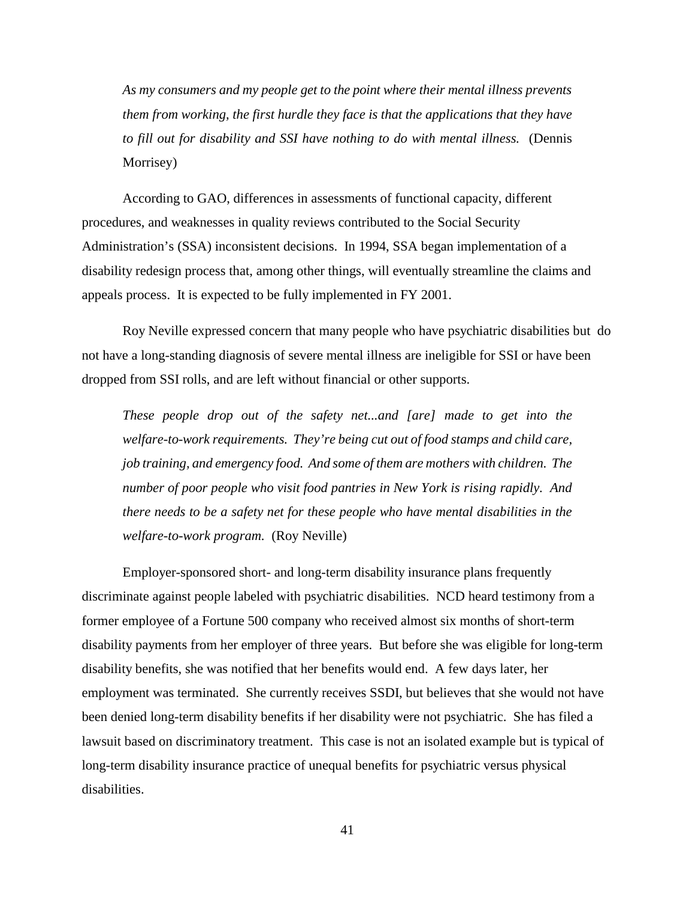> *As my consumers and my people get to the point where their mental illness prevents them from working, the first hurdle they face is that the applications that they have to fill out for disability and SSI have nothing to do with mental illness.* (Dennis Morrisey)

According to GAO, differences in assessments of functional capacity, different procedures, and weaknesses in quality reviews contributed to the Social Security Administration's (SSA) inconsistent decisions. In 1994, SSA began implementation of a disability redesign process that, among other things, will eventually streamline the claims and appeals process. It is expected to be fully implemented in FY 2001.

Roy Neville expressed concern that many people who have psychiatric disabilities but do not have a long-standing diagnosis of severe mental illness are ineligible for SSI or have been dropped from SSI rolls, and are left without financial or other supports.

> *These people drop out of the safety net...and [are] made to get into the welfare-to-work requirements. They're being cut out of food stamps and child care, job training, and emergency food. And some of them are mothers with children. The number of poor people who visit food pantries in New York is rising rapidly. And there needs to be a safety net for these people who have mental disabilities in the welfare-to-work program.* (Roy Neville)

Employer-sponsored short- and long-term disability insurance plans frequently discriminate against people labeled with psychiatric disabilities. NCD heard testimony from a former employee of a Fortune 500 company who received almost six months of short-term disability payments from her employer of three years. But before she was eligible for long-term disability benefits, she was notified that her benefits would end. A few days later, her employment was terminated. She currently receives SSDI, but believes that she would not have been denied long-term disability benefits if her disability were not psychiatric. She has filed a lawsuit based on discriminatory treatment. This case is not an isolated example but is typical of long-term disability insurance practice of unequal benefits for psychiatric versus physical disabilities.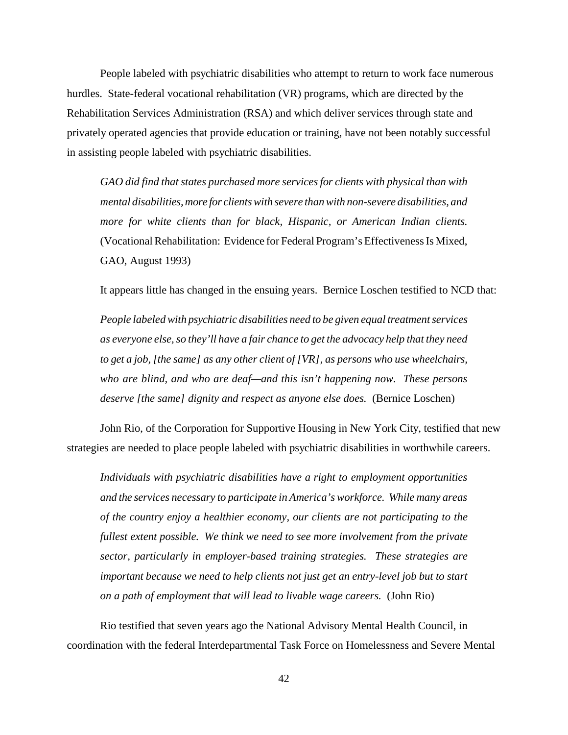People labeled with psychiatric disabilities who attempt to return to work face numerous hurdles. State-federal vocational rehabilitation (VR) programs, which are directed by the Rehabilitation Services Administration (RSA) and which deliver services through state and privately operated agencies that provide education or training, have not been notably successful in assisting people labeled with psychiatric disabilities.

> *GAO did find that states purchased more services for clients with physical than with mental disabilities, more for clients with severe than with non-severe disabilities, and more for white clients than for black, Hispanic, or American Indian clients.* (Vocational Rehabilitation: Evidence for Federal Program's Effectiveness Is Mixed, GAO, August 1993)

It appears little has changed in the ensuing years. Bernice Loschen testified to NCD that:

> *People labeled with psychiatric disabilities need to be given equal treatment services as everyone else, so they'll have a fair chance to get the advocacy help that they need to get a job, [the same] as any other client of [VR], as persons who use wheelchairs, who are blind, and who are deaf—and this isn't happening now. These persons deserve [the same] dignity and respect as anyone else does.* (Bernice Loschen)

John Rio, of the Corporation for Supportive Housing in New York City, testified that new strategies are needed to place people labeled with psychiatric disabilities in worthwhile careers.

> *Individuals with psychiatric disabilities have a right to employment opportunities and the services necessary to participate in America's workforce. While many areas of the country enjoy a healthier economy, our clients are not participating to the fullest extent possible. We think we need to see more involvement from the private sector, particularly in employer-based training strategies. These strategies are important because we need to help clients not just get an entry-level job but to start on a path of employment that will lead to livable wage careers.* (John Rio)

Rio testified that seven years ago the National Advisory Mental Health Council, in coordination with the federal Interdepartmental Task Force on Homelessness and Severe Mental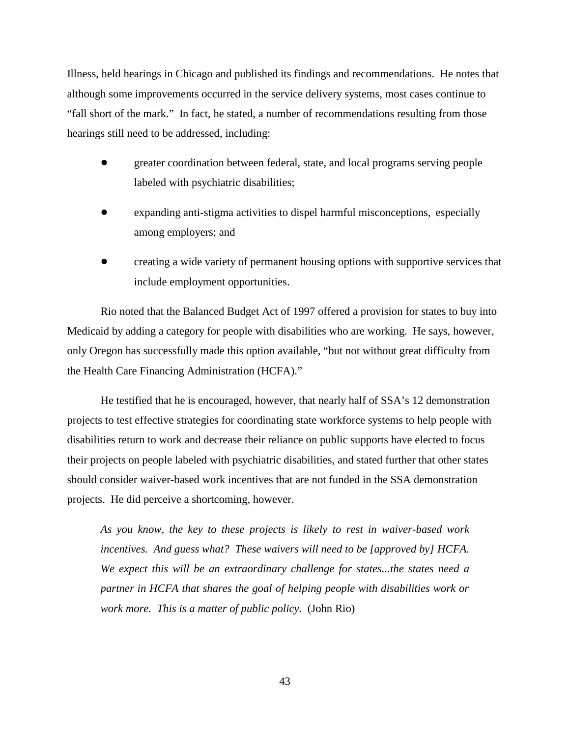Illness, held hearings in Chicago and published its findings and recommendations. He notes that although some improvements occurred in the service delivery systems, most cases continue to "fall short of the mark." In fact, he stated, a number of recommendations resulting from those hearings still need to be addressed, including:

- greater coordination between federal, state, and local programs serving people labeled with psychiatric disabilities;
- expanding anti-stigma activities to dispel harmful misconceptions, especially among employers; and
- creating a wide variety of permanent housing options with supportive services that include employment opportunities.

Rio noted that the Balanced Budget Act of 1997 offered a provision for states to buy into Medicaid by adding a category for people with disabilities who are working. He says, however, only Oregon has successfully made this option available, "but not without great difficulty from the Health Care Financing Administration (HCFA)."

He testified that he is encouraged, however, that nearly half of SSA's 12 demonstration projects to test effective strategies for coordinating state workforce systems to help people with disabilities return to work and decrease their reliance on public supports have elected to focus their projects on people labeled with psychiatric disabilities, and stated further that other states should consider waiver-based work incentives that are not funded in the SSA demonstration projects. He did perceive a shortcoming, however.

> *As you know, the key to these projects is likely to rest in waiver-based work incentives. And guess what? These waivers will need to be [approved by] HCFA. We expect this will be an extraordinary challenge for states...the states need a partner in HCFA that shares the goal of helping people with disabilities work or work more. This is a matter of public policy.* (John Rio)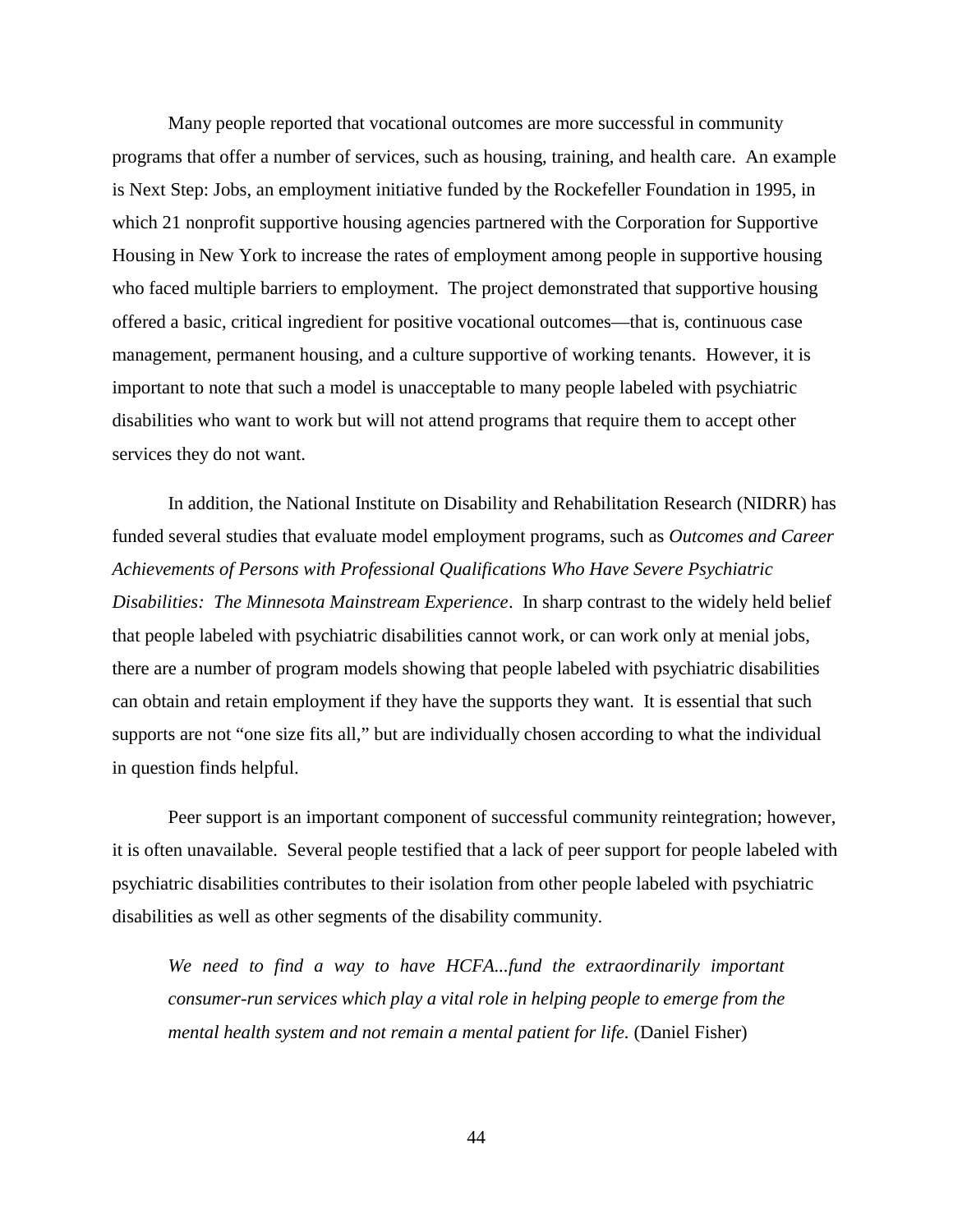Many people reported that vocational outcomes are more successful in community programs that offer a number of services, such as housing, training, and health care. An example is Next Step: Jobs, an employment initiative funded by the Rockefeller Foundation in 1995, in which 21 nonprofit supportive housing agencies partnered with the Corporation for Supportive Housing in New York to increase the rates of employment among people in supportive housing who faced multiple barriers to employment. The project demonstrated that supportive housing offered a basic, critical ingredient for positive vocational outcomes—that is, continuous case management, permanent housing, and a culture supportive of working tenants. However, it is important to note that such a model is unacceptable to many people labeled with psychiatric disabilities who want to work but will not attend programs that require them to accept other services they do not want.

In addition, the National Institute on Disability and Rehabilitation Research (NIDRR) has funded several studies that evaluate model employment programs, such as *Outcomes and Career Achievements of Persons with Professional Qualifications Who Have Severe Psychiatric Disabilities: The Minnesota Mainstream Experience*. In sharp contrast to the widely held belief that people labeled with psychiatric disabilities cannot work, or can work only at menial jobs, there are a number of program models showing that people labeled with psychiatric disabilities can obtain and retain employment if they have the supports they want. It is essential that such supports are not "one size fits all," but are individually chosen according to what the individual in question finds helpful.

Peer support is an important component of successful community reintegration; however, it is often unavailable. Several people testified that a lack of peer support for people labeled with psychiatric disabilities contributes to their isolation from other people labeled with psychiatric disabilities as well as other segments of the disability community.

> *We need to find a way to have HCFA...fund the extraordinarily important consumer-run services which play a vital role in helping people to emerge from the mental health system and not remain a mental patient for life.* (Daniel Fisher)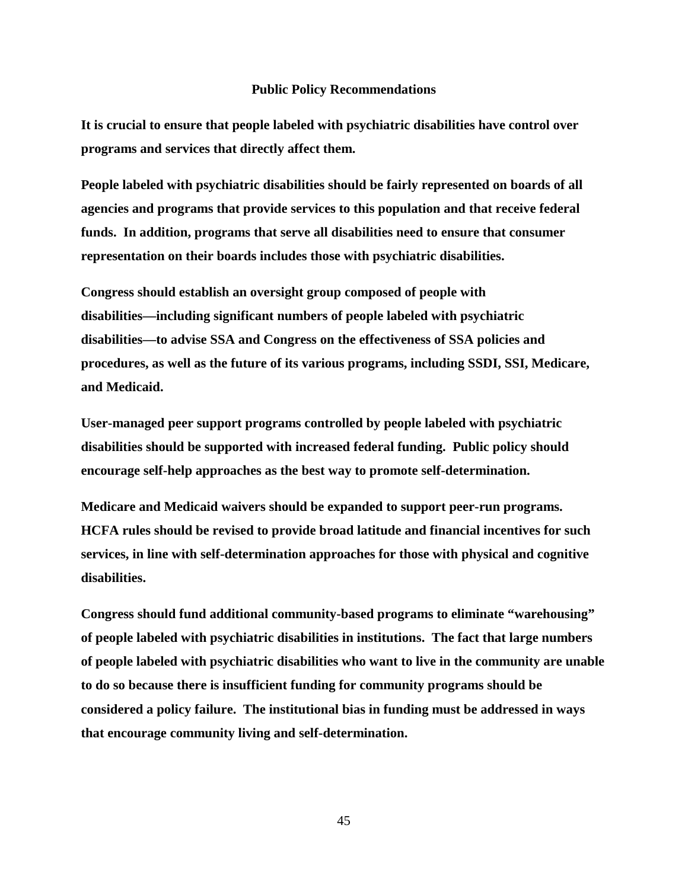## Public Policy Recommendations

**It is crucial to ensure that people labeled with psychiatric disabilities have control over programs and services that directly affect them.**

**People labeled with psychiatric disabilities should be fairly represented on boards of all agencies and programs that provide services to this population and that receive federal funds. In addition, programs that serve all disabilities need to ensure that consumer representation on their boards includes those with psychiatric disabilities.**

**Congress should establish an oversight group composed of people with disabilities—including significant numbers of people labeled with psychiatric disabilities—to advise SSA and Congress on the effectiveness of SSA policies and procedures, as well as the future of its various programs, including SSDI, SSI, Medicare, and Medicaid.**

**User-managed peer support programs controlled by people labeled with psychiatric disabilities should be supported with increased federal funding. Public policy should encourage self-help approaches as the best way to promote self-determination.**

**Medicare and Medicaid waivers should be expanded to support peer-run programs. HCFA rules should be revised to provide broad latitude and financial incentives for such services, in line with self-determination approaches for those with physical and cognitive disabilities.**

**Congress should fund additional community-based programs to eliminate "warehousing" of people labeled with psychiatric disabilities in institutions. The fact that large numbers of people labeled with psychiatric disabilities who want to live in the community are unable to do so because there is insufficient funding for community programs should be considered a policy failure. The institutional bias in funding must be addressed in ways that encourage community living and self-determination.**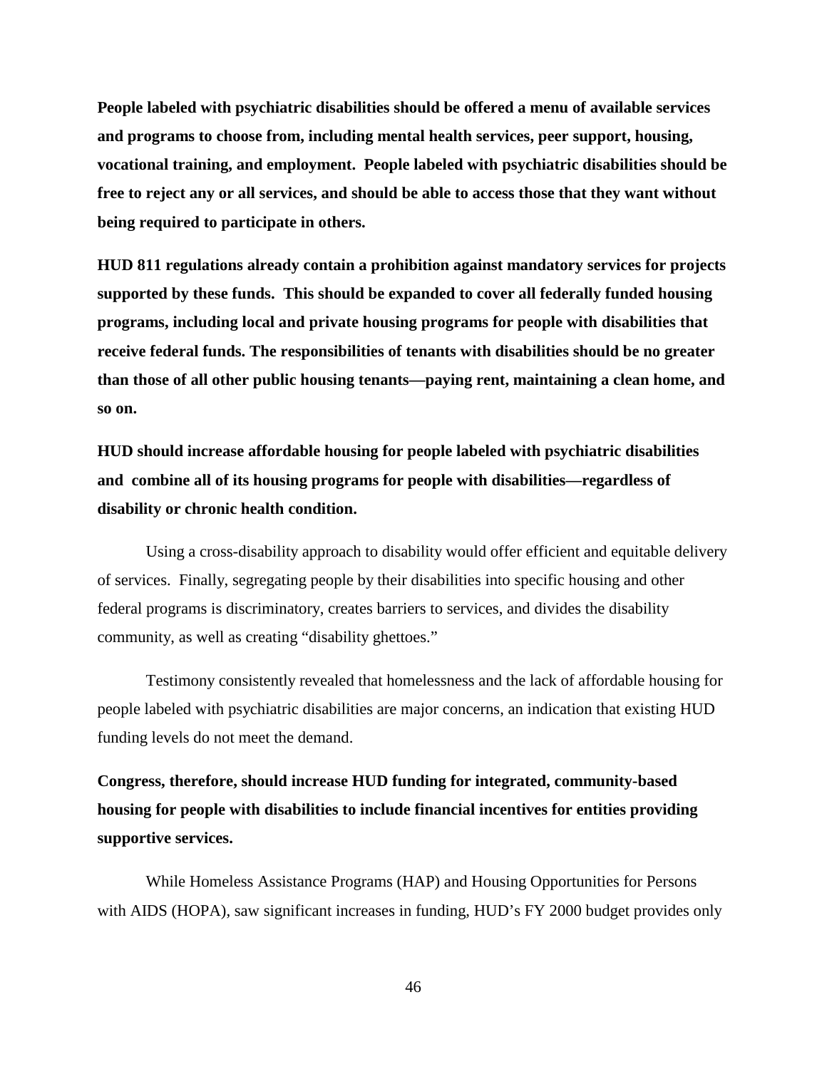**People labeled with psychiatric disabilities should be offered a menu of available services and programs to choose from, including mental health services, peer support, housing, vocational training, and employment. People labeled with psychiatric disabilities should be free to reject any or all services, and should be able to access those that they want without being required to participate in others.**

**HUD 811 regulations already contain a prohibition against mandatory services for projects supported by these funds. This should be expanded to cover all federally funded housing programs, including local and private housing programs for people with disabilities that receive federal funds. The responsibilities of tenants with disabilities should be no greater than those of all other public housing tenants—paying rent, maintaining a clean home, and so on.**

**HUD should increase affordable housing for people labeled with psychiatric disabilities and combine all of its housing programs for people with disabilities—regardless of disability or chronic health condition.**

Using a cross-disability approach to disability would offer efficient and equitable delivery of services. Finally, segregating people by their disabilities into specific housing and other federal programs is discriminatory, creates barriers to services, and divides the disability community, as well as creating "disability ghettoes."

Testimony consistently revealed that homelessness and the lack of affordable housing for people labeled with psychiatric disabilities are major concerns, an indication that existing HUD funding levels do not meet the demand.

**Congress, therefore, should increase HUD funding for integrated, community-based housing for people with disabilities to include financial incentives for entities providing supportive services.**

While Homeless Assistance Programs (HAP) and Housing Opportunities for Persons with AIDS (HOPA), saw significant increases in funding, HUD's FY 2000 budget provides only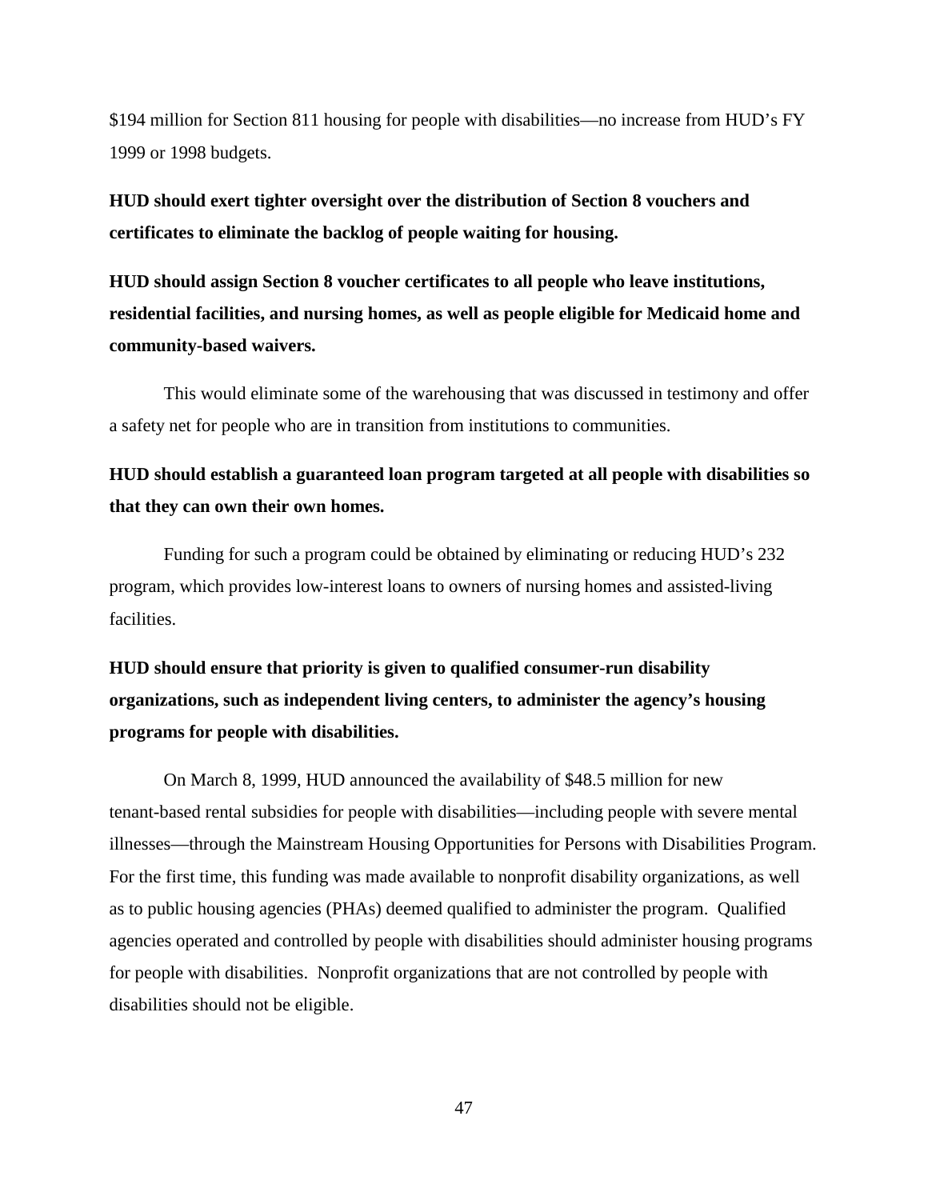$194 million for Section 811 housing for people with disabilities—no increase from HUD's FY 1999 or 1998 budgets.

**HUD should exert tighter oversight over the distribution of Section 8 vouchers and certificates to eliminate the backlog of people waiting for housing.**

**HUD should assign Section 8 voucher certificates to all people who leave institutions, residential facilities, and nursing homes, as well as people eligible for Medicaid home and community-based waivers.**

This would eliminate some of the warehousing that was discussed in testimony and offer a safety net for people who are in transition from institutions to communities.

**HUD should establish a guaranteed loan program targeted at all people with disabilities so that they can own their own homes.**

Funding for such a program could be obtained by eliminating or reducing HUD's 232 program, which provides low-interest loans to owners of nursing homes and assisted-living facilities.

**HUD should ensure that priority is given to qualified consumer-run disability organizations, such as independent living centers, to administer the agency's housing programs for people with disabilities.**

On March 8, 1999, HUD announced the availability of $48.5 million for new tenant-based rental subsidies for people with disabilities—including people with severe mental illnesses—through the Mainstream Housing Opportunities for Persons with Disabilities Program. For the first time, this funding was made available to nonprofit disability organizations, as well as to public housing agencies (PHAs) deemed qualified to administer the program. Qualified agencies operated and controlled by people with disabilities should administer housing programs for people with disabilities. Nonprofit organizations that are not controlled by people with disabilities should not be eligible.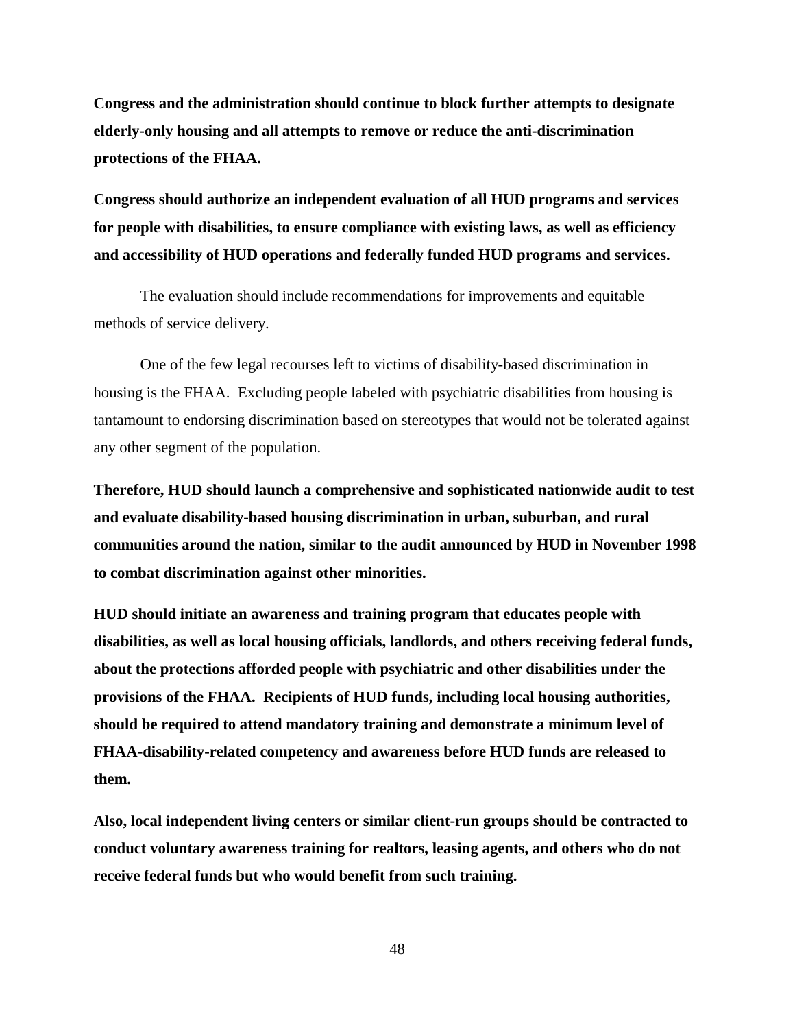**Congress and the administration should continue to block further attempts to designate elderly-only housing and all attempts to remove or reduce the anti-discrimination protections of the FHAA.**

**Congress should authorize an independent evaluation of all HUD programs and services for people with disabilities, to ensure compliance with existing laws, as well as efficiency and accessibility of HUD operations and federally funded HUD programs and services.**

The evaluation should include recommendations for improvements and equitable methods of service delivery.

One of the few legal recourses left to victims of disability-based discrimination in housing is the FHAA. Excluding people labeled with psychiatric disabilities from housing is tantamount to endorsing discrimination based on stereotypes that would not be tolerated against any other segment of the population.

**Therefore, HUD should launch a comprehensive and sophisticated nationwide audit to test and evaluate disability-based housing discrimination in urban, suburban, and rural communities around the nation, similar to the audit announced by HUD in November 1998 to combat discrimination against other minorities.**

**HUD should initiate an awareness and training program that educates people with disabilities, as well as local housing officials, landlords, and others receiving federal funds, about the protections afforded people with psychiatric and other disabilities under the provisions of the FHAA. Recipients of HUD funds, including local housing authorities, should be required to attend mandatory training and demonstrate a minimum level of FHAA-disability-related competency and awareness before HUD funds are released to them.**

**Also, local independent living centers or similar client-run groups should be contracted to conduct voluntary awareness training for realtors, leasing agents, and others who do not receive federal funds but who would benefit from such training.**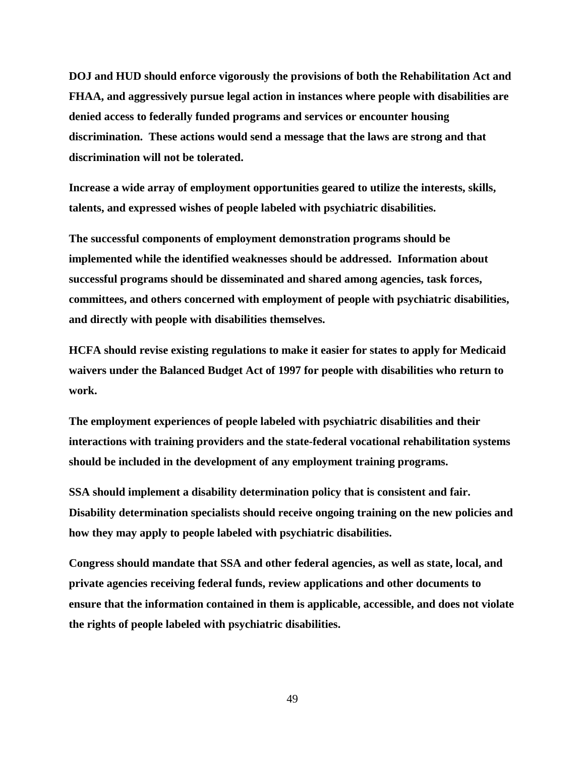**DOJ and HUD should enforce vigorously the provisions of both the Rehabilitation Act and FHAA, and aggressively pursue legal action in instances where people with disabilities are denied access to federally funded programs and services or encounter housing discrimination. These actions would send a message that the laws are strong and that discrimination will not be tolerated.**

**Increase a wide array of employment opportunities geared to utilize the interests, skills, talents, and expressed wishes of people labeled with psychiatric disabilities.**

**The successful components of employment demonstration programs should be implemented while the identified weaknesses should be addressed. Information about successful programs should be disseminated and shared among agencies, task forces, committees, and others concerned with employment of people with psychiatric disabilities, and directly with people with disabilities themselves.**

**HCFA should revise existing regulations to make it easier for states to apply for Medicaid waivers under the Balanced Budget Act of 1997 for people with disabilities who return to work.**

**The employment experiences of people labeled with psychiatric disabilities and their interactions with training providers and the state-federal vocational rehabilitation systems should be included in the development of any employment training programs.**

**SSA should implement a disability determination policy that is consistent and fair. Disability determination specialists should receive ongoing training on the new policies and how they may apply to people labeled with psychiatric disabilities.**

**Congress should mandate that SSA and other federal agencies, as well as state, local, and private agencies receiving federal funds, review applications and other documents to ensure that the information contained in them is applicable, accessible, and does not violate the rights of people labeled with psychiatric disabilities.**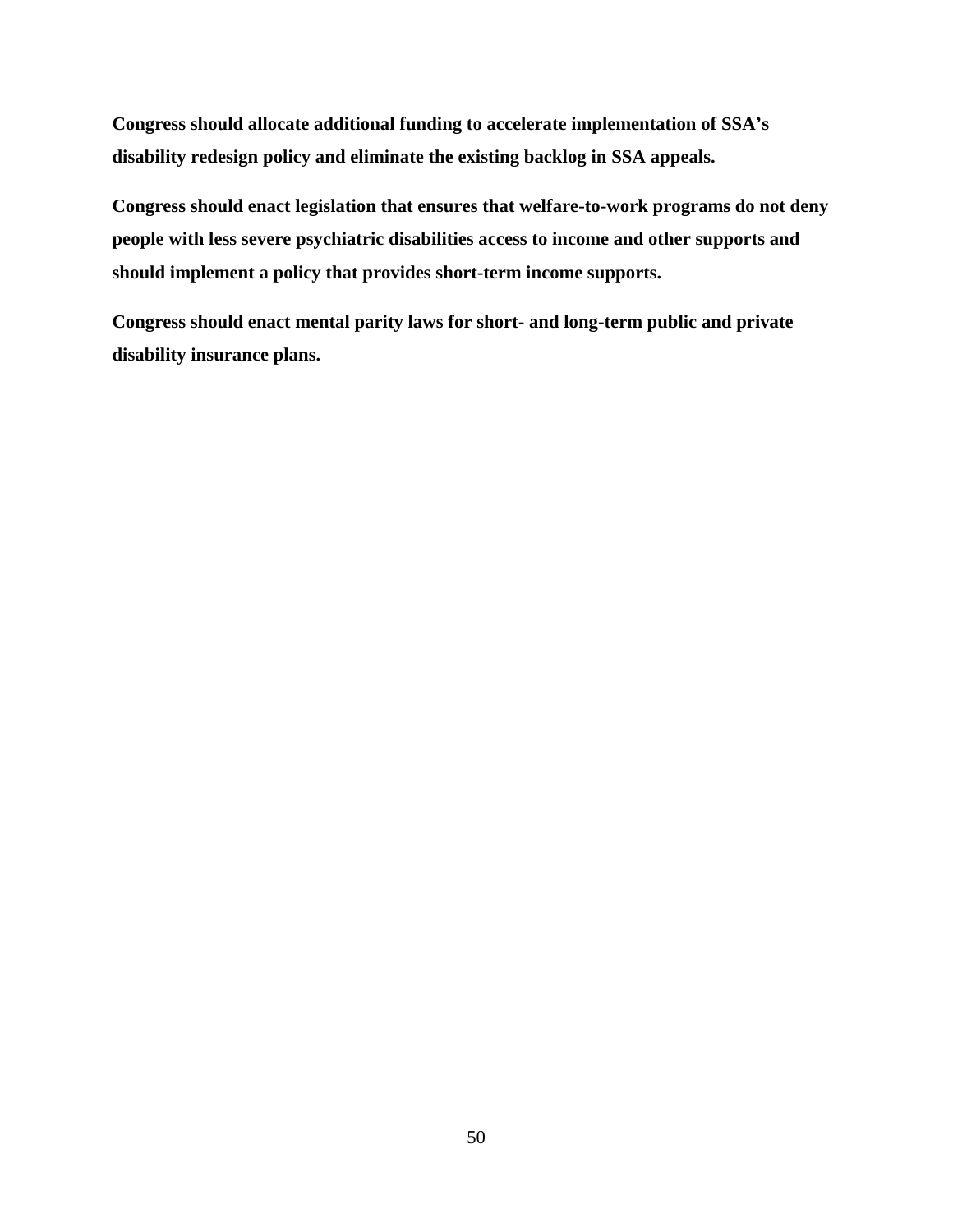**Congress should allocate additional funding to accelerate implementation of SSA's disability redesign policy and eliminate the existing backlog in SSA appeals.**

**Congress should enact legislation that ensures that welfare-to-work programs do not deny people with less severe psychiatric disabilities access to income and other supports and should implement a policy that provides short-term income supports.**

**Congress should enact mental parity laws for short- and long-term public and private disability insurance plans.**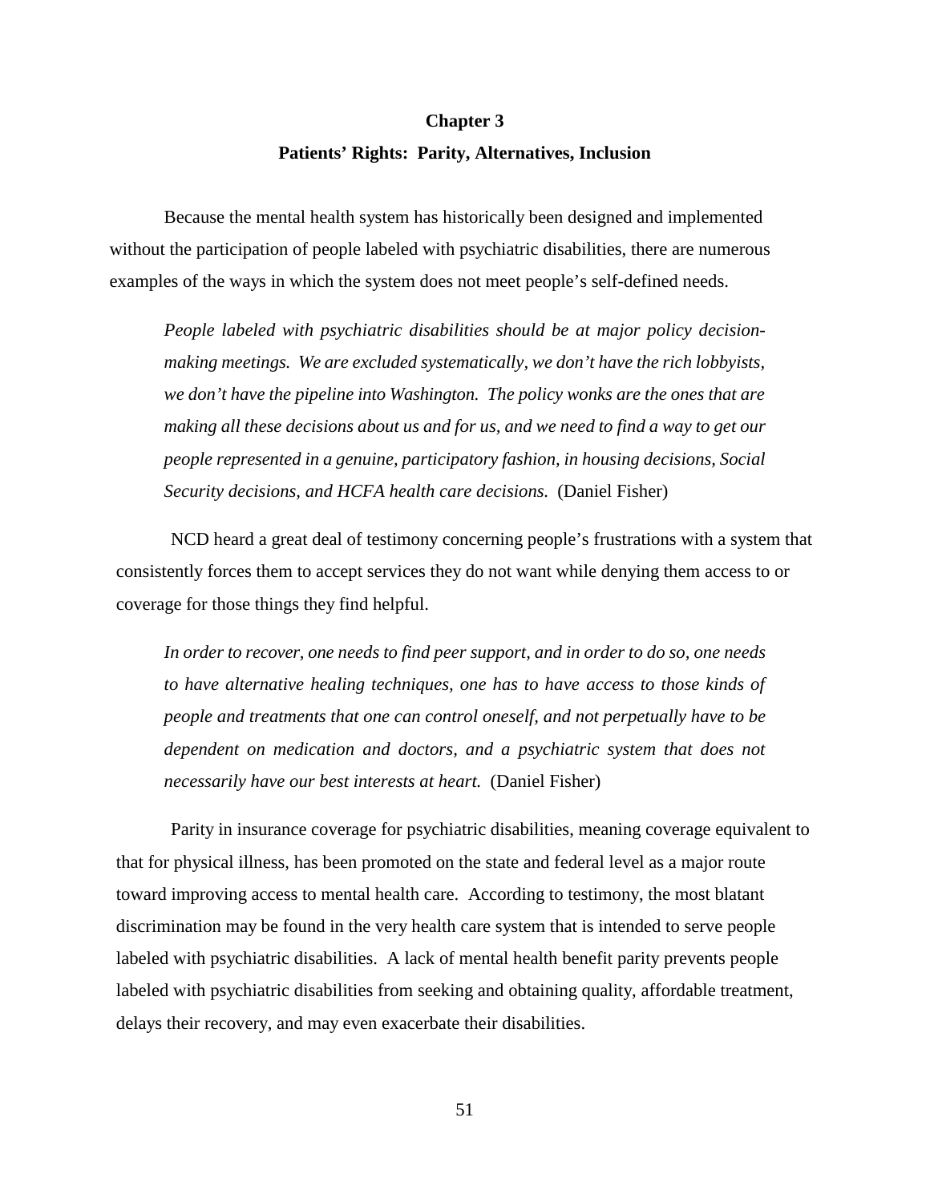# Chapter 3

## Patients' Rights: Parity, Alternatives, Inclusion

Because the mental health system has historically been designed and implemented without the participation of people labeled with psychiatric disabilities, there are numerous examples of the ways in which the system does not meet people's self-defined needs.

> *People labeled with psychiatric disabilities should be at major policy decision-making meetings. We are excluded systematically, we don't have the rich lobbyists, we don't have the pipeline into Washington. The policy wonks are the ones that are making all these decisions about us and for us, and we need to find a way to get our people represented in a genuine, participatory fashion, in housing decisions, Social Security decisions, and HCFA health care decisions.* (Daniel Fisher)

NCD heard a great deal of testimony concerning people's frustrations with a system that consistently forces them to accept services they do not want while denying them access to or coverage for those things they find helpful.

> *In order to recover, one needs to find peer support, and in order to do so, one needs to have alternative healing techniques, one has to have access to those kinds of people and treatments that one can control oneself, and not perpetually have to be dependent on medication and doctors, and a psychiatric system that does not necessarily have our best interests at heart.* (Daniel Fisher)

Parity in insurance coverage for psychiatric disabilities, meaning coverage equivalent to that for physical illness, has been promoted on the state and federal level as a major route toward improving access to mental health care. According to testimony, the most blatant discrimination may be found in the very health care system that is intended to serve people labeled with psychiatric disabilities. A lack of mental health benefit parity prevents people labeled with psychiatric disabilities from seeking and obtaining quality, affordable treatment, delays their recovery, and may even exacerbate their disabilities.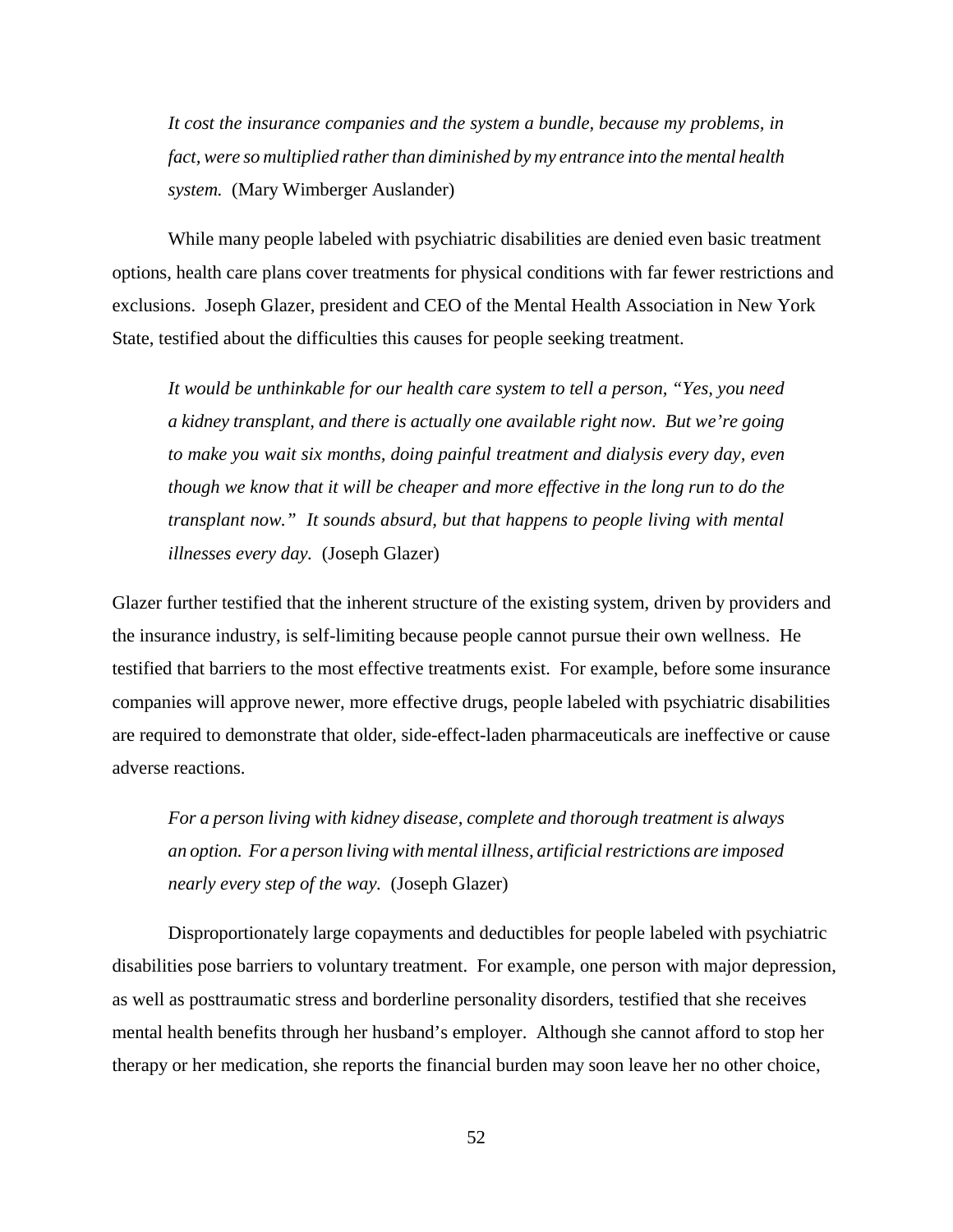*It cost the insurance companies and the system a bundle, because my problems, in fact, were so multiplied rather than diminished by my entrance into the mental health system.* (Mary Wimberger Auslander)

While many people labeled with psychiatric disabilities are denied even basic treatment options, health care plans cover treatments for physical conditions with far fewer restrictions and exclusions. Joseph Glazer, president and CEO of the Mental Health Association in New York State, testified about the difficulties this causes for people seeking treatment.

*It would be unthinkable for our health care system to tell a person, "Yes, you need a kidney transplant, and there is actually one available right now. But we're going to make you wait six months, doing painful treatment and dialysis every day, even though we know that it will be cheaper and more effective in the long run to do the transplant now." It sounds absurd, but that happens to people living with mental illnesses every day.* (Joseph Glazer)

Glazer further testified that the inherent structure of the existing system, driven by providers and the insurance industry, is self-limiting because people cannot pursue their own wellness. He testified that barriers to the most effective treatments exist. For example, before some insurance companies will approve newer, more effective drugs, people labeled with psychiatric disabilities are required to demonstrate that older, side-effect-laden pharmaceuticals are ineffective or cause adverse reactions.

*For a person living with kidney disease, complete and thorough treatment is always an option. For a person living with mental illness, artificial restrictions are imposed nearly every step of the way.* (Joseph Glazer)

Disproportionately large copayments and deductibles for people labeled with psychiatric disabilities pose barriers to voluntary treatment. For example, one person with major depression, as well as posttraumatic stress and borderline personality disorders, testified that she receives mental health benefits through her husband's employer. Although she cannot afford to stop her therapy or her medication, she reports the financial burden may soon leave her no other choice,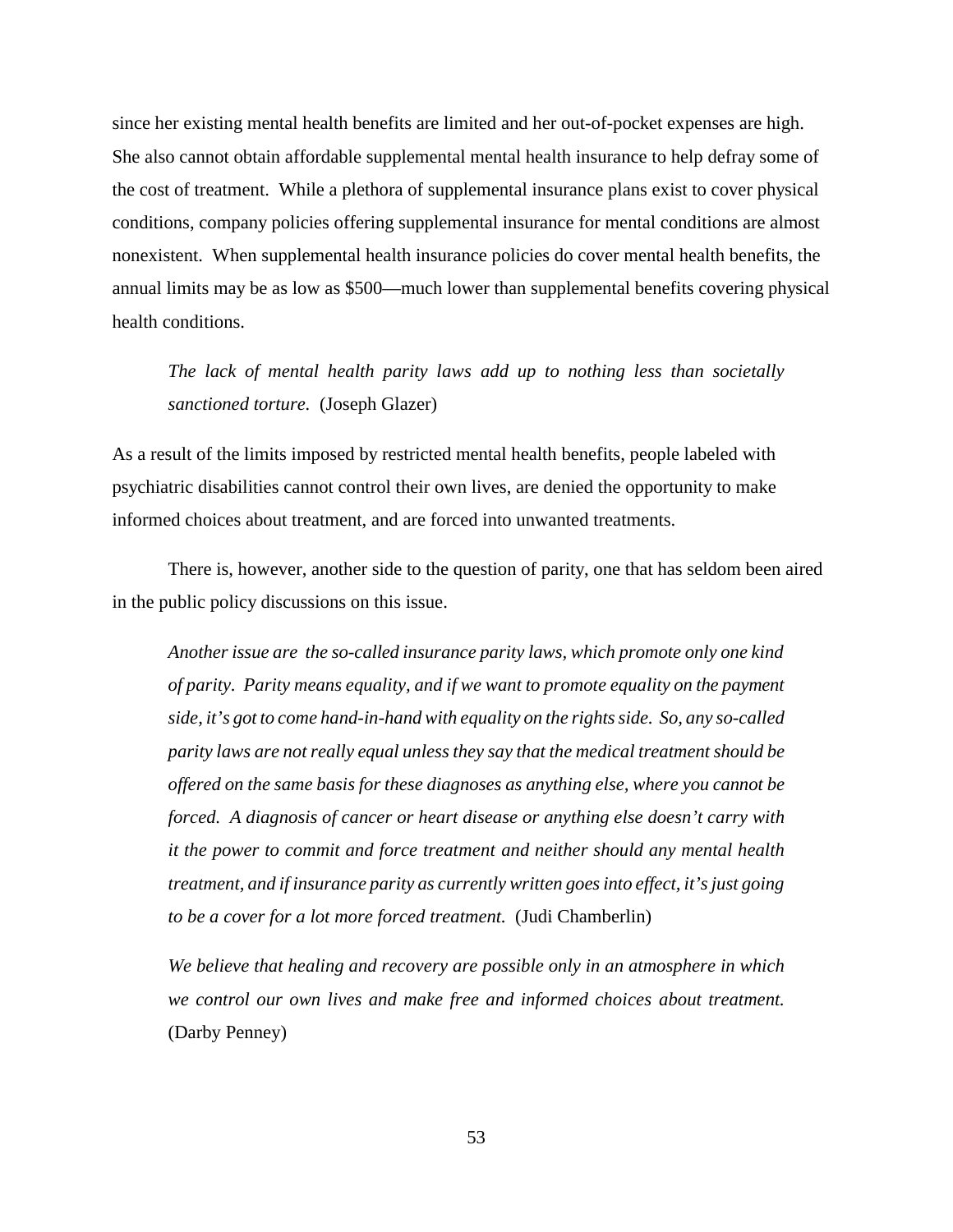since her existing mental health benefits are limited and her out-of-pocket expenses are high. She also cannot obtain affordable supplemental mental health insurance to help defray some of the cost of treatment. While a plethora of supplemental insurance plans exist to cover physical conditions, company policies offering supplemental insurance for mental conditions are almost nonexistent. When supplemental health insurance policies do cover mental health benefits, the annual limits may be as low as $500—much lower than supplemental benefits covering physical health conditions.

> *The lack of mental health parity laws add up to nothing less than societally sanctioned torture.* (Joseph Glazer)

As a result of the limits imposed by restricted mental health benefits, people labeled with psychiatric disabilities cannot control their own lives, are denied the opportunity to make informed choices about treatment, and are forced into unwanted treatments.

There is, however, another side to the question of parity, one that has seldom been aired in the public policy discussions on this issue.

> *Another issue are the so-called insurance parity laws, which promote only one kind of parity. Parity means equality, and if we want to promote equality on the payment side, it's got to come hand-in-hand with equality on the rights side. So, any so-called parity laws are not really equal unless they say that the medical treatment should be offered on the same basis for these diagnoses as anything else, where you cannot be forced. A diagnosis of cancer or heart disease or anything else doesn't carry with it the power to commit and force treatment and neither should any mental health treatment, and if insurance parity as currently written goes into effect, it's just going to be a cover for a lot more forced treatment.* (Judi Chamberlin)

> *We believe that healing and recovery are possible only in an atmosphere in which we control our own lives and make free and informed choices about treatment.* (Darby Penney)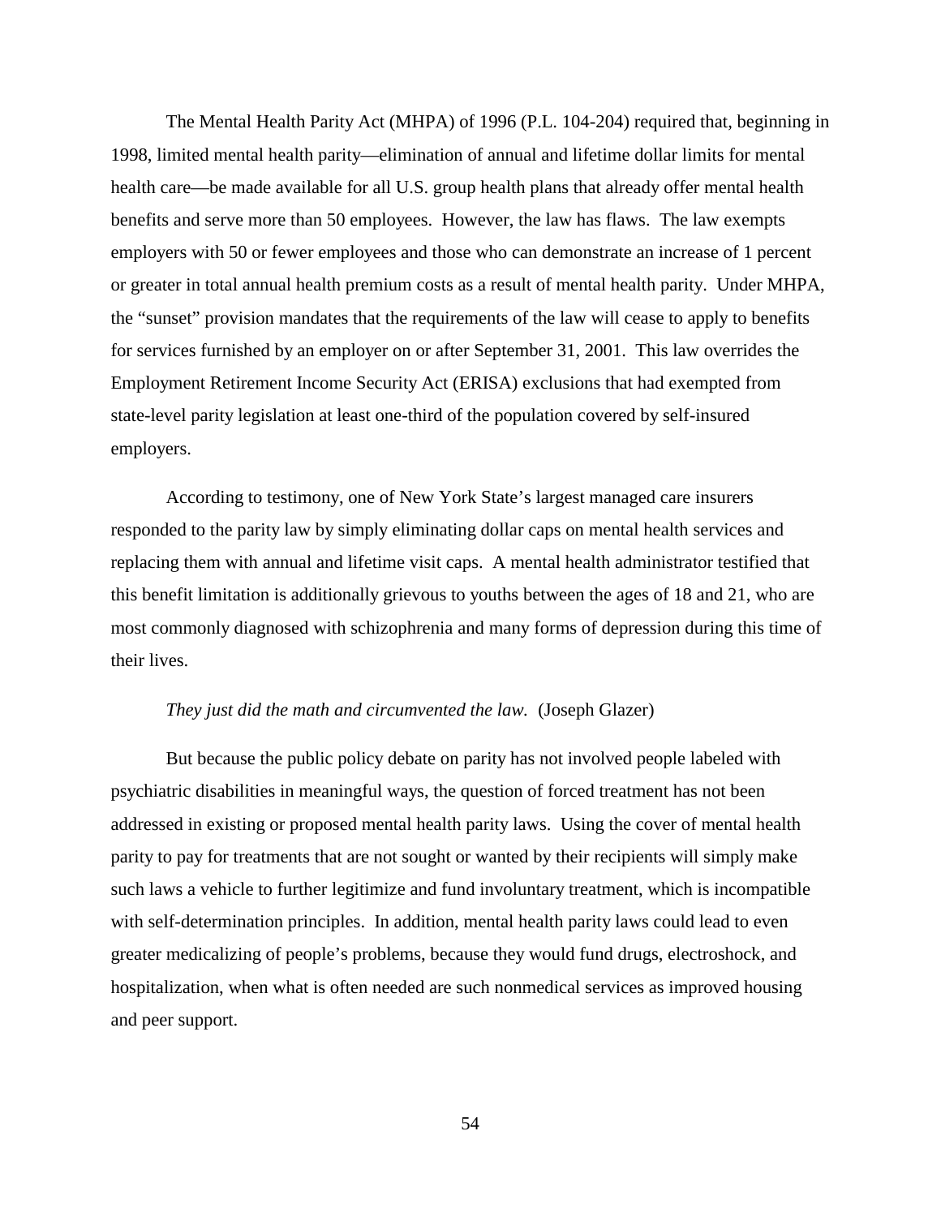The Mental Health Parity Act (MHPA) of 1996 (P.L. 104-204) required that, beginning in 1998, limited mental health parity—elimination of annual and lifetime dollar limits for mental health care—be made available for all U.S. group health plans that already offer mental health benefits and serve more than 50 employees. However, the law has flaws. The law exempts employers with 50 or fewer employees and those who can demonstrate an increase of 1 percent or greater in total annual health premium costs as a result of mental health parity. Under MHPA, the "sunset" provision mandates that the requirements of the law will cease to apply to benefits for services furnished by an employer on or after September 31, 2001. This law overrides the Employment Retirement Income Security Act (ERISA) exclusions that had exempted from state-level parity legislation at least one-third of the population covered by self-insured employers.

According to testimony, one of New York State's largest managed care insurers responded to the parity law by simply eliminating dollar caps on mental health services and replacing them with annual and lifetime visit caps. A mental health administrator testified that this benefit limitation is additionally grievous to youths between the ages of 18 and 21, who are most commonly diagnosed with schizophrenia and many forms of depression during this time of their lives.

*They just did the math and circumvented the law.* (Joseph Glazer)

But because the public policy debate on parity has not involved people labeled with psychiatric disabilities in meaningful ways, the question of forced treatment has not been addressed in existing or proposed mental health parity laws. Using the cover of mental health parity to pay for treatments that are not sought or wanted by their recipients will simply make such laws a vehicle to further legitimize and fund involuntary treatment, which is incompatible with self-determination principles. In addition, mental health parity laws could lead to even greater medicalizing of people's problems, because they would fund drugs, electroshock, and hospitalization, when what is often needed are such nonmedical services as improved housing and peer support.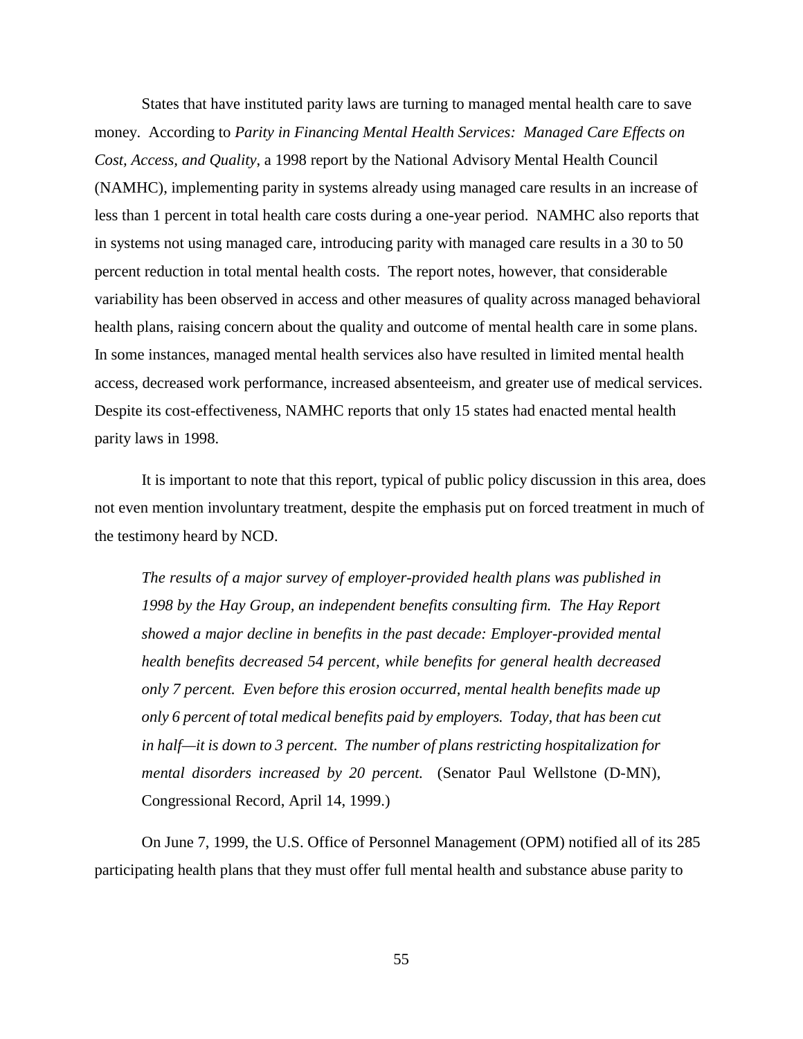States that have instituted parity laws are turning to managed mental health care to save money. According to *Parity in Financing Mental Health Services: Managed Care Effects on Cost, Access, and Quality*, a 1998 report by the National Advisory Mental Health Council (NAMHC), implementing parity in systems already using managed care results in an increase of less than 1 percent in total health care costs during a one-year period. NAMHC also reports that in systems not using managed care, introducing parity with managed care results in a 30 to 50 percent reduction in total mental health costs. The report notes, however, that considerable variability has been observed in access and other measures of quality across managed behavioral health plans, raising concern about the quality and outcome of mental health care in some plans. In some instances, managed mental health services also have resulted in limited mental health access, decreased work performance, increased absenteeism, and greater use of medical services. Despite its cost-effectiveness, NAMHC reports that only 15 states had enacted mental health parity laws in 1998.

It is important to note that this report, typical of public policy discussion in this area, does not even mention involuntary treatment, despite the emphasis put on forced treatment in much of the testimony heard by NCD.

> *The results of a major survey of employer-provided health plans was published in 1998 by the Hay Group, an independent benefits consulting firm. The Hay Report showed a major decline in benefits in the past decade: Employer-provided mental health benefits decreased 54 percent, while benefits for general health decreased only 7 percent. Even before this erosion occurred, mental health benefits made up only 6 percent of total medical benefits paid by employers. Today, that has been cut in half—it is down to 3 percent. The number of plans restricting hospitalization for mental disorders increased by 20 percent.* (Senator Paul Wellstone (D-MN), Congressional Record, April 14, 1999.)

On June 7, 1999, the U.S. Office of Personnel Management (OPM) notified all of its 285 participating health plans that they must offer full mental health and substance abuse parity to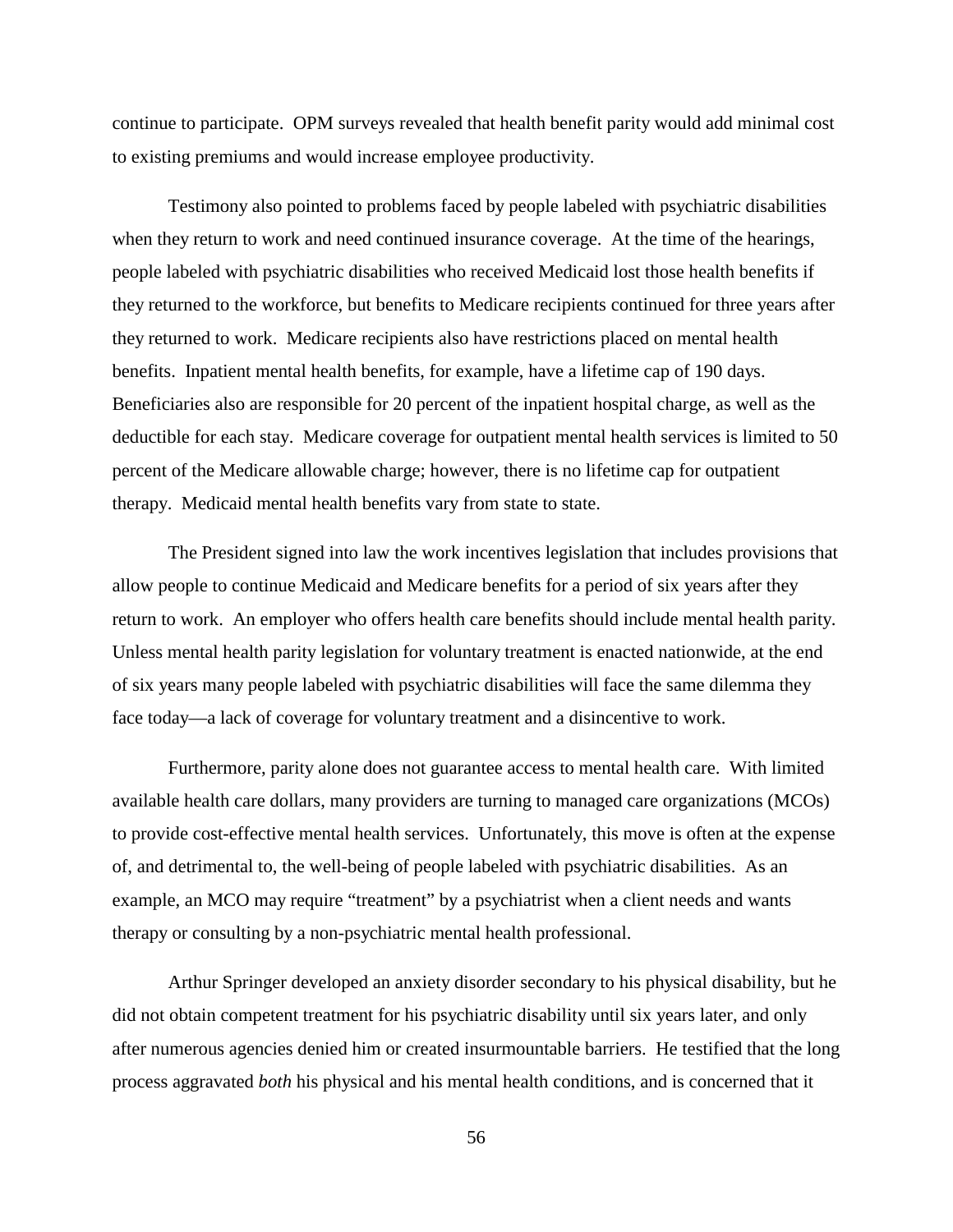continue to participate. OPM surveys revealed that health benefit parity would add minimal cost to existing premiums and would increase employee productivity.

Testimony also pointed to problems faced by people labeled with psychiatric disabilities when they return to work and need continued insurance coverage. At the time of the hearings, people labeled with psychiatric disabilities who received Medicaid lost those health benefits if they returned to the workforce, but benefits to Medicare recipients continued for three years after they returned to work. Medicare recipients also have restrictions placed on mental health benefits. Inpatient mental health benefits, for example, have a lifetime cap of 190 days. Beneficiaries also are responsible for 20 percent of the inpatient hospital charge, as well as the deductible for each stay. Medicare coverage for outpatient mental health services is limited to 50 percent of the Medicare allowable charge; however, there is no lifetime cap for outpatient therapy. Medicaid mental health benefits vary from state to state.

The President signed into law the work incentives legislation that includes provisions that allow people to continue Medicaid and Medicare benefits for a period of six years after they return to work. An employer who offers health care benefits should include mental health parity. Unless mental health parity legislation for voluntary treatment is enacted nationwide, at the end of six years many people labeled with psychiatric disabilities will face the same dilemma they face today—a lack of coverage for voluntary treatment and a disincentive to work.

Furthermore, parity alone does not guarantee access to mental health care. With limited available health care dollars, many providers are turning to managed care organizations (MCOs) to provide cost-effective mental health services. Unfortunately, this move is often at the expense of, and detrimental to, the well-being of people labeled with psychiatric disabilities. As an example, an MCO may require "treatment" by a psychiatrist when a client needs and wants therapy or consulting by a non-psychiatric mental health professional.

Arthur Springer developed an anxiety disorder secondary to his physical disability, but he did not obtain competent treatment for his psychiatric disability until six years later, and only after numerous agencies denied him or created insurmountable barriers. He testified that the long process aggravated *both* his physical and his mental health conditions, and is concerned that it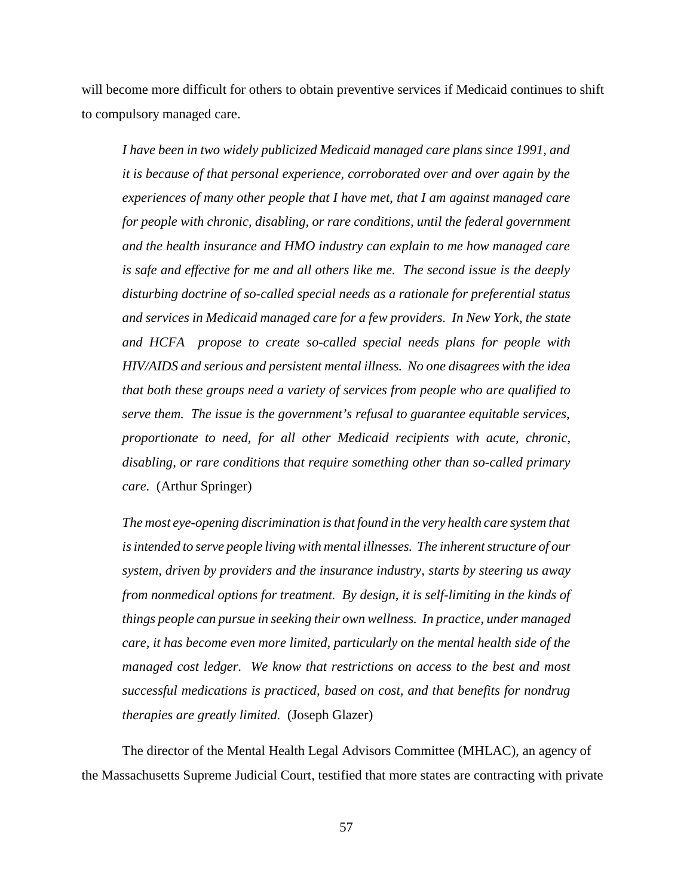will become more difficult for others to obtain preventive services if Medicaid continues to shift to compulsory managed care.

> *I have been in two widely publicized Medicaid managed care plans since 1991, and it is because of that personal experience, corroborated over and over again by the experiences of many other people that I have met, that I am against managed care for people with chronic, disabling, or rare conditions, until the federal government and the health insurance and HMO industry can explain to me how managed care is safe and effective for me and all others like me. The second issue is the deeply disturbing doctrine of so-called special needs as a rationale for preferential status and services in Medicaid managed care for a few providers. In New York, the state and HCFA propose to create so-called special needs plans for people with HIV/AIDS and serious and persistent mental illness. No one disagrees with the idea that both these groups need a variety of services from people who are qualified to serve them. The issue is the government's refusal to guarantee equitable services, proportionate to need, for all other Medicaid recipients with acute, chronic, disabling, or rare conditions that require something other than so-called primary care.* (Arthur Springer)

> *The most eye-opening discrimination is that found in the very health care system that is intended to serve people living with mental illnesses. The inherent structure of our system, driven by providers and the insurance industry, starts by steering us away from nonmedical options for treatment. By design, it is self-limiting in the kinds of things people can pursue in seeking their own wellness. In practice, under managed care, it has become even more limited, particularly on the mental health side of the managed cost ledger. We know that restrictions on access to the best and most successful medications is practiced, based on cost, and that benefits for nondrug therapies are greatly limited.* (Joseph Glazer)

The director of the Mental Health Legal Advisors Committee (MHLAC), an agency of the Massachusetts Supreme Judicial Court, testified that more states are contracting with private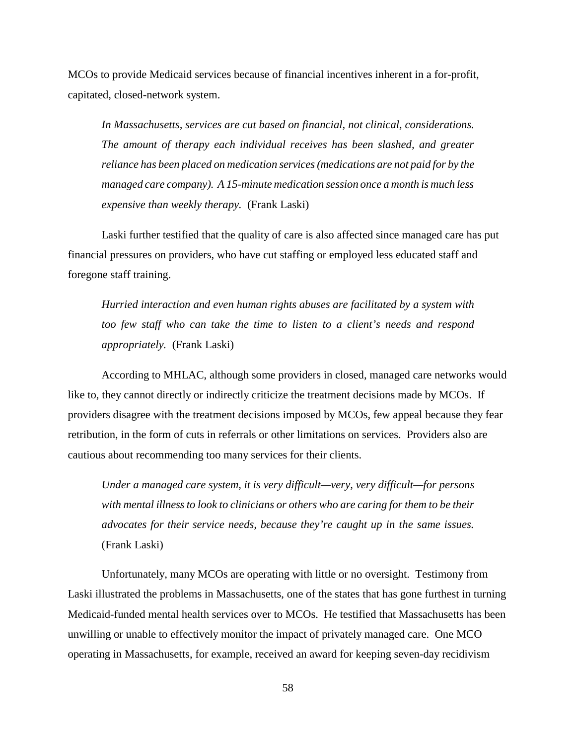MCOs to provide Medicaid services because of financial incentives inherent in a for-profit, capitated, closed-network system.

> *In Massachusetts, services are cut based on financial, not clinical, considerations. The amount of therapy each individual receives has been slashed, and greater reliance has been placed on medication services (medications are not paid for by the managed care company). A 15-minute medication session once a month is much less expensive than weekly therapy.* (Frank Laski)

Laski further testified that the quality of care is also affected since managed care has put financial pressures on providers, who have cut staffing or employed less educated staff and foregone staff training.

> *Hurried interaction and even human rights abuses are facilitated by a system with too few staff who can take the time to listen to a client's needs and respond appropriately.* (Frank Laski)

According to MHLAC, although some providers in closed, managed care networks would like to, they cannot directly or indirectly criticize the treatment decisions made by MCOs. If providers disagree with the treatment decisions imposed by MCOs, few appeal because they fear retribution, in the form of cuts in referrals or other limitations on services. Providers also are cautious about recommending too many services for their clients.

> *Under a managed care system, it is very difficult—very, very difficult—for persons with mental illness to look to clinicians or others who are caring for them to be their advocates for their service needs, because they're caught up in the same issues.* (Frank Laski)

Unfortunately, many MCOs are operating with little or no oversight. Testimony from Laski illustrated the problems in Massachusetts, one of the states that has gone furthest in turning Medicaid-funded mental health services over to MCOs. He testified that Massachusetts has been unwilling or unable to effectively monitor the impact of privately managed care. One MCO operating in Massachusetts, for example, received an award for keeping seven-day recidivism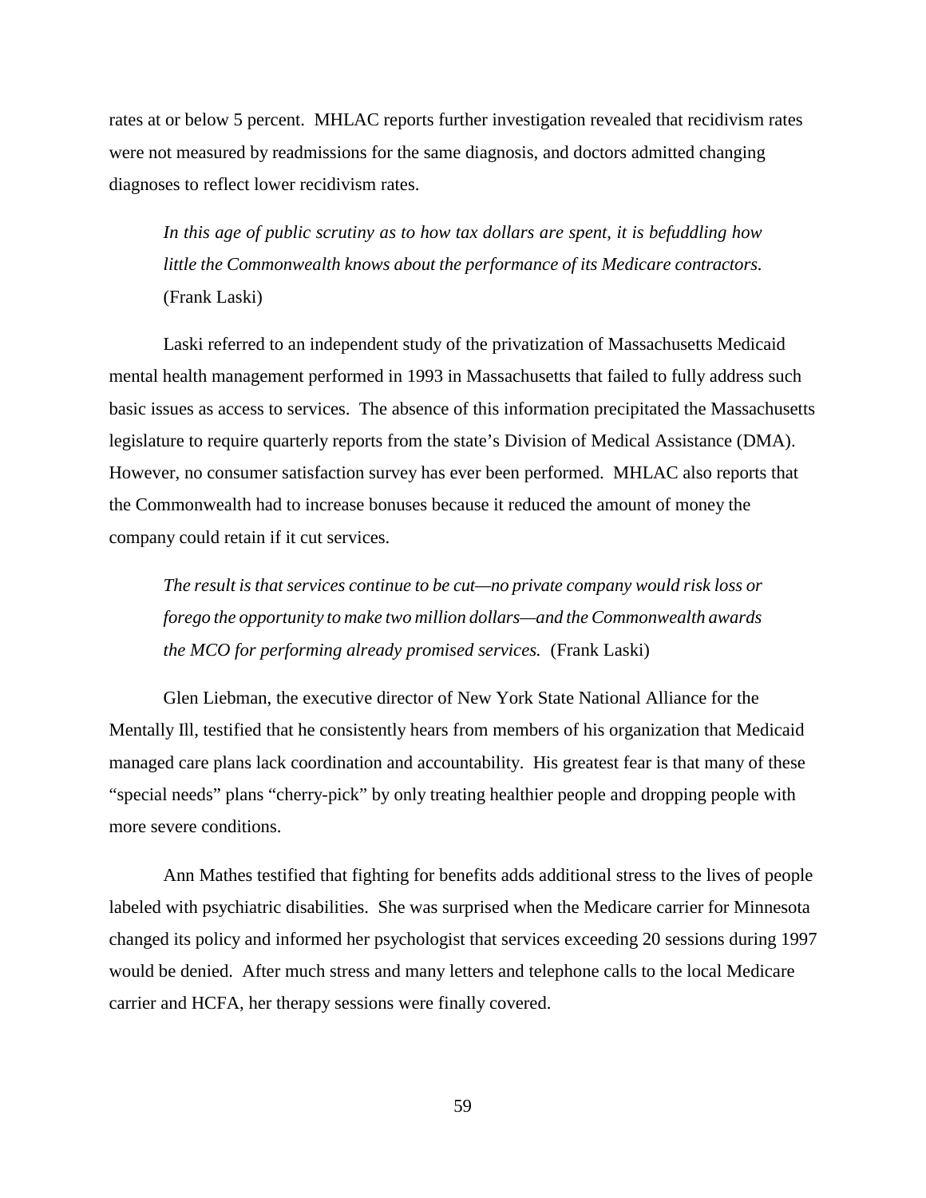rates at or below 5 percent. MHLAC reports further investigation revealed that recidivism rates were not measured by readmissions for the same diagnosis, and doctors admitted changing diagnoses to reflect lower recidivism rates.

> *In this age of public scrutiny as to how tax dollars are spent, it is befuddling how little the Commonwealth knows about the performance of its Medicare contractors.* (Frank Laski)

Laski referred to an independent study of the privatization of Massachusetts Medicaid mental health management performed in 1993 in Massachusetts that failed to fully address such basic issues as access to services. The absence of this information precipitated the Massachusetts legislature to require quarterly reports from the state's Division of Medical Assistance (DMA). However, no consumer satisfaction survey has ever been performed. MHLAC also reports that the Commonwealth had to increase bonuses because it reduced the amount of money the company could retain if it cut services.

> *The result is that services continue to be cut—no private company would risk loss or forego the opportunity to make two million dollars—and the Commonwealth awards the MCO for performing already promised services.* (Frank Laski)

Glen Liebman, the executive director of New York State National Alliance for the Mentally Ill, testified that he consistently hears from members of his organization that Medicaid managed care plans lack coordination and accountability. His greatest fear is that many of these "special needs" plans "cherry-pick" by only treating healthier people and dropping people with more severe conditions.

Ann Mathes testified that fighting for benefits adds additional stress to the lives of people labeled with psychiatric disabilities. She was surprised when the Medicare carrier for Minnesota changed its policy and informed her psychologist that services exceeding 20 sessions during 1997 would be denied. After much stress and many letters and telephone calls to the local Medicare carrier and HCFA, her therapy sessions were finally covered.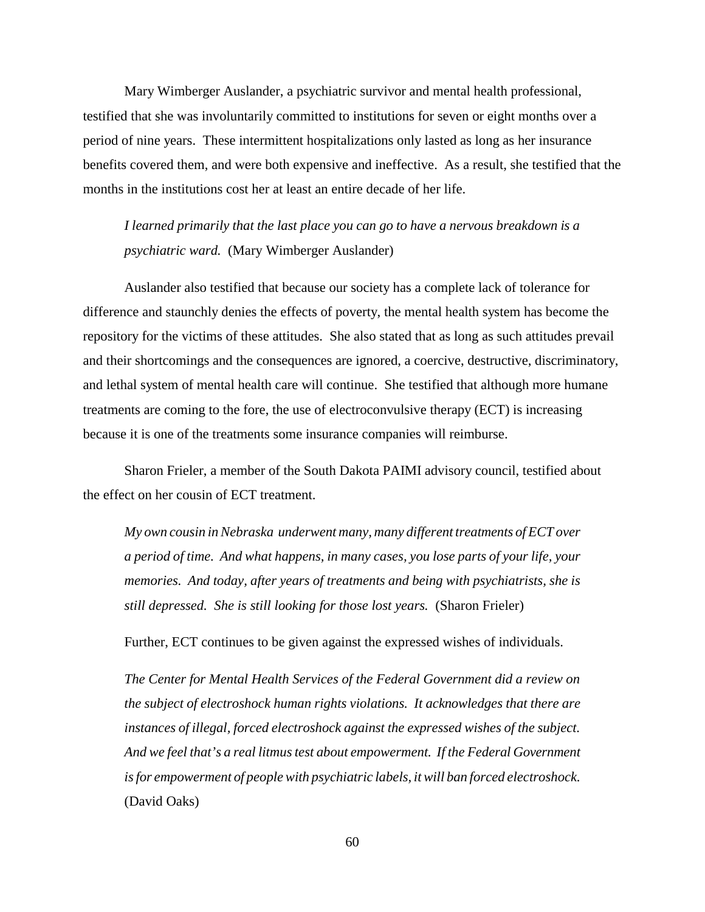Mary Wimberger Auslander, a psychiatric survivor and mental health professional, testified that she was involuntarily committed to institutions for seven or eight months over a period of nine years. These intermittent hospitalizations only lasted as long as her insurance benefits covered them, and were both expensive and ineffective. As a result, she testified that the months in the institutions cost her at least an entire decade of her life.

> *I learned primarily that the last place you can go to have a nervous breakdown is a psychiatric ward.* (Mary Wimberger Auslander)

Auslander also testified that because our society has a complete lack of tolerance for difference and staunchly denies the effects of poverty, the mental health system has become the repository for the victims of these attitudes. She also stated that as long as such attitudes prevail and their shortcomings and the consequences are ignored, a coercive, destructive, discriminatory, and lethal system of mental health care will continue. She testified that although more humane treatments are coming to the fore, the use of electroconvulsive therapy (ECT) is increasing because it is one of the treatments some insurance companies will reimburse.

Sharon Frieler, a member of the South Dakota PAIMI advisory council, testified about the effect on her cousin of ECT treatment.

> *My own cousin in Nebraska underwent many, many different treatments of ECT over a period of time. And what happens, in many cases, you lose parts of your life, your memories. And today, after years of treatments and being with psychiatrists, she is still depressed. She is still looking for those lost years.* (Sharon Frieler)

Further, ECT continues to be given against the expressed wishes of individuals.

> *The Center for Mental Health Services of the Federal Government did a review on the subject of electroshock human rights violations. It acknowledges that there are instances of illegal, forced electroshock against the expressed wishes of the subject. And we feel that's a real litmus test about empowerment. If the Federal Government is for empowerment of people with psychiatric labels, it will ban forced electroshock.* (David Oaks)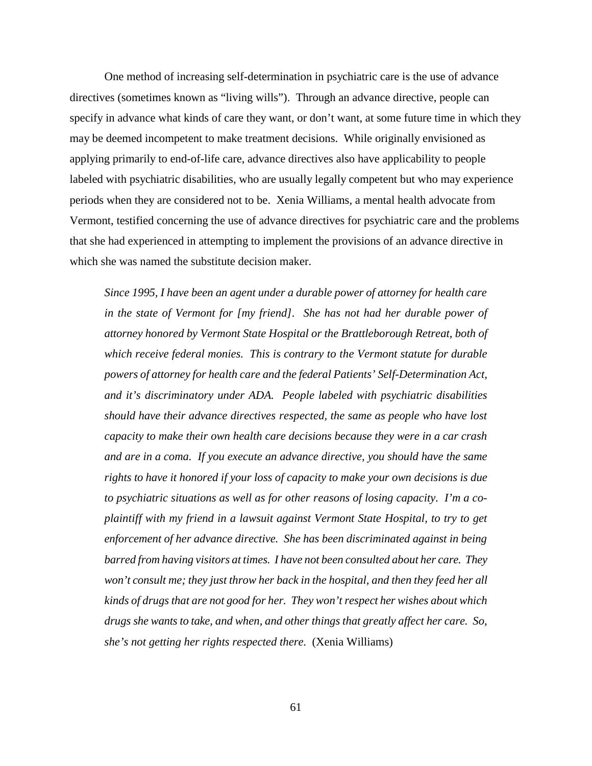One method of increasing self-determination in psychiatric care is the use of advance directives (sometimes known as "living wills"). Through an advance directive, people can specify in advance what kinds of care they want, or don't want, at some future time in which they may be deemed incompetent to make treatment decisions. While originally envisioned as applying primarily to end-of-life care, advance directives also have applicability to people labeled with psychiatric disabilities, who are usually legally competent but who may experience periods when they are considered not to be. Xenia Williams, a mental health advocate from Vermont, testified concerning the use of advance directives for psychiatric care and the problems that she had experienced in attempting to implement the provisions of an advance directive in which she was named the substitute decision maker.

> *Since 1995, I have been an agent under a durable power of attorney for health care in the state of Vermont for [my friend]. She has not had her durable power of attorney honored by Vermont State Hospital or the Brattleborough Retreat, both of which receive federal monies. This is contrary to the Vermont statute for durable powers of attorney for health care and the federal Patients' Self-Determination Act, and it's discriminatory under ADA. People labeled with psychiatric disabilities should have their advance directives respected, the same as people who have lost capacity to make their own health care decisions because they were in a car crash and are in a coma. If you execute an advance directive, you should have the same rights to have it honored if your loss of capacity to make your own decisions is due to psychiatric situations as well as for other reasons of losing capacity. I'm a co-plaintiff with my friend in a lawsuit against Vermont State Hospital, to try to get enforcement of her advance directive. She has been discriminated against in being barred from having visitors at times. I have not been consulted about her care. They won't consult me; they just throw her back in the hospital, and then they feed her all kinds of drugs that are not good for her. They won't respect her wishes about which drugs she wants to take, and when, and other things that greatly affect her care. So, she's not getting her rights respected there.* (Xenia Williams)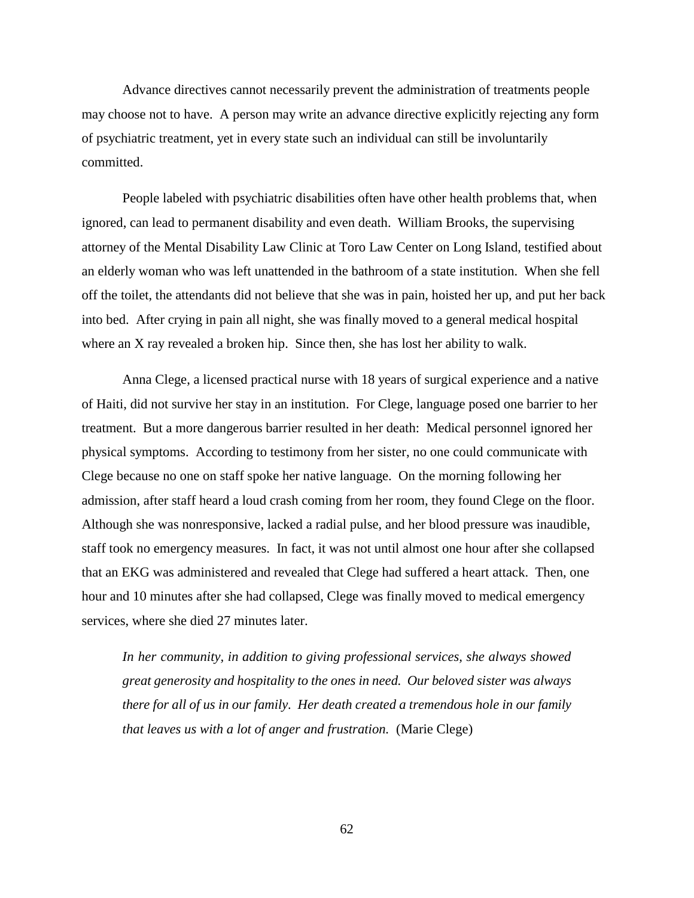Advance directives cannot necessarily prevent the administration of treatments people may choose not to have. A person may write an advance directive explicitly rejecting any form of psychiatric treatment, yet in every state such an individual can still be involuntarily committed.

People labeled with psychiatric disabilities often have other health problems that, when ignored, can lead to permanent disability and even death. William Brooks, the supervising attorney of the Mental Disability Law Clinic at Toro Law Center on Long Island, testified about an elderly woman who was left unattended in the bathroom of a state institution. When she fell off the toilet, the attendants did not believe that she was in pain, hoisted her up, and put her back into bed. After crying in pain all night, she was finally moved to a general medical hospital where an X ray revealed a broken hip. Since then, she has lost her ability to walk.

Anna Clege, a licensed practical nurse with 18 years of surgical experience and a native of Haiti, did not survive her stay in an institution. For Clege, language posed one barrier to her treatment. But a more dangerous barrier resulted in her death: Medical personnel ignored her physical symptoms. According to testimony from her sister, no one could communicate with Clege because no one on staff spoke her native language. On the morning following her admission, after staff heard a loud crash coming from her room, they found Clege on the floor. Although she was nonresponsive, lacked a radial pulse, and her blood pressure was inaudible, staff took no emergency measures. In fact, it was not until almost one hour after she collapsed that an EKG was administered and revealed that Clege had suffered a heart attack. Then, one hour and 10 minutes after she had collapsed, Clege was finally moved to medical emergency services, where she died 27 minutes later.

> *In her community, in addition to giving professional services, she always showed great generosity and hospitality to the ones in need. Our beloved sister was always there for all of us in our family. Her death created a tremendous hole in our family that leaves us with a lot of anger and frustration.* (Marie Clege)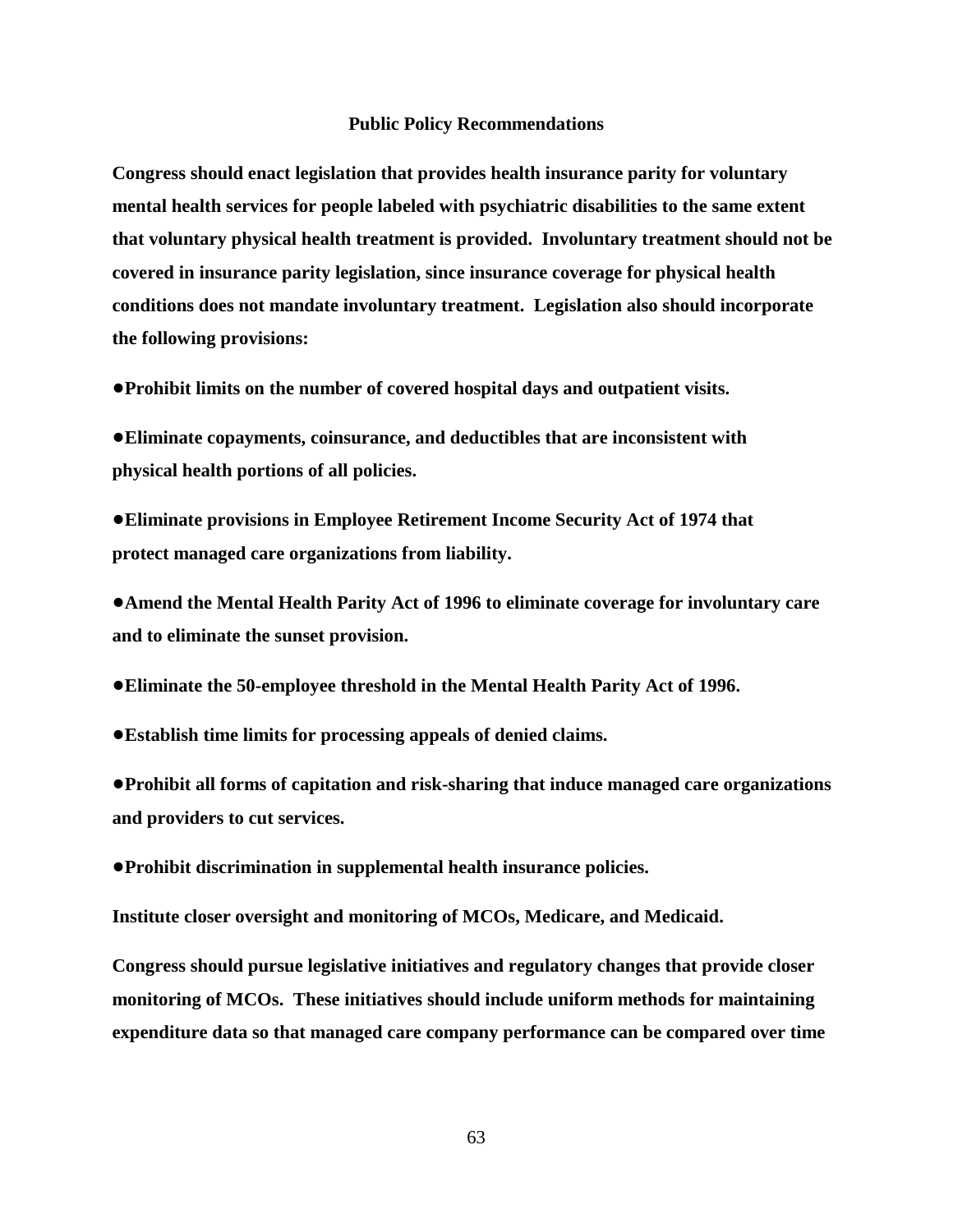## Public Policy Recommendations

**Congress should enact legislation that provides health insurance parity for voluntary mental health services for people labeled with psychiatric disabilities to the same extent that voluntary physical health treatment is provided. Involuntary treatment should not be covered in insurance parity legislation, since insurance coverage for physical health conditions does not mandate involuntary treatment. Legislation also should incorporate the following provisions:**

- **Prohibit limits on the number of covered hospital days and outpatient visits.**
- **Eliminate copayments, coinsurance, and deductibles that are inconsistent with physical health portions of all policies.**
- **Eliminate provisions in Employee Retirement Income Security Act of 1974 that protect managed care organizations from liability.**
- **Amend the Mental Health Parity Act of 1996 to eliminate coverage for involuntary care and to eliminate the sunset provision.**
- **Eliminate the 50-employee threshold in the Mental Health Parity Act of 1996.**
- **Establish time limits for processing appeals of denied claims.**
- **Prohibit all forms of capitation and risk-sharing that induce managed care organizations and providers to cut services.**
- **Prohibit discrimination in supplemental health insurance policies.**

**Institute closer oversight and monitoring of MCOs, Medicare, and Medicaid.**

**Congress should pursue legislative initiatives and regulatory changes that provide closer monitoring of MCOs. These initiatives should include uniform methods for maintaining expenditure data so that managed care company performance can be compared over time**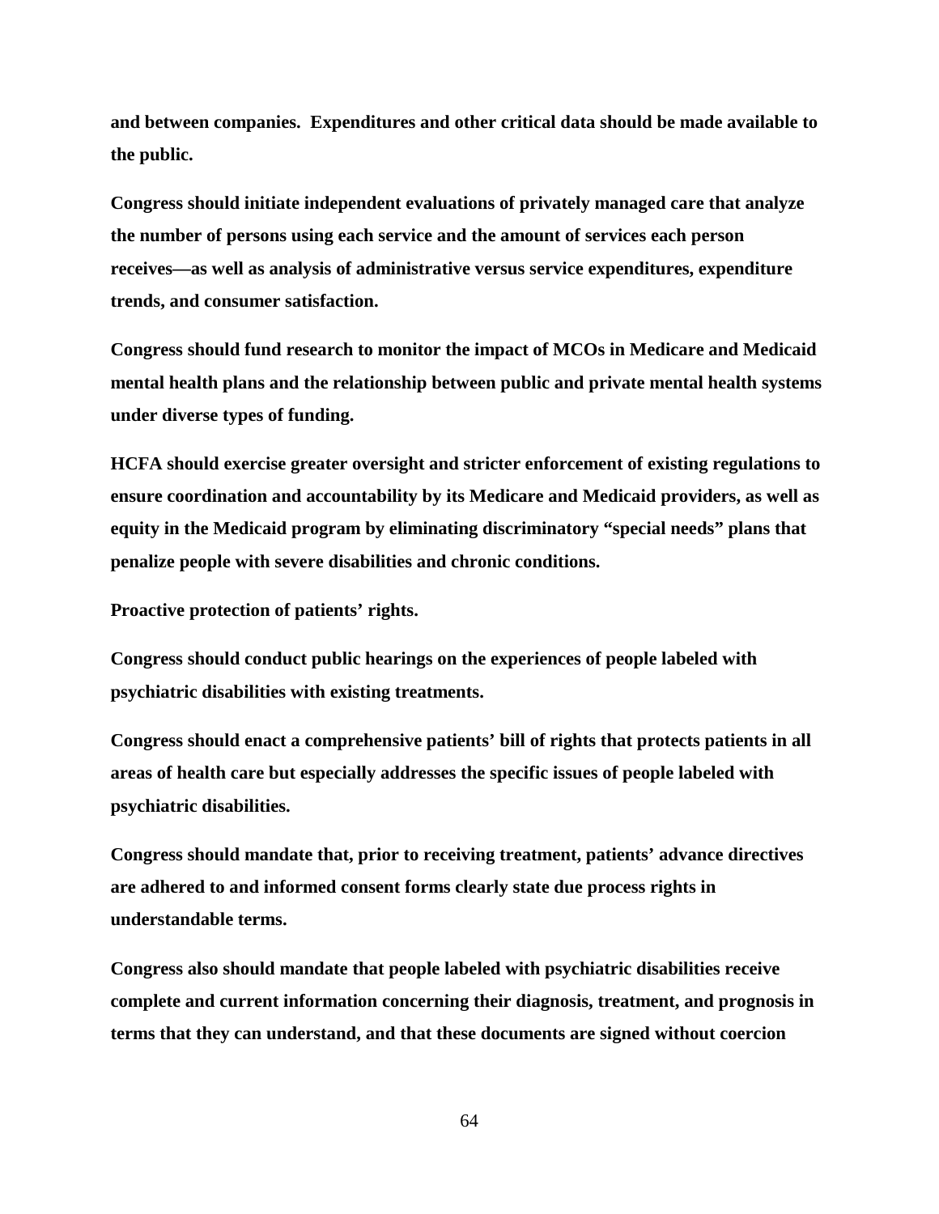**and between companies. Expenditures and other critical data should be made available to the public.**

**Congress should initiate independent evaluations of privately managed care that analyze the number of persons using each service and the amount of services each person receives—as well as analysis of administrative versus service expenditures, expenditure trends, and consumer satisfaction.**

**Congress should fund research to monitor the impact of MCOs in Medicare and Medicaid mental health plans and the relationship between public and private mental health systems under diverse types of funding.**

**HCFA should exercise greater oversight and stricter enforcement of existing regulations to ensure coordination and accountability by its Medicare and Medicaid providers, as well as equity in the Medicaid program by eliminating discriminatory "special needs" plans that penalize people with severe disabilities and chronic conditions.**

**Proactive protection of patients' rights.**

**Congress should conduct public hearings on the experiences of people labeled with psychiatric disabilities with existing treatments.**

**Congress should enact a comprehensive patients' bill of rights that protects patients in all areas of health care but especially addresses the specific issues of people labeled with psychiatric disabilities.**

**Congress should mandate that, prior to receiving treatment, patients' advance directives are adhered to and informed consent forms clearly state due process rights in understandable terms.**

**Congress also should mandate that people labeled with psychiatric disabilities receive complete and current information concerning their diagnosis, treatment, and prognosis in terms that they can understand, and that these documents are signed without coercion**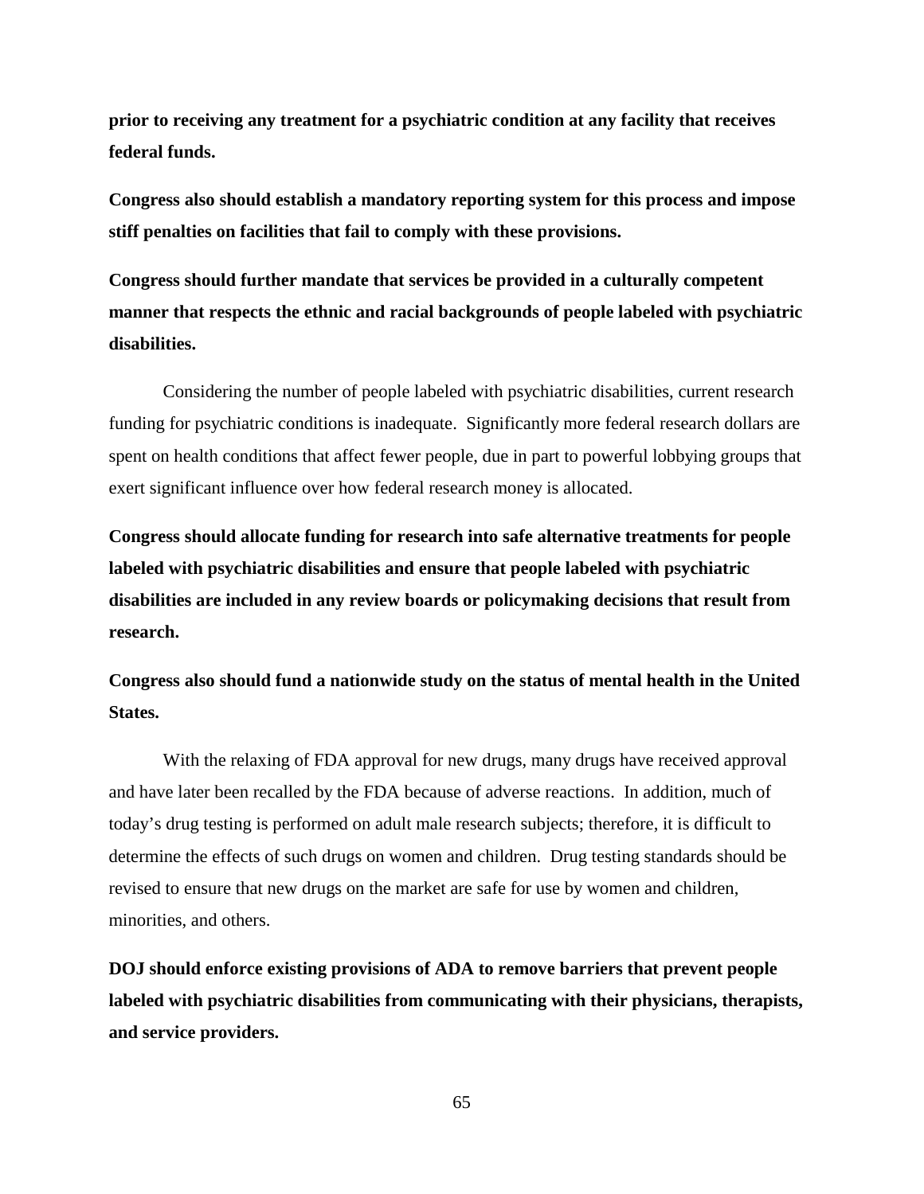**prior to receiving any treatment for a psychiatric condition at any facility that receives federal funds.**

**Congress also should establish a mandatory reporting system for this process and impose stiff penalties on facilities that fail to comply with these provisions.**

**Congress should further mandate that services be provided in a culturally competent manner that respects the ethnic and racial backgrounds of people labeled with psychiatric disabilities.**

Considering the number of people labeled with psychiatric disabilities, current research funding for psychiatric conditions is inadequate. Significantly more federal research dollars are spent on health conditions that affect fewer people, due in part to powerful lobbying groups that exert significant influence over how federal research money is allocated.

**Congress should allocate funding for research into safe alternative treatments for people labeled with psychiatric disabilities and ensure that people labeled with psychiatric disabilities are included in any review boards or policymaking decisions that result from research.**

**Congress also should fund a nationwide study on the status of mental health in the United States.**

With the relaxing of FDA approval for new drugs, many drugs have received approval and have later been recalled by the FDA because of adverse reactions. In addition, much of today's drug testing is performed on adult male research subjects; therefore, it is difficult to determine the effects of such drugs on women and children. Drug testing standards should be revised to ensure that new drugs on the market are safe for use by women and children, minorities, and others.

**DOJ should enforce existing provisions of ADA to remove barriers that prevent people labeled with psychiatric disabilities from communicating with their physicians, therapists, and service providers.**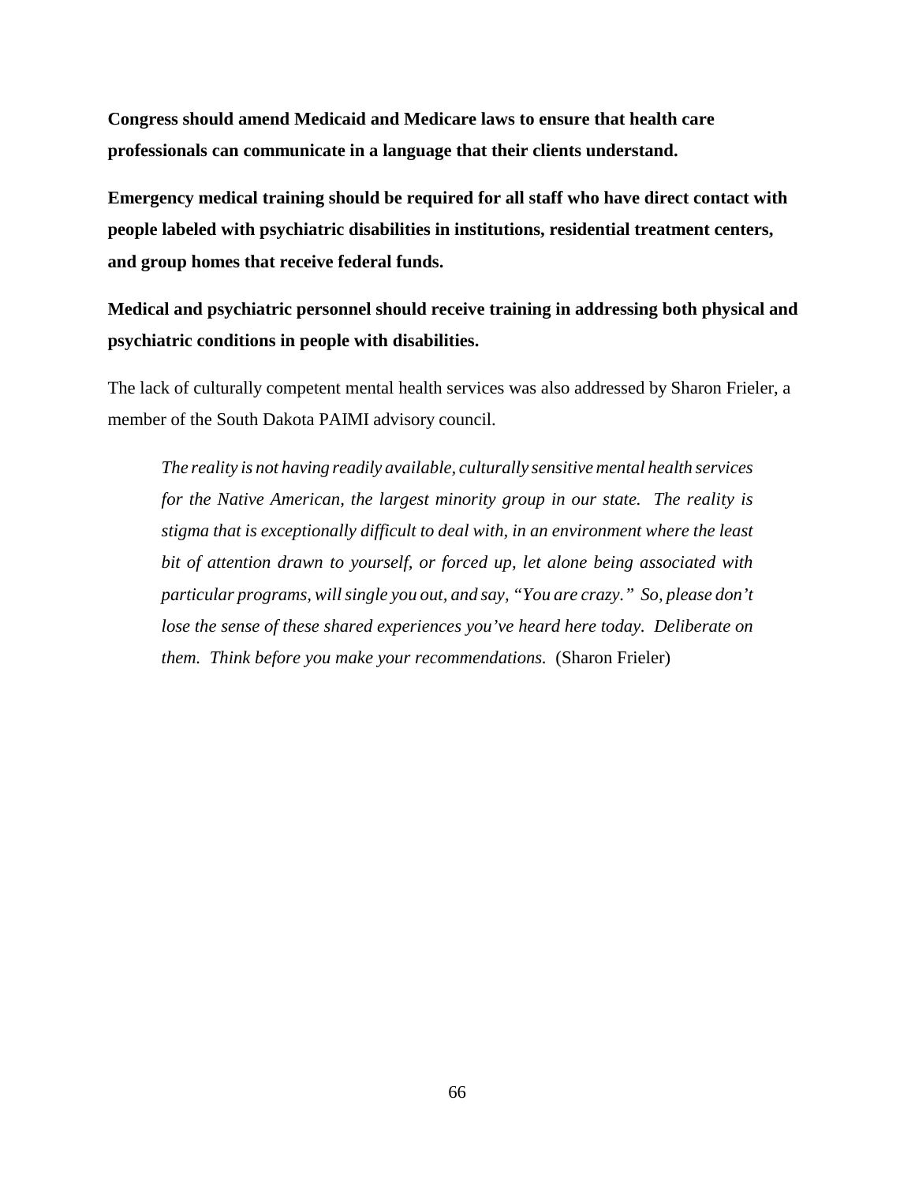**Congress should amend Medicaid and Medicare laws to ensure that health care professionals can communicate in a language that their clients understand.**

**Emergency medical training should be required for all staff who have direct contact with people labeled with psychiatric disabilities in institutions, residential treatment centers, and group homes that receive federal funds.**

**Medical and psychiatric personnel should receive training in addressing both physical and psychiatric conditions in people with disabilities.**

The lack of culturally competent mental health services was also addressed by Sharon Frieler, a member of the South Dakota PAIMI advisory council.

> *The reality is not having readily available, culturally sensitive mental health services for the Native American, the largest minority group in our state. The reality is stigma that is exceptionally difficult to deal with, in an environment where the least bit of attention drawn to yourself, or forced up, let alone being associated with particular programs, will single you out, and say, "You are crazy." So, please don't lose the sense of these shared experiences you've heard here today. Deliberate on them. Think before you make your recommendations.* (Sharon Frieler)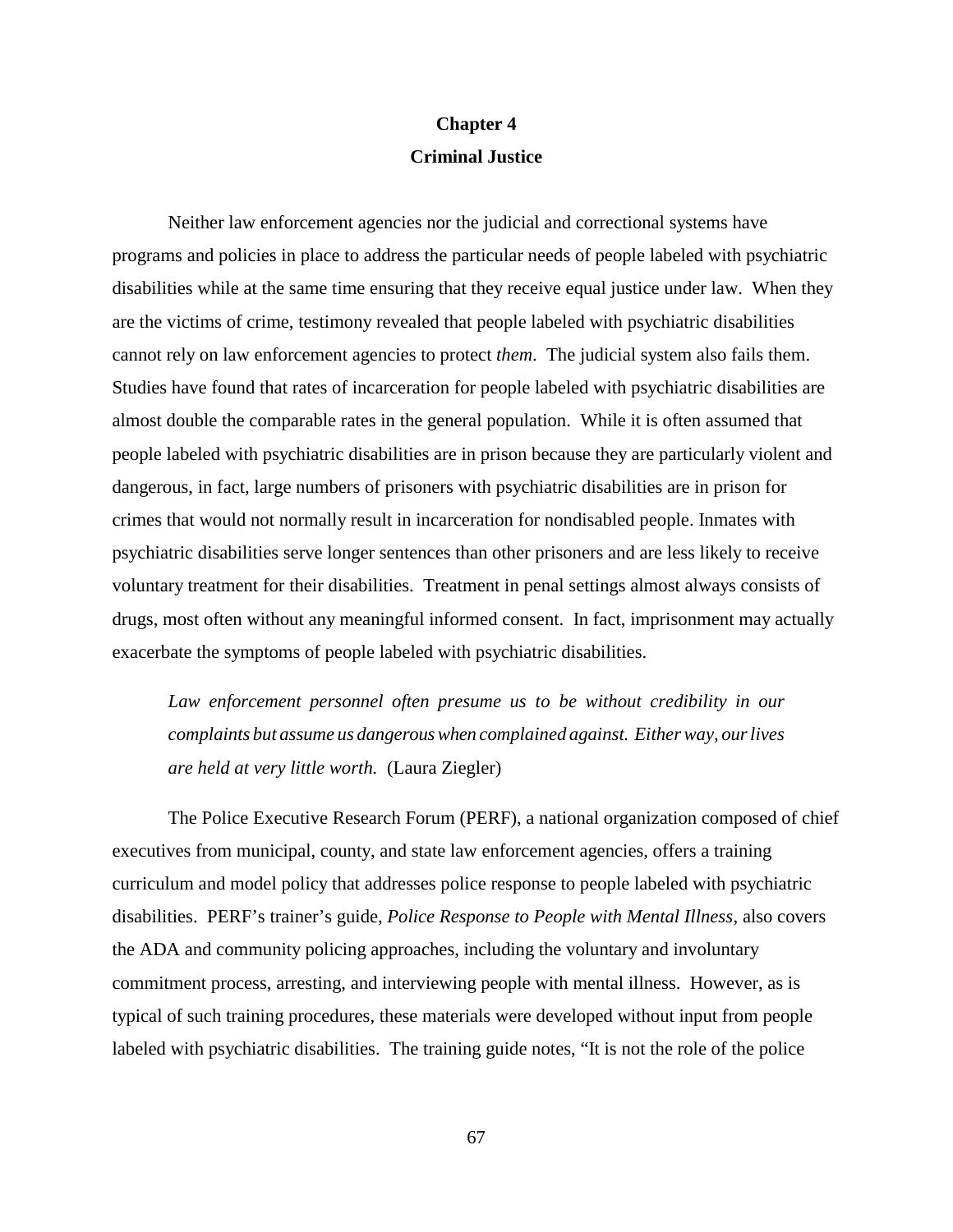# Chapter 4

## Criminal Justice

Neither law enforcement agencies nor the judicial and correctional systems have programs and policies in place to address the particular needs of people labeled with psychiatric disabilities while at the same time ensuring that they receive equal justice under law. When they are the victims of crime, testimony revealed that people labeled with psychiatric disabilities cannot rely on law enforcement agencies to protect *them*. The judicial system also fails them. Studies have found that rates of incarceration for people labeled with psychiatric disabilities are almost double the comparable rates in the general population. While it is often assumed that people labeled with psychiatric disabilities are in prison because they are particularly violent and dangerous, in fact, large numbers of prisoners with psychiatric disabilities are in prison for crimes that would not normally result in incarceration for nondisabled people. Inmates with psychiatric disabilities serve longer sentences than other prisoners and are less likely to receive voluntary treatment for their disabilities. Treatment in penal settings almost always consists of drugs, most often without any meaningful informed consent. In fact, imprisonment may actually exacerbate the symptoms of people labeled with psychiatric disabilities.

> *Law enforcement personnel often presume us to be without credibility in our complaints but assume us dangerous when complained against. Either way, our lives are held at very little worth.* (Laura Ziegler)

The Police Executive Research Forum (PERF), a national organization composed of chief executives from municipal, county, and state law enforcement agencies, offers a training curriculum and model policy that addresses police response to people labeled with psychiatric disabilities. PERF's trainer's guide, *Police Response to People with Mental Illness*, also covers the ADA and community policing approaches, including the voluntary and involuntary commitment process, arresting, and interviewing people with mental illness. However, as is typical of such training procedures, these materials were developed without input from people labeled with psychiatric disabilities. The training guide notes, "It is not the role of the police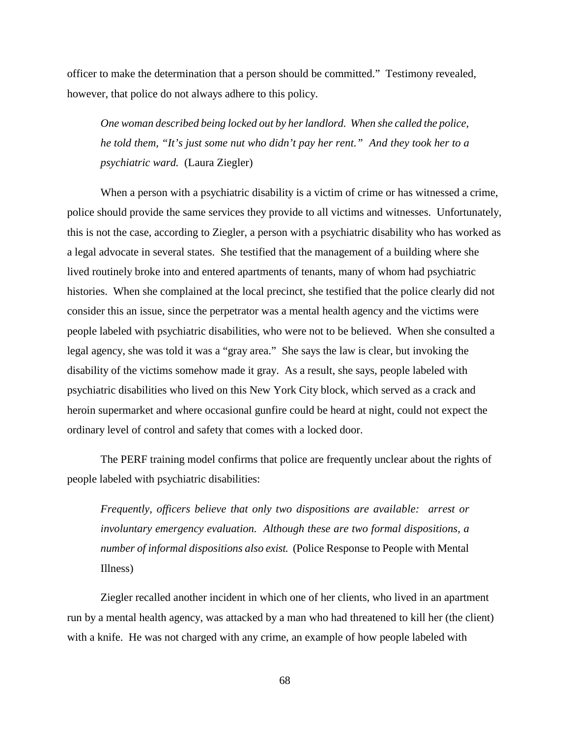officer to make the determination that a person should be committed." Testimony revealed, however, that police do not always adhere to this policy.

> *One woman described being locked out by her landlord. When she called the police, he told them, "It's just some nut who didn't pay her rent." And they took her to a psychiatric ward.* (Laura Ziegler)

When a person with a psychiatric disability is a victim of crime or has witnessed a crime, police should provide the same services they provide to all victims and witnesses. Unfortunately, this is not the case, according to Ziegler, a person with a psychiatric disability who has worked as a legal advocate in several states. She testified that the management of a building where she lived routinely broke into and entered apartments of tenants, many of whom had psychiatric histories. When she complained at the local precinct, she testified that the police clearly did not consider this an issue, since the perpetrator was a mental health agency and the victims were people labeled with psychiatric disabilities, who were not to be believed. When she consulted a legal agency, she was told it was a "gray area." She says the law is clear, but invoking the disability of the victims somehow made it gray. As a result, she says, people labeled with psychiatric disabilities who lived on this New York City block, which served as a crack and heroin supermarket and where occasional gunfire could be heard at night, could not expect the ordinary level of control and safety that comes with a locked door.

The PERF training model confirms that police are frequently unclear about the rights of people labeled with psychiatric disabilities:

> *Frequently, officers believe that only two dispositions are available: arrest or involuntary emergency evaluation. Although these are two formal dispositions, a number of informal dispositions also exist.* (Police Response to People with Mental Illness)

Ziegler recalled another incident in which one of her clients, who lived in an apartment run by a mental health agency, was attacked by a man who had threatened to kill her (the client) with a knife. He was not charged with any crime, an example of how people labeled with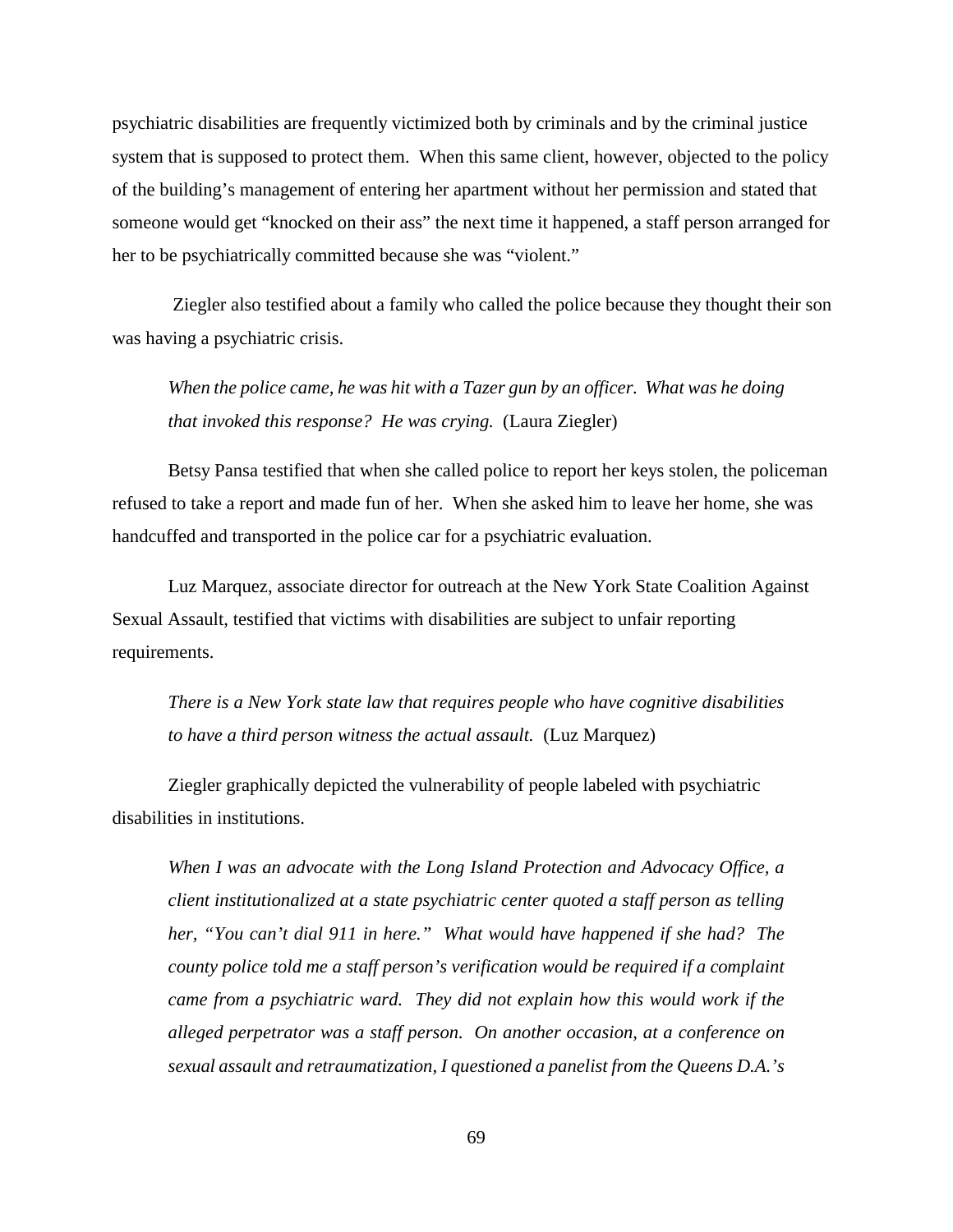psychiatric disabilities are frequently victimized both by criminals and by the criminal justice system that is supposed to protect them. When this same client, however, objected to the policy of the building's management of entering her apartment without her permission and stated that someone would get "knocked on their ass" the next time it happened, a staff person arranged for her to be psychiatrically committed because she was "violent."

Ziegler also testified about a family who called the police because they thought their son was having a psychiatric crisis.

> *When the police came, he was hit with a Tazer gun by an officer. What was he doing that invoked this response? He was crying.* (Laura Ziegler)

Betsy Pansa testified that when she called police to report her keys stolen, the policeman refused to take a report and made fun of her. When she asked him to leave her home, she was handcuffed and transported in the police car for a psychiatric evaluation.

Luz Marquez, associate director for outreach at the New York State Coalition Against Sexual Assault, testified that victims with disabilities are subject to unfair reporting requirements.

> *There is a New York state law that requires people who have cognitive disabilities to have a third person witness the actual assault.* (Luz Marquez)

Ziegler graphically depicted the vulnerability of people labeled with psychiatric disabilities in institutions.

> *When I was an advocate with the Long Island Protection and Advocacy Office, a client institutionalized at a state psychiatric center quoted a staff person as telling her, "You can't dial 911 in here." What would have happened if she had? The county police told me a staff person's verification would be required if a complaint came from a psychiatric ward. They did not explain how this would work if the alleged perpetrator was a staff person. On another occasion, at a conference on sexual assault and retraumatization, I questioned a panelist from the Queens D.A.'s*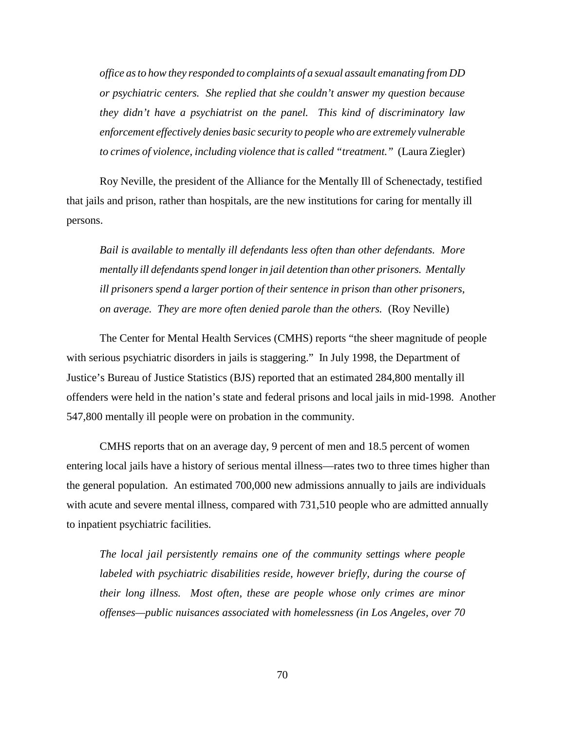*office as to how they responded to complaints of a sexual assault emanating from DD or psychiatric centers. She replied that she couldn't answer my question because they didn't have a psychiatrist on the panel. This kind of discriminatory law enforcement effectively denies basic security to people who are extremely vulnerable to crimes of violence, including violence that is called "treatment."* (Laura Ziegler)

Roy Neville, the president of the Alliance for the Mentally Ill of Schenectady, testified that jails and prison, rather than hospitals, are the new institutions for caring for mentally ill persons.

*Bail is available to mentally ill defendants less often than other defendants. More mentally ill defendants spend longer in jail detention than other prisoners. Mentally ill prisoners spend a larger portion of their sentence in prison than other prisoners, on average. They are more often denied parole than the others.* (Roy Neville)

The Center for Mental Health Services (CMHS) reports "the sheer magnitude of people with serious psychiatric disorders in jails is staggering." In July 1998, the Department of Justice's Bureau of Justice Statistics (BJS) reported that an estimated 284,800 mentally ill offenders were held in the nation's state and federal prisons and local jails in mid-1998. Another 547,800 mentally ill people were on probation in the community.

CMHS reports that on an average day, 9 percent of men and 18.5 percent of women entering local jails have a history of serious mental illness—rates two to three times higher than the general population. An estimated 700,000 new admissions annually to jails are individuals with acute and severe mental illness, compared with 731,510 people who are admitted annually to inpatient psychiatric facilities.

*The local jail persistently remains one of the community settings where people labeled with psychiatric disabilities reside, however briefly, during the course of their long illness. Most often, these are people whose only crimes are minor offenses—public nuisances associated with homelessness (in Los Angeles, over 70*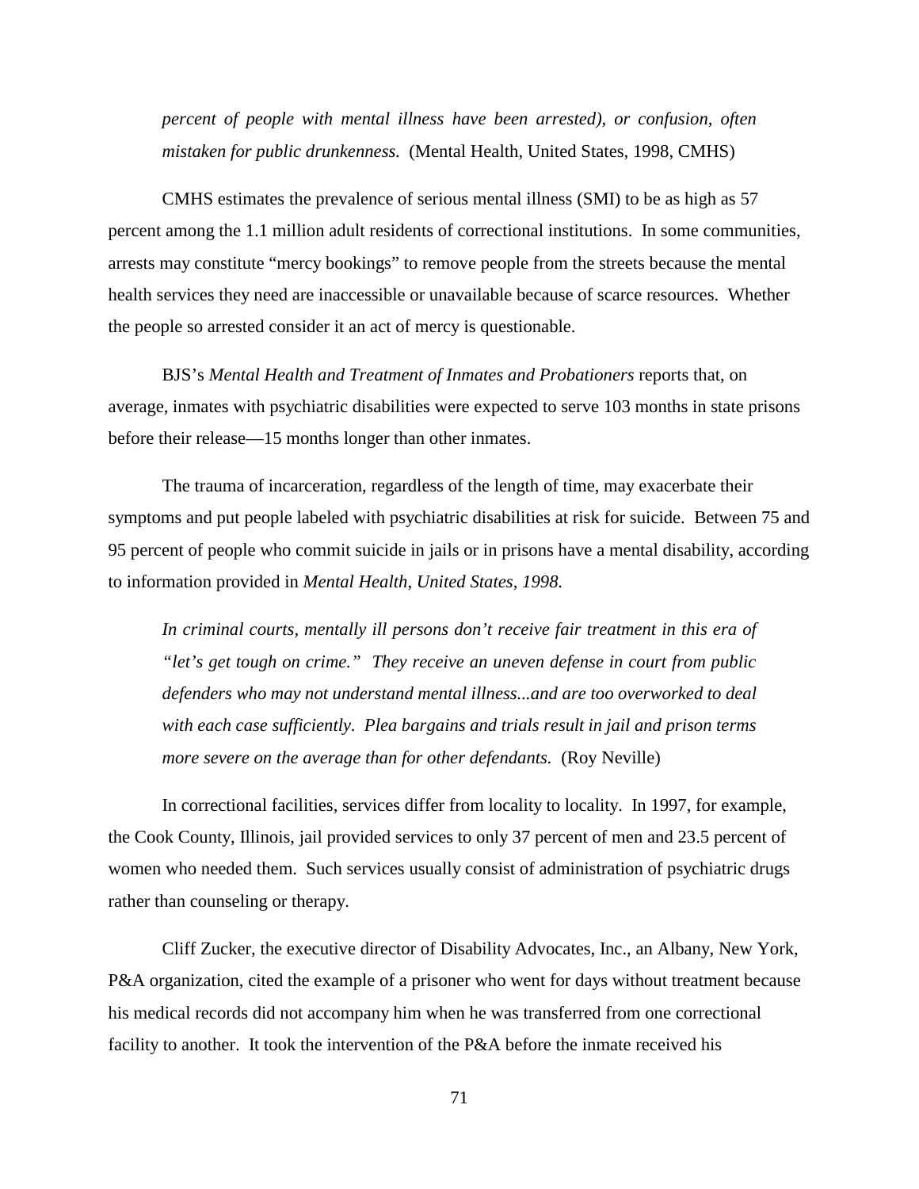*percent of people with mental illness have been arrested), or confusion, often mistaken for public drunkenness.* (Mental Health, United States, 1998, CMHS)

CMHS estimates the prevalence of serious mental illness (SMI) to be as high as 57 percent among the 1.1 million adult residents of correctional institutions. In some communities, arrests may constitute "mercy bookings" to remove people from the streets because the mental health services they need are inaccessible or unavailable because of scarce resources. Whether the people so arrested consider it an act of mercy is questionable.

BJS's *Mental Health and Treatment of Inmates and Probationers* reports that, on average, inmates with psychiatric disabilities were expected to serve 103 months in state prisons before their release—15 months longer than other inmates.

The trauma of incarceration, regardless of the length of time, may exacerbate their symptoms and put people labeled with psychiatric disabilities at risk for suicide. Between 75 and 95 percent of people who commit suicide in jails or in prisons have a mental disability, according to information provided in *Mental Health, United States, 1998.*

*In criminal courts, mentally ill persons don't receive fair treatment in this era of "let's get tough on crime." They receive an uneven defense in court from public defenders who may not understand mental illness...and are too overworked to deal with each case sufficiently. Plea bargains and trials result in jail and prison terms more severe on the average than for other defendants.* (Roy Neville)

In correctional facilities, services differ from locality to locality. In 1997, for example, the Cook County, Illinois, jail provided services to only 37 percent of men and 23.5 percent of women who needed them. Such services usually consist of administration of psychiatric drugs rather than counseling or therapy.

Cliff Zucker, the executive director of Disability Advocates, Inc., an Albany, New York, P&A organization, cited the example of a prisoner who went for days without treatment because his medical records did not accompany him when he was transferred from one correctional facility to another. It took the intervention of the P&A before the inmate received his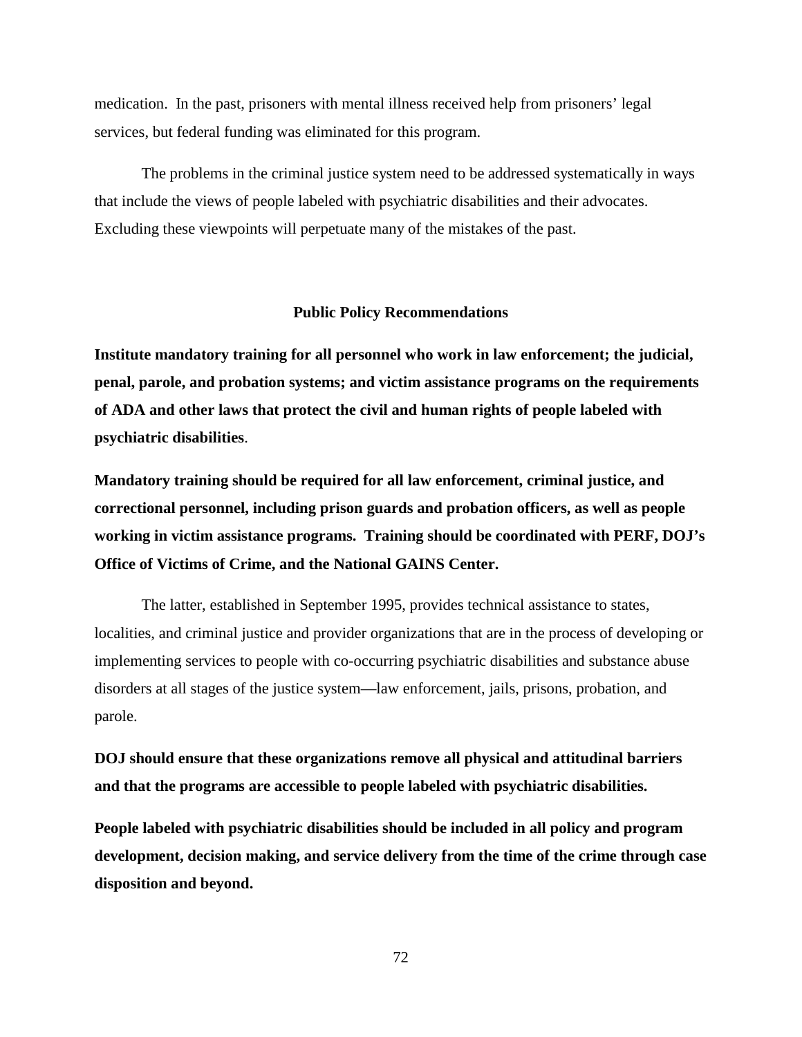medication. In the past, prisoners with mental illness received help from prisoners' legal services, but federal funding was eliminated for this program.

The problems in the criminal justice system need to be addressed systematically in ways that include the views of people labeled with psychiatric disabilities and their advocates. Excluding these viewpoints will perpetuate many of the mistakes of the past.

## Public Policy Recommendations

**Institute mandatory training for all personnel who work in law enforcement; the judicial, penal, parole, and probation systems; and victim assistance programs on the requirements of ADA and other laws that protect the civil and human rights of people labeled with psychiatric disabilities**.

**Mandatory training should be required for all law enforcement, criminal justice, and correctional personnel, including prison guards and probation officers, as well as people working in victim assistance programs. Training should be coordinated with PERF, DOJ's Office of Victims of Crime, and the National GAINS Center.**

The latter, established in September 1995, provides technical assistance to states, localities, and criminal justice and provider organizations that are in the process of developing or implementing services to people with co-occurring psychiatric disabilities and substance abuse disorders at all stages of the justice system—law enforcement, jails, prisons, probation, and parole.

**DOJ should ensure that these organizations remove all physical and attitudinal barriers and that the programs are accessible to people labeled with psychiatric disabilities.**

**People labeled with psychiatric disabilities should be included in all policy and program development, decision making, and service delivery from the time of the crime through case disposition and beyond.**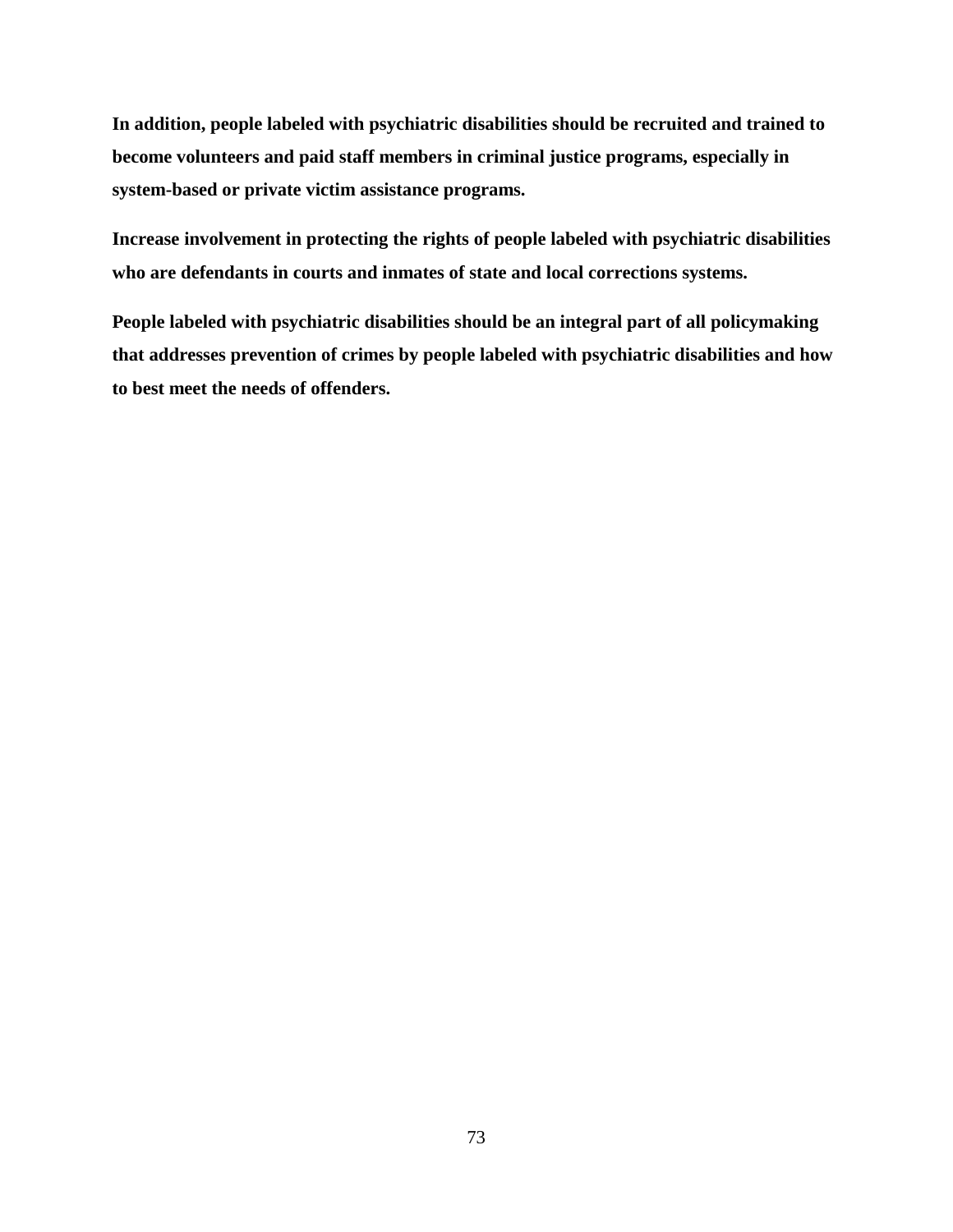**In addition, people labeled with psychiatric disabilities should be recruited and trained to become volunteers and paid staff members in criminal justice programs, especially in system-based or private victim assistance programs.**

**Increase involvement in protecting the rights of people labeled with psychiatric disabilities who are defendants in courts and inmates of state and local corrections systems.**

**People labeled with psychiatric disabilities should be an integral part of all policymaking that addresses prevention of crimes by people labeled with psychiatric disabilities and how to best meet the needs of offenders.**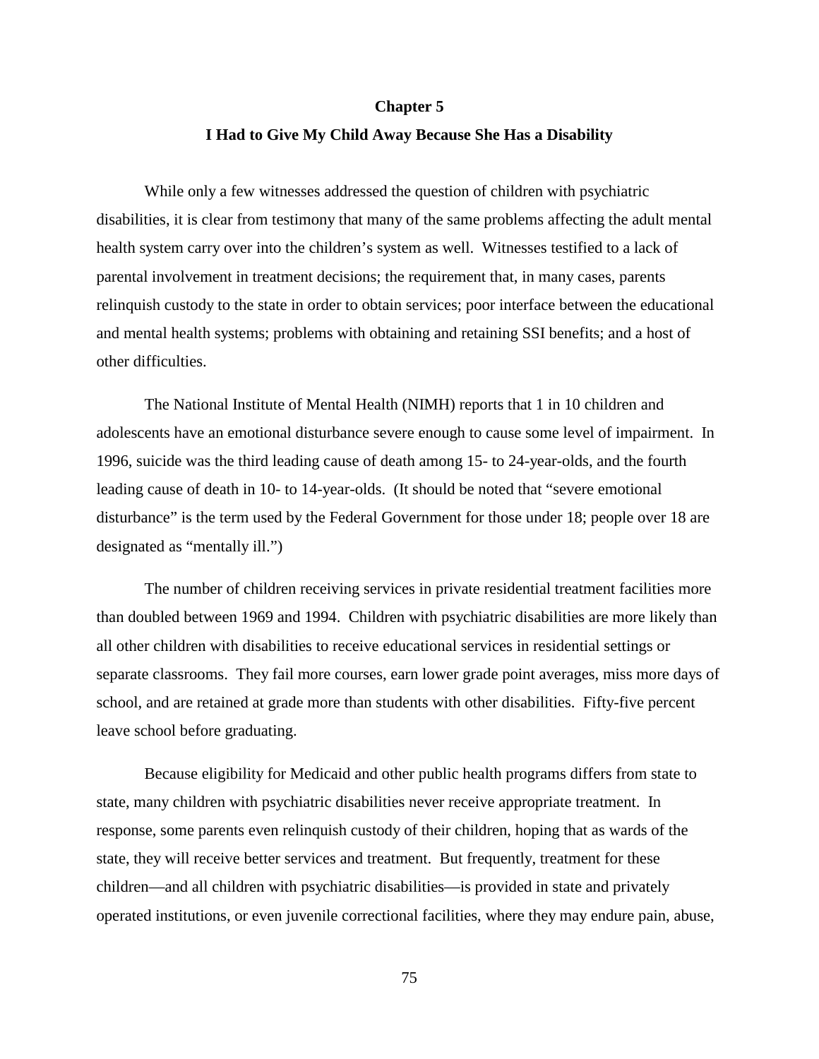# Chapter 5

## I Had to Give My Child Away Because She Has a Disability

While only a few witnesses addressed the question of children with psychiatric disabilities, it is clear from testimony that many of the same problems affecting the adult mental health system carry over into the children's system as well. Witnesses testified to a lack of parental involvement in treatment decisions; the requirement that, in many cases, parents relinquish custody to the state in order to obtain services; poor interface between the educational and mental health systems; problems with obtaining and retaining SSI benefits; and a host of other difficulties.

The National Institute of Mental Health (NIMH) reports that 1 in 10 children and adolescents have an emotional disturbance severe enough to cause some level of impairment. In 1996, suicide was the third leading cause of death among 15- to 24-year-olds, and the fourth leading cause of death in 10- to 14-year-olds. (It should be noted that "severe emotional disturbance" is the term used by the Federal Government for those under 18; people over 18 are designated as "mentally ill.")

The number of children receiving services in private residential treatment facilities more than doubled between 1969 and 1994. Children with psychiatric disabilities are more likely than all other children with disabilities to receive educational services in residential settings or separate classrooms. They fail more courses, earn lower grade point averages, miss more days of school, and are retained at grade more than students with other disabilities. Fifty-five percent leave school before graduating.

Because eligibility for Medicaid and other public health programs differs from state to state, many children with psychiatric disabilities never receive appropriate treatment. In response, some parents even relinquish custody of their children, hoping that as wards of the state, they will receive better services and treatment. But frequently, treatment for these children—and all children with psychiatric disabilities—is provided in state and privately operated institutions, or even juvenile correctional facilities, where they may endure pain, abuse,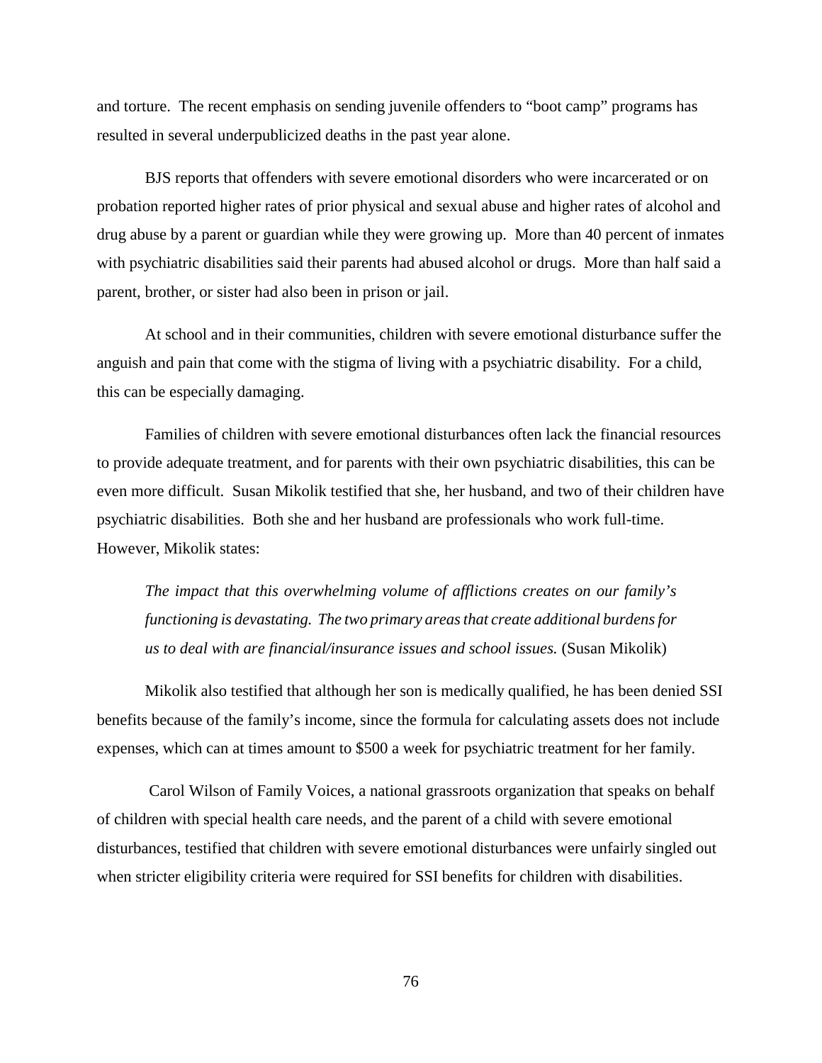and torture. The recent emphasis on sending juvenile offenders to "boot camp" programs has resulted in several underpublicized deaths in the past year alone.

BJS reports that offenders with severe emotional disorders who were incarcerated or on probation reported higher rates of prior physical and sexual abuse and higher rates of alcohol and drug abuse by a parent or guardian while they were growing up. More than 40 percent of inmates with psychiatric disabilities said their parents had abused alcohol or drugs. More than half said a parent, brother, or sister had also been in prison or jail.

At school and in their communities, children with severe emotional disturbance suffer the anguish and pain that come with the stigma of living with a psychiatric disability. For a child, this can be especially damaging.

Families of children with severe emotional disturbances often lack the financial resources to provide adequate treatment, and for parents with their own psychiatric disabilities, this can be even more difficult. Susan Mikolik testified that she, her husband, and two of their children have psychiatric disabilities. Both she and her husband are professionals who work full-time. However, Mikolik states:

> *The impact that this overwhelming volume of afflictions creates on our family's functioning is devastating. The two primary areas that create additional burdens for us to deal with are financial/insurance issues and school issues.* (Susan Mikolik)

Mikolik also testified that although her son is medically qualified, he has been denied SSI benefits because of the family's income, since the formula for calculating assets does not include expenses, which can at times amount to $500 a week for psychiatric treatment for her family.

Carol Wilson of Family Voices, a national grassroots organization that speaks on behalf of children with special health care needs, and the parent of a child with severe emotional disturbances, testified that children with severe emotional disturbances were unfairly singled out when stricter eligibility criteria were required for SSI benefits for children with disabilities.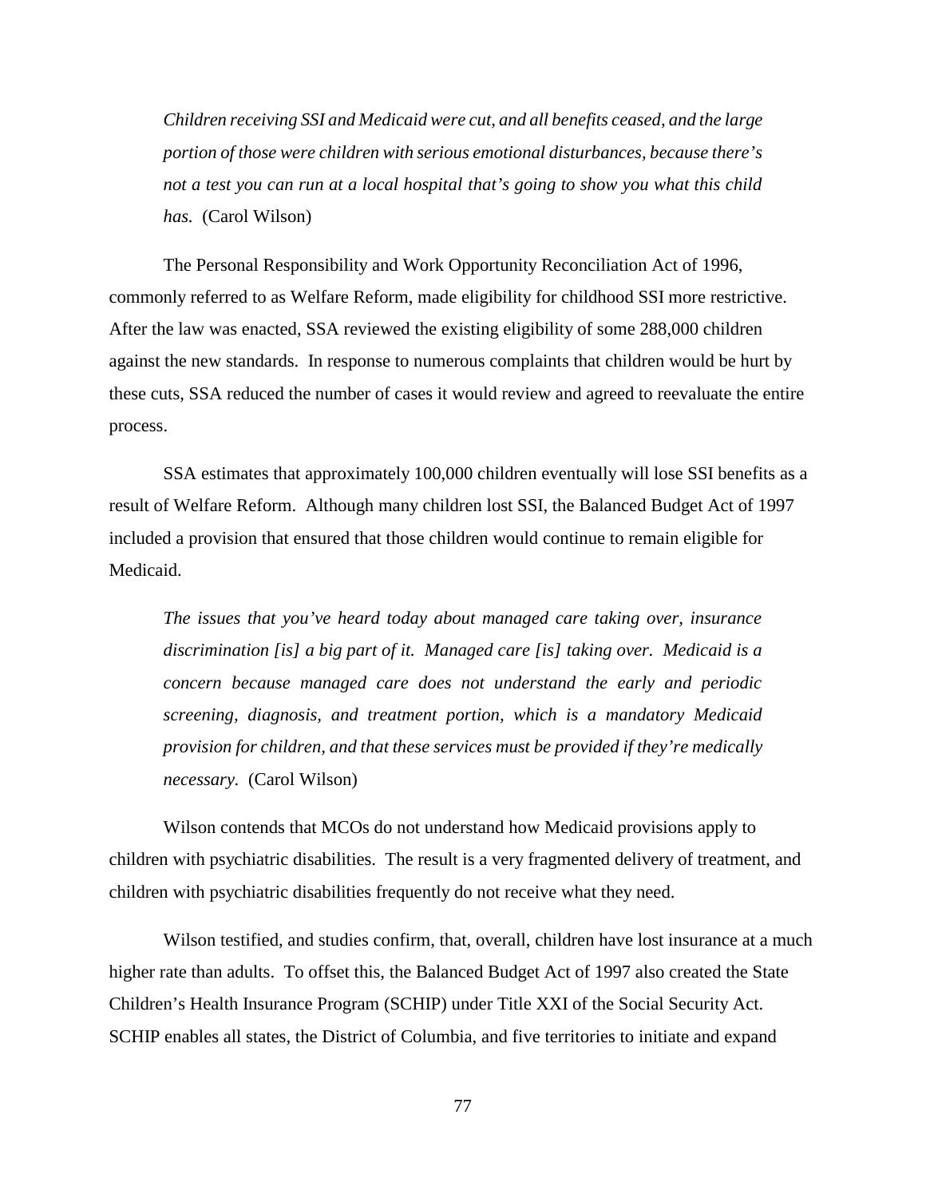*Children receiving SSI and Medicaid were cut, and all benefits ceased, and the large portion of those were children with serious emotional disturbances, because there's not a test you can run at a local hospital that's going to show you what this child has.* (Carol Wilson)

The Personal Responsibility and Work Opportunity Reconciliation Act of 1996, commonly referred to as Welfare Reform, made eligibility for childhood SSI more restrictive. After the law was enacted, SSA reviewed the existing eligibility of some 288,000 children against the new standards. In response to numerous complaints that children would be hurt by these cuts, SSA reduced the number of cases it would review and agreed to reevaluate the entire process.

SSA estimates that approximately 100,000 children eventually will lose SSI benefits as a result of Welfare Reform. Although many children lost SSI, the Balanced Budget Act of 1997 included a provision that ensured that those children would continue to remain eligible for Medicaid.

*The issues that you've heard today about managed care taking over, insurance discrimination [is] a big part of it. Managed care [is] taking over. Medicaid is a concern because managed care does not understand the early and periodic screening, diagnosis, and treatment portion, which is a mandatory Medicaid provision for children, and that these services must be provided if they're medically necessary.* (Carol Wilson)

Wilson contends that MCOs do not understand how Medicaid provisions apply to children with psychiatric disabilities. The result is a very fragmented delivery of treatment, and children with psychiatric disabilities frequently do not receive what they need.

Wilson testified, and studies confirm, that, overall, children have lost insurance at a much higher rate than adults. To offset this, the Balanced Budget Act of 1997 also created the State Children's Health Insurance Program (SCHIP) under Title XXI of the Social Security Act. SCHIP enables all states, the District of Columbia, and five territories to initiate and expand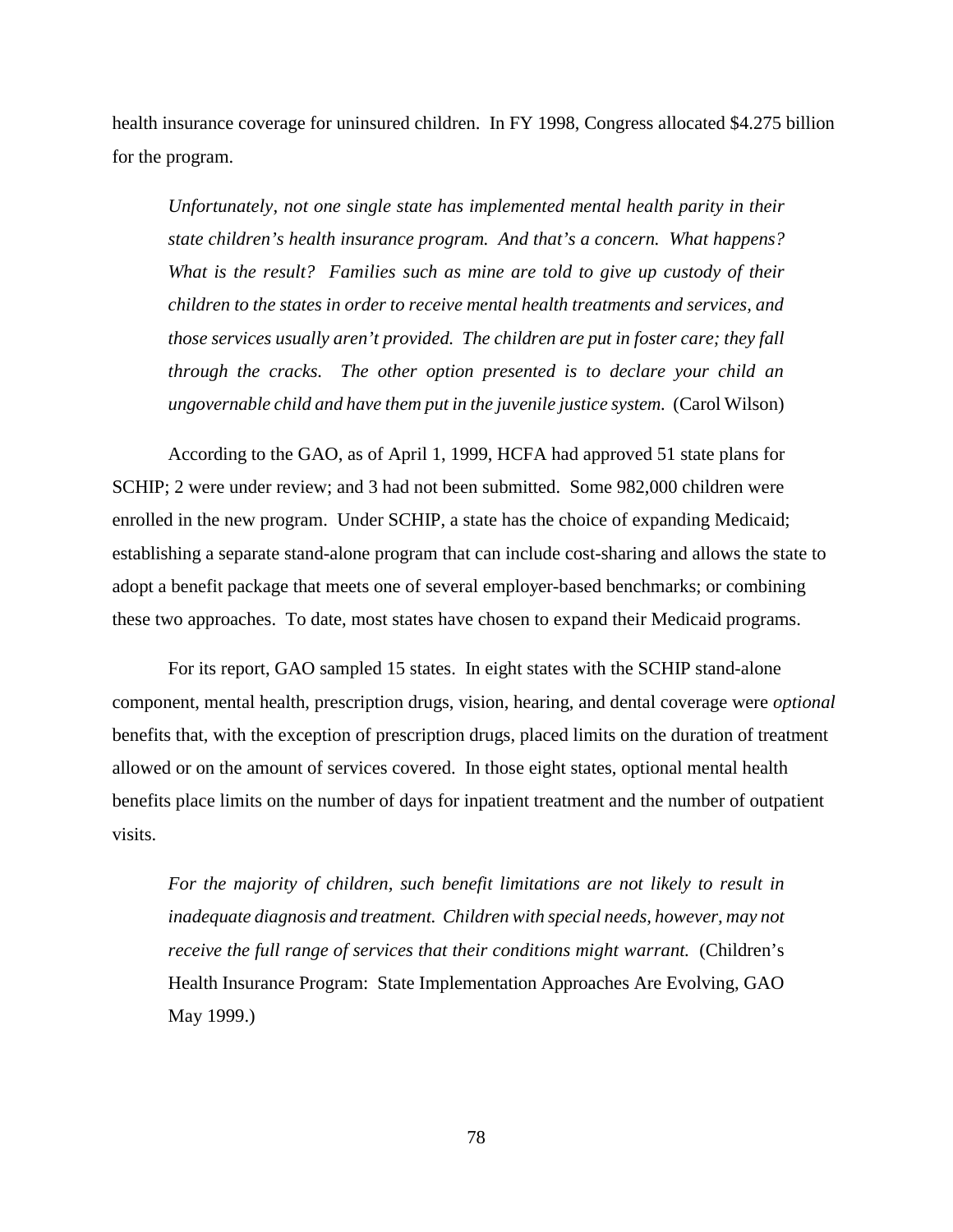health insurance coverage for uninsured children. In FY 1998, Congress allocated $4.275 billion for the program.

> *Unfortunately, not one single state has implemented mental health parity in their state children's health insurance program. And that's a concern. What happens? What is the result? Families such as mine are told to give up custody of their children to the states in order to receive mental health treatments and services, and those services usually aren't provided. The children are put in foster care; they fall through the cracks. The other option presented is to declare your child an ungovernable child and have them put in the juvenile justice system.* (Carol Wilson)

According to the GAO, as of April 1, 1999, HCFA had approved 51 state plans for SCHIP; 2 were under review; and 3 had not been submitted. Some 982,000 children were enrolled in the new program. Under SCHIP, a state has the choice of expanding Medicaid; establishing a separate stand-alone program that can include cost-sharing and allows the state to adopt a benefit package that meets one of several employer-based benchmarks; or combining these two approaches. To date, most states have chosen to expand their Medicaid programs.

For its report, GAO sampled 15 states. In eight states with the SCHIP stand-alone component, mental health, prescription drugs, vision, hearing, and dental coverage were *optional* benefits that, with the exception of prescription drugs, placed limits on the duration of treatment allowed or on the amount of services covered. In those eight states, optional mental health benefits place limits on the number of days for inpatient treatment and the number of outpatient visits.

> *For the majority of children, such benefit limitations are not likely to result in inadequate diagnosis and treatment. Children with special needs, however, may not receive the full range of services that their conditions might warrant.* (Children's Health Insurance Program: State Implementation Approaches Are Evolving, GAO May 1999.)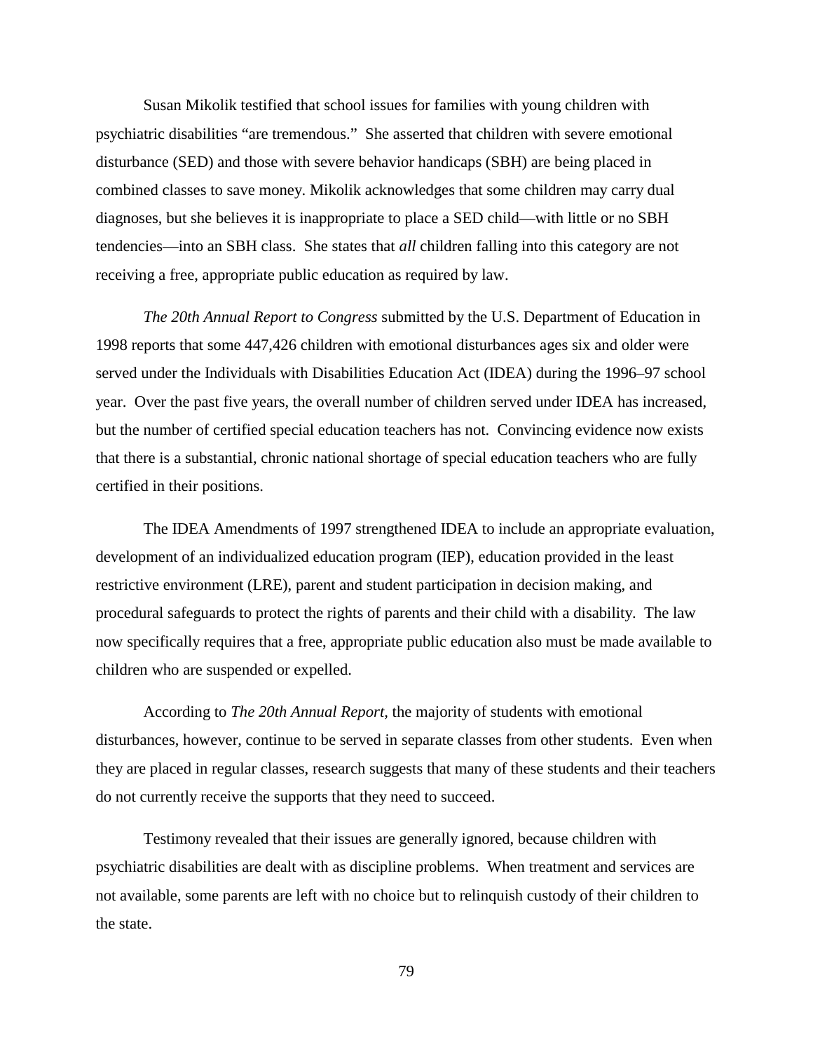Susan Mikolik testified that school issues for families with young children with psychiatric disabilities “are tremendous.” She asserted that children with severe emotional disturbance (SED) and those with severe behavior handicaps (SBH) are being placed in combined classes to save money. Mikolik acknowledges that some children may carry dual diagnoses, but she believes it is inappropriate to place a SED child—with little or no SBH tendencies—into an SBH class. She states that *all* children falling into this category are not receiving a free, appropriate public education as required by law.

*The 20th Annual Report to Congress* submitted by the U.S. Department of Education in 1998 reports that some 447,426 children with emotional disturbances ages six and older were served under the Individuals with Disabilities Education Act (IDEA) during the 1996–97 school year. Over the past five years, the overall number of children served under IDEA has increased, but the number of certified special education teachers has not. Convincing evidence now exists that there is a substantial, chronic national shortage of special education teachers who are fully certified in their positions.

The IDEA Amendments of 1997 strengthened IDEA to include an appropriate evaluation, development of an individualized education program (IEP), education provided in the least restrictive environment (LRE), parent and student participation in decision making, and procedural safeguards to protect the rights of parents and their child with a disability. The law now specifically requires that a free, appropriate public education also must be made available to children who are suspended or expelled.

According to *The 20th Annual Report,* the majority of students with emotional disturbances, however, continue to be served in separate classes from other students. Even when they are placed in regular classes, research suggests that many of these students and their teachers do not currently receive the supports that they need to succeed.

Testimony revealed that their issues are generally ignored, because children with psychiatric disabilities are dealt with as discipline problems. When treatment and services are not available, some parents are left with no choice but to relinquish custody of their children to the state.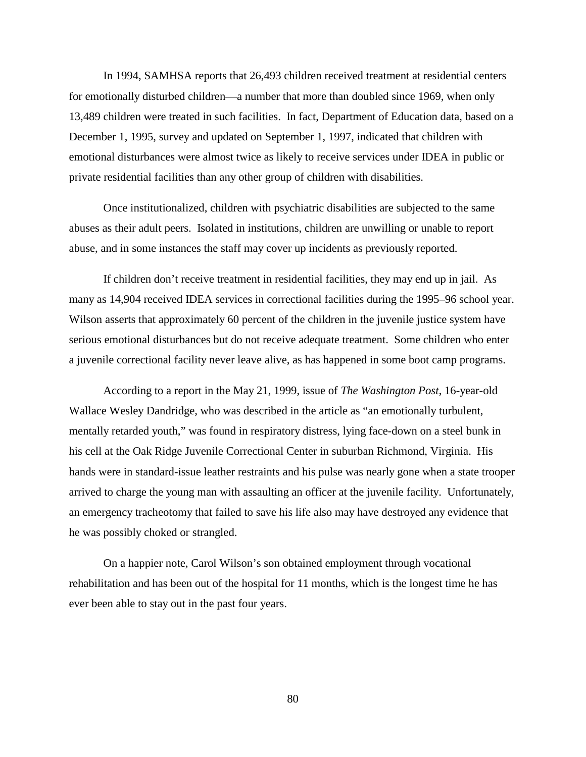In 1994, SAMHSA reports that 26,493 children received treatment at residential centers for emotionally disturbed children—a number that more than doubled since 1969, when only 13,489 children were treated in such facilities. In fact, Department of Education data, based on a December 1, 1995, survey and updated on September 1, 1997, indicated that children with emotional disturbances were almost twice as likely to receive services under IDEA in public or private residential facilities than any other group of children with disabilities.

Once institutionalized, children with psychiatric disabilities are subjected to the same abuses as their adult peers. Isolated in institutions, children are unwilling or unable to report abuse, and in some instances the staff may cover up incidents as previously reported.

If children don't receive treatment in residential facilities, they may end up in jail. As many as 14,904 received IDEA services in correctional facilities during the 1995–96 school year. Wilson asserts that approximately 60 percent of the children in the juvenile justice system have serious emotional disturbances but do not receive adequate treatment. Some children who enter a juvenile correctional facility never leave alive, as has happened in some boot camp programs.

According to a report in the May 21, 1999, issue of *The Washington Post*, 16-year-old Wallace Wesley Dandridge, who was described in the article as "an emotionally turbulent, mentally retarded youth," was found in respiratory distress, lying face-down on a steel bunk in his cell at the Oak Ridge Juvenile Correctional Center in suburban Richmond, Virginia. His hands were in standard-issue leather restraints and his pulse was nearly gone when a state trooper arrived to charge the young man with assaulting an officer at the juvenile facility. Unfortunately, an emergency tracheotomy that failed to save his life also may have destroyed any evidence that he was possibly choked or strangled.

On a happier note, Carol Wilson's son obtained employment through vocational rehabilitation and has been out of the hospital for 11 months, which is the longest time he has ever been able to stay out in the past four years.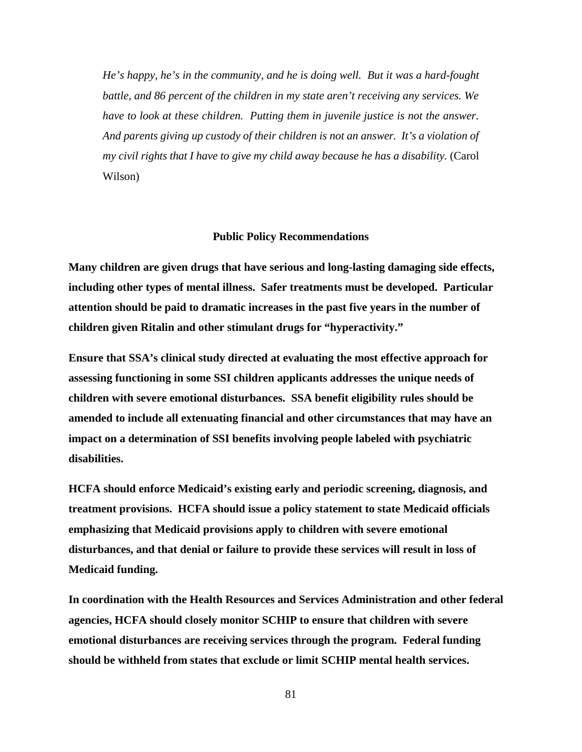> *He's happy, he's in the community, and he is doing well. But it was a hard-fought battle, and 86 percent of the children in my state aren't receiving any services. We have to look at these children. Putting them in juvenile justice is not the answer. And parents giving up custody of their children is not an answer. It's a violation of my civil rights that I have to give my child away because he has a disability.* (Carol Wilson)

### Public Policy Recommendations

**Many children are given drugs that have serious and long-lasting damaging side effects, including other types of mental illness. Safer treatments must be developed. Particular attention should be paid to dramatic increases in the past five years in the number of children given Ritalin and other stimulant drugs for "hyperactivity."**

**Ensure that SSA's clinical study directed at evaluating the most effective approach for assessing functioning in some SSI children applicants addresses the unique needs of children with severe emotional disturbances. SSA benefit eligibility rules should be amended to include all extenuating financial and other circumstances that may have an impact on a determination of SSI benefits involving people labeled with psychiatric disabilities.**

**HCFA should enforce Medicaid's existing early and periodic screening, diagnosis, and treatment provisions. HCFA should issue a policy statement to state Medicaid officials emphasizing that Medicaid provisions apply to children with severe emotional disturbances, and that denial or failure to provide these services will result in loss of Medicaid funding.**

**In coordination with the Health Resources and Services Administration and other federal agencies, HCFA should closely monitor SCHIP to ensure that children with severe emotional disturbances are receiving services through the program. Federal funding should be withheld from states that exclude or limit SCHIP mental health services.**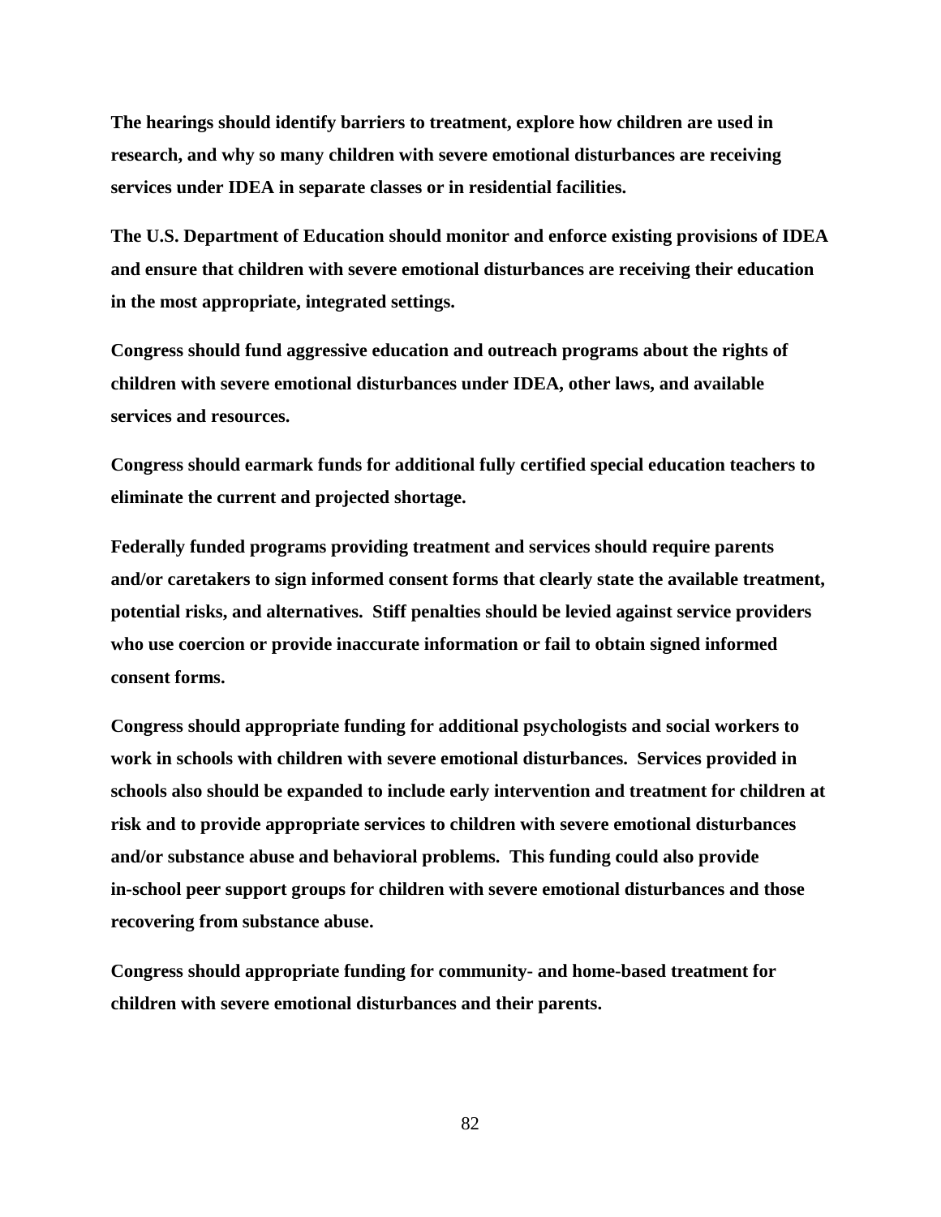**The hearings should identify barriers to treatment, explore how children are used in research, and why so many children with severe emotional disturbances are receiving services under IDEA in separate classes or in residential facilities.**

**The U.S. Department of Education should monitor and enforce existing provisions of IDEA and ensure that children with severe emotional disturbances are receiving their education in the most appropriate, integrated settings.**

**Congress should fund aggressive education and outreach programs about the rights of children with severe emotional disturbances under IDEA, other laws, and available services and resources.**

**Congress should earmark funds for additional fully certified special education teachers to eliminate the current and projected shortage.**

**Federally funded programs providing treatment and services should require parents and/or caretakers to sign informed consent forms that clearly state the available treatment, potential risks, and alternatives. Stiff penalties should be levied against service providers who use coercion or provide inaccurate information or fail to obtain signed informed consent forms.**

**Congress should appropriate funding for additional psychologists and social workers to work in schools with children with severe emotional disturbances. Services provided in schools also should be expanded to include early intervention and treatment for children at risk and to provide appropriate services to children with severe emotional disturbances and/or substance abuse and behavioral problems. This funding could also provide in-school peer support groups for children with severe emotional disturbances and those recovering from substance abuse.**

**Congress should appropriate funding for community- and home-based treatment for children with severe emotional disturbances and their parents.**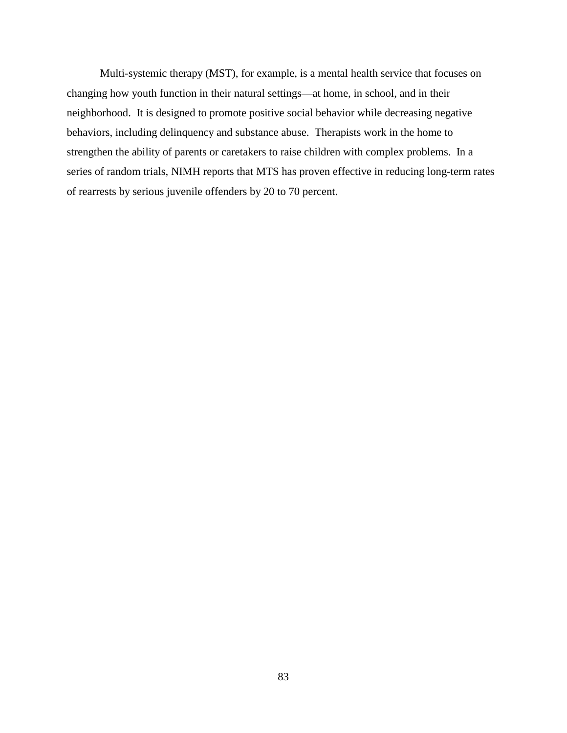Multi-systemic therapy (MST), for example, is a mental health service that focuses on changing how youth function in their natural settings—at home, in school, and in their neighborhood. It is designed to promote positive social behavior while decreasing negative behaviors, including delinquency and substance abuse. Therapists work in the home to strengthen the ability of parents or caretakers to raise children with complex problems. In a series of random trials, NIMH reports that MTS has proven effective in reducing long-term rates of rearrests by serious juvenile offenders by 20 to 70 percent.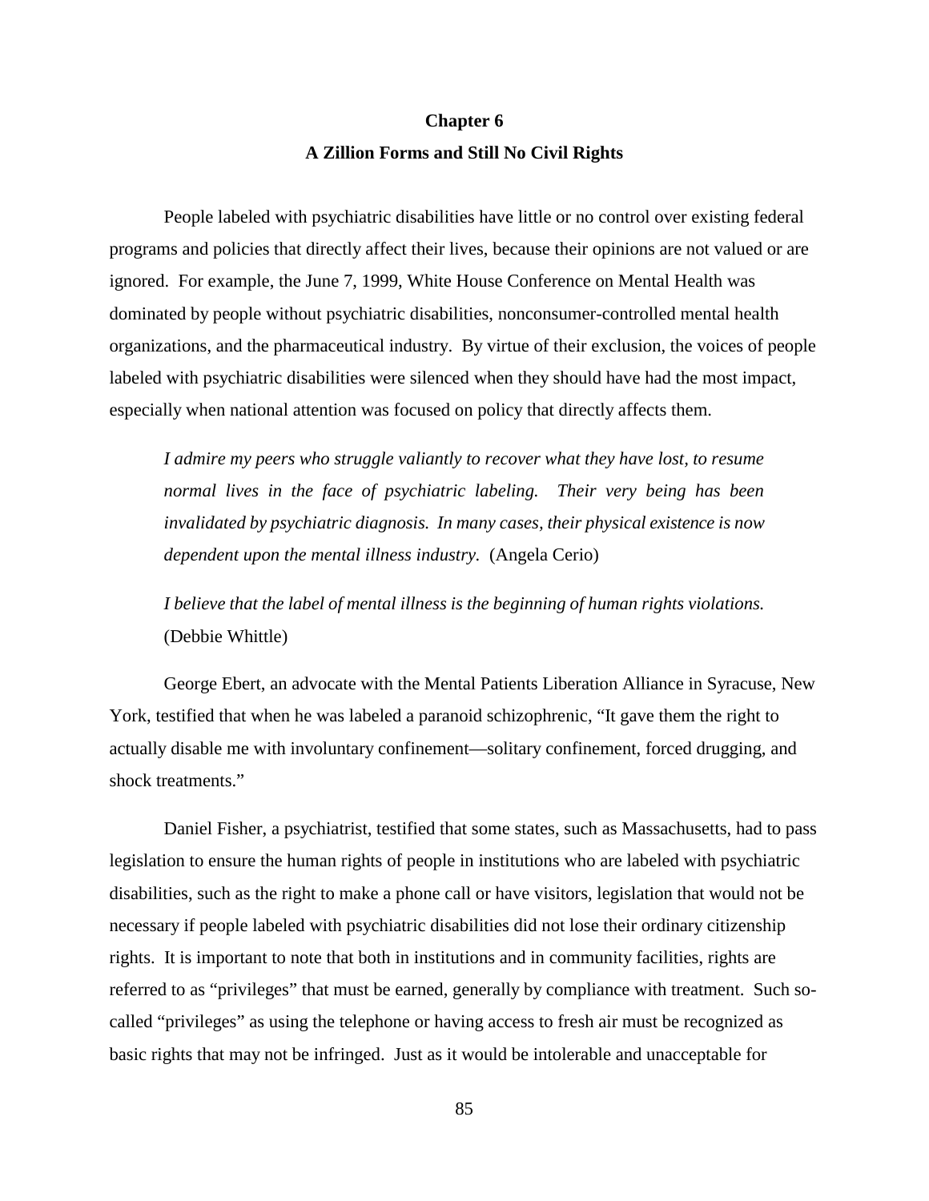# Chapter 6

## A Zillion Forms and Still No Civil Rights

People labeled with psychiatric disabilities have little or no control over existing federal programs and policies that directly affect their lives, because their opinions are not valued or are ignored. For example, the June 7, 1999, White House Conference on Mental Health was dominated by people without psychiatric disabilities, nonconsumer-controlled mental health organizations, and the pharmaceutical industry. By virtue of their exclusion, the voices of people labeled with psychiatric disabilities were silenced when they should have had the most impact, especially when national attention was focused on policy that directly affects them.

> *I admire my peers who struggle valiantly to recover what they have lost, to resume normal lives in the face of psychiatric labeling. Their very being has been invalidated by psychiatric diagnosis. In many cases, their physical existence is now dependent upon the mental illness industry.* (Angela Cerio)

> *I believe that the label of mental illness is the beginning of human rights violations.* (Debbie Whittle)

George Ebert, an advocate with the Mental Patients Liberation Alliance in Syracuse, New York, testified that when he was labeled a paranoid schizophrenic, "It gave them the right to actually disable me with involuntary confinement—solitary confinement, forced drugging, and shock treatments."

Daniel Fisher, a psychiatrist, testified that some states, such as Massachusetts, had to pass legislation to ensure the human rights of people in institutions who are labeled with psychiatric disabilities, such as the right to make a phone call or have visitors, legislation that would not be necessary if people labeled with psychiatric disabilities did not lose their ordinary citizenship rights. It is important to note that both in institutions and in community facilities, rights are referred to as "privileges" that must be earned, generally by compliance with treatment. Such so-called "privileges" as using the telephone or having access to fresh air must be recognized as basic rights that may not be infringed. Just as it would be intolerable and unacceptable for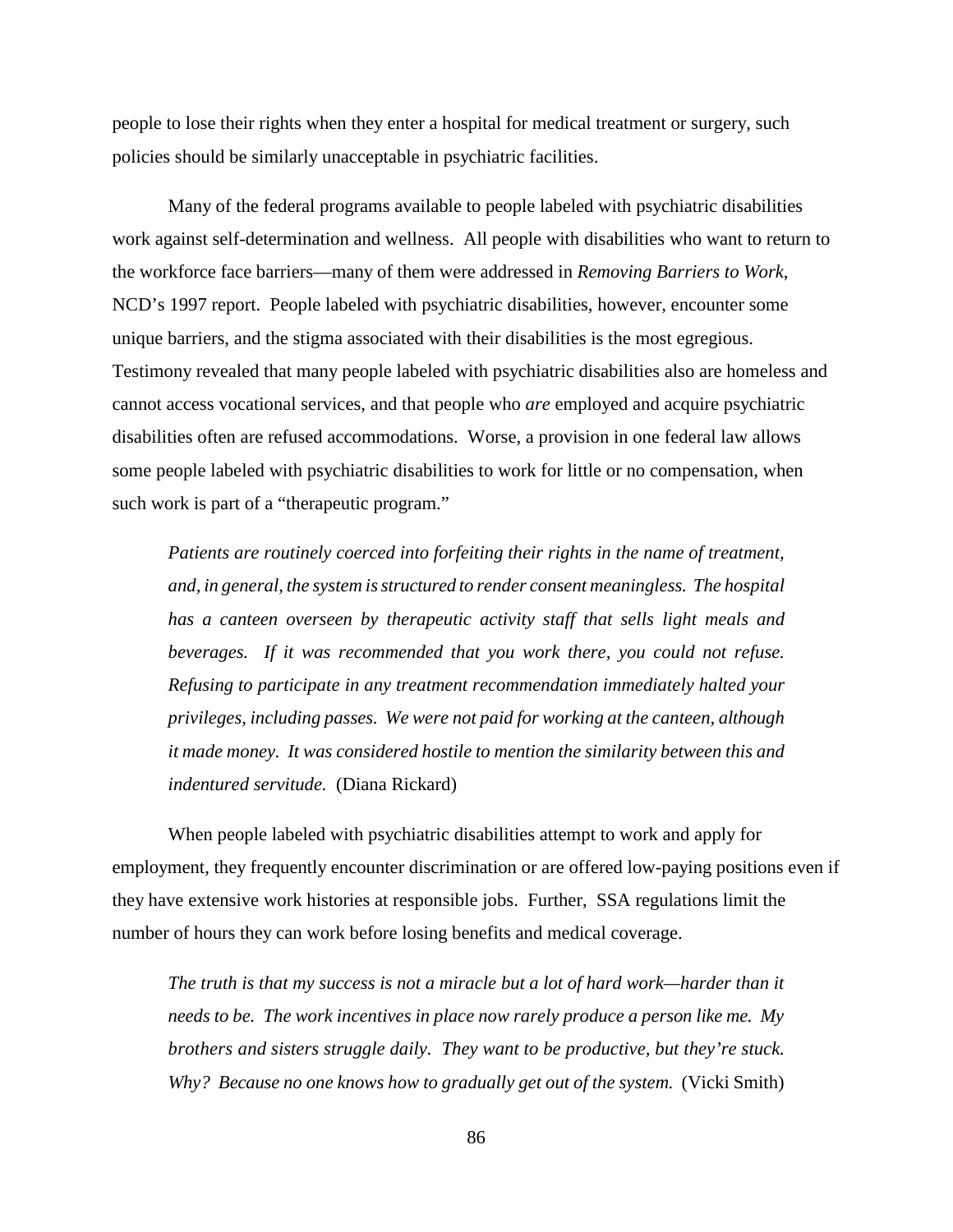people to lose their rights when they enter a hospital for medical treatment or surgery, such policies should be similarly unacceptable in psychiatric facilities.

Many of the federal programs available to people labeled with psychiatric disabilities work against self-determination and wellness. All people with disabilities who want to return to the workforce face barriers—many of them were addressed in *Removing Barriers to Work*, NCD's 1997 report. People labeled with psychiatric disabilities, however, encounter some unique barriers, and the stigma associated with their disabilities is the most egregious. Testimony revealed that many people labeled with psychiatric disabilities also are homeless and cannot access vocational services, and that people who *are* employed and acquire psychiatric disabilities often are refused accommodations. Worse, a provision in one federal law allows some people labeled with psychiatric disabilities to work for little or no compensation, when such work is part of a "therapeutic program."

> *Patients are routinely coerced into forfeiting their rights in the name of treatment, and, in general, the system is structured to render consent meaningless. The hospital has a canteen overseen by therapeutic activity staff that sells light meals and beverages. If it was recommended that you work there, you could not refuse. Refusing to participate in any treatment recommendation immediately halted your privileges, including passes. We were not paid for working at the canteen, although it made money. It was considered hostile to mention the similarity between this and indentured servitude.* (Diana Rickard)

When people labeled with psychiatric disabilities attempt to work and apply for employment, they frequently encounter discrimination or are offered low-paying positions even if they have extensive work histories at responsible jobs. Further, SSA regulations limit the number of hours they can work before losing benefits and medical coverage.

> *The truth is that my success is not a miracle but a lot of hard work—harder than it needs to be. The work incentives in place now rarely produce a person like me. My brothers and sisters struggle daily. They want to be productive, but they're stuck. Why? Because no one knows how to gradually get out of the system.* (Vicki Smith)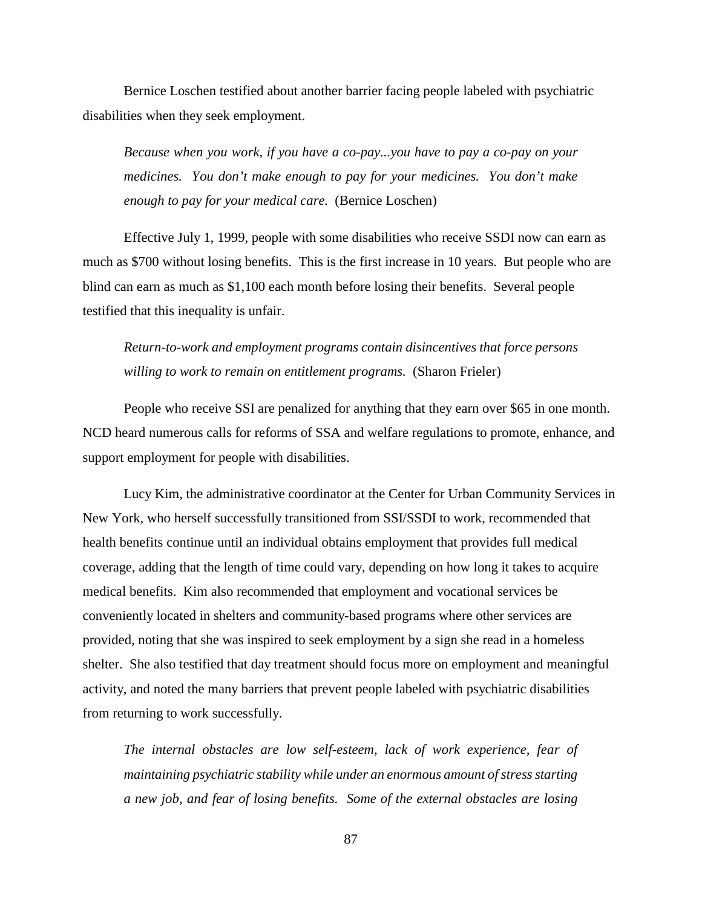Bernice Loschen testified about another barrier facing people labeled with psychiatric disabilities when they seek employment.

> *Because when you work, if you have a co-pay...you have to pay a co-pay on your medicines. You don't make enough to pay for your medicines. You don't make enough to pay for your medical care.* (Bernice Loschen)

Effective July 1, 1999, people with some disabilities who receive SSDI now can earn as much as $700 without losing benefits. This is the first increase in 10 years. But people who are blind can earn as much as $1,100 each month before losing their benefits. Several people testified that this inequality is unfair.

> *Return-to-work and employment programs contain disincentives that force persons willing to work to remain on entitlement programs.* (Sharon Frieler)

People who receive SSI are penalized for anything that they earn over $65 in one month. NCD heard numerous calls for reforms of SSA and welfare regulations to promote, enhance, and support employment for people with disabilities.

Lucy Kim, the administrative coordinator at the Center for Urban Community Services in New York, who herself successfully transitioned from SSI/SSDI to work, recommended that health benefits continue until an individual obtains employment that provides full medical coverage, adding that the length of time could vary, depending on how long it takes to acquire medical benefits. Kim also recommended that employment and vocational services be conveniently located in shelters and community-based programs where other services are provided, noting that she was inspired to seek employment by a sign she read in a homeless shelter. She also testified that day treatment should focus more on employment and meaningful activity, and noted the many barriers that prevent people labeled with psychiatric disabilities from returning to work successfully.

> *The internal obstacles are low self-esteem, lack of work experience, fear of maintaining psychiatric stability while under an enormous amount of stress starting a new job, and fear of losing benefits. Some of the external obstacles are losing*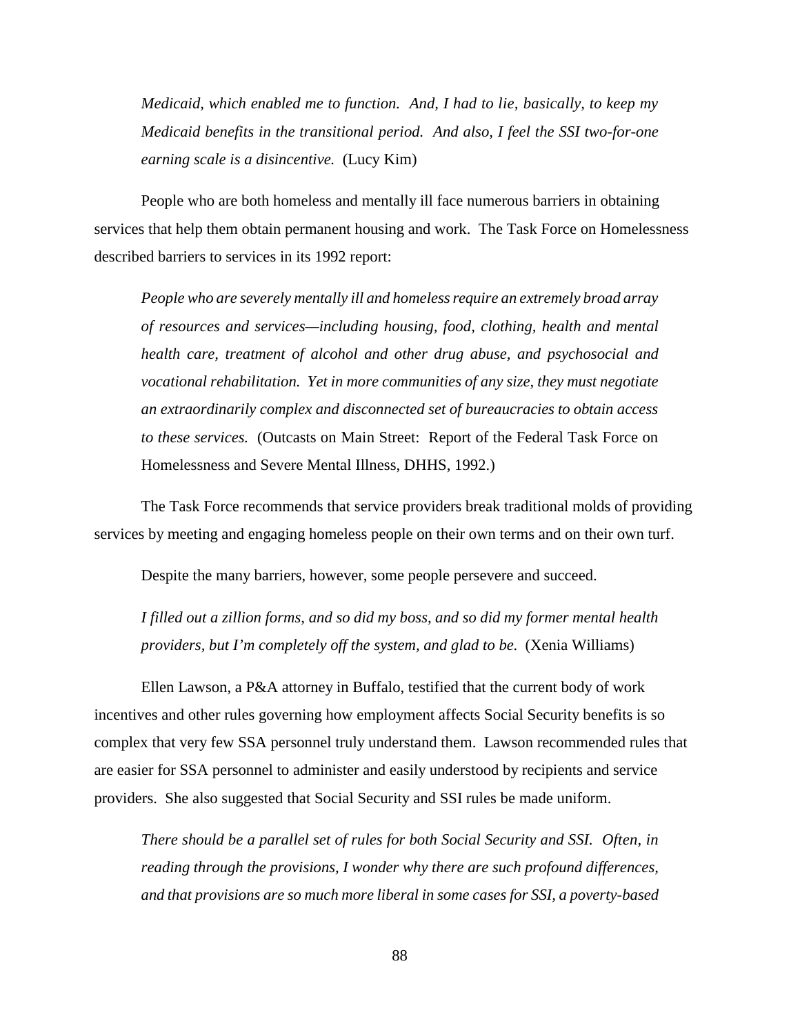> *Medicaid, which enabled me to function. And, I had to lie, basically, to keep my Medicaid benefits in the transitional period. And also, I feel the SSI two-for-one earning scale is a disincentive.* (Lucy Kim)

People who are both homeless and mentally ill face numerous barriers in obtaining services that help them obtain permanent housing and work. The Task Force on Homelessness described barriers to services in its 1992 report:

> *People who are severely mentally ill and homeless require an extremely broad array of resources and services—including housing, food, clothing, health and mental health care, treatment of alcohol and other drug abuse, and psychosocial and vocational rehabilitation. Yet in more communities of any size, they must negotiate an extraordinarily complex and disconnected set of bureaucracies to obtain access to these services.* (Outcasts on Main Street: Report of the Federal Task Force on Homelessness and Severe Mental Illness, DHHS, 1992.)

The Task Force recommends that service providers break traditional molds of providing services by meeting and engaging homeless people on their own terms and on their own turf.

Despite the many barriers, however, some people persevere and succeed.

> *I filled out a zillion forms, and so did my boss, and so did my former mental health providers, but I'm completely off the system, and glad to be.* (Xenia Williams)

Ellen Lawson, a P&A attorney in Buffalo, testified that the current body of work incentives and other rules governing how employment affects Social Security benefits is so complex that very few SSA personnel truly understand them. Lawson recommended rules that are easier for SSA personnel to administer and easily understood by recipients and service providers. She also suggested that Social Security and SSI rules be made uniform.

> *There should be a parallel set of rules for both Social Security and SSI. Often, in reading through the provisions, I wonder why there are such profound differences, and that provisions are so much more liberal in some cases for SSI, a poverty-based*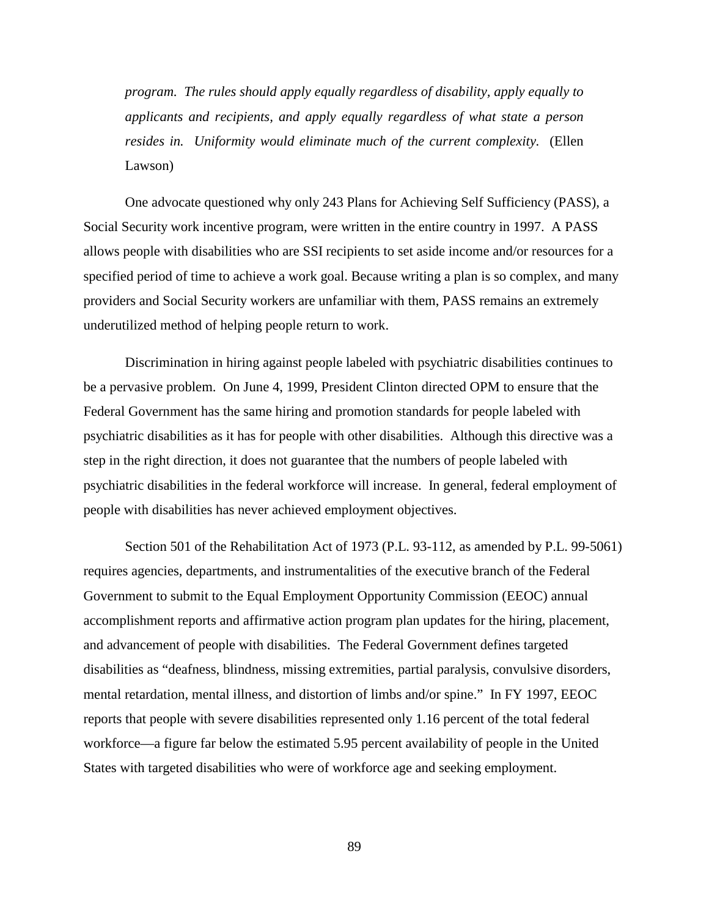*program. The rules should apply equally regardless of disability, apply equally to applicants and recipients, and apply equally regardless of what state a person resides in. Uniformity would eliminate much of the current complexity.* (Ellen Lawson)

One advocate questioned why only 243 Plans for Achieving Self Sufficiency (PASS), a Social Security work incentive program, were written in the entire country in 1997. A PASS allows people with disabilities who are SSI recipients to set aside income and/or resources for a specified period of time to achieve a work goal. Because writing a plan is so complex, and many providers and Social Security workers are unfamiliar with them, PASS remains an extremely underutilized method of helping people return to work.

Discrimination in hiring against people labeled with psychiatric disabilities continues to be a pervasive problem. On June 4, 1999, President Clinton directed OPM to ensure that the Federal Government has the same hiring and promotion standards for people labeled with psychiatric disabilities as it has for people with other disabilities. Although this directive was a step in the right direction, it does not guarantee that the numbers of people labeled with psychiatric disabilities in the federal workforce will increase. In general, federal employment of people with disabilities has never achieved employment objectives.

Section 501 of the Rehabilitation Act of 1973 (P.L. 93-112, as amended by P.L. 99-5061) requires agencies, departments, and instrumentalities of the executive branch of the Federal Government to submit to the Equal Employment Opportunity Commission (EEOC) annual accomplishment reports and affirmative action program plan updates for the hiring, placement, and advancement of people with disabilities. The Federal Government defines targeted disabilities as "deafness, blindness, missing extremities, partial paralysis, convulsive disorders, mental retardation, mental illness, and distortion of limbs and/or spine." In FY 1997, EEOC reports that people with severe disabilities represented only 1.16 percent of the total federal workforce—a figure far below the estimated 5.95 percent availability of people in the United States with targeted disabilities who were of workforce age and seeking employment.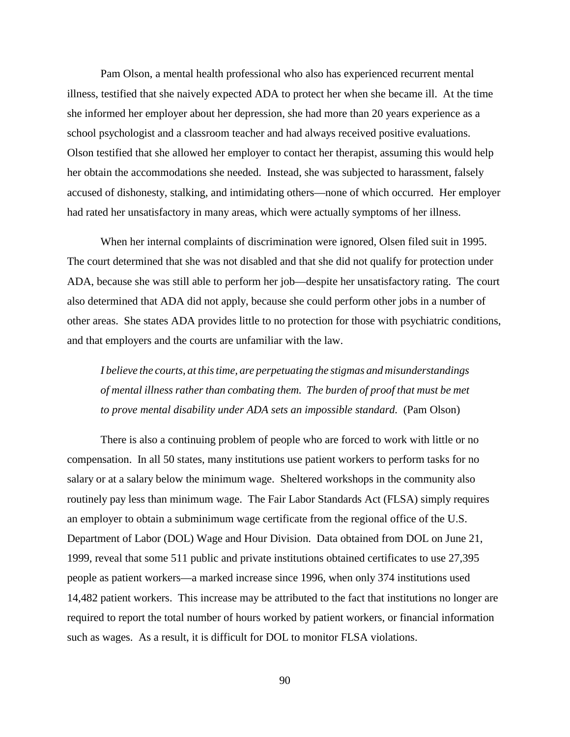Pam Olson, a mental health professional who also has experienced recurrent mental illness, testified that she naively expected ADA to protect her when she became ill. At the time she informed her employer about her depression, she had more than 20 years experience as a school psychologist and a classroom teacher and had always received positive evaluations. Olson testified that she allowed her employer to contact her therapist, assuming this would help her obtain the accommodations she needed. Instead, she was subjected to harassment, falsely accused of dishonesty, stalking, and intimidating others—none of which occurred. Her employer had rated her unsatisfactory in many areas, which were actually symptoms of her illness.

When her internal complaints of discrimination were ignored, Olsen filed suit in 1995. The court determined that she was not disabled and that she did not qualify for protection under ADA, because she was still able to perform her job—despite her unsatisfactory rating. The court also determined that ADA did not apply, because she could perform other jobs in a number of other areas. She states ADA provides little to no protection for those with psychiatric conditions, and that employers and the courts are unfamiliar with the law.

> *I believe the courts, at this time, are perpetuating the stigmas and misunderstandings of mental illness rather than combating them. The burden of proof that must be met to prove mental disability under ADA sets an impossible standard.* (Pam Olson)

There is also a continuing problem of people who are forced to work with little or no compensation. In all 50 states, many institutions use patient workers to perform tasks for no salary or at a salary below the minimum wage. Sheltered workshops in the community also routinely pay less than minimum wage. The Fair Labor Standards Act (FLSA) simply requires an employer to obtain a subminimum wage certificate from the regional office of the U.S. Department of Labor (DOL) Wage and Hour Division. Data obtained from DOL on June 21, 1999, reveal that some 511 public and private institutions obtained certificates to use 27,395 people as patient workers—a marked increase since 1996, when only 374 institutions used 14,482 patient workers. This increase may be attributed to the fact that institutions no longer are required to report the total number of hours worked by patient workers, or financial information such as wages. As a result, it is difficult for DOL to monitor FLSA violations.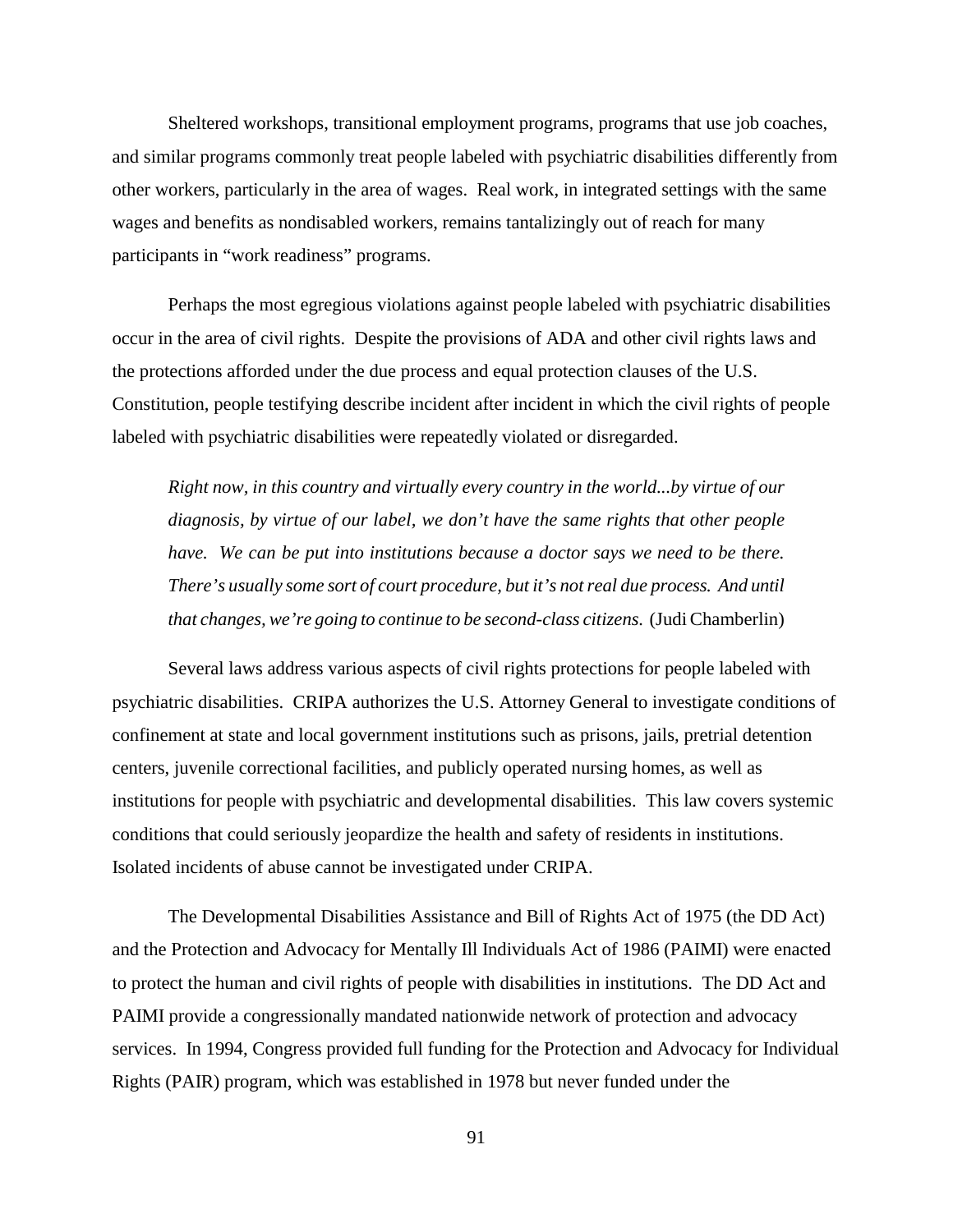Sheltered workshops, transitional employment programs, programs that use job coaches, and similar programs commonly treat people labeled with psychiatric disabilities differently from other workers, particularly in the area of wages. Real work, in integrated settings with the same wages and benefits as nondisabled workers, remains tantalizingly out of reach for many participants in "work readiness" programs.

Perhaps the most egregious violations against people labeled with psychiatric disabilities occur in the area of civil rights. Despite the provisions of ADA and other civil rights laws and the protections afforded under the due process and equal protection clauses of the U.S. Constitution, people testifying describe incident after incident in which the civil rights of people labeled with psychiatric disabilities were repeatedly violated or disregarded.

> *Right now, in this country and virtually every country in the world...by virtue of our diagnosis, by virtue of our label, we don't have the same rights that other people have. We can be put into institutions because a doctor says we need to be there. There's usually some sort of court procedure, but it's not real due process. And until that changes, we're going to continue to be second-class citizens.* (Judi Chamberlin)

Several laws address various aspects of civil rights protections for people labeled with psychiatric disabilities. CRIPA authorizes the U.S. Attorney General to investigate conditions of confinement at state and local government institutions such as prisons, jails, pretrial detention centers, juvenile correctional facilities, and publicly operated nursing homes, as well as institutions for people with psychiatric and developmental disabilities. This law covers systemic conditions that could seriously jeopardize the health and safety of residents in institutions. Isolated incidents of abuse cannot be investigated under CRIPA.

The Developmental Disabilities Assistance and Bill of Rights Act of 1975 (the DD Act) and the Protection and Advocacy for Mentally Ill Individuals Act of 1986 (PAIMI) were enacted to protect the human and civil rights of people with disabilities in institutions. The DD Act and PAIMI provide a congressionally mandated nationwide network of protection and advocacy services. In 1994, Congress provided full funding for the Protection and Advocacy for Individual Rights (PAIR) program, which was established in 1978 but never funded under the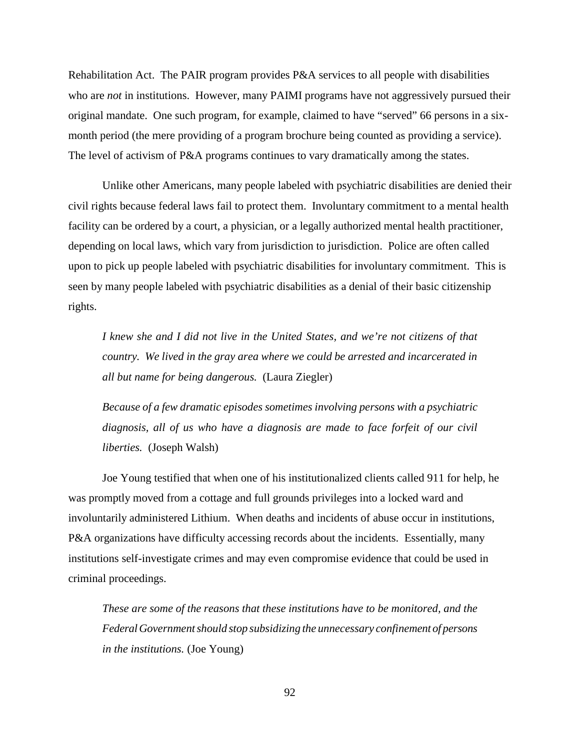Rehabilitation Act. The PAIR program provides P&A services to all people with disabilities who are *not* in institutions. However, many PAIMI programs have not aggressively pursued their original mandate. One such program, for example, claimed to have "served" 66 persons in a six-month period (the mere providing of a program brochure being counted as providing a service). The level of activism of P&A programs continues to vary dramatically among the states.

Unlike other Americans, many people labeled with psychiatric disabilities are denied their civil rights because federal laws fail to protect them. Involuntary commitment to a mental health facility can be ordered by a court, a physician, or a legally authorized mental health practitioner, depending on local laws, which vary from jurisdiction to jurisdiction. Police are often called upon to pick up people labeled with psychiatric disabilities for involuntary commitment. This is seen by many people labeled with psychiatric disabilities as a denial of their basic citizenship rights.

> *I knew she and I did not live in the United States, and we're not citizens of that country. We lived in the gray area where we could be arrested and incarcerated in all but name for being dangerous.* (Laura Ziegler)

> *Because of a few dramatic episodes sometimes involving persons with a psychiatric diagnosis, all of us who have a diagnosis are made to face forfeit of our civil liberties.* (Joseph Walsh)

Joe Young testified that when one of his institutionalized clients called 911 for help, he was promptly moved from a cottage and full grounds privileges into a locked ward and involuntarily administered Lithium. When deaths and incidents of abuse occur in institutions, P&A organizations have difficulty accessing records about the incidents. Essentially, many institutions self-investigate crimes and may even compromise evidence that could be used in criminal proceedings.

> *These are some of the reasons that these institutions have to be monitored, and the Federal Government should stop subsidizing the unnecessary confinement of persons in the institutions.* (Joe Young)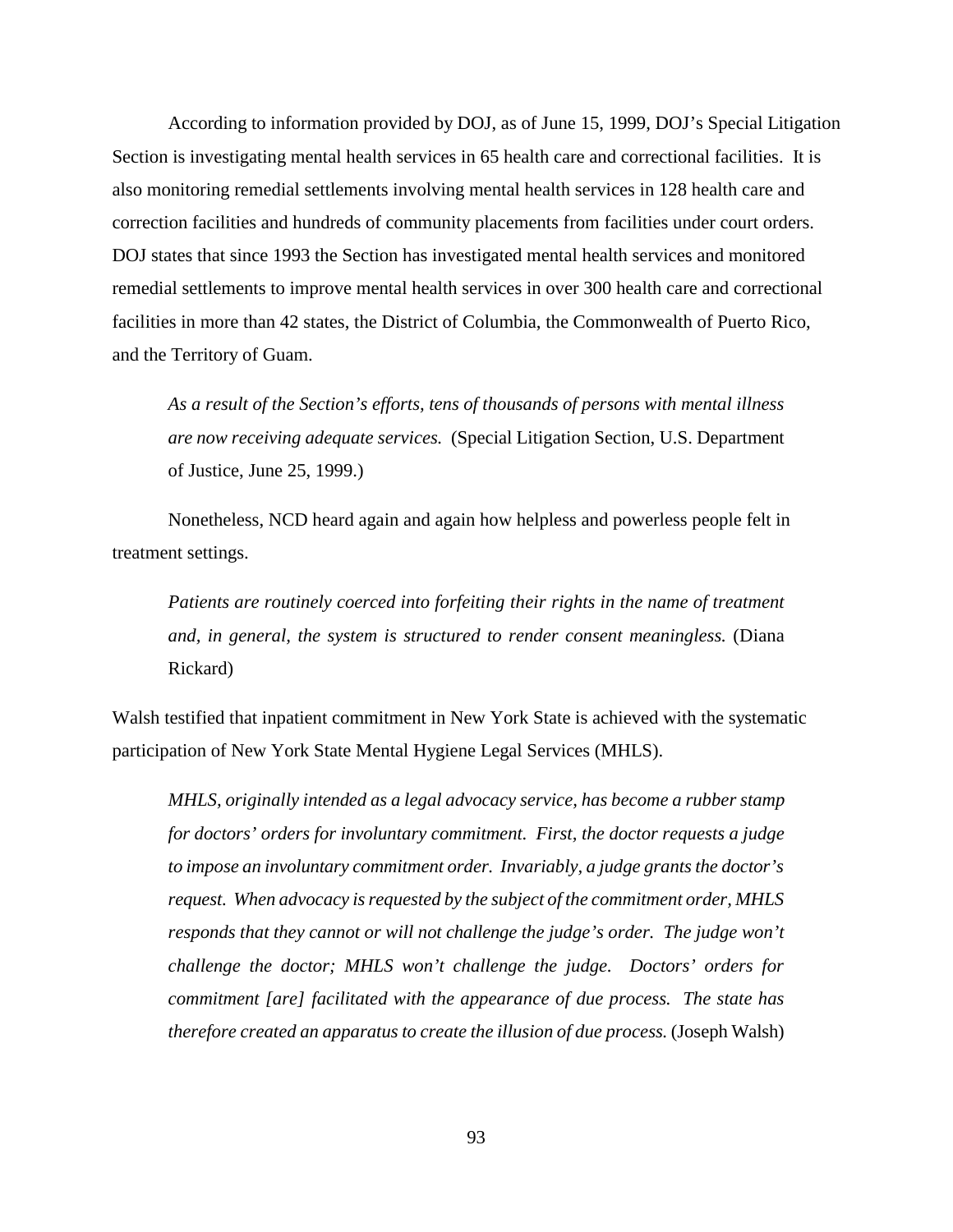According to information provided by DOJ, as of June 15, 1999, DOJ's Special Litigation Section is investigating mental health services in 65 health care and correctional facilities. It is also monitoring remedial settlements involving mental health services in 128 health care and correction facilities and hundreds of community placements from facilities under court orders. DOJ states that since 1993 the Section has investigated mental health services and monitored remedial settlements to improve mental health services in over 300 health care and correctional facilities in more than 42 states, the District of Columbia, the Commonwealth of Puerto Rico, and the Territory of Guam.

> *As a result of the Section's efforts, tens of thousands of persons with mental illness are now receiving adequate services.* (Special Litigation Section, U.S. Department of Justice, June 25, 1999.)

Nonetheless, NCD heard again and again how helpless and powerless people felt in treatment settings.

> *Patients are routinely coerced into forfeiting their rights in the name of treatment and, in general, the system is structured to render consent meaningless.* (Diana Rickard)

Walsh testified that inpatient commitment in New York State is achieved with the systematic participation of New York State Mental Hygiene Legal Services (MHLS).

> *MHLS, originally intended as a legal advocacy service, has become a rubber stamp for doctors' orders for involuntary commitment. First, the doctor requests a judge to impose an involuntary commitment order. Invariably, a judge grants the doctor's request. When advocacy is requested by the subject of the commitment order, MHLS responds that they cannot or will not challenge the judge's order. The judge won't challenge the doctor; MHLS won't challenge the judge. Doctors' orders for commitment [are] facilitated with the appearance of due process. The state has therefore created an apparatus to create the illusion of due process.* (Joseph Walsh)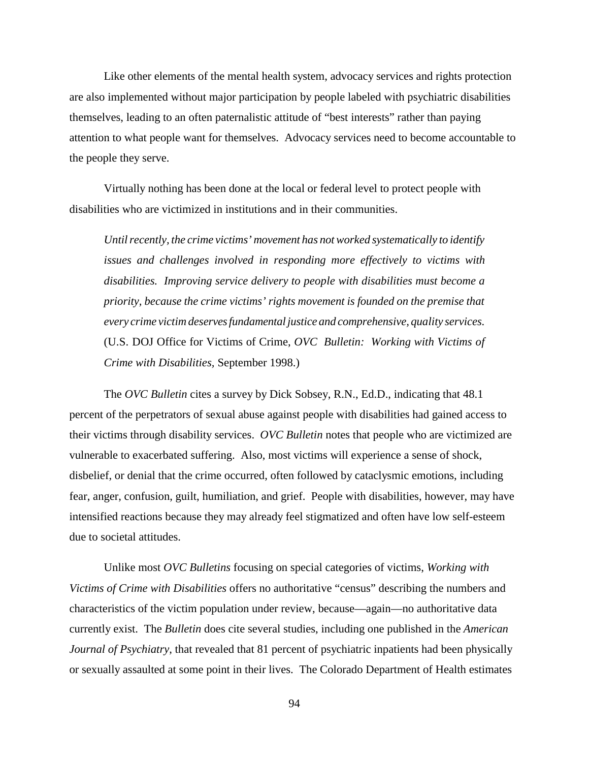Like other elements of the mental health system, advocacy services and rights protection are also implemented without major participation by people labeled with psychiatric disabilities themselves, leading to an often paternalistic attitude of "best interests" rather than paying attention to what people want for themselves. Advocacy services need to become accountable to the people they serve.

Virtually nothing has been done at the local or federal level to protect people with disabilities who are victimized in institutions and in their communities.

> *Until recently, the crime victims' movement has not worked systematically to identify issues and challenges involved in responding more effectively to victims with disabilities. Improving service delivery to people with disabilities must become a priority, because the crime victims' rights movement is founded on the premise that every crime victim deserves fundamental justice and comprehensive, quality services.* (U.S. DOJ Office for Victims of Crime, *OVC Bulletin: Working with Victims of Crime with Disabilities*, September 1998.)

The *OVC Bulletin* cites a survey by Dick Sobsey, R.N., Ed.D., indicating that 48.1 percent of the perpetrators of sexual abuse against people with disabilities had gained access to their victims through disability services. *OVC Bulletin* notes that people who are victimized are vulnerable to exacerbated suffering. Also, most victims will experience a sense of shock, disbelief, or denial that the crime occurred, often followed by cataclysmic emotions, including fear, anger, confusion, guilt, humiliation, and grief. People with disabilities, however, may have intensified reactions because they may already feel stigmatized and often have low self-esteem due to societal attitudes.

Unlike most *OVC Bulletins* focusing on special categories of victims, *Working with Victims of Crime with Disabilities* offers no authoritative "census" describing the numbers and characteristics of the victim population under review, because—again—no authoritative data currently exist. The *Bulletin* does cite several studies, including one published in the *American Journal of Psychiatry*, that revealed that 81 percent of psychiatric inpatients had been physically or sexually assaulted at some point in their lives. The Colorado Department of Health estimates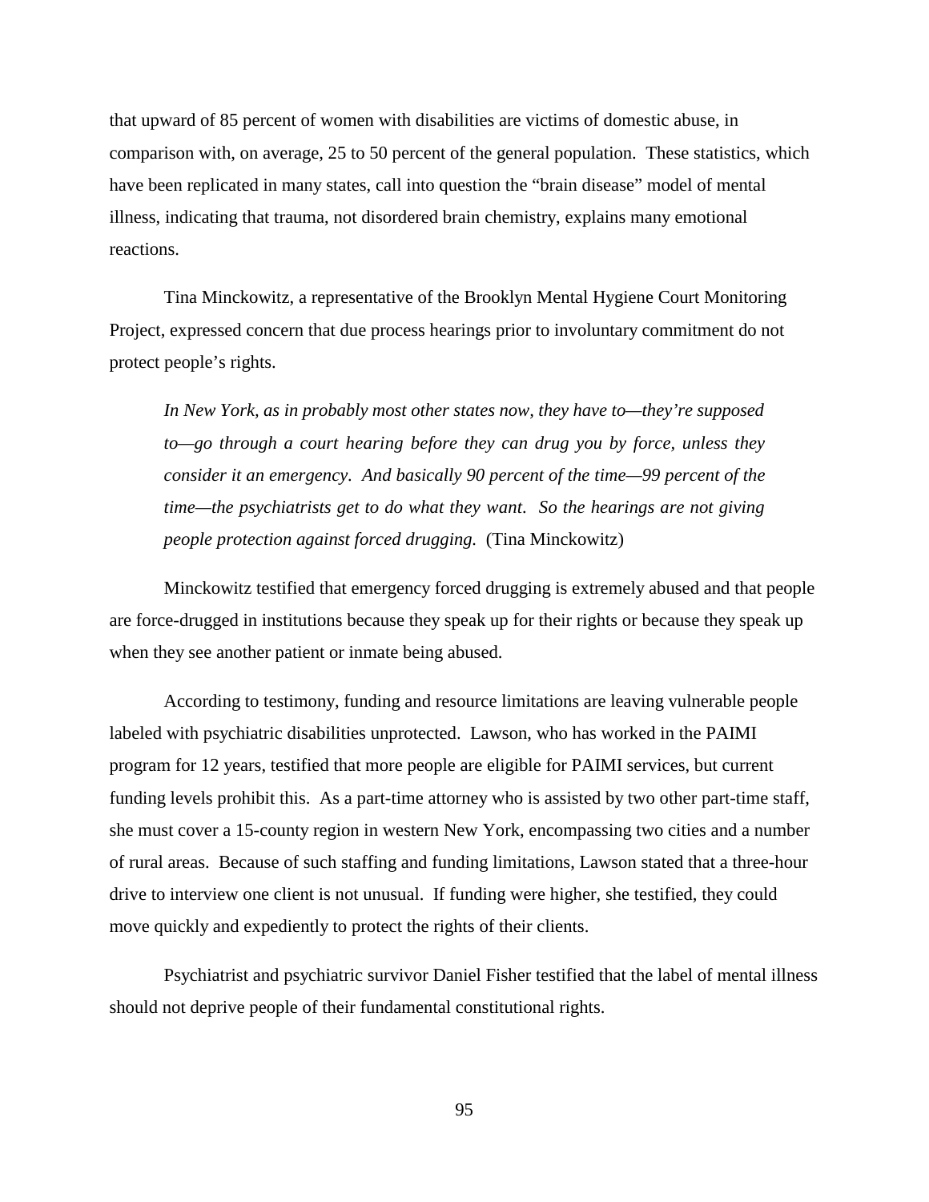that upward of 85 percent of women with disabilities are victims of domestic abuse, in comparison with, on average, 25 to 50 percent of the general population. These statistics, which have been replicated in many states, call into question the "brain disease" model of mental illness, indicating that trauma, not disordered brain chemistry, explains many emotional reactions.

Tina Minckowitz, a representative of the Brooklyn Mental Hygiene Court Monitoring Project, expressed concern that due process hearings prior to involuntary commitment do not protect people's rights.

> *In New York, as in probably most other states now, they have to—they're supposed to—go through a court hearing before they can drug you by force, unless they consider it an emergency. And basically 90 percent of the time—99 percent of the time—the psychiatrists get to do what they want. So the hearings are not giving people protection against forced drugging.* (Tina Minckowitz)

Minckowitz testified that emergency forced drugging is extremely abused and that people are force-drugged in institutions because they speak up for their rights or because they speak up when they see another patient or inmate being abused.

According to testimony, funding and resource limitations are leaving vulnerable people labeled with psychiatric disabilities unprotected. Lawson, who has worked in the PAIMI program for 12 years, testified that more people are eligible for PAIMI services, but current funding levels prohibit this. As a part-time attorney who is assisted by two other part-time staff, she must cover a 15-county region in western New York, encompassing two cities and a number of rural areas. Because of such staffing and funding limitations, Lawson stated that a three-hour drive to interview one client is not unusual. If funding were higher, she testified, they could move quickly and expediently to protect the rights of their clients.

Psychiatrist and psychiatric survivor Daniel Fisher testified that the label of mental illness should not deprive people of their fundamental constitutional rights.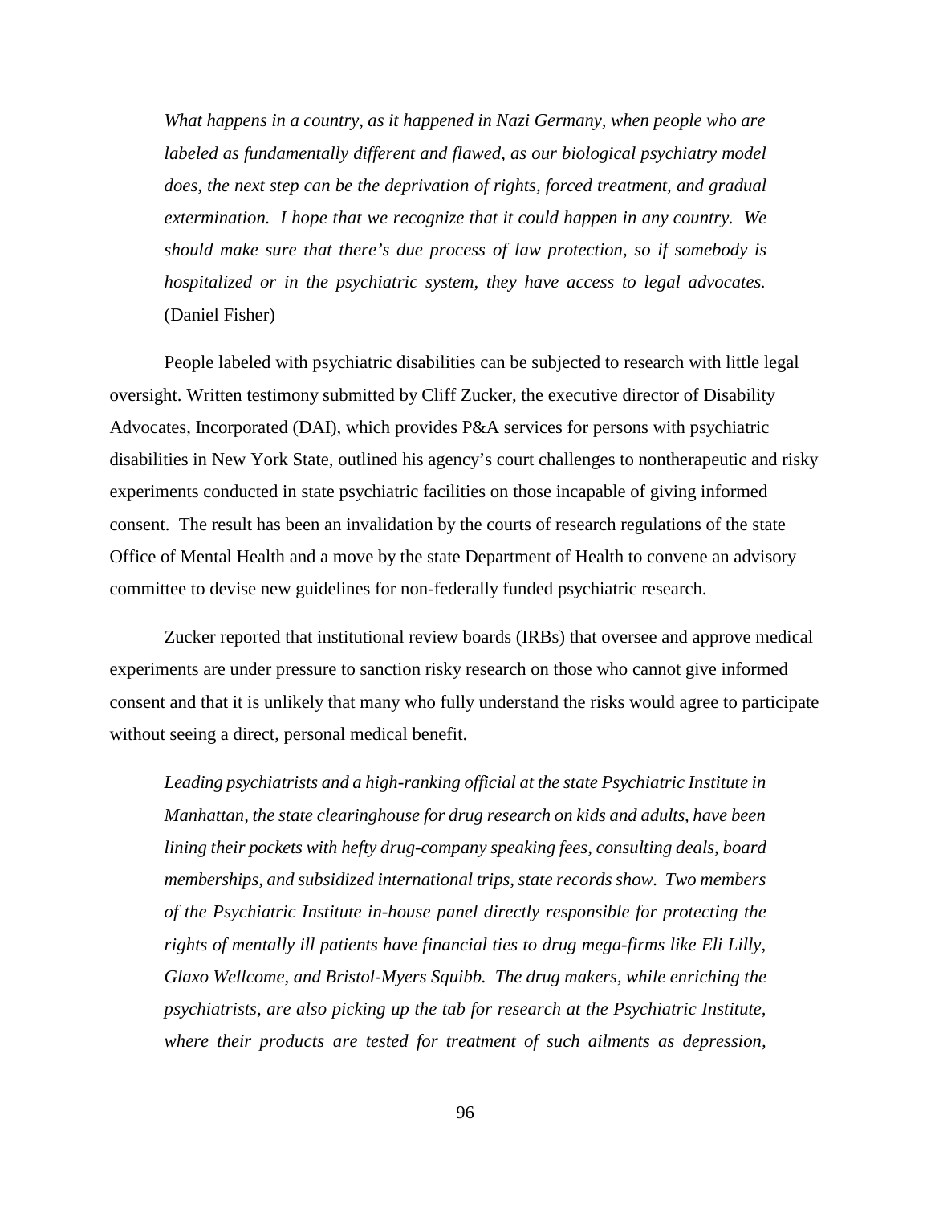> *What happens in a country, as it happened in Nazi Germany, when people who are labeled as fundamentally different and flawed, as our biological psychiatry model does, the next step can be the deprivation of rights, forced treatment, and gradual extermination. I hope that we recognize that it could happen in any country. We should make sure that there's due process of law protection, so if somebody is hospitalized or in the psychiatric system, they have access to legal advocates.* (Daniel Fisher)

People labeled with psychiatric disabilities can be subjected to research with little legal oversight. Written testimony submitted by Cliff Zucker, the executive director of Disability Advocates, Incorporated (DAI), which provides P&A services for persons with psychiatric disabilities in New York State, outlined his agency's court challenges to nontherapeutic and risky experiments conducted in state psychiatric facilities on those incapable of giving informed consent. The result has been an invalidation by the courts of research regulations of the state Office of Mental Health and a move by the state Department of Health to convene an advisory committee to devise new guidelines for non-federally funded psychiatric research.

Zucker reported that institutional review boards (IRBs) that oversee and approve medical experiments are under pressure to sanction risky research on those who cannot give informed consent and that it is unlikely that many who fully understand the risks would agree to participate without seeing a direct, personal medical benefit.

> *Leading psychiatrists and a high-ranking official at the state Psychiatric Institute in Manhattan, the state clearinghouse for drug research on kids and adults, have been lining their pockets with hefty drug-company speaking fees, consulting deals, board memberships, and subsidized international trips, state records show. Two members of the Psychiatric Institute in-house panel directly responsible for protecting the rights of mentally ill patients have financial ties to drug mega-firms like Eli Lilly, Glaxo Wellcome, and Bristol-Myers Squibb. The drug makers, while enriching the psychiatrists, are also picking up the tab for research at the Psychiatric Institute, where their products are tested for treatment of such ailments as depression,*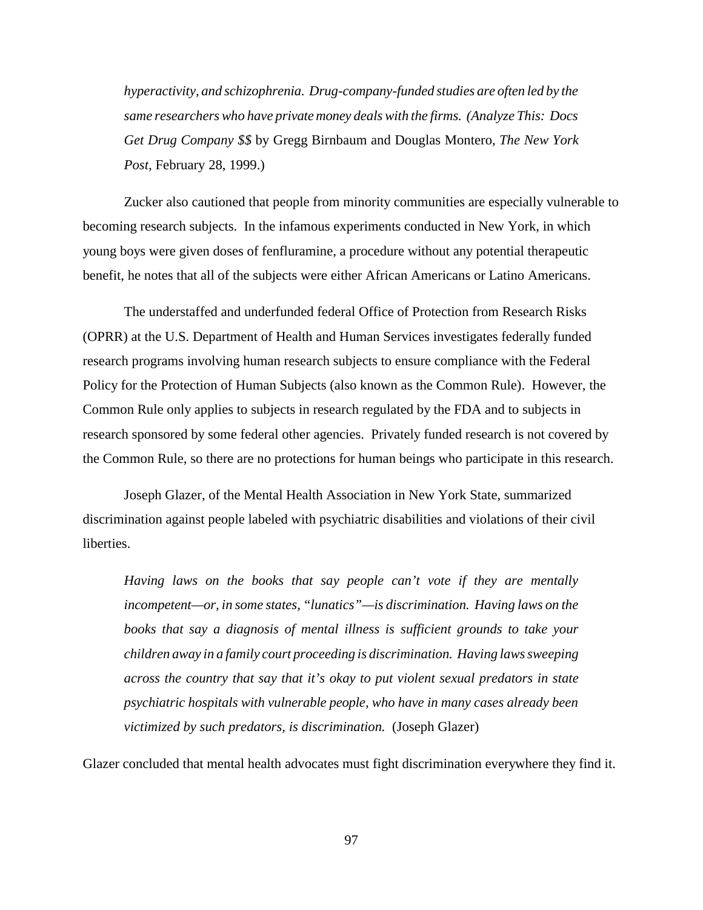*hyperactivity, and schizophrenia. Drug-company-funded studies are often led by the same researchers who have private money deals with the firms. (Analyze This: Docs Get Drug Company $$* by Gregg Birnbaum and Douglas Montero, *The New York Post*, February 28, 1999.)

Zucker also cautioned that people from minority communities are especially vulnerable to becoming research subjects. In the infamous experiments conducted in New York, in which young boys were given doses of fenfluramine, a procedure without any potential therapeutic benefit, he notes that all of the subjects were either African Americans or Latino Americans.

The understaffed and underfunded federal Office of Protection from Research Risks (OPRR) at the U.S. Department of Health and Human Services investigates federally funded research programs involving human research subjects to ensure compliance with the Federal Policy for the Protection of Human Subjects (also known as the Common Rule). However, the Common Rule only applies to subjects in research regulated by the FDA and to subjects in research sponsored by some federal other agencies. Privately funded research is not covered by the Common Rule, so there are no protections for human beings who participate in this research.

Joseph Glazer, of the Mental Health Association in New York State, summarized discrimination against people labeled with psychiatric disabilities and violations of their civil liberties.

> *Having laws on the books that say people can't vote if they are mentally incompetent—or, in some states, "lunatics"—is discrimination. Having laws on the books that say a diagnosis of mental illness is sufficient grounds to take your children away in a family court proceeding is discrimination. Having laws sweeping across the country that say that it's okay to put violent sexual predators in state psychiatric hospitals with vulnerable people, who have in many cases already been victimized by such predators, is discrimination.* (Joseph Glazer)

Glazer concluded that mental health advocates must fight discrimination everywhere they find it.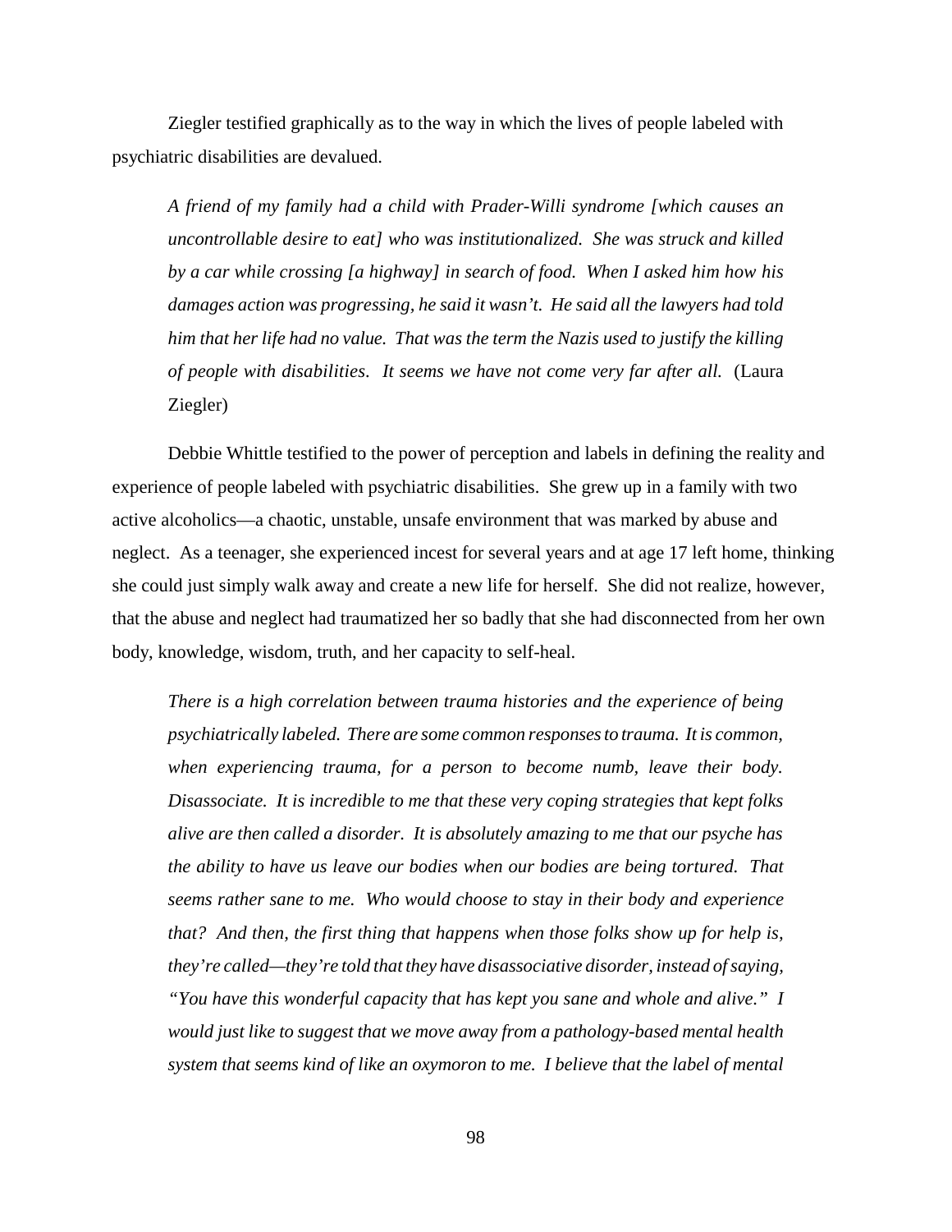Ziegler testified graphically as to the way in which the lives of people labeled with psychiatric disabilities are devalued.

> *A friend of my family had a child with Prader-Willi syndrome [which causes an uncontrollable desire to eat] who was institutionalized. She was struck and killed by a car while crossing [a highway] in search of food. When I asked him how his damages action was progressing, he said it wasn't. He said all the lawyers had told him that her life had no value. That was the term the Nazis used to justify the killing of people with disabilities. It seems we have not come very far after all.* (Laura Ziegler)

Debbie Whittle testified to the power of perception and labels in defining the reality and experience of people labeled with psychiatric disabilities. She grew up in a family with two active alcoholics—a chaotic, unstable, unsafe environment that was marked by abuse and neglect. As a teenager, she experienced incest for several years and at age 17 left home, thinking she could just simply walk away and create a new life for herself. She did not realize, however, that the abuse and neglect had traumatized her so badly that she had disconnected from her own body, knowledge, wisdom, truth, and her capacity to self-heal.

> *There is a high correlation between trauma histories and the experience of being psychiatrically labeled. There are some common responses to trauma. It is common, when experiencing trauma, for a person to become numb, leave their body. Disassociate. It is incredible to me that these very coping strategies that kept folks alive are then called a disorder. It is absolutely amazing to me that our psyche has the ability to have us leave our bodies when our bodies are being tortured. That seems rather sane to me. Who would choose to stay in their body and experience that? And then, the first thing that happens when those folks show up for help is, they're called—they're told that they have disassociative disorder, instead of saying, "You have this wonderful capacity that has kept you sane and whole and alive." I would just like to suggest that we move away from a pathology-based mental health system that seems kind of like an oxymoron to me. I believe that the label of mental*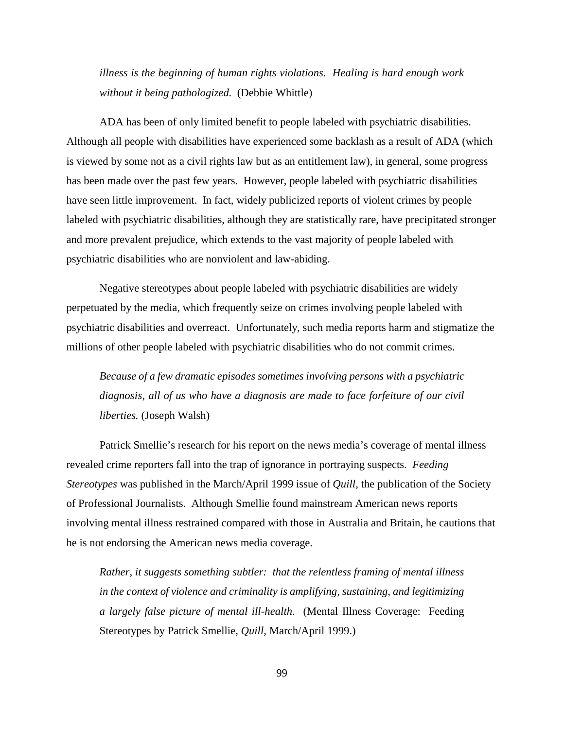*illness is the beginning of human rights violations. Healing is hard enough work without it being pathologized.* (Debbie Whittle)

ADA has been of only limited benefit to people labeled with psychiatric disabilities. Although all people with disabilities have experienced some backlash as a result of ADA (which is viewed by some not as a civil rights law but as an entitlement law), in general, some progress has been made over the past few years. However, people labeled with psychiatric disabilities have seen little improvement. In fact, widely publicized reports of violent crimes by people labeled with psychiatric disabilities, although they are statistically rare, have precipitated stronger and more prevalent prejudice, which extends to the vast majority of people labeled with psychiatric disabilities who are nonviolent and law-abiding.

Negative stereotypes about people labeled with psychiatric disabilities are widely perpetuated by the media, which frequently seize on crimes involving people labeled with psychiatric disabilities and overreact. Unfortunately, such media reports harm and stigmatize the millions of other people labeled with psychiatric disabilities who do not commit crimes.

> *Because of a few dramatic episodes sometimes involving persons with a psychiatric diagnosis, all of us who have a diagnosis are made to face forfeiture of our civil liberties.* (Joseph Walsh)

Patrick Smellie's research for his report on the news media's coverage of mental illness revealed crime reporters fall into the trap of ignorance in portraying suspects. *Feeding Stereotypes* was published in the March/April 1999 issue of *Quill*, the publication of the Society of Professional Journalists. Although Smellie found mainstream American news reports involving mental illness restrained compared with those in Australia and Britain, he cautions that he is not endorsing the American news media coverage.

> *Rather, it suggests something subtler: that the relentless framing of mental illness in the context of violence and criminality is amplifying, sustaining, and legitimizing a largely false picture of mental ill-health.* (Mental Illness Coverage: Feeding Stereotypes by Patrick Smellie, *Quill*, March/April 1999.)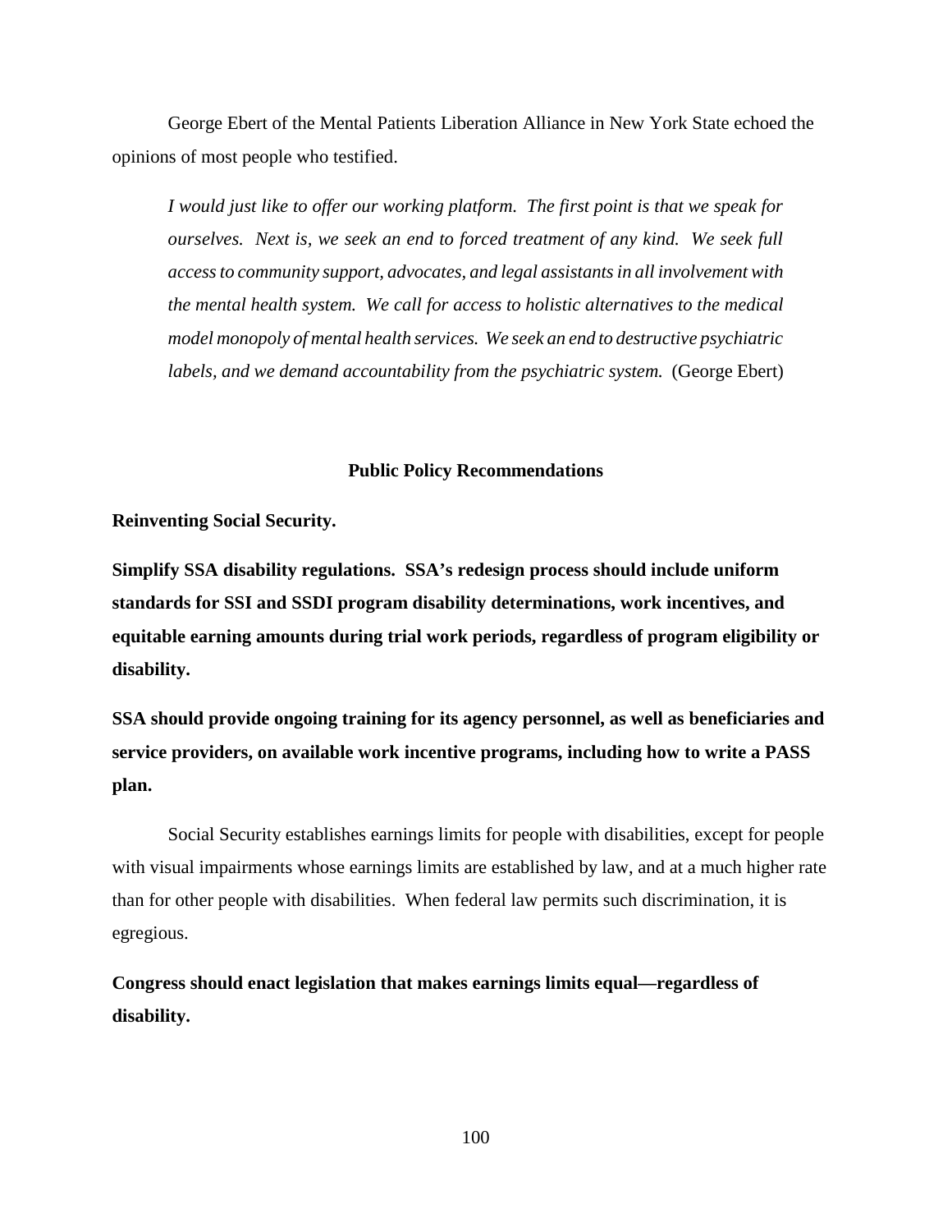George Ebert of the Mental Patients Liberation Alliance in New York State echoed the opinions of most people who testified.

> *I would just like to offer our working platform. The first point is that we speak for ourselves. Next is, we seek an end to forced treatment of any kind. We seek full access to community support, advocates, and legal assistants in all involvement with the mental health system. We call for access to holistic alternatives to the medical model monopoly of mental health services. We seek an end to destructive psychiatric labels, and we demand accountability from the psychiatric system.* (George Ebert)

## Public Policy Recommendations

**Reinventing Social Security.**

**Simplify SSA disability regulations. SSA's redesign process should include uniform standards for SSI and SSDI program disability determinations, work incentives, and equitable earning amounts during trial work periods, regardless of program eligibility or disability.**

**SSA should provide ongoing training for its agency personnel, as well as beneficiaries and service providers, on available work incentive programs, including how to write a PASS plan.**

Social Security establishes earnings limits for people with disabilities, except for people with visual impairments whose earnings limits are established by law, and at a much higher rate than for other people with disabilities. When federal law permits such discrimination, it is egregious.

**Congress should enact legislation that makes earnings limits equal—regardless of disability.**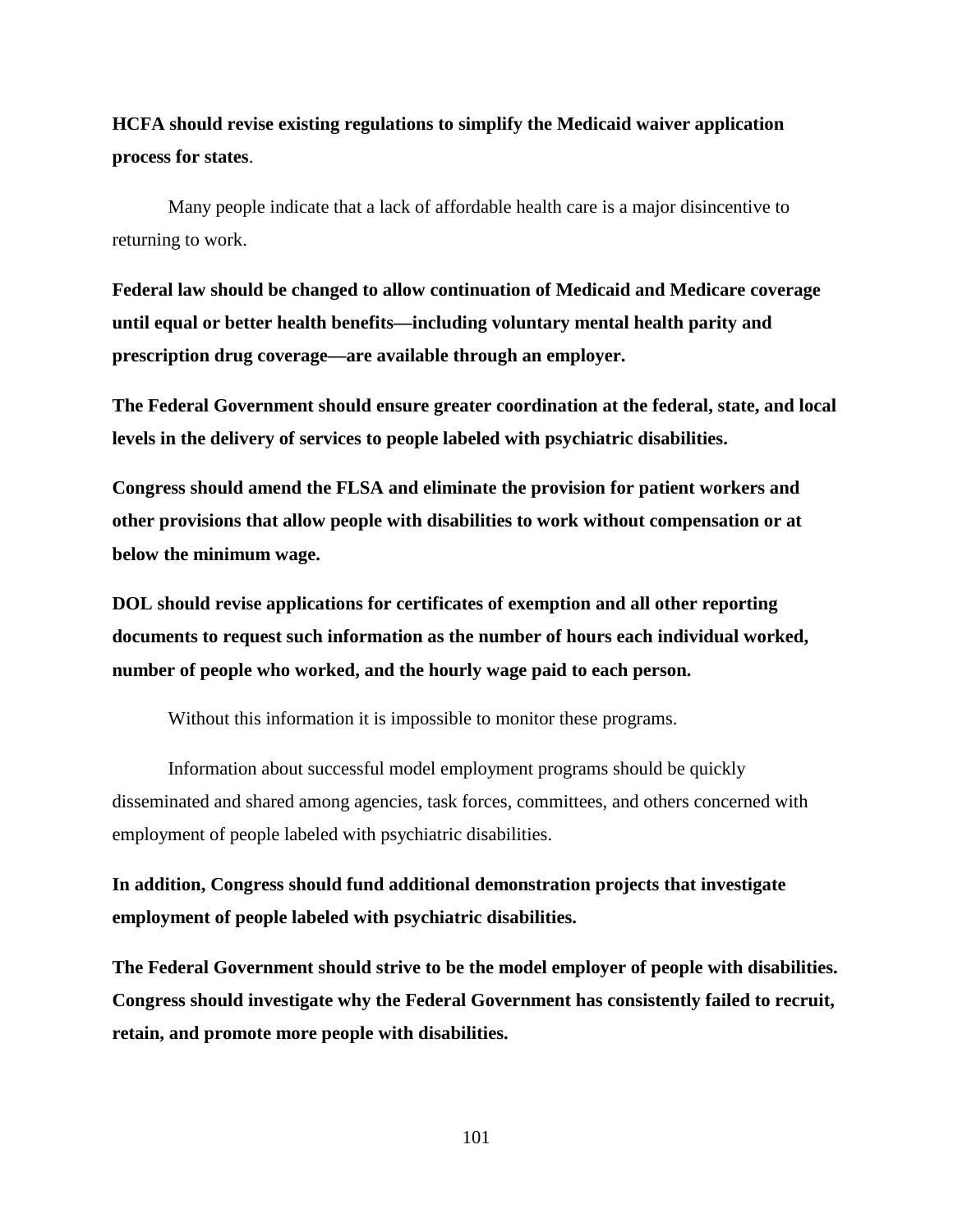**HCFA should revise existing regulations to simplify the Medicaid waiver application process for states**.

Many people indicate that a lack of affordable health care is a major disincentive to returning to work.

**Federal law should be changed to allow continuation of Medicaid and Medicare coverage until equal or better health benefits—including voluntary mental health parity and prescription drug coverage—are available through an employer.**

**The Federal Government should ensure greater coordination at the federal, state, and local levels in the delivery of services to people labeled with psychiatric disabilities.**

**Congress should amend the FLSA and eliminate the provision for patient workers and other provisions that allow people with disabilities to work without compensation or at below the minimum wage.**

**DOL should revise applications for certificates of exemption and all other reporting documents to request such information as the number of hours each individual worked, number of people who worked, and the hourly wage paid to each person.**

Without this information it is impossible to monitor these programs.

Information about successful model employment programs should be quickly disseminated and shared among agencies, task forces, committees, and others concerned with employment of people labeled with psychiatric disabilities.

**In addition, Congress should fund additional demonstration projects that investigate employment of people labeled with psychiatric disabilities.**

**The Federal Government should strive to be the model employer of people with disabilities. Congress should investigate why the Federal Government has consistently failed to recruit, retain, and promote more people with disabilities.**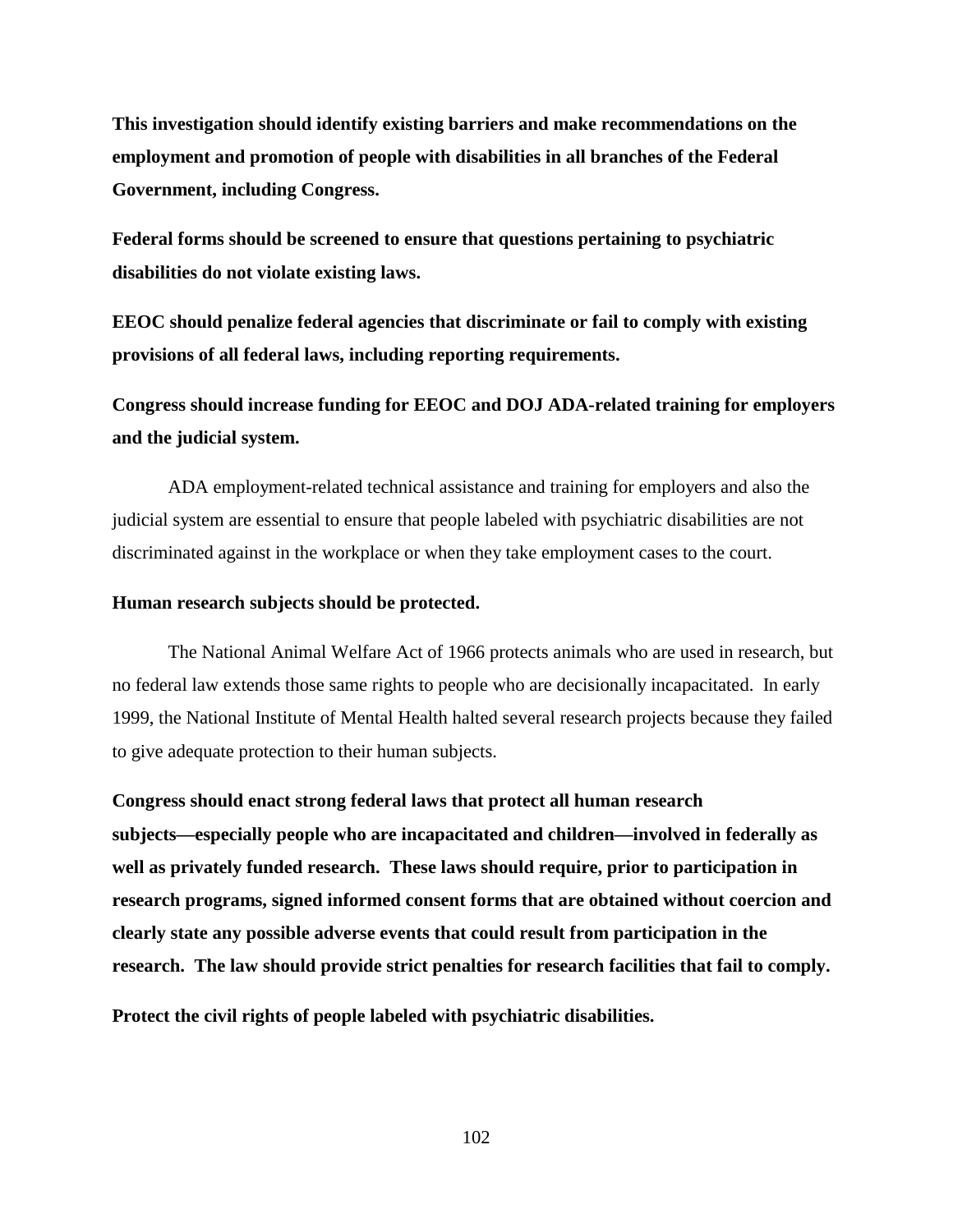**This investigation should identify existing barriers and make recommendations on the employment and promotion of people with disabilities in all branches of the Federal Government, including Congress.**

**Federal forms should be screened to ensure that questions pertaining to psychiatric disabilities do not violate existing laws.**

**EEOC should penalize federal agencies that discriminate or fail to comply with existing provisions of all federal laws, including reporting requirements.**

**Congress should increase funding for EEOC and DOJ ADA-related training for employers and the judicial system.**

ADA employment-related technical assistance and training for employers and also the judicial system are essential to ensure that people labeled with psychiatric disabilities are not discriminated against in the workplace or when they take employment cases to the court.

**Human research subjects should be protected.**

The National Animal Welfare Act of 1966 protects animals who are used in research, but no federal law extends those same rights to people who are decisionally incapacitated. In early 1999, the National Institute of Mental Health halted several research projects because they failed to give adequate protection to their human subjects.

**Congress should enact strong federal laws that protect all human research subjects—especially people who are incapacitated and children—involved in federally as well as privately funded research. These laws should require, prior to participation in research programs, signed informed consent forms that are obtained without coercion and clearly state any possible adverse events that could result from participation in the research. The law should provide strict penalties for research facilities that fail to comply.**

**Protect the civil rights of people labeled with psychiatric disabilities.**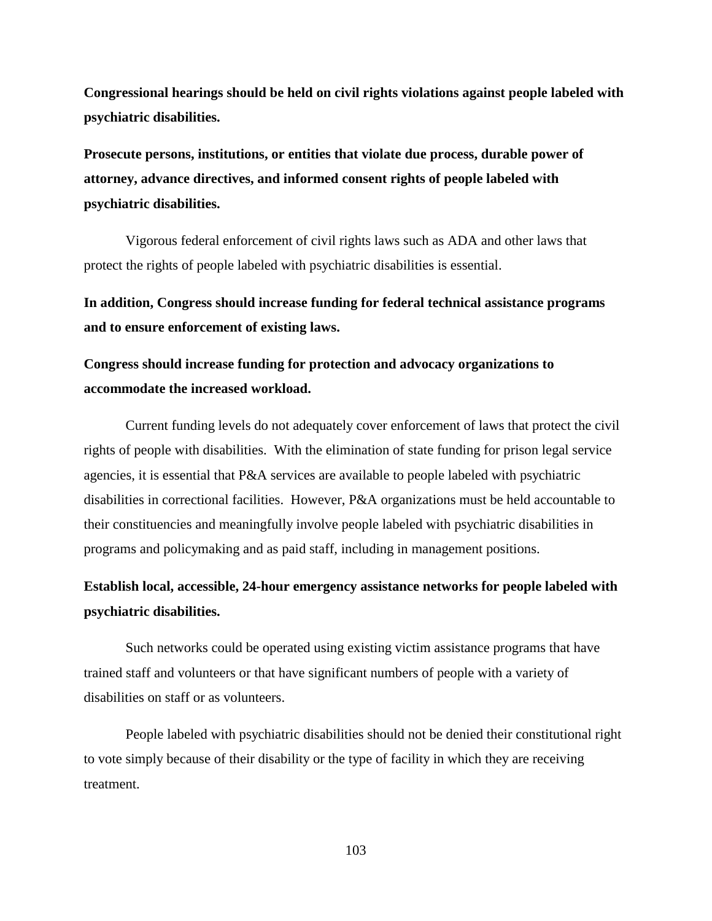**Congressional hearings should be held on civil rights violations against people labeled with psychiatric disabilities.**

**Prosecute persons, institutions, or entities that violate due process, durable power of attorney, advance directives, and informed consent rights of people labeled with psychiatric disabilities.**

Vigorous federal enforcement of civil rights laws such as ADA and other laws that protect the rights of people labeled with psychiatric disabilities is essential.

**In addition, Congress should increase funding for federal technical assistance programs and to ensure enforcement of existing laws.**

**Congress should increase funding for protection and advocacy organizations to accommodate the increased workload.**

Current funding levels do not adequately cover enforcement of laws that protect the civil rights of people with disabilities. With the elimination of state funding for prison legal service agencies, it is essential that P&A services are available to people labeled with psychiatric disabilities in correctional facilities. However, P&A organizations must be held accountable to their constituencies and meaningfully involve people labeled with psychiatric disabilities in programs and policymaking and as paid staff, including in management positions.

**Establish local, accessible, 24-hour emergency assistance networks for people labeled with psychiatric disabilities.**

Such networks could be operated using existing victim assistance programs that have trained staff and volunteers or that have significant numbers of people with a variety of disabilities on staff or as volunteers.

People labeled with psychiatric disabilities should not be denied their constitutional right to vote simply because of their disability or the type of facility in which they are receiving treatment.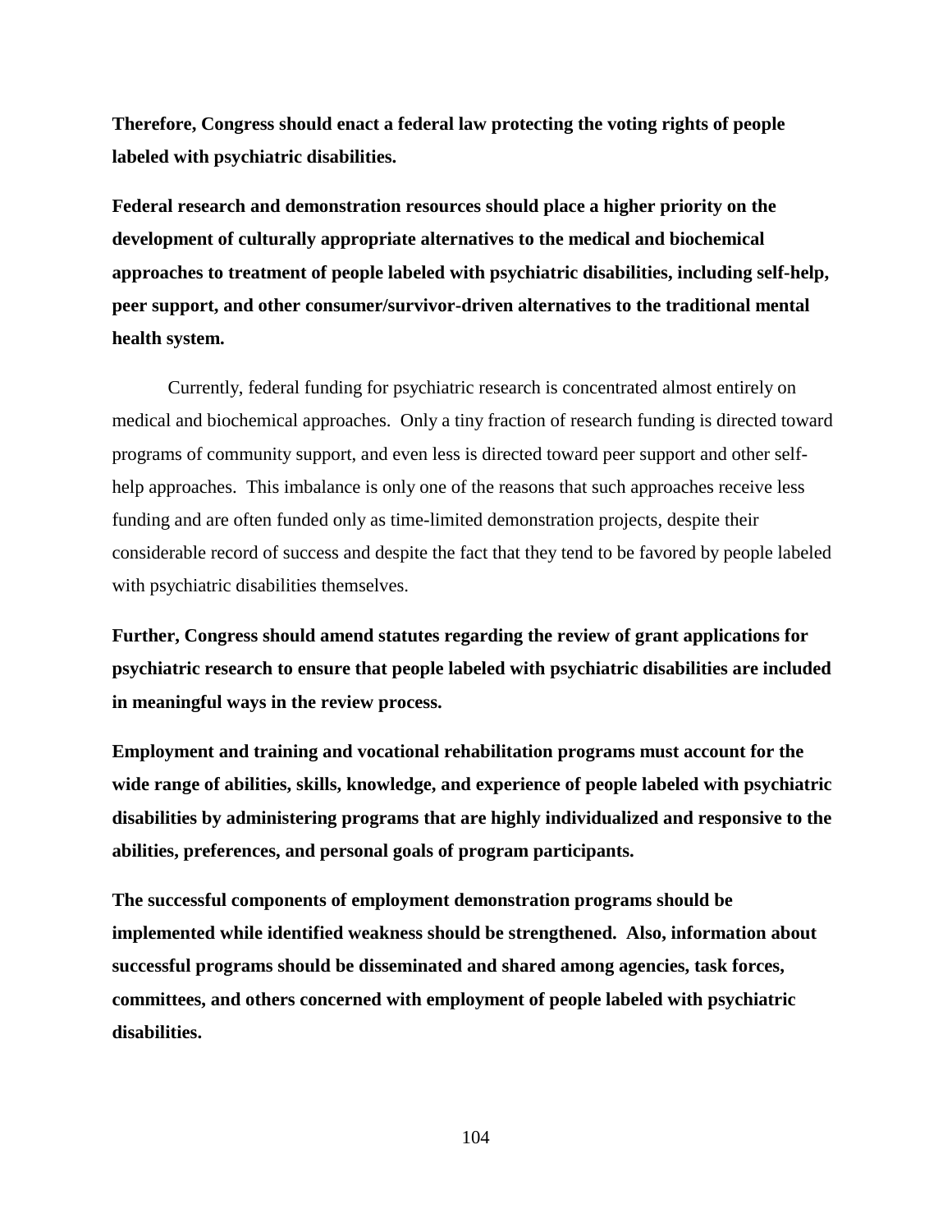**Therefore, Congress should enact a federal law protecting the voting rights of people labeled with psychiatric disabilities.**

**Federal research and demonstration resources should place a higher priority on the development of culturally appropriate alternatives to the medical and biochemical approaches to treatment of people labeled with psychiatric disabilities, including self-help, peer support, and other consumer/survivor-driven alternatives to the traditional mental health system.**

Currently, federal funding for psychiatric research is concentrated almost entirely on medical and biochemical approaches. Only a tiny fraction of research funding is directed toward programs of community support, and even less is directed toward peer support and other self-help approaches. This imbalance is only one of the reasons that such approaches receive less funding and are often funded only as time-limited demonstration projects, despite their considerable record of success and despite the fact that they tend to be favored by people labeled with psychiatric disabilities themselves.

**Further, Congress should amend statutes regarding the review of grant applications for psychiatric research to ensure that people labeled with psychiatric disabilities are included in meaningful ways in the review process.**

**Employment and training and vocational rehabilitation programs must account for the wide range of abilities, skills, knowledge, and experience of people labeled with psychiatric disabilities by administering programs that are highly individualized and responsive to the abilities, preferences, and personal goals of program participants.**

**The successful components of employment demonstration programs should be implemented while identified weakness should be strengthened. Also, information about successful programs should be disseminated and shared among agencies, task forces, committees, and others concerned with employment of people labeled with psychiatric disabilities.**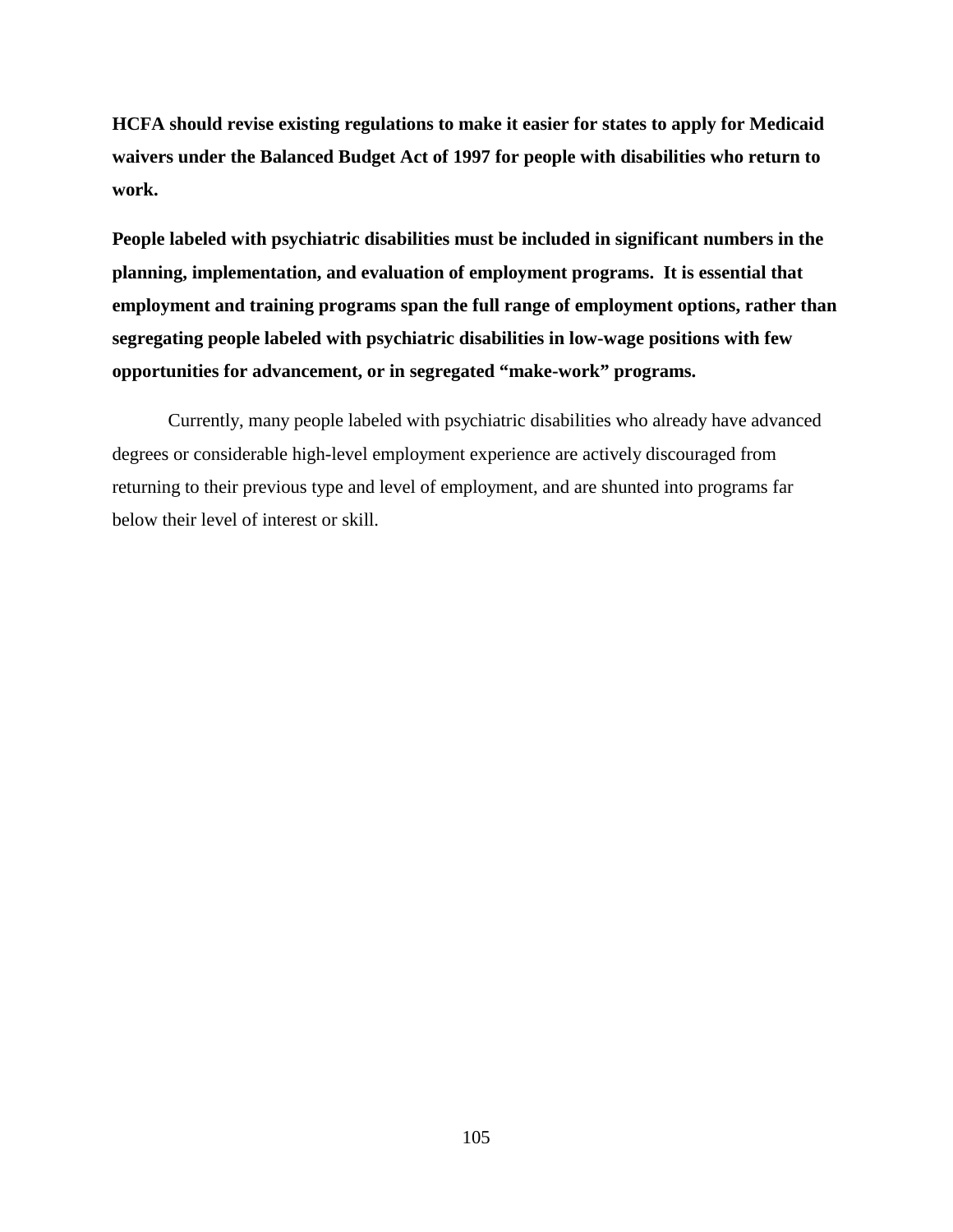**HCFA should revise existing regulations to make it easier for states to apply for Medicaid waivers under the Balanced Budget Act of 1997 for people with disabilities who return to work.**

**People labeled with psychiatric disabilities must be included in significant numbers in the planning, implementation, and evaluation of employment programs. It is essential that employment and training programs span the full range of employment options, rather than segregating people labeled with psychiatric disabilities in low-wage positions with few opportunities for advancement, or in segregated "make-work" programs.**

Currently, many people labeled with psychiatric disabilities who already have advanced degrees or considerable high-level employment experience are actively discouraged from returning to their previous type and level of employment, and are shunted into programs far below their level of interest or skill.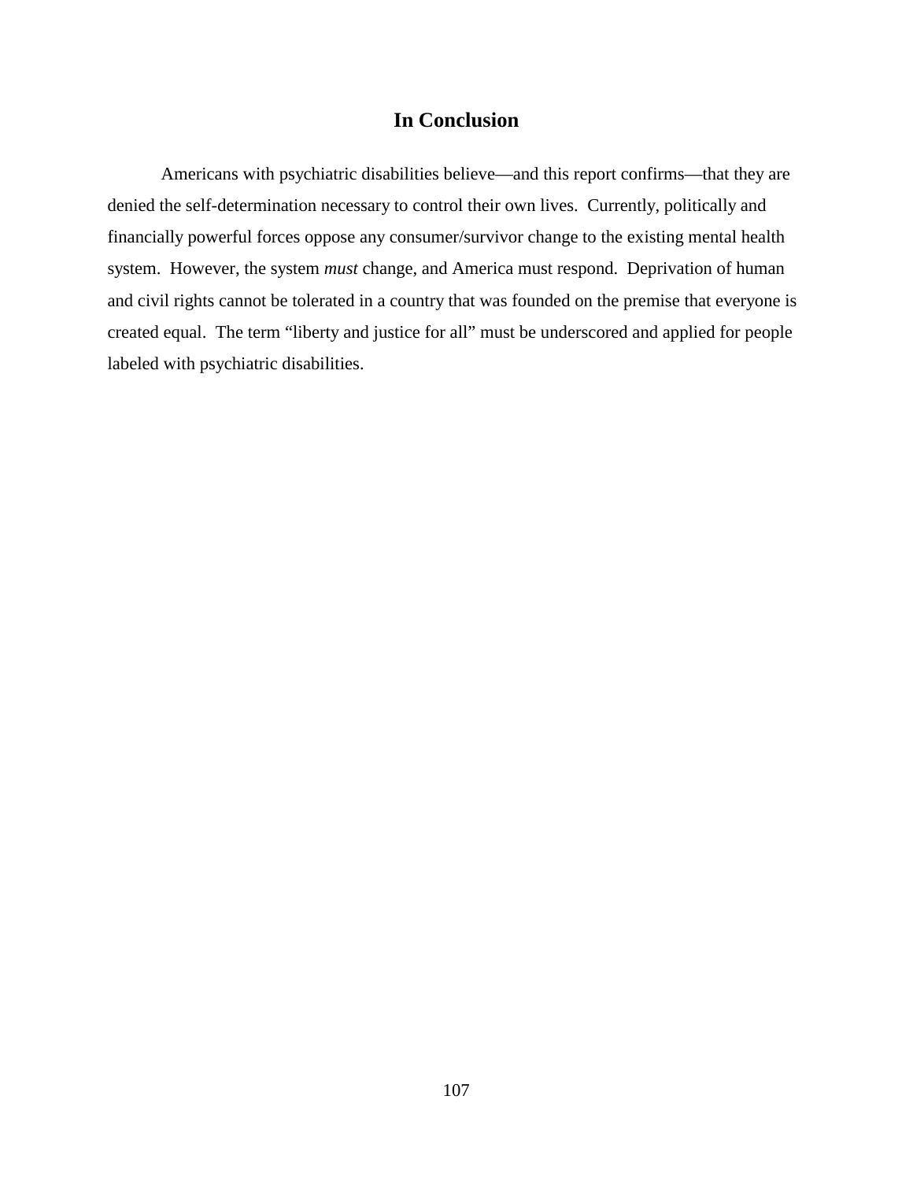## In Conclusion

Americans with psychiatric disabilities believe—and this report confirms—that they are denied the self-determination necessary to control their own lives. Currently, politically and financially powerful forces oppose any consumer/survivor change to the existing mental health system. However, the system *must* change, and America must respond. Deprivation of human and civil rights cannot be tolerated in a country that was founded on the premise that everyone is created equal. The term "liberty and justice for all" must be underscored and applied for people labeled with psychiatric disabilities.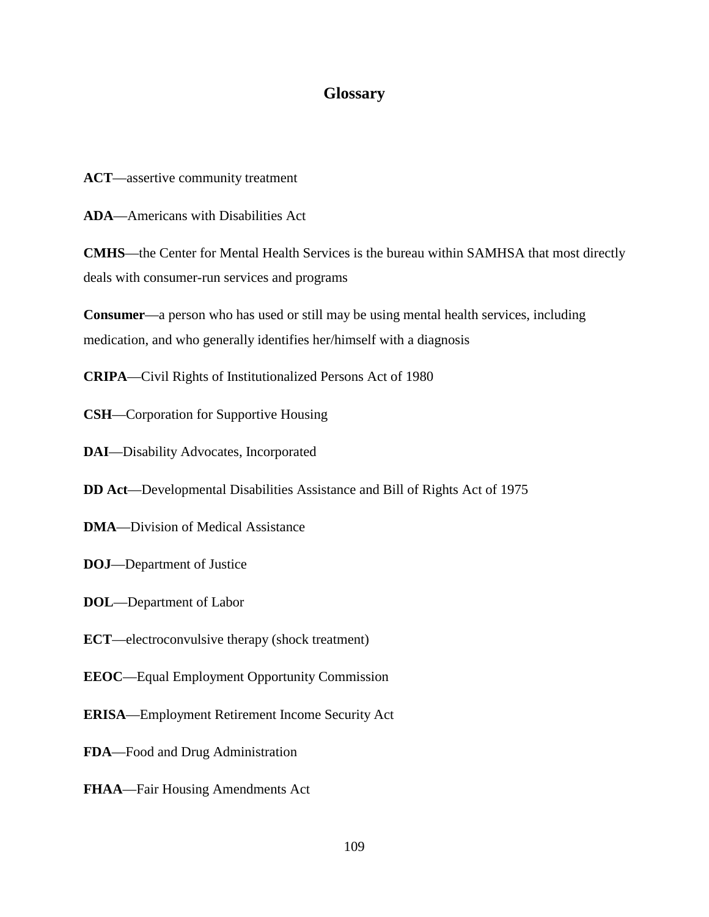# Glossary

**ACT**—assertive community treatment

**ADA**—Americans with Disabilities Act

**CMHS**—the Center for Mental Health Services is the bureau within SAMHSA that most directly deals with consumer-run services and programs

**Consumer**—a person who has used or still may be using mental health services, including medication, and who generally identifies her/himself with a diagnosis

**CRIPA**—Civil Rights of Institutionalized Persons Act of 1980

**CSH**—Corporation for Supportive Housing

**DAI**—Disability Advocates, Incorporated

**DD Act**—Developmental Disabilities Assistance and Bill of Rights Act of 1975

**DMA**—Division of Medical Assistance

**DOJ**—Department of Justice

**DOL**—Department of Labor

**ECT**—electroconvulsive therapy (shock treatment)

**EEOC**—Equal Employment Opportunity Commission

**ERISA**—Employment Retirement Income Security Act

**FDA**—Food and Drug Administration

**FHAA**—Fair Housing Amendments Act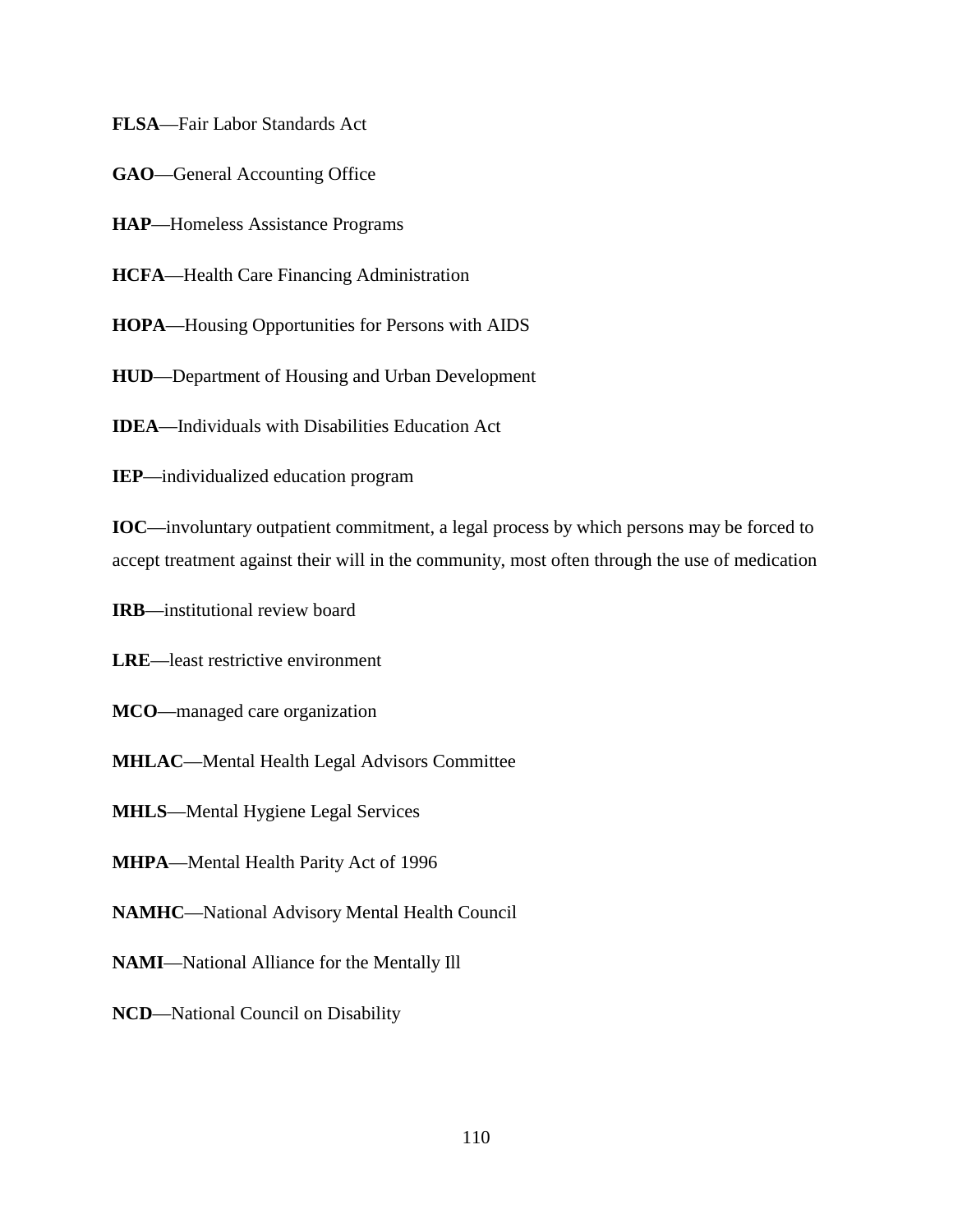**FLSA**—Fair Labor Standards Act

**GAO**—General Accounting Office

**HAP**—Homeless Assistance Programs

**HCFA**—Health Care Financing Administration

**HOPA**—Housing Opportunities for Persons with AIDS

**HUD**—Department of Housing and Urban Development

**IDEA**—Individuals with Disabilities Education Act

**IEP**—individualized education program

**IOC**—involuntary outpatient commitment, a legal process by which persons may be forced to accept treatment against their will in the community, most often through the use of medication

**IRB**—institutional review board

**LRE**—least restrictive environment

**MCO**—managed care organization

**MHLAC**—Mental Health Legal Advisors Committee

**MHLS**—Mental Hygiene Legal Services

**MHPA**—Mental Health Parity Act of 1996

**NAMHC**—National Advisory Mental Health Council

**NAMI**—National Alliance for the Mentally Ill

**NCD**—National Council on Disability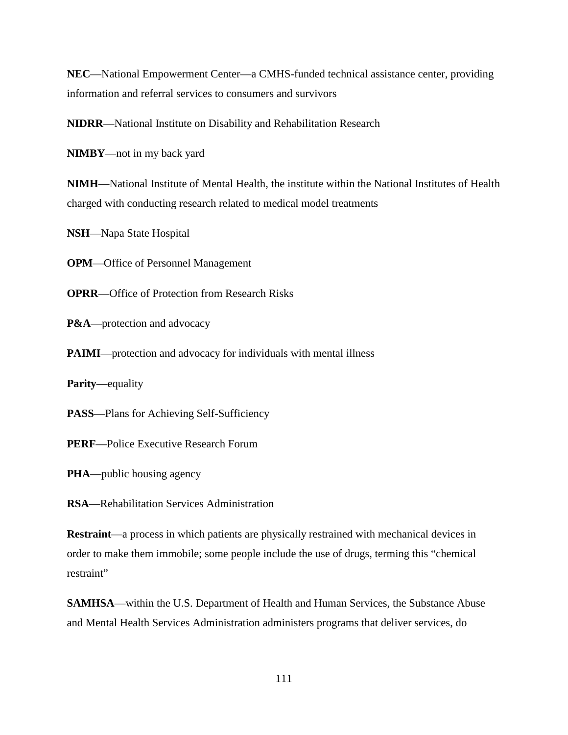**NEC**—National Empowerment Center—a CMHS-funded technical assistance center, providing information and referral services to consumers and survivors

**NIDRR**—National Institute on Disability and Rehabilitation Research

**NIMBY**—not in my back yard

**NIMH**—National Institute of Mental Health, the institute within the National Institutes of Health charged with conducting research related to medical model treatments

**NSH**—Napa State Hospital

**OPM**—Office of Personnel Management

**OPRR**—Office of Protection from Research Risks

**P&A**—protection and advocacy

**PAIMI**—protection and advocacy for individuals with mental illness

**Parity**—equality

**PASS**—Plans for Achieving Self-Sufficiency

**PERF**—Police Executive Research Forum

**PHA**—public housing agency

**RSA**—Rehabilitation Services Administration

**Restraint**—a process in which patients are physically restrained with mechanical devices in order to make them immobile; some people include the use of drugs, terming this “chemical restraint”

**SAMHSA**—within the U.S. Department of Health and Human Services, the Substance Abuse and Mental Health Services Administration administers programs that deliver services, do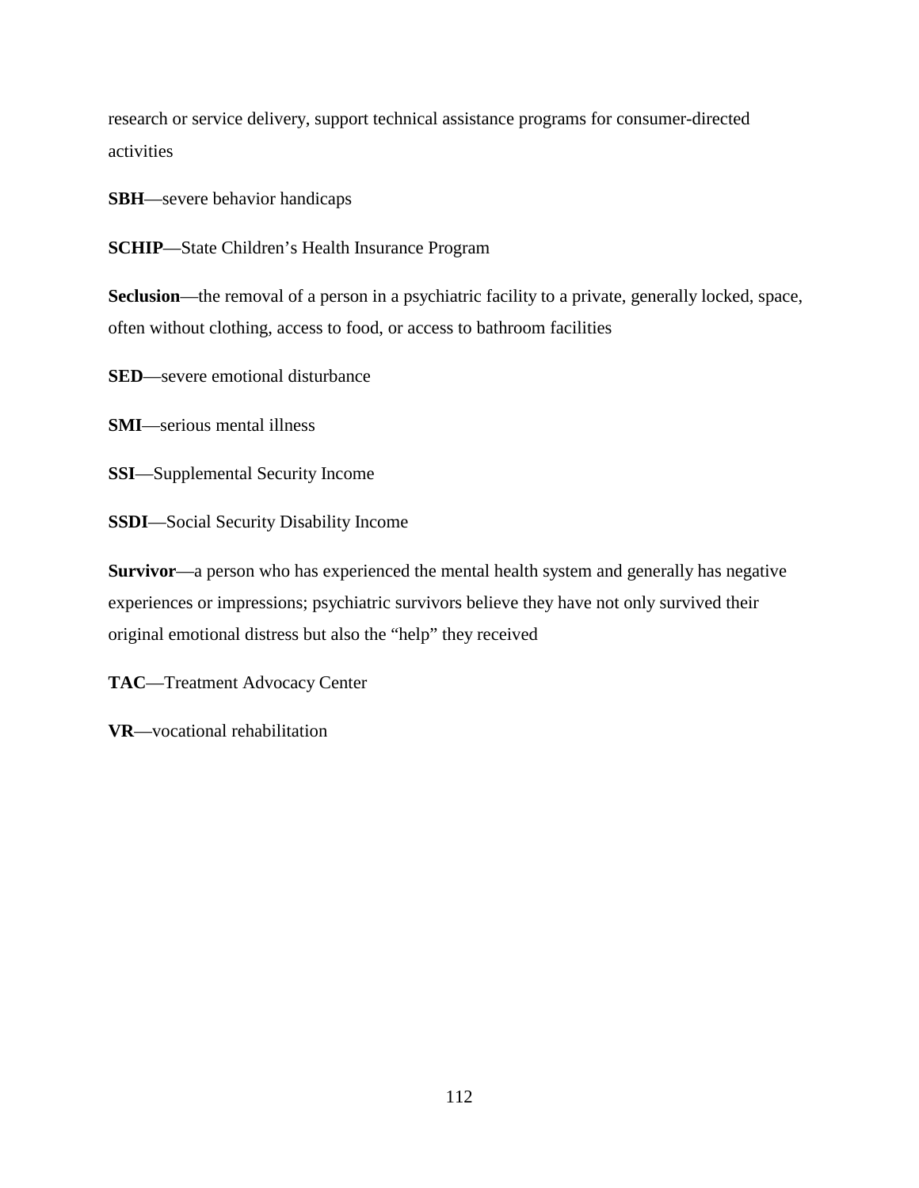research or service delivery, support technical assistance programs for consumer-directed activities

**SBH**—severe behavior handicaps

**SCHIP**—State Children's Health Insurance Program

**Seclusion**—the removal of a person in a psychiatric facility to a private, generally locked, space, often without clothing, access to food, or access to bathroom facilities

**SED**—severe emotional disturbance

**SMI**—serious mental illness

**SSI**—Supplemental Security Income

**SSDI**—Social Security Disability Income

**Survivor**—a person who has experienced the mental health system and generally has negative experiences or impressions; psychiatric survivors believe they have not only survived their original emotional distress but also the "help" they received

**TAC**—Treatment Advocacy Center

**VR**—vocational rehabilitation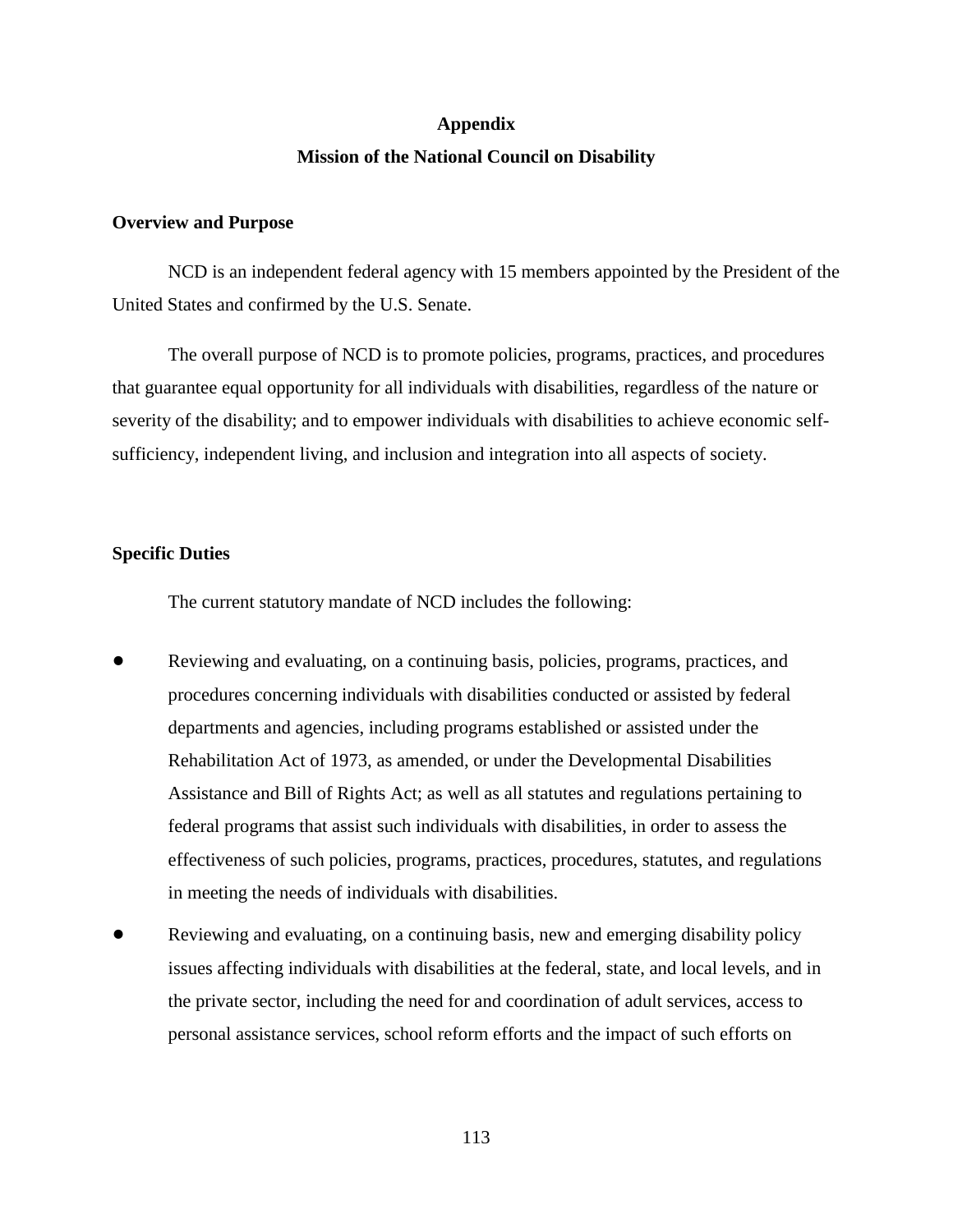# Appendix

## Mission of the National Council on Disability

### Overview and Purpose

NCD is an independent federal agency with 15 members appointed by the President of the United States and confirmed by the U.S. Senate.

The overall purpose of NCD is to promote policies, programs, practices, and procedures that guarantee equal opportunity for all individuals with disabilities, regardless of the nature or severity of the disability; and to empower individuals with disabilities to achieve economic self-sufficiency, independent living, and inclusion and integration into all aspects of society.

### Specific Duties

The current statutory mandate of NCD includes the following:

- Reviewing and evaluating, on a continuing basis, policies, programs, practices, and procedures concerning individuals with disabilities conducted or assisted by federal departments and agencies, including programs established or assisted under the Rehabilitation Act of 1973, as amended, or under the Developmental Disabilities Assistance and Bill of Rights Act; as well as all statutes and regulations pertaining to federal programs that assist such individuals with disabilities, in order to assess the effectiveness of such policies, programs, practices, procedures, statutes, and regulations in meeting the needs of individuals with disabilities.
- Reviewing and evaluating, on a continuing basis, new and emerging disability policy issues affecting individuals with disabilities at the federal, state, and local levels, and in the private sector, including the need for and coordination of adult services, access to personal assistance services, school reform efforts and the impact of such efforts on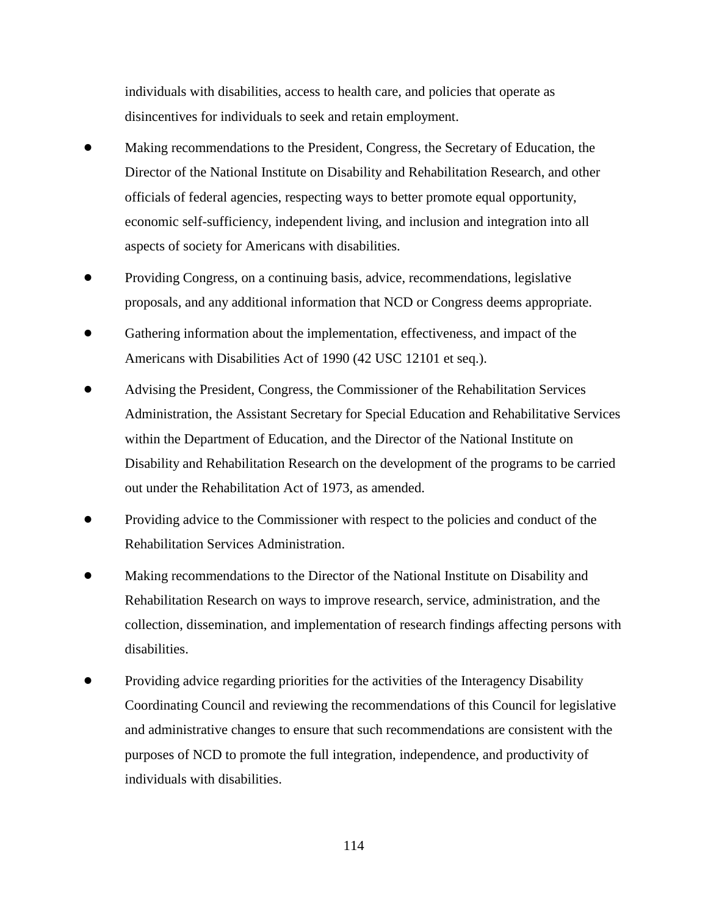individuals with disabilities, access to health care, and policies that operate as disincentives for individuals to seek and retain employment.

- Making recommendations to the President, Congress, the Secretary of Education, the Director of the National Institute on Disability and Rehabilitation Research, and other officials of federal agencies, respecting ways to better promote equal opportunity, economic self-sufficiency, independent living, and inclusion and integration into all aspects of society for Americans with disabilities.
- Providing Congress, on a continuing basis, advice, recommendations, legislative proposals, and any additional information that NCD or Congress deems appropriate.
- Gathering information about the implementation, effectiveness, and impact of the Americans with Disabilities Act of 1990 (42 USC 12101 et seq.).
- Advising the President, Congress, the Commissioner of the Rehabilitation Services Administration, the Assistant Secretary for Special Education and Rehabilitative Services within the Department of Education, and the Director of the National Institute on Disability and Rehabilitation Research on the development of the programs to be carried out under the Rehabilitation Act of 1973, as amended.
- Providing advice to the Commissioner with respect to the policies and conduct of the Rehabilitation Services Administration.
- Making recommendations to the Director of the National Institute on Disability and Rehabilitation Research on ways to improve research, service, administration, and the collection, dissemination, and implementation of research findings affecting persons with disabilities.
- Providing advice regarding priorities for the activities of the Interagency Disability Coordinating Council and reviewing the recommendations of this Council for legislative and administrative changes to ensure that such recommendations are consistent with the purposes of NCD to promote the full integration, independence, and productivity of individuals with disabilities.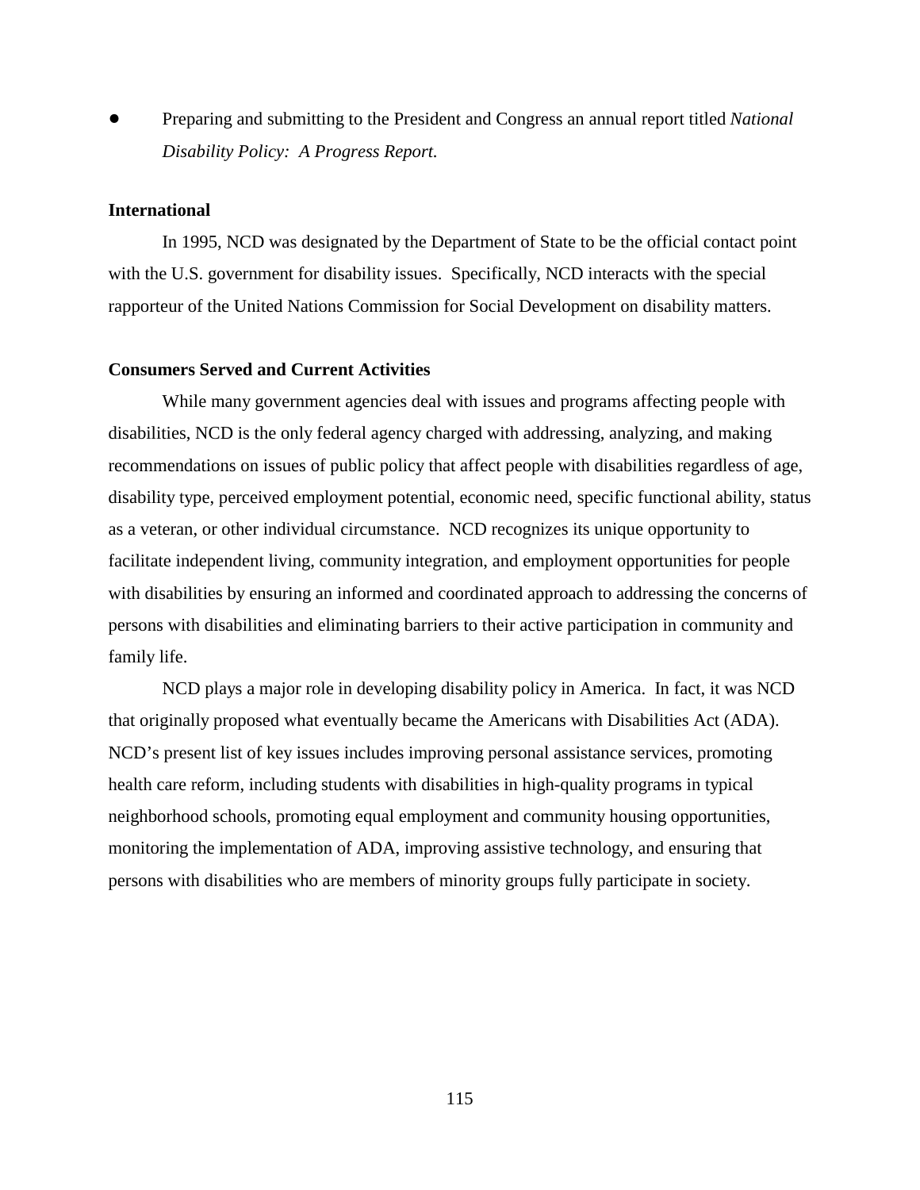- Preparing and submitting to the President and Congress an annual report titled *National Disability Policy: A Progress Report.*

**International**

In 1995, NCD was designated by the Department of State to be the official contact point with the U.S. government for disability issues. Specifically, NCD interacts with the special rapporteur of the United Nations Commission for Social Development on disability matters.

**Consumers Served and Current Activities**

While many government agencies deal with issues and programs affecting people with disabilities, NCD is the only federal agency charged with addressing, analyzing, and making recommendations on issues of public policy that affect people with disabilities regardless of age, disability type, perceived employment potential, economic need, specific functional ability, status as a veteran, or other individual circumstance. NCD recognizes its unique opportunity to facilitate independent living, community integration, and employment opportunities for people with disabilities by ensuring an informed and coordinated approach to addressing the concerns of persons with disabilities and eliminating barriers to their active participation in community and family life.

NCD plays a major role in developing disability policy in America. In fact, it was NCD that originally proposed what eventually became the Americans with Disabilities Act (ADA). NCD's present list of key issues includes improving personal assistance services, promoting health care reform, including students with disabilities in high-quality programs in typical neighborhood schools, promoting equal employment and community housing opportunities, monitoring the implementation of ADA, improving assistive technology, and ensuring that persons with disabilities who are members of minority groups fully participate in society.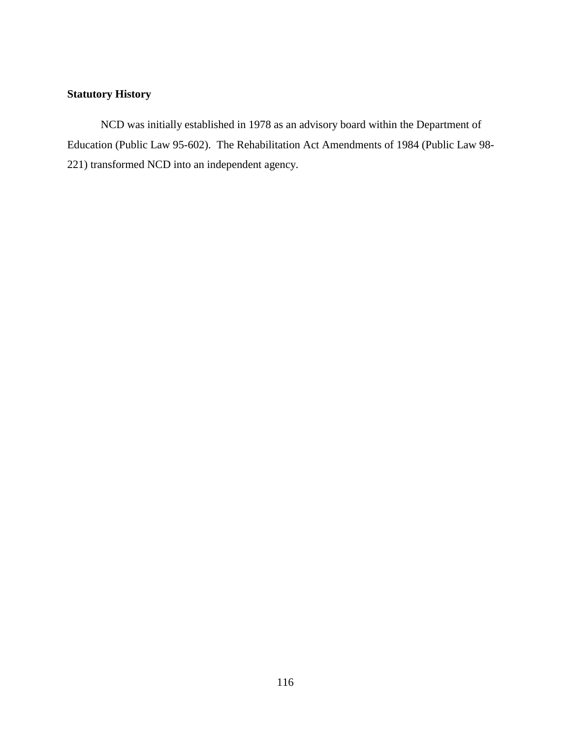## Statutory History

NCD was initially established in 1978 as an advisory board within the Department of Education (Public Law 95-602). The Rehabilitation Act Amendments of 1984 (Public Law 98-221) transformed NCD into an independent agency.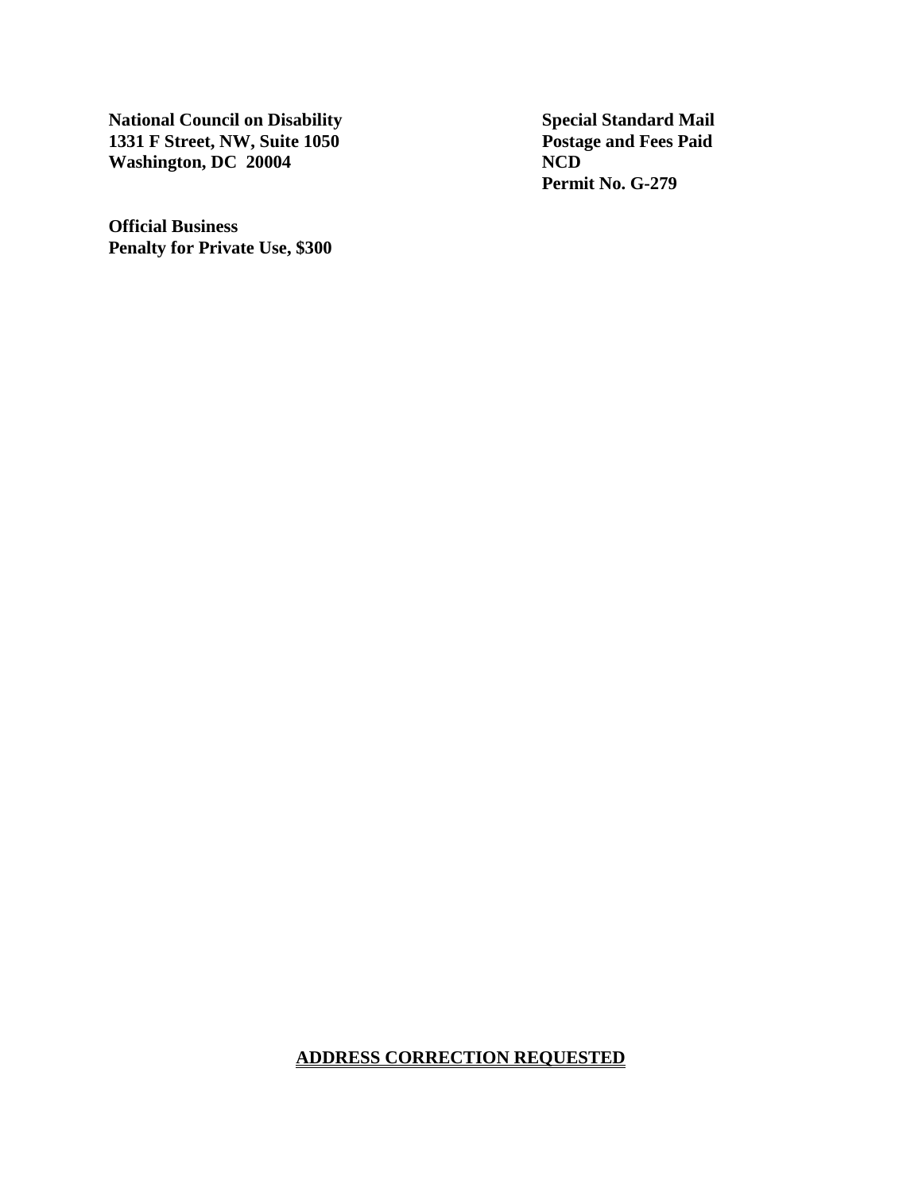**National Council on Disability**
**1331 F Street, NW, Suite 1050**
**Washington, DC 20004**

**Special Standard Mail**
**Postage and Fees Paid**
**NCD**
**Permit No. G-279**

**Official Business**
**Penalty for Private Use, $300**

**ADDRESS CORRECTION REQUESTED**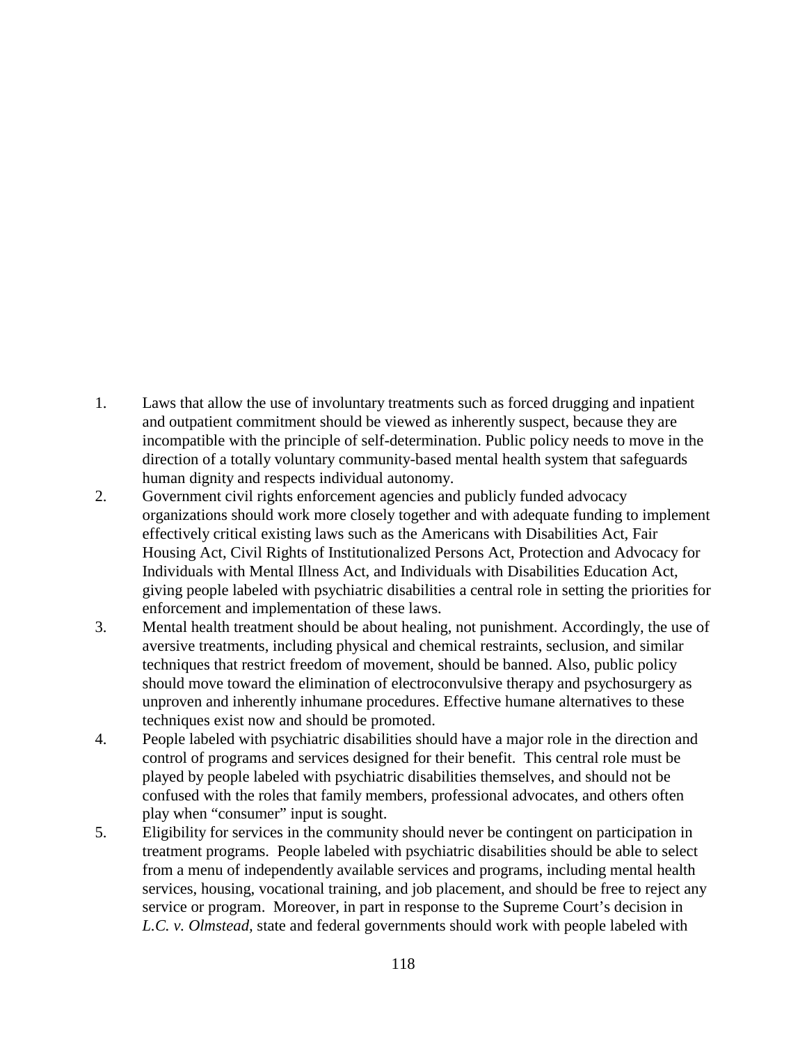1. Laws that allow the use of involuntary treatments such as forced drugging and inpatient and outpatient commitment should be viewed as inherently suspect, because they are incompatible with the principle of self-determination. Public policy needs to move in the direction of a totally voluntary community-based mental health system that safeguards human dignity and respects individual autonomy.
2. Government civil rights enforcement agencies and publicly funded advocacy organizations should work more closely together and with adequate funding to implement effectively critical existing laws such as the Americans with Disabilities Act, Fair Housing Act, Civil Rights of Institutionalized Persons Act, Protection and Advocacy for Individuals with Mental Illness Act, and Individuals with Disabilities Education Act, giving people labeled with psychiatric disabilities a central role in setting the priorities for enforcement and implementation of these laws.
3. Mental health treatment should be about healing, not punishment. Accordingly, the use of aversive treatments, including physical and chemical restraints, seclusion, and similar techniques that restrict freedom of movement, should be banned. Also, public policy should move toward the elimination of electroconvulsive therapy and psychosurgery as unproven and inherently inhumane procedures. Effective humane alternatives to these techniques exist now and should be promoted.
4. People labeled with psychiatric disabilities should have a major role in the direction and control of programs and services designed for their benefit. This central role must be played by people labeled with psychiatric disabilities themselves, and should not be confused with the roles that family members, professional advocates, and others often play when "consumer" input is sought.
5. Eligibility for services in the community should never be contingent on participation in treatment programs. People labeled with psychiatric disabilities should be able to select from a menu of independently available services and programs, including mental health services, housing, vocational training, and job placement, and should be free to reject any service or program. Moreover, in part in response to the Supreme Court's decision in *L.C. v. Olmstead*, state and federal governments should work with people labeled with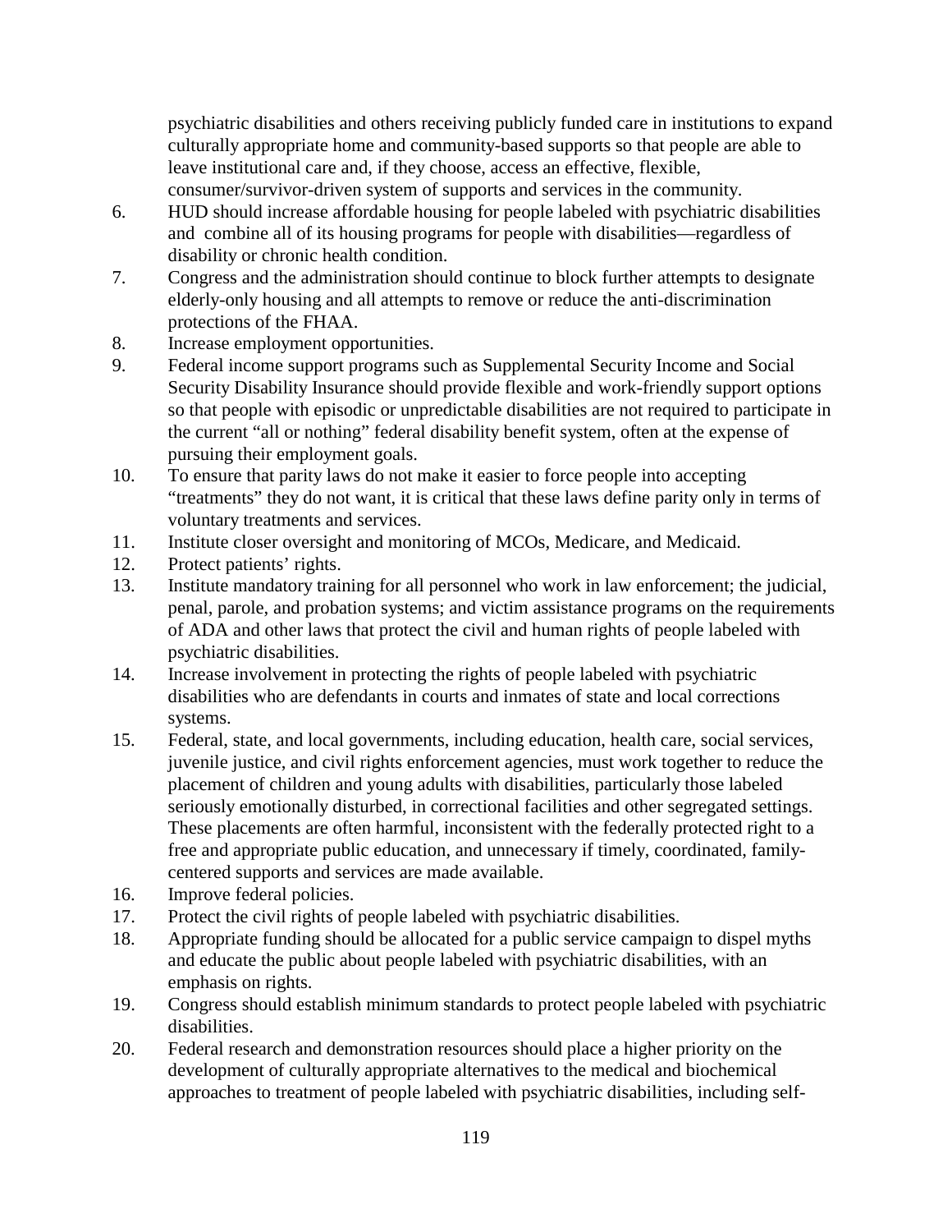psychiatric disabilities and others receiving publicly funded care in institutions to expand culturally appropriate home and community-based supports so that people are able to leave institutional care and, if they choose, access an effective, flexible, consumer/survivor-driven system of supports and services in the community.

6. HUD should increase affordable housing for people labeled with psychiatric disabilities and combine all of its housing programs for people with disabilities—regardless of disability or chronic health condition.
7. Congress and the administration should continue to block further attempts to designate elderly-only housing and all attempts to remove or reduce the anti-discrimination protections of the FHAA.
8. Increase employment opportunities.
9. Federal income support programs such as Supplemental Security Income and Social Security Disability Insurance should provide flexible and work-friendly support options so that people with episodic or unpredictable disabilities are not required to participate in the current "all or nothing" federal disability benefit system, often at the expense of pursuing their employment goals.
10. To ensure that parity laws do not make it easier to force people into accepting "treatments" they do not want, it is critical that these laws define parity only in terms of voluntary treatments and services.
11. Institute closer oversight and monitoring of MCOs, Medicare, and Medicaid.
12. Protect patients' rights.
13. Institute mandatory training for all personnel who work in law enforcement; the judicial, penal, parole, and probation systems; and victim assistance programs on the requirements of ADA and other laws that protect the civil and human rights of people labeled with psychiatric disabilities.
14. Increase involvement in protecting the rights of people labeled with psychiatric disabilities who are defendants in courts and inmates of state and local corrections systems.
15. Federal, state, and local governments, including education, health care, social services, juvenile justice, and civil rights enforcement agencies, must work together to reduce the placement of children and young adults with disabilities, particularly those labeled seriously emotionally disturbed, in correctional facilities and other segregated settings. These placements are often harmful, inconsistent with the federally protected right to a free and appropriate public education, and unnecessary if timely, coordinated, family-centered supports and services are made available.
16. Improve federal policies.
17. Protect the civil rights of people labeled with psychiatric disabilities.
18. Appropriate funding should be allocated for a public service campaign to dispel myths and educate the public about people labeled with psychiatric disabilities, with an emphasis on rights.
19. Congress should establish minimum standards to protect people labeled with psychiatric disabilities.
20. Federal research and demonstration resources should place a higher priority on the development of culturally appropriate alternatives to the medical and biochemical approaches to treatment of people labeled with psychiatric disabilities, including self-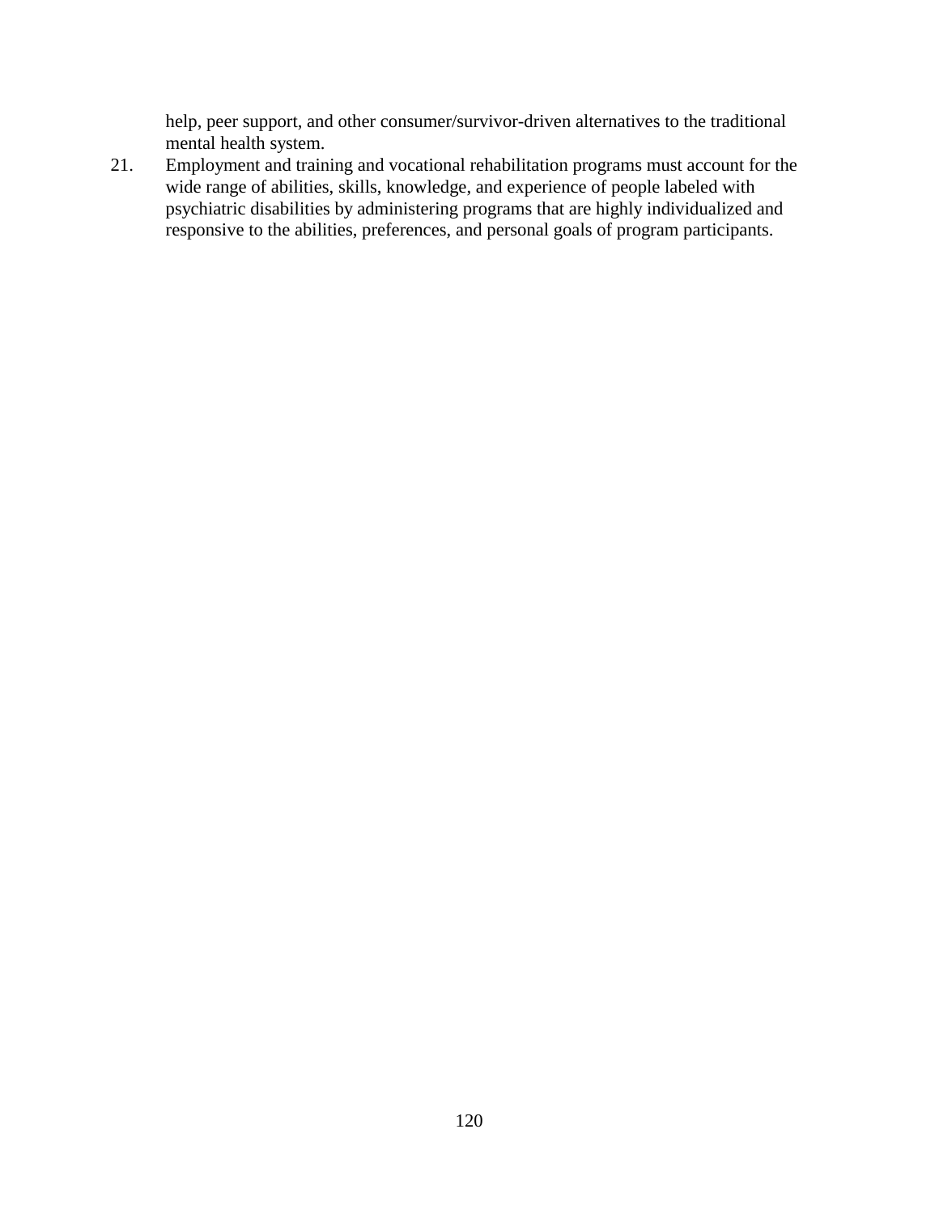help, peer support, and other consumer/survivor-driven alternatives to the traditional mental health system.

21. Employment and training and vocational rehabilitation programs must account for the wide range of abilities, skills, knowledge, and experience of people labeled with psychiatric disabilities by administering programs that are highly individualized and responsive to the abilities, preferences, and personal goals of program participants.